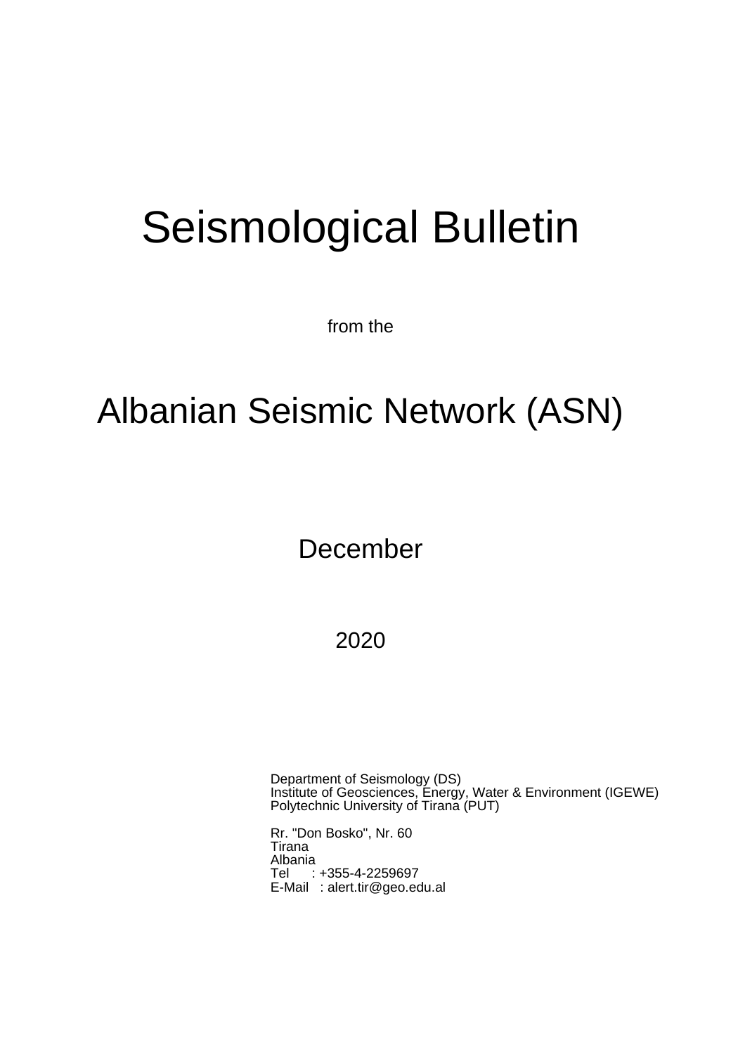# Seismological Bulletin

from the

# Albanian Seismic Network (ASN)

December

2020

Department of Seismology (DS)
Institute of Geosciences, Energy, Water & Environment (IGEWE)
Polytechnic University of Tirana (PUT)

Rr. "Don Bosko", Nr. 60
Tirana
Albania
Tel : +355-4-2259697
E-Mail : alert.tir@geo.edu.al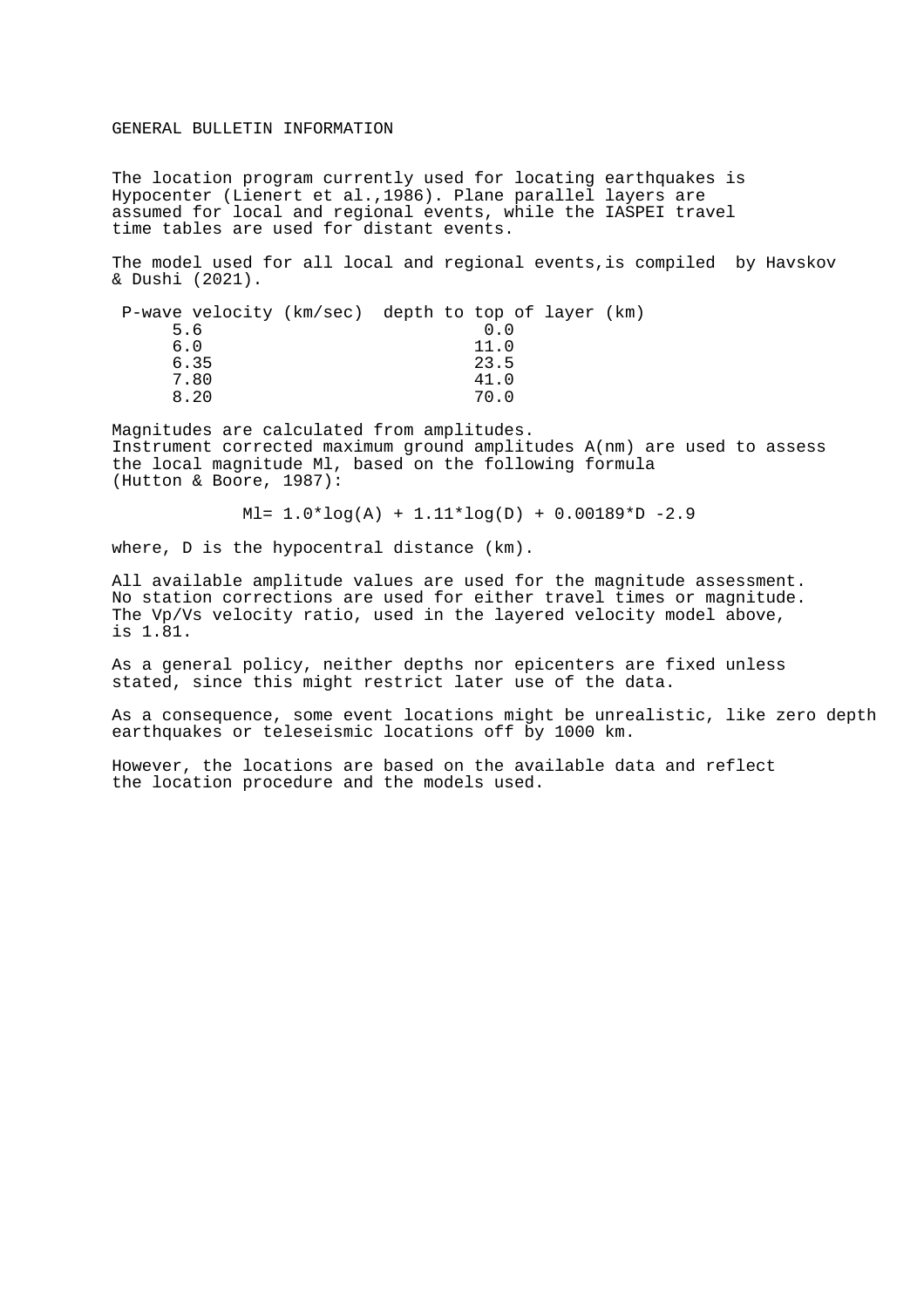# GENERAL BULLETIN INFORMATION

The location program currently used for locating earthquakes is Hypocenter (Lienert et al.,1986). Plane parallel layers are assumed for local and regional events, while the IASPEI travel time tables are used for distant events.

The model used for all local and regional events,is compiled by Havskov & Dushi (2021).

| P-wave velocity (km/sec) | depth to top of layer (km) |
|---|---|
| 5.6 | 0.0 |
| 6.0 | 11.0 |
| 6.35 | 23.5 |
| 7.80 | 41.0 |
| 8.20 | 70.0 |

Magnitudes are calculated from amplitudes.
Instrument corrected maximum ground amplitudes A(nm) are used to assess the local magnitude Ml, based on the following formula (Hutton & Boore, 1987):

$$Ml = 1.0 \cdot \log(A) + 1.11 \cdot \log(D) + 0.00189 \cdot D - 2.9$$

where, D is the hypocentral distance (km).

All available amplitude values are used for the magnitude assessment.
No station corrections are used for either travel times or magnitude.
The Vp/Vs velocity ratio, used in the layered velocity model above, is 1.81.

As a general policy, neither depths nor epicenters are fixed unless stated, since this might restrict later use of the data.

As a consequence, some event locations might be unrealistic, like zero depth earthquakes or teleseismic locations off by 1000 km.

However, the locations are based on the available data and reflect the location procedure and the models used.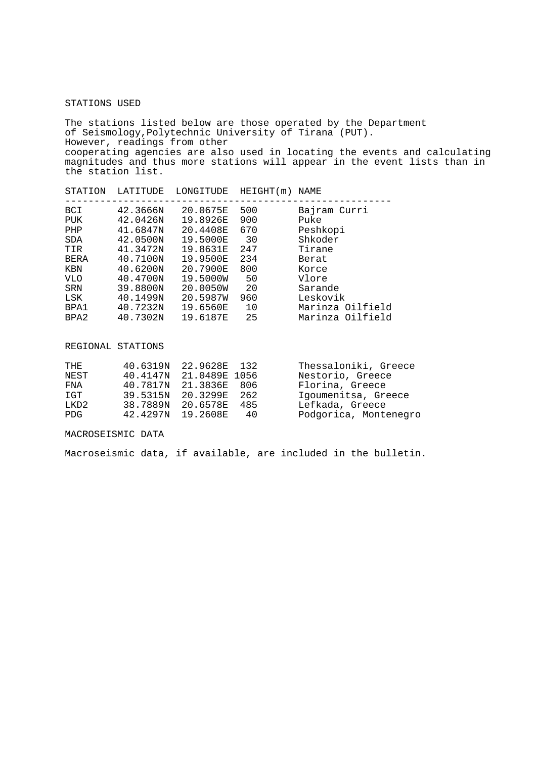## STATIONS USED

The stations listed below are those operated by the Department of Seismology,Polytechnic University of Tirana (PUT). However, readings from other cooperating agencies are also used in locating the events and calculating magnitudes and thus more stations will appear in the event lists than in the station list.

| STATION | LATITUDE | LONGITUDE | HEIGHT(m) | NAME |
|---|---|---|---|---|
| BCI | 42.3666N | 20.0675E | 500 | Bajram Curri |
| PUK | 42.0426N | 19.8926E | 900 | Puke |
| PHP | 41.6847N | 20.4408E | 670 | Peshkopi |
| SDA | 42.0500N | 19.5000E | 30 | Shkoder |
| TIR | 41.3472N | 19.8631E | 247 | Tirane |
| BERA | 40.7100N | 19.9500E | 234 | Berat |
| KBN | 40.6200N | 20.7900E | 800 | Korce |
| VLO | 40.4700N | 19.5000W | 50 | Vlore |
| SRN | 39.8800N | 20.0050W | 20 | Sarande |
| LSK | 40.1499N | 20.5987W | 960 | Leskovik |
| BPA1 | 40.7232N | 19.6560E | 10 | Marinza Oilfield |
| BPA2 | 40.7302N | 19.6187E | 25 | Marinza Oilfield |

## REGIONAL STATIONS

| STATION | LATITUDE | LONGITUDE | HEIGHT(m) | NAME |
|---|---|---|---|---|
| THE | 40.6319N | 22.9628E | 132 | Thessaloniki, Greece |
| NEST | 40.4147N | 21.0489E | 1056 | Nestorio, Greece |
| FNA | 40.7817N | 21.3836E | 806 | Florina, Greece |
| IGT | 39.5315N | 20.3299E | 262 | Igoumenitsa, Greece |
| LKD2 | 38.7889N | 20.6578E | 485 | Lefkada, Greece |
| PDG | 42.4297N | 19.2608E | 40 | Podgorica, Montenegro |

## MACROSEISMIC DATA

Macroseismic data, if available, are included in the bulletin.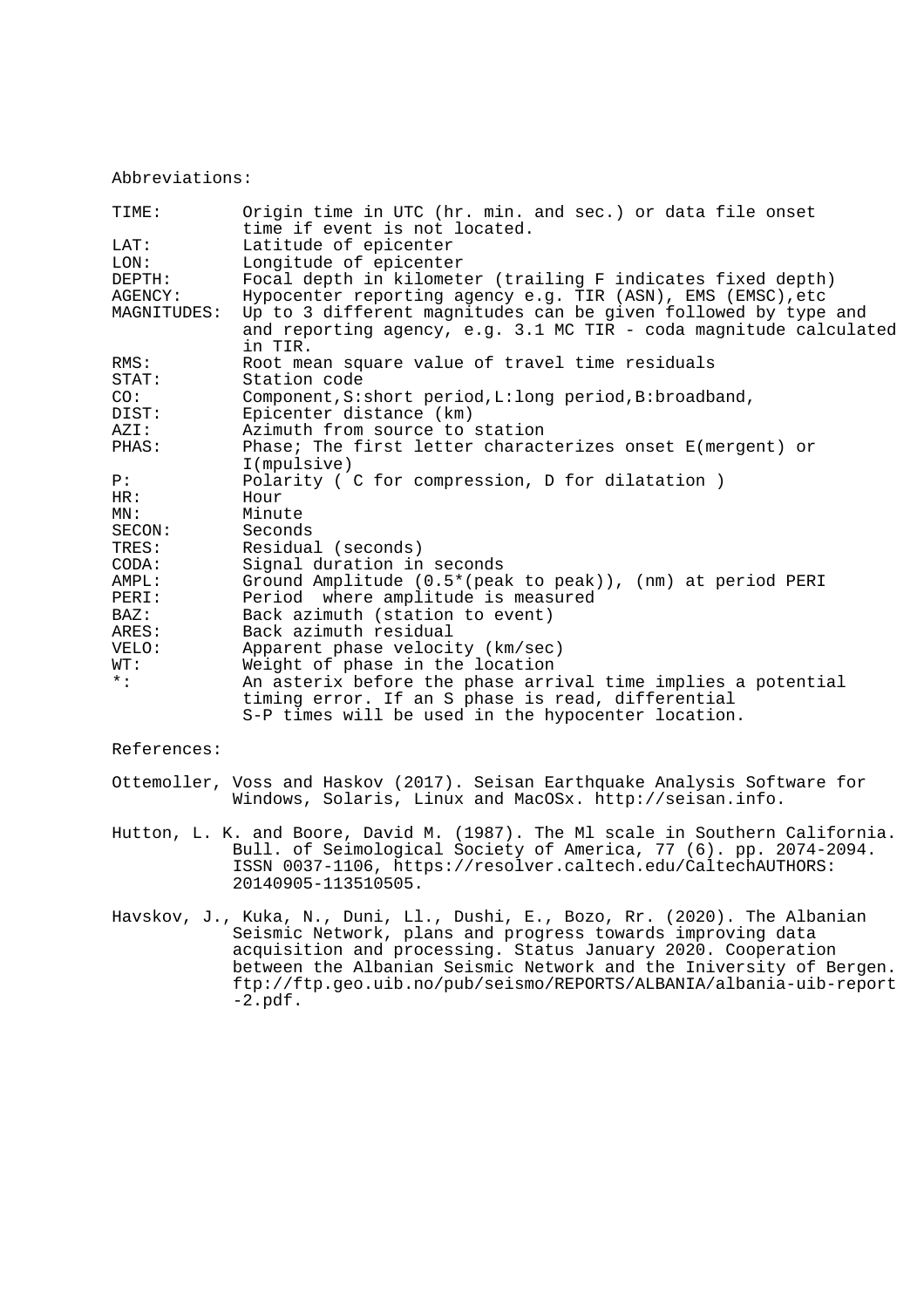Abbreviations:

| | |
|---|---|
| TIME: | Origin time in UTC (hr. min. and sec.) or data file onset time if event is not located. |
| LAT: | Latitude of epicenter |
| LON: | Longitude of epicenter |
| DEPTH: | Focal depth in kilometer (trailing F indicates fixed depth) |
| AGENCY: | Hypocenter reporting agency e.g. TIR (ASN), EMS (EMSC),etc |
| MAGNITUDES: | Up to 3 different magnitudes can be given followed by type and and reporting agency, e.g. 3.1 MC TIR - coda magnitude calculated in TIR. |
| RMS: | Root mean square value of travel time residuals |
| STAT: | Station code |
| CO: | Component,S:short period,L:long period,B:broadband, |
| DIST: | Epicenter distance (km) |
| AZI: | Azimuth from source to station |
| PHAS: | Phase; The first letter characterizes onset E(mergent) or I(mpulsive) |
| P: | Polarity ( C for compression, D for dilatation ) |
| HR: | Hour |
| MN: | Minute |
| SECON: | Seconds |
| TRES: | Residual (seconds) |
| CODA: | Signal duration in seconds |
| AMPL: | Ground Amplitude (0.5*(peak to peak)), (nm) at period PERI |
| PERI: | Period where amplitude is measured |
| BAZ: | Back azimuth (station to event) |
| ARES: | Back azimuth residual |
| VELO: | Apparent phase velocity (km/sec) |
| WT: | Weight of phase in the location |
| *: | An asterix before the phase arrival time implies a potential timing error. If an S phase is read, differential S-P times will be used in the hypocenter location. |

References:

Ottemoller, Voss and Haskov (2017). Seisan Earthquake Analysis Software for Windows, Solaris, Linux and MacOSx. http://seisan.info.

Hutton, L. K. and Boore, David M. (1987). The Ml scale in Southern California. Bull. of Seimological Society of America, 77 (6). pp. 2074-2094. ISSN 0037-1106, https://resolver.caltech.edu/CaltechAUTHORS: 20140905-113510505.

Havskov, J., Kuka, N., Duni, Ll., Dushi, E., Bozo, Rr. (2020). The Albanian Seismic Network, plans and progress towards improving data acquisition and processing. Status January 2020. Cooperation between the Albanian Seismic Network and the Iniversity of Bergen. ftp://ftp.geo.uib.no/pub/seismo/REPORTS/ALBANIA/albania-uib-report-2.pdf.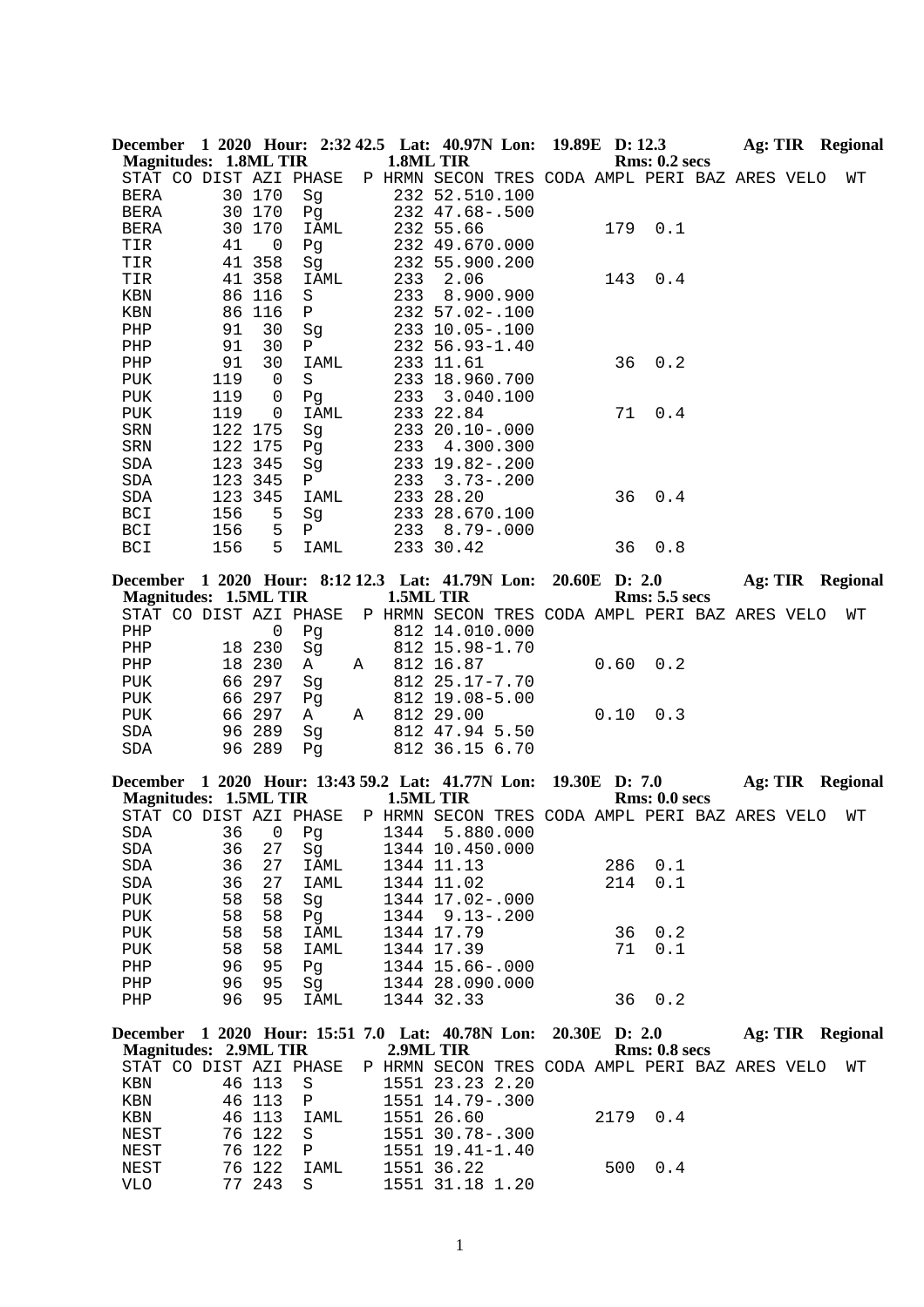**December 1 2020 Hour: 2:32 42.5 Lat: 40.97N Lon: 19.89E D: 12.3 Ag: TIR Regional**
**Magnitudes: 1.8ML TIR 1.8ML TIR Rms: 0.2 secs**

| STAT | CO | DIST | AZI | PHASE | P | HRMN | SECON | TRES | CODA | AMPL | PERI | BAZ | ARES | VELO | WT |
|---|---|---|---|---|---|---|---|---|---|---|---|---|---|---|---|
| BERA | | 30 | 170 | Sg | | 232 | 52.51 | 0.100 | | | | | | | |
| BERA | | 30 | 170 | Pg | | 232 | 47.68 | -.500 | | | | | | | |
| BERA | | 30 | 170 | IAML | | 232 | 55.66 | | | 179 | 0.1 | | | | |
| TIR | | 41 | 0 | Pg | | 232 | 49.67 | 0.000 | | | | | | | |
| TIR | | 41 | 358 | Sg | | 232 | 55.90 | 0.200 | | | | | | | |
| TIR | | 41 | 358 | IAML | | 233 | 2.06 | | | 143 | 0.4 | | | | |
| KBN | | 86 | 116 | S | | 233 | 8.90 | 0.900 | | | | | | | |
| KBN | | 86 | 116 | P | | 232 | 57.02 | -.100 | | | | | | | |
| PHP | | 91 | 30 | Sg | | 233 | 10.05 | -.100 | | | | | | | |
| PHP | | 91 | 30 | P | | 232 | 56.93 | -1.40 | | | | | | | |
| PHP | | 91 | 30 | IAML | | 233 | 11.61 | | | 36 | 0.2 | | | | |
| PUK | | 119 | 0 | S | | 233 | 18.96 | 0.700 | | | | | | | |
| PUK | | 119 | 0 | Pg | | 233 | 3.04 | 0.100 | | | | | | | |
| PUK | | 119 | 0 | IAML | | 233 | 22.84 | | | 71 | 0.4 | | | | |
| SRN | | 122 | 175 | Sg | | 233 | 20.10 | -.000 | | | | | | | |
| SRN | | 122 | 175 | Pg | | 233 | 4.30 | 0.300 | | | | | | | |
| SDA | | 123 | 345 | Sg | | 233 | 19.82 | -.200 | | | | | | | |
| SDA | | 123 | 345 | P | | 233 | 3.73 | -.200 | | | | | | | |
| SDA | | 123 | 345 | IAML | | 233 | 28.20 | | | 36 | 0.4 | | | | |
| BCI | | 156 | 5 | Sg | | 233 | 28.67 | 0.100 | | | | | | | |
| BCI | | 156 | 5 | P | | 233 | 8.79 | -.000 | | | | | | | |
| BCI | | 156 | 5 | IAML | | 233 | 30.42 | | | 36 | 0.8 | | | | |

**December 1 2020 Hour: 8:12 12.3 Lat: 41.79N Lon: 20.60E D: 2.0 Ag: TIR Regional**
**Magnitudes: 1.5ML TIR 1.5ML TIR Rms: 5.5 secs**

| STAT | CO | DIST | AZI | PHASE | P | HRMN | SECON | TRES | CODA | AMPL | PERI | BAZ | ARES | VELO | WT |
|---|---|---|---|---|---|---|---|---|---|---|---|---|---|---|---|
| PHP | | | 0 | Pg | | 812 | 14.01 | 0.000 | | | | | | | |
| PHP | | 18 | 230 | Sg | | 812 | 15.98 | -1.70 | | | | | | | |
| PHP | | 18 | 230 | A | A | 812 | 16.87 | | | 0.60 | 0.2 | | | | |
| PUK | | 66 | 297 | Sg | | 812 | 25.17 | -7.70 | | | | | | | |
| PUK | | 66 | 297 | Pg | | 812 | 19.08 | -5.00 | | | | | | | |
| PUK | | 66 | 297 | A | A | 812 | 29.00 | | | 0.10 | 0.3 | | | | |
| SDA | | 96 | 289 | Sg | | 812 | 47.94 | 5.50 | | | | | | | |
| SDA | | 96 | 289 | Pg | | 812 | 36.15 | 6.70 | | | | | | | |

**December 1 2020 Hour: 13:43 59.2 Lat: 41.77N Lon: 19.30E D: 7.0 Ag: TIR Regional**
**Magnitudes: 1.5ML TIR 1.5ML TIR Rms: 0.0 secs**

| STAT | CO | DIST | AZI | PHASE | P | HRMN | SECON | TRES | CODA | AMPL | PERI | BAZ | ARES | VELO | WT |
|---|---|---|---|---|---|---|---|---|---|---|---|---|---|---|---|
| SDA | | 36 | 0 | Pg | | 1344 | 5.88 | 0.000 | | | | | | | |
| SDA | | 36 | 27 | Sg | | 1344 | 10.45 | 0.000 | | | | | | | |
| SDA | | 36 | 27 | IAML | | 1344 | 11.13 | | | 286 | 0.1 | | | | |
| SDA | | 36 | 27 | IAML | | 1344 | 11.02 | | | 214 | 0.1 | | | | |
| PUK | | 58 | 58 | Sg | | 1344 | 17.02 | -.000 | | | | | | | |
| PUK | | 58 | 58 | Pg | | 1344 | 9.13 | -.200 | | | | | | | |
| PUK | | 58 | 58 | IAML | | 1344 | 17.79 | | | 36 | 0.2 | | | | |
| PUK | | 58 | 58 | IAML | | 1344 | 17.39 | | | 71 | 0.1 | | | | |
| PHP | | 96 | 95 | Pg | | 1344 | 15.66 | -.000 | | | | | | | |
| PHP | | 96 | 95 | Sg | | 1344 | 28.09 | 0.000 | | | | | | | |
| PHP | | 96 | 95 | IAML | | 1344 | 32.33 | | | 36 | 0.2 | | | | |

**December 1 2020 Hour: 15:51 7.0 Lat: 40.78N Lon: 20.30E D: 2.0 Ag: TIR Regional**
**Magnitudes: 2.9ML TIR 2.9ML TIR Rms: 0.8 secs**

| STAT | CO | DIST | AZI | PHASE | P | HRMN | SECON | TRES | CODA | AMPL | PERI | BAZ | ARES | VELO | WT |
|---|---|---|---|---|---|---|---|---|---|---|---|---|---|---|---|
| KBN | | 46 | 113 | S | | 1551 | 23.23 | 2.20 | | | | | | | |
| KBN | | 46 | 113 | P | | 1551 | 14.79 | -.300 | | | | | | | |
| KBN | | 46 | 113 | IAML | | 1551 | 26.60 | | | 2179 | 0.4 | | | | |
| NEST | | 76 | 122 | S | | 1551 | 30.78 | -.300 | | | | | | | |
| NEST | | 76 | 122 | P | | 1551 | 19.41 | -1.40 | | | | | | | |
| NEST | | 76 | 122 | IAML | | 1551 | 36.22 | | | 500 | 0.4 | | | | |
| VLO | | 77 | 243 | S | | 1551 | 31.18 | 1.20 | | | | | | | |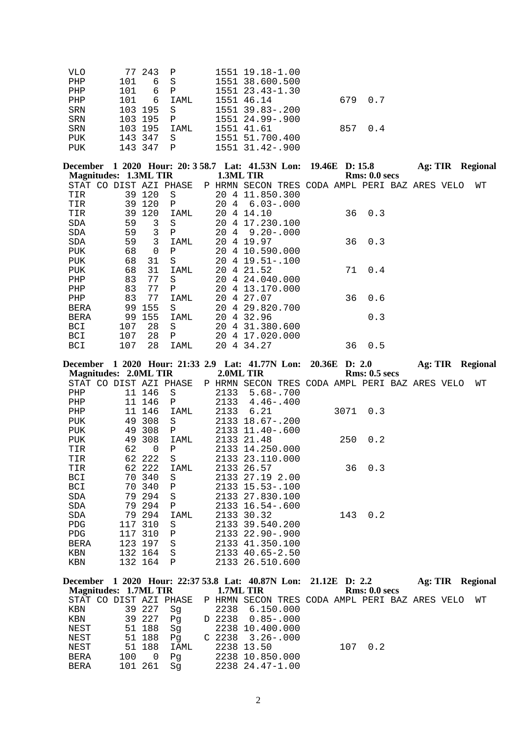```
VLO       77 243  P       1551 19.18-1.00
PHP      101   6  S       1551 38.600.500
PHP      101   6  P       1551 23.43-1.30
PHP      101   6  IAML    1551 46.14           679  0.7
SRN      103 195  S       1551 39.83-.200
SRN      103 195  P       1551 24.99-.900
SRN      103 195  IAML    1551 41.61           857  0.4
PUK      143 347  S       1551 51.700.400
PUK      143 347  P       1551 31.42-.900
```

**December 1 2020 Hour: 20: 3 58.7 Lat: 41.53N Lon: 19.46E D: 15.8 Ag: TIR Regional**
**Magnitudes: 1.3ML TIR 1.3ML TIR Rms: 0.0 secs**

```
STAT CO DIST AZI PHASE  P HRMN SECON TRES CODA AMPL PERI BAZ ARES VELO  WT
TIR       39 120  S       20 4 11.850.300
TIR       39 120  P       20 4  6.03-.000
TIR       39 120  IAML    20 4 14.10            36  0.3
SDA      59    3  S       20 4 17.230.100
SDA      59    3  P       20 4  9.20-.000
SDA      59    3  IAML    20 4 19.97            36  0.3
PUK      68    0  P       20 4 10.590.000
PUK      68   31  S       20 4 19.51-.100
PUK      68   31  IAML    20 4 21.52            71  0.4
PHP      83   77  S       20 4 24.040.000
PHP      83   77  P       20 4 13.170.000
PHP      83   77  IAML    20 4 27.07            36  0.6
BERA      99 155  S       20 4 29.820.700
BERA      99 155  IAML    20 4 32.96                0.3
BCI      107   28  S      20 4 31.380.600
BCI      107   28  P      20 4 17.020.000
BCI      107   28  IAML   20 4 34.27            36  0.5
```

**December 1 2020 Hour: 21:33 2.9 Lat: 41.77N Lon: 20.36E D: 2.0 Ag: TIR Regional**
**Magnitudes: 2.0ML TIR 2.0ML TIR Rms: 0.5 secs**

```
STAT CO DIST AZI PHASE  P HRMN SECON TRES CODA AMPL PERI BAZ ARES VELO  WT
PHP       11 146  S       2133  5.68-.700
PHP       11 146  P       2133  4.46-.400
PHP       11 146  IAML    2133  6.21          3071  0.3
PUK       49 308  S       2133 18.67-.200
PUK       49 308  P       2133 11.40-.600
PUK       49 308  IAML    2133 21.48           250  0.2
TIR      62    0  P       2133 14.250.000
TIR       62 222  S       2133 23.110.000
TIR       62 222  IAML    2133 26.57            36  0.3
BCI       70 340  S       2133 27.19 2.00
BCI       70 340  P       2133 15.53-.100
SDA       79 294  S       2133 27.830.100
SDA       79 294  P       2133 16.54-.600
SDA       79 294  IAML    2133 30.32           143  0.2
PDG      117 310  S       2133 39.540.200
PDG      117 310  P       2133 22.90-.900
BERA     123 197  S       2133 41.350.100
KBN      132 164  S       2133 40.65-2.50
KBN      132 164  P       2133 26.510.600
```

**December 1 2020 Hour: 22:37 53.8 Lat: 40.87N Lon: 21.12E D: 2.2 Ag: TIR Regional**
**Magnitudes: 1.7ML TIR 1.7ML TIR Rms: 0.0 secs**

```
STAT CO DIST AZI PHASE  P HRMN SECON TRES CODA AMPL PERI BAZ ARES VELO  WT
KBN       39 227  Sg      2238  6.150.000
KBN       39 227  Pg    D 2238  0.85-.000
NEST      51 188  Sg      2238 10.400.000
NEST      51 188  Pg    C 2238  3.26-.000
NEST      51 188  IAML    2238 13.50           107  0.2
BERA     100    0  Pg     2238 10.850.000
BERA     101 261  Sg      2238 24.47-1.00
```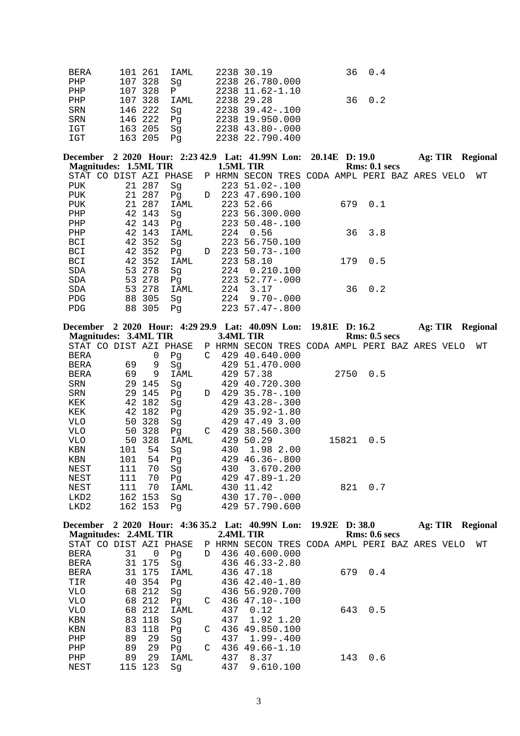```
BERA     101 261  IAML     2238 30.19              36  0.4
PHP      107 328  Sg       2238 26.780.000
PHP      107 328  P        2238 11.62-1.10
PHP      107 328  IAML     2238 29.28              36  0.2
SRN      146 222  Sg       2238 39.42-.100
SRN      146 222  Pg       2238 19.950.000
IGT      163 205  Sg       2238 43.80-.000
IGT      163 205  Pg       2238 22.790.400
```

**December 2 2020 Hour: 2:23 42.9 Lat: 41.99N Lon: 20.14E D: 19.0 Ag: TIR Regional**
**Magnitudes: 1.5ML TIR 1.5ML TIR Rms: 0.1 secs**

```
STAT CO DIST AZI PHASE  P HRMN SECON TRES CODA AMPL PERI BAZ ARES VELO  WT
PUK       21 287  Sg       223 51.02-.100
PUK       21 287  Pg    D  223 47.690.100
PUK       21 287  IAML     223 52.66             679  0.1
PHP       42 143  Sg       223 56.300.000
PHP       42 143  Pg       223 50.48-.100
PHP       42 143  IAML     224  0.56              36  3.8
BCI       42 352  Sg       223 56.750.100
BCI       42 352  Pg    D  223 50.73-.100
BCI       42 352  IAML     223 58.10             179  0.5
SDA       53 278  Sg       224  0.210.100
SDA       53 278  Pg       223 52.77-.000
SDA       53 278  IAML     224  3.17              36  0.2
PDG       88 305  Sg       224  9.70-.000
PDG       88 305  Pg       223 57.47-.800
```

**December 2 2020 Hour: 4:29 29.9 Lat: 40.09N Lon: 19.81E D: 16.2 Ag: TIR Regional**
**Magnitudes: 3.4ML TIR 3.4ML TIR Rms: 0.5 secs**

```
STAT CO DIST AZI PHASE  P HRMN SECON TRES CODA AMPL PERI BAZ ARES VELO  WT
BERA           0  Pg    C  429 40.640.000
BERA      69   9  Sg       429 51.470.000
BERA      69   9  IAML     429 57.38            2750  0.5
SRN       29 145  Sg       429 40.720.300
SRN       29 145  Pg    D  429 35.78-.100
KEK       42 182  Sg       429 43.28-.300
KEK       42 182  Pg       429 35.92-1.80
VLO       50 328  Sg       429 47.49 3.00
VLO       50 328  Pg    C  429 38.560.300
VLO       50 328  IAML     429 50.29           15821  0.5
KBN      101  54  Sg       430  1.98 2.00
KBN      101  54  Pg       429 46.36-.800
NEST     111  70  Sg       430  3.670.200
NEST     111  70  Pg       429 47.89-1.20
NEST     111  70  IAML     430 11.42             821  0.7
LKD2     162 153  Sg       430 17.70-.000
LKD2     162 153  Pg       429 57.790.600
```

**December 2 2020 Hour: 4:36 35.2 Lat: 40.99N Lon: 19.92E D: 38.0 Ag: TIR Regional**
**Magnitudes: 2.4ML TIR 2.4ML TIR Rms: 0.6 secs**

```
STAT CO DIST AZI PHASE  P HRMN SECON TRES CODA AMPL PERI BAZ ARES VELO  WT
BERA      31   0  Pg    D  436 40.600.000
BERA      31 175  Sg       436 46.33-2.80
BERA      31 175  IAML     436 47.18             679  0.4
TIR       40 354  Pg       436 42.40-1.80
VLO       68 212  Sg       436 56.920.700
VLO       68 212  Pg    C  436 47.10-.100
VLO       68 212  IAML     437  0.12             643  0.5
KBN       83 118  Sg       437  1.92 1.20
KBN       83 118  Pg    C  436 49.850.100
PHP       89  29  Sg       437  1.99-.400
PHP       89  29  Pg    C  436 49.66-1.10
PHP       89  29  IAML     437  8.37             143  0.6
NEST     115 123  Sg       437  9.610.100
```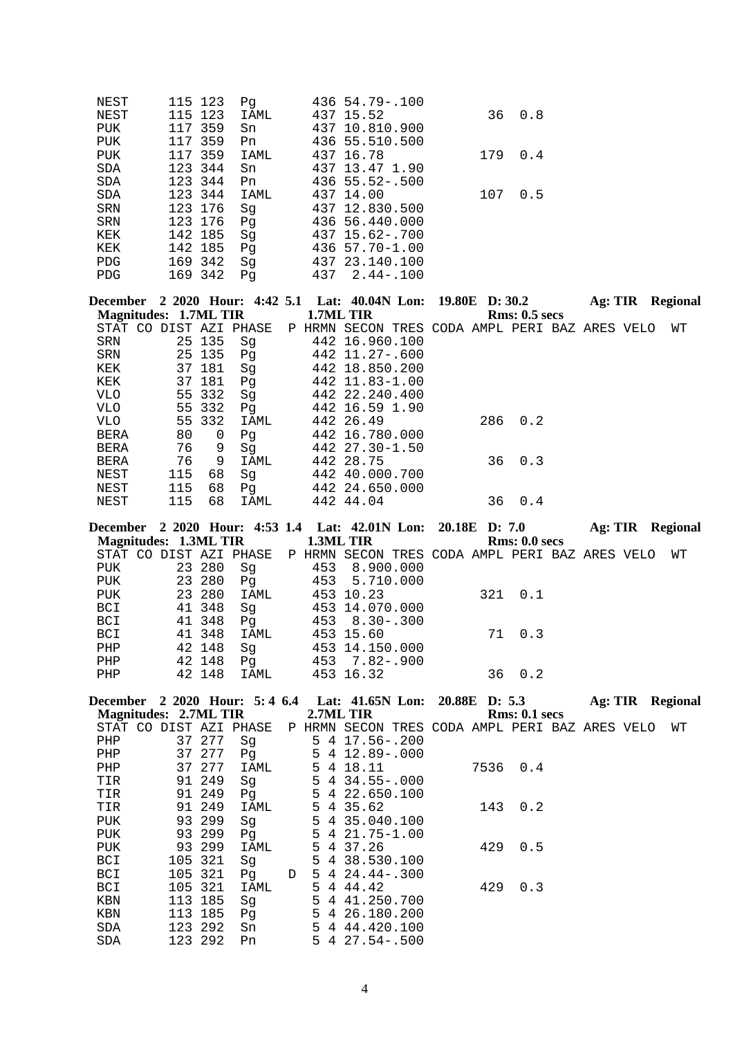```
NEST      115 123   Pg          436 54.79-.100
NEST      115 123   IAML        437 15.52              36  0.8
PUK       117 359   Sn          437 10.810.900
PUK       117 359   Pn          436 55.510.500
PUK       117 359   IAML        437 16.78             179  0.4
SDA       123 344   Sn          437 13.47 1.90
SDA       123 344   Pn          436 55.52-.500
SDA       123 344   IAML        437 14.00             107  0.5
SRN       123 176   Sg          437 12.830.500
SRN       123 176   Pg          436 56.440.000
KEK       142 185   Sg          437 15.62-.700
KEK       142 185   Pg          436 57.70-1.00
PDG       169 342   Sg          437 23.140.100
PDG       169 342   Pg          437  2.44-.100
```

**December 2 2020 Hour: 4:42 5.1 Lat: 40.04N Lon: 19.80E D: 30.2 Ag: TIR Regional**
**Magnitudes: 1.7ML TIR 1.7ML TIR Rms: 0.5 secs**

```
STAT CO DIST AZI PHASE  P HRMN SECON TRES CODA AMPL PERI BAZ ARES VELO  WT
SRN        25 135   Sg          442 16.960.100
SRN        25 135   Pg          442 11.27-.600
KEK        37 181   Sg          442 18.850.200
KEK        37 181   Pg          442 11.83-1.00
VLO        55 332   Sg          442 22.240.400
VLO        55 332   Pg          442 16.59 1.90
VLO        55 332   IAML        442 26.49             286  0.2
BERA      80    0   Pg          442 16.780.000
BERA      76    9   Sg          442 27.30-1.50
BERA      76    9   IAML        442 28.75              36  0.3
NEST     115   68   Sg          442 40.000.700
NEST     115   68   Pg          442 24.650.000
NEST     115   68   IAML        442 44.04              36  0.4
```

**December 2 2020 Hour: 4:53 1.4 Lat: 42.01N Lon: 20.18E D: 7.0 Ag: TIR Regional**
**Magnitudes: 1.3ML TIR 1.3ML TIR Rms: 0.0 secs**

```
STAT CO DIST AZI PHASE  P HRMN SECON TRES CODA AMPL PERI BAZ ARES VELO  WT
PUK        23 280   Sg          453  8.900.000
PUK        23 280   Pg          453  5.710.000
PUK        23 280   IAML        453 10.23             321  0.1
BCI        41 348   Sg          453 14.070.000
BCI        41 348   Pg          453  8.30-.300
BCI        41 348   IAML        453 15.60              71  0.3
PHP        42 148   Sg          453 14.150.000
PHP        42 148   Pg          453  7.82-.900
PHP        42 148   IAML        453 16.32              36  0.2
```

**December 2 2020 Hour: 5: 4 6.4 Lat: 41.65N Lon: 20.88E D: 5.3 Ag: TIR Regional**
**Magnitudes: 2.7ML TIR 2.7ML TIR Rms: 0.1 secs**

```
STAT CO DIST AZI PHASE  P HRMN SECON TRES CODA AMPL PERI BAZ ARES VELO  WT
PHP        37 277   Sg          5 4 17.56-.200
PHP        37 277   Pg          5 4 12.89-.000
PHP        37 277   IAML        5 4 18.11            7536  0.4
TIR        91 249   Sg          5 4 34.55-.000
TIR        91 249   Pg          5 4 22.650.100
TIR        91 249   IAML        5 4 35.62             143  0.2
PUK        93 299   Sg          5 4 35.040.100
PUK        93 299   Pg          5 4 21.75-1.00
PUK        93 299   IAML        5 4 37.26             429  0.5
BCI       105 321   Sg          5 4 38.530.100
BCI       105 321   Pg      D   5 4 24.44-.300
BCI       105 321   IAML        5 4 44.42             429  0.3
KBN       113 185   Sg          5 4 41.250.700
KBN       113 185   Pg          5 4 26.180.200
SDA       123 292   Sn          5 4 44.420.100
SDA       123 292   Pn          5 4 27.54-.500
```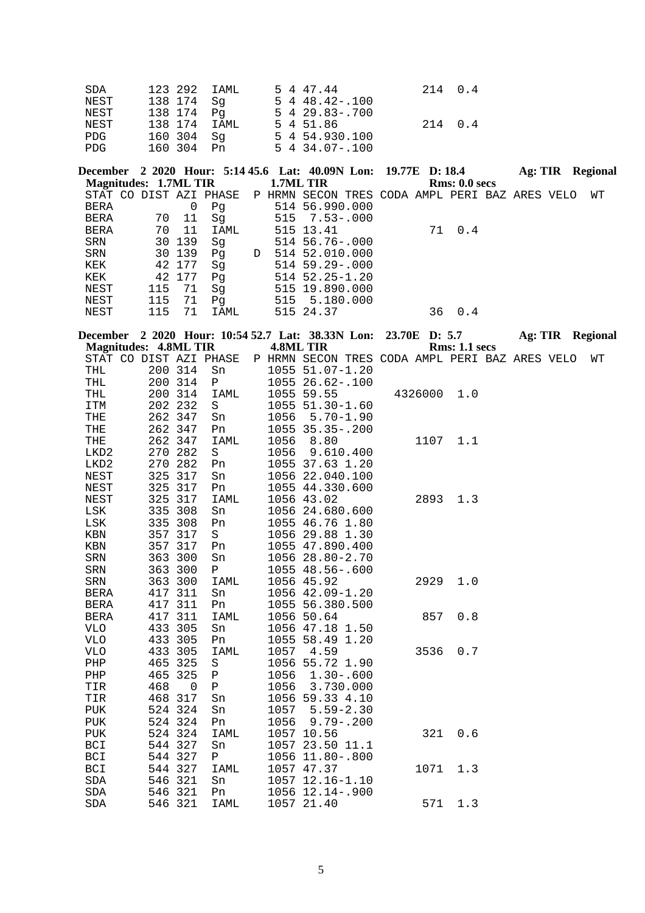```
SDA       123 292  IAML      5 4 47.44             214  0.4
NEST      138 174  Sg        5 4 48.42-.100
NEST      138 174  Pg        5 4 29.83-.700
NEST      138 174  IAML      5 4 51.86             214  0.4
PDG       160 304  Sg        5 4 54.930.100
PDG       160 304  Pn        5 4 34.07-.100
```

**December 2 2020 Hour: 5:14 45.6 Lat: 40.09N Lon: 19.77E D: 18.4 Ag: TIR Regional**
**Magnitudes: 1.7ML TIR 1.7ML TIR Rms: 0.0 secs**

```
STAT CO DIST AZI PHASE  P HRMN SECON TRES CODA AMPL PERI BAZ ARES VELO  WT
BERA          0  Pg         514 56.990.000
BERA      70  11  Sg        515  7.53-.000
BERA      70  11  IAML      515 13.41              71  0.4
SRN       30 139  Sg        514 56.76-.000
SRN       30 139  Pg     D  514 52.010.000
KEK       42 177  Sg        514 59.29-.000
KEK       42 177  Pg        514 52.25-1.20
NEST     115  71  Sg        515 19.890.000
NEST     115  71  Pg        515  5.180.000
NEST     115  71  IAML      515 24.37              36  0.4
```

**December 2 2020 Hour: 10:54 52.7 Lat: 38.33N Lon: 23.70E D: 5.7 Ag: TIR Regional**
**Magnitudes: 4.8ML TIR 4.8ML TIR Rms: 1.1 secs**

```
STAT CO DIST AZI PHASE  P HRMN SECON TRES CODA AMPL PERI BAZ ARES VELO  WT
THL      200 314  Sn        1055 51.07-1.20
THL      200 314  P         1055 26.62-.100
THL      200 314  IAML      1055 59.55         4326000  1.0
ITM      202 232  S         1055 51.30-1.60
THE      262 347  Sn        1056  5.70-1.90
THE      262 347  Pn        1055 35.35-.200
THE      262 347  IAML      1056  8.80            1107  1.1
LKD2     270 282  S         1056  9.610.400
LKD2     270 282  Pn        1055 37.63 1.20
NEST     325 317  Sn        1056 22.040.100
NEST     325 317  Pn        1055 44.330.600
NEST     325 317  IAML      1056 43.02            2893  1.3
LSK      335 308  Sn        1056 24.680.600
LSK      335 308  Pn        1055 46.76 1.80
KBN      357 317  S         1056 29.88 1.30
KBN      357 317  Pn        1055 47.890.400
SRN      363 300  Sn        1056 28.80-2.70
SRN      363 300  P         1055 48.56-.600
SRN      363 300  IAML      1056 45.92            2929  1.0
BERA     417 311  Sn        1056 42.09-1.20
BERA     417 311  Pn        1055 56.380.500
BERA     417 311  IAML      1056 50.64             857  0.8
VLO      433 305  Sn        1056 47.18 1.50
VLO      433 305  Pn        1055 58.49 1.20
VLO      433 305  IAML      1057  4.59            3536  0.7
PHP      465 325  S         1056 55.72 1.90
PHP      465 325  P         1056  1.30-.600
TIR      468   0  P         1056  3.730.000
TIR      468 317  Sn        1056 59.33 4.10
PUK      524 324  Sn        1057  5.59-2.30
PUK      524 324  Pn        1056  9.79-.200
PUK      524 324  IAML      1057 10.56             321  0.6
BCI      544 327  Sn        1057 23.50 11.1
BCI      544 327  P         1056 11.80-.800
BCI      544 327  IAML      1057 47.37            1071  1.3
SDA      546 321  Sn        1057 12.16-1.10
SDA      546 321  Pn        1056 12.14-.900
SDA      546 321  IAML      1057 21.40             571  1.3
```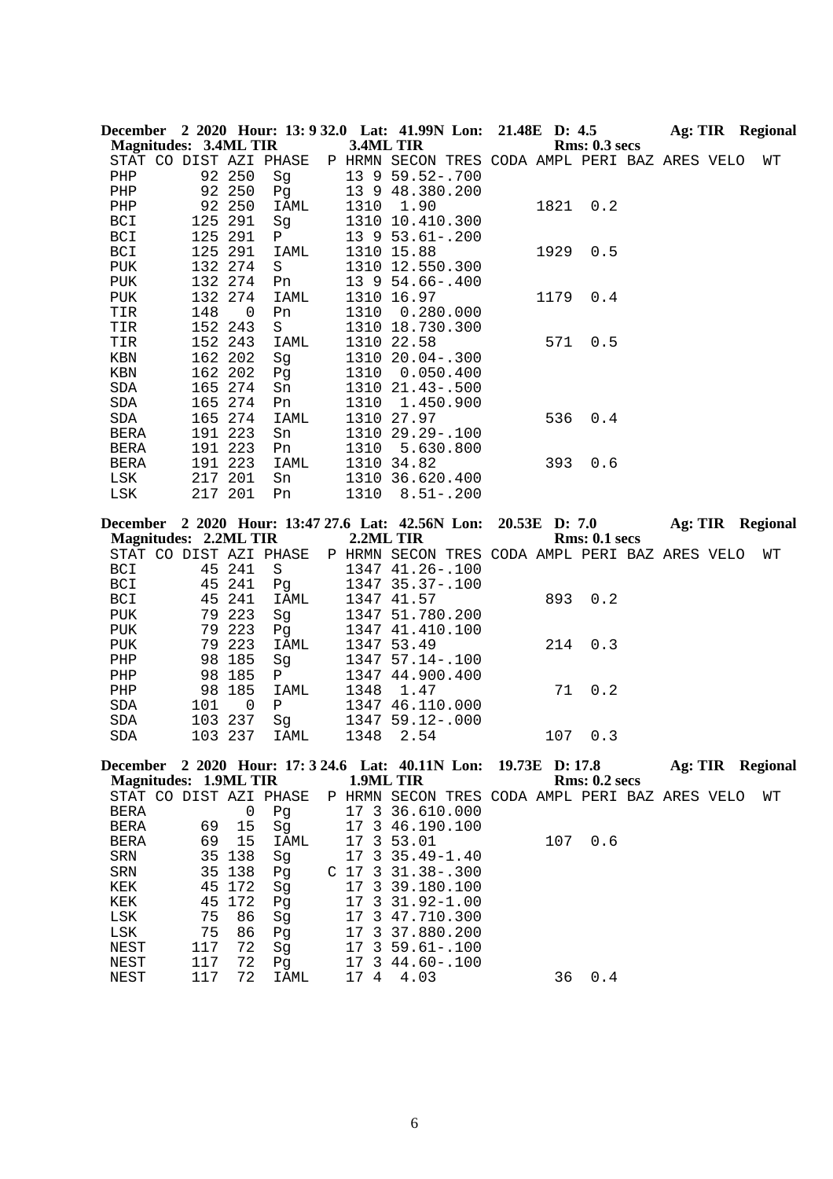**December 2 2020 Hour: 13: 9 32.0 Lat: 41.99N Lon: 21.48E D: 4.5 Ag: TIR Regional**
**Magnitudes: 3.4ML TIR 3.4ML TIR Rms: 0.3 secs**

| STAT | CO | DIST | AZI | PHASE | P | HRMN | SECON | TRES | CODA | AMPL | PERI | BAZ | ARES | VELO | WT |
|---|---|---|---|---|---|---|---|---|---|---|---|---|---|---|---|
| PHP | | 92 | 250 | Sg | | 13 9 | 59.52 | -.700 | | | | | | | |
| PHP | | 92 | 250 | Pg | | 13 9 | 48.38 | 0.200 | | | | | | | |
| PHP | | 92 | 250 | IAML | | 1310 | 1.90 | | | 1821 | 0.2 | | | | |
| BCI | | 125 | 291 | Sg | | 1310 | 10.41 | 0.300 | | | | | | | |
| BCI | | 125 | 291 | P | | 13 9 | 53.61 | -.200 | | | | | | | |
| BCI | | 125 | 291 | IAML | | 1310 | 15.88 | | | 1929 | 0.5 | | | | |
| PUK | | 132 | 274 | S | | 1310 | 12.55 | 0.300 | | | | | | | |
| PUK | | 132 | 274 | Pn | | 13 9 | 54.66 | -.400 | | | | | | | |
| PUK | | 132 | 274 | IAML | | 1310 | 16.97 | | | 1179 | 0.4 | | | | |
| TIR | | 148 | 0 | Pn | | 1310 | 0.28 | 0.000 | | | | | | | |
| TIR | | 152 | 243 | S | | 1310 | 18.73 | 0.300 | | | | | | | |
| TIR | | 152 | 243 | IAML | | 1310 | 22.58 | | | 571 | 0.5 | | | | |
| KBN | | 162 | 202 | Sg | | 1310 | 20.04 | -.300 | | | | | | | |
| KBN | | 162 | 202 | Pg | | 1310 | 0.05 | 0.400 | | | | | | | |
| SDA | | 165 | 274 | Sn | | 1310 | 21.43 | -.500 | | | | | | | |
| SDA | | 165 | 274 | Pn | | 1310 | 1.45 | 0.900 | | | | | | | |
| SDA | | 165 | 274 | IAML | | 1310 | 27.97 | | | 536 | 0.4 | | | | |
| BERA | | 191 | 223 | Sn | | 1310 | 29.29 | -.100 | | | | | | | |
| BERA | | 191 | 223 | Pn | | 1310 | 5.63 | 0.800 | | | | | | | |
| BERA | | 191 | 223 | IAML | | 1310 | 34.82 | | | 393 | 0.6 | | | | |
| LSK | | 217 | 201 | Sn | | 1310 | 36.62 | 0.400 | | | | | | | |
| LSK | | 217 | 201 | Pn | | 1310 | 8.51 | -.200 | | | | | | | |

**December 2 2020 Hour: 13:47 27.6 Lat: 42.56N Lon: 20.53E D: 7.0 Ag: TIR Regional**
**Magnitudes: 2.2ML TIR 2.2ML TIR Rms: 0.1 secs**

| STAT | CO | DIST | AZI | PHASE | P | HRMN | SECON | TRES | CODA | AMPL | PERI | BAZ | ARES | VELO | WT |
|---|---|---|---|---|---|---|---|---|---|---|---|---|---|---|---|
| BCI | | 45 | 241 | S | | 1347 | 41.26 | -.100 | | | | | | | |
| BCI | | 45 | 241 | Pg | | 1347 | 35.37 | -.100 | | | | | | | |
| BCI | | 45 | 241 | IAML | | 1347 | 41.57 | | | 893 | 0.2 | | | | |
| PUK | | 79 | 223 | Sg | | 1347 | 51.78 | 0.200 | | | | | | | |
| PUK | | 79 | 223 | Pg | | 1347 | 41.41 | 0.100 | | | | | | | |
| PUK | | 79 | 223 | IAML | | 1347 | 53.49 | | | 214 | 0.3 | | | | |
| PHP | | 98 | 185 | Sg | | 1347 | 57.14 | -.100 | | | | | | | |
| PHP | | 98 | 185 | P | | 1347 | 44.90 | 0.400 | | | | | | | |
| PHP | | 98 | 185 | IAML | | 1348 | 1.47 | | | 71 | 0.2 | | | | |
| SDA | | 101 | 0 | P | | 1347 | 46.11 | 0.000 | | | | | | | |
| SDA | | 103 | 237 | Sg | | 1347 | 59.12 | -.000 | | | | | | | |
| SDA | | 103 | 237 | IAML | | 1348 | 2.54 | | | 107 | 0.3 | | | | |

**December 2 2020 Hour: 17: 3 24.6 Lat: 40.11N Lon: 19.73E D: 17.8 Ag: TIR Regional**
**Magnitudes: 1.9ML TIR 1.9ML TIR Rms: 0.2 secs**

| STAT | CO | DIST | AZI | PHASE | P | HRMN | SECON | TRES | CODA | AMPL | PERI | BAZ | ARES | VELO | WT |
|---|---|---|---|---|---|---|---|---|---|---|---|---|---|---|---|
| BERA | | | 0 | Pg | | 17 3 | 36.61 | 0.000 | | | | | | | |
| BERA | | 69 | 15 | Sg | | 17 3 | 46.19 | 0.100 | | | | | | | |
| BERA | | 69 | 15 | IAML | | 17 3 | 53.01 | | | 107 | 0.6 | | | | |
| SRN | | 35 | 138 | Sg | | 17 3 | 35.49 | -1.40 | | | | | | | |
| SRN | | 35 | 138 | Pg | C | 17 3 | 31.38 | -.300 | | | | | | | |
| KEK | | 45 | 172 | Sg | | 17 3 | 39.18 | 0.100 | | | | | | | |
| KEK | | 45 | 172 | Pg | | 17 3 | 31.92 | -1.00 | | | | | | | |
| LSK | | 75 | 86 | Sg | | 17 3 | 47.71 | 0.300 | | | | | | | |
| LSK | | 75 | 86 | Pg | | 17 3 | 37.88 | 0.200 | | | | | | | |
| NEST | | 117 | 72 | Sg | | 17 3 | 59.61 | -.100 | | | | | | | |
| NEST | | 117 | 72 | Pg | | 17 3 | 44.60 | -.100 | | | | | | | |
| NEST | | 117 | 72 | IAML | | 17 4 | 4.03 | | | 36 | 0.4 | | | | |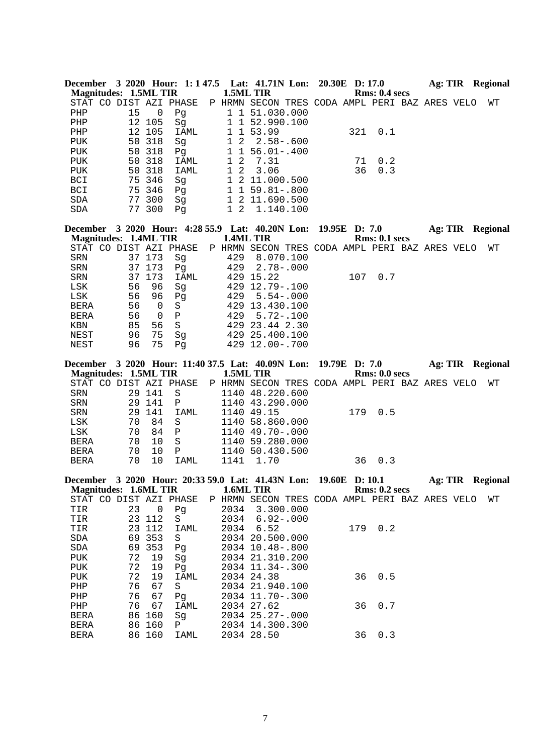**December 3 2020 Hour: 1: 1 47.5 Lat: 41.71N Lon: 20.30E D: 17.0 Ag: TIR Regional**
**Magnitudes: 1.5ML TIR 1.5ML TIR Rms: 0.4 secs**

| STAT | CO | DIST | AZI | PHASE | P | HRMN | SECON | TRES | CODA | AMPL | PERI | BAZ | ARES | VELO | WT |
|---|---|---|---|---|---|---|---|---|---|---|---|---|---|---|---|
| PHP | | 15 | 0 | Pg | | 1 1 | 51.03 | 0.000 | | | | | | | |
| PHP | | 12 | 105 | Sg | | 1 1 | 52.99 | 0.100 | | | | | | | |
| PHP | | 12 | 105 | IAML | | 1 1 | 53.99 | | | 321 | 0.1 | | | | |
| PUK | | 50 | 318 | Sg | | 1 2 | 2.58 | -.600 | | | | | | | |
| PUK | | 50 | 318 | Pg | | 1 1 | 56.01 | -.400 | | | | | | | |
| PUK | | 50 | 318 | IAML | | 1 2 | 7.31 | | | 71 | 0.2 | | | | |
| PUK | | 50 | 318 | IAML | | 1 2 | 3.06 | | | 36 | 0.3 | | | | |
| BCI | | 75 | 346 | Sg | | 1 2 | 11.00 | 0.500 | | | | | | | |
| BCI | | 75 | 346 | Pg | | 1 1 | 59.81 | -.800 | | | | | | | |
| SDA | | 77 | 300 | Sg | | 1 2 | 11.69 | 0.500 | | | | | | | |
| SDA | | 77 | 300 | Pg | | 1 2 | 1.14 | 0.100 | | | | | | | |

**December 3 2020 Hour: 4:28 55.9 Lat: 40.20N Lon: 19.95E D: 7.0 Ag: TIR Regional**
**Magnitudes: 1.4ML TIR 1.4ML TIR Rms: 0.1 secs**

| STAT | CO | DIST | AZI | PHASE | P | HRMN | SECON | TRES | CODA | AMPL | PERI | BAZ | ARES | VELO | WT |
|---|---|---|---|---|---|---|---|---|---|---|---|---|---|---|---|
| SRN | | 37 | 173 | Sg | | 429 | 8.07 | 0.100 | | | | | | | |
| SRN | | 37 | 173 | Pg | | 429 | 2.78 | -.000 | | | | | | | |
| SRN | | 37 | 173 | IAML | | 429 | 15.22 | | | 107 | 0.7 | | | | |
| LSK | | 56 | 96 | Sg | | 429 | 12.79 | -.100 | | | | | | | |
| LSK | | 56 | 96 | Pg | | 429 | 5.54 | -.000 | | | | | | | |
| BERA | | 56 | 0 | S | | 429 | 13.43 | 0.100 | | | | | | | |
| BERA | | 56 | 0 | P | | 429 | 5.72 | -.100 | | | | | | | |
| KBN | | 85 | 56 | S | | 429 | 23.44 | 2.30 | | | | | | | |
| NEST | | 96 | 75 | Sg | | 429 | 25.40 | 0.100 | | | | | | | |
| NEST | | 96 | 75 | Pg | | 429 | 12.00 | -.700 | | | | | | | |

**December 3 2020 Hour: 11:40 37.5 Lat: 40.09N Lon: 19.79E D: 7.0 Ag: TIR Regional**
**Magnitudes: 1.5ML TIR 1.5ML TIR Rms: 0.0 secs**

| STAT | CO | DIST | AZI | PHASE | P | HRMN | SECON | TRES | CODA | AMPL | PERI | BAZ | ARES | VELO | WT |
|---|---|---|---|---|---|---|---|---|---|---|---|---|---|---|---|
| SRN | | 29 | 141 | S | | 1140 | 48.22 | 0.600 | | | | | | | |
| SRN | | 29 | 141 | P | | 1140 | 43.29 | 0.000 | | | | | | | |
| SRN | | 29 | 141 | IAML | | 1140 | 49.15 | | | 179 | 0.5 | | | | |
| LSK | | 70 | 84 | S | | 1140 | 58.86 | 0.000 | | | | | | | |
| LSK | | 70 | 84 | P | | 1140 | 49.70 | -.000 | | | | | | | |
| BERA | | 70 | 10 | S | | 1140 | 59.28 | 0.000 | | | | | | | |
| BERA | | 70 | 10 | P | | 1140 | 50.43 | 0.500 | | | | | | | |
| BERA | | 70 | 10 | IAML | | 1141 | 1.70 | | | 36 | 0.3 | | | | |

**December 3 2020 Hour: 20:33 59.0 Lat: 41.43N Lon: 19.60E D: 10.1 Ag: TIR Regional**
**Magnitudes: 1.6ML TIR 1.6ML TIR Rms: 0.2 secs**

| STAT | CO | DIST | AZI | PHASE | P | HRMN | SECON | TRES | CODA | AMPL | PERI | BAZ | ARES | VELO | WT |
|---|---|---|---|---|---|---|---|---|---|---|---|---|---|---|---|
| TIR | | 23 | 0 | Pg | | 2034 | 3.30 | 0.000 | | | | | | | |
| TIR | | 23 | 112 | S | | 2034 | 6.92 | -.000 | | | | | | | |
| TIR | | 23 | 112 | IAML | | 2034 | 6.52 | | | 179 | 0.2 | | | | |
| SDA | | 69 | 353 | S | | 2034 | 20.50 | 0.000 | | | | | | | |
| SDA | | 69 | 353 | Pg | | 2034 | 10.48 | -.800 | | | | | | | |
| PUK | | 72 | 19 | Sg | | 2034 | 21.31 | 0.200 | | | | | | | |
| PUK | | 72 | 19 | Pg | | 2034 | 11.34 | -.300 | | | | | | | |
| PUK | | 72 | 19 | IAML | | 2034 | 24.38 | | | 36 | 0.5 | | | | |
| PHP | | 76 | 67 | S | | 2034 | 21.94 | 0.100 | | | | | | | |
| PHP | | 76 | 67 | Pg | | 2034 | 11.70 | -.300 | | | | | | | |
| PHP | | 76 | 67 | IAML | | 2034 | 27.62 | | | 36 | 0.7 | | | | |
| BERA | | 86 | 160 | Sg | | 2034 | 25.27 | -.000 | | | | | | | |
| BERA | | 86 | 160 | P | | 2034 | 14.30 | 0.300 | | | | | | | |
| BERA | | 86 | 160 | IAML | | 2034 | 28.50 | | | 36 | 0.3 | | | | |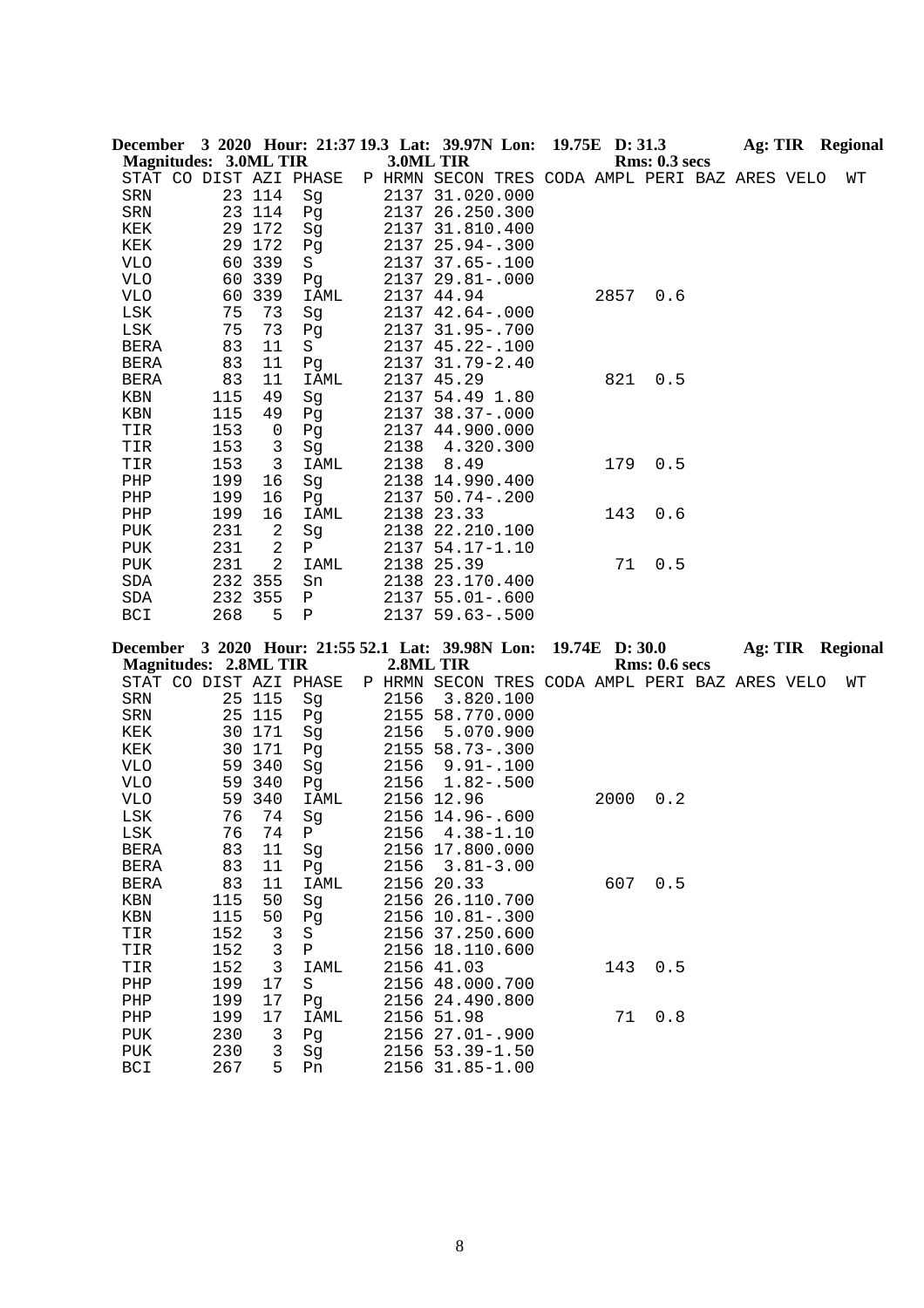**December 3 2020 Hour: 21:37 19.3 Lat: 39.97N Lon: 19.75E D: 31.3 Ag: TIR Regional**
**Magnitudes: 3.0ML TIR 3.0ML TIR Rms: 0.3 secs**

| STAT | CO | DIST | AZI | PHASE | P | HRMN | SECON | TRES | CODA | AMPL | PERI | BAZ | ARES | VELO | WT |
|---|---|---|---|---|---|---|---|---|---|---|---|---|---|---|---|
| SRN | | 23 | 114 | Sg | | 2137 | 31.02 | 0.000 | | | | | | | |
| SRN | | 23 | 114 | Pg | | 2137 | 26.25 | 0.300 | | | | | | | |
| KEK | | 29 | 172 | Sg | | 2137 | 31.81 | 0.400 | | | | | | | |
| KEK | | 29 | 172 | Pg | | 2137 | 25.94 | -.300 | | | | | | | |
| VLO | | 60 | 339 | S | | 2137 | 37.65 | -.100 | | | | | | | |
| VLO | | 60 | 339 | Pg | | 2137 | 29.81 | -.000 | | | | | | | |
| VLO | | 60 | 339 | IAML | | 2137 | 44.94 | | | 2857 | 0.6 | | | | |
| LSK | | 75 | 73 | Sg | | 2137 | 42.64 | -.000 | | | | | | | |
| LSK | | 75 | 73 | Pg | | 2137 | 31.95 | -.700 | | | | | | | |
| BERA | | 83 | 11 | S | | 2137 | 45.22 | -.100 | | | | | | | |
| BERA | | 83 | 11 | Pg | | 2137 | 31.79 | -2.40 | | | | | | | |
| BERA | | 83 | 11 | IAML | | 2137 | 45.29 | | | 821 | 0.5 | | | | |
| KBN | | 115 | 49 | Sg | | 2137 | 54.49 | 1.80 | | | | | | | |
| KBN | | 115 | 49 | Pg | | 2137 | 38.37 | -.000 | | | | | | | |
| TIR | | 153 | 0 | Pg | | 2137 | 44.90 | 0.000 | | | | | | | |
| TIR | | 153 | 3 | Sg | | 2138 | 4.32 | 0.300 | | | | | | | |
| TIR | | 153 | 3 | IAML | | 2138 | 8.49 | | | 179 | 0.5 | | | | |
| PHP | | 199 | 16 | Sg | | 2138 | 14.99 | 0.400 | | | | | | | |
| PHP | | 199 | 16 | Pg | | 2137 | 50.74 | -.200 | | | | | | | |
| PHP | | 199 | 16 | IAML | | 2138 | 23.33 | | | 143 | 0.6 | | | | |
| PUK | | 231 | 2 | Sg | | 2138 | 22.21 | 0.100 | | | | | | | |
| PUK | | 231 | 2 | P | | 2137 | 54.17 | -1.10 | | | | | | | |
| PUK | | 231 | 2 | IAML | | 2138 | 25.39 | | | 71 | 0.5 | | | | |
| SDA | | 232 | 355 | Sn | | 2138 | 23.17 | 0.400 | | | | | | | |
| SDA | | 232 | 355 | P | | 2137 | 55.01 | -.600 | | | | | | | |
| BCI | | 268 | 5 | P | | 2137 | 59.63 | -.500 | | | | | | | |

**December 3 2020 Hour: 21:55 52.1 Lat: 39.98N Lon: 19.74E D: 30.0 Ag: TIR Regional**
**Magnitudes: 2.8ML TIR 2.8ML TIR Rms: 0.6 secs**

| STAT | CO | DIST | AZI | PHASE | P | HRMN | SECON | TRES | CODA | AMPL | PERI | BAZ | ARES | VELO | WT |
|---|---|---|---|---|---|---|---|---|---|---|---|---|---|---|---|
| SRN | | 25 | 115 | Sg | | 2156 | 3.82 | 0.100 | | | | | | | |
| SRN | | 25 | 115 | Pg | | 2155 | 58.77 | 0.000 | | | | | | | |
| KEK | | 30 | 171 | Sg | | 2156 | 5.07 | 0.900 | | | | | | | |
| KEK | | 30 | 171 | Pg | | 2155 | 58.73 | -.300 | | | | | | | |
| VLO | | 59 | 340 | Sg | | 2156 | 9.91 | -.100 | | | | | | | |
| VLO | | 59 | 340 | Pg | | 2156 | 1.82 | -.500 | | | | | | | |
| VLO | | 59 | 340 | IAML | | 2156 | 12.96 | | | 2000 | 0.2 | | | | |
| LSK | | 76 | 74 | Sg | | 2156 | 14.96 | -.600 | | | | | | | |
| LSK | | 76 | 74 | P | | 2156 | 4.38 | -1.10 | | | | | | | |
| BERA | | 83 | 11 | Sg | | 2156 | 17.80 | 0.000 | | | | | | | |
| BERA | | 83 | 11 | Pg | | 2156 | 3.81 | -3.00 | | | | | | | |
| BERA | | 83 | 11 | IAML | | 2156 | 20.33 | | | 607 | 0.5 | | | | |
| KBN | | 115 | 50 | Sg | | 2156 | 26.11 | 0.700 | | | | | | | |
| KBN | | 115 | 50 | Pg | | 2156 | 10.81 | -.300 | | | | | | | |
| TIR | | 152 | 3 | S | | 2156 | 37.25 | 0.600 | | | | | | | |
| TIR | | 152 | 3 | P | | 2156 | 18.11 | 0.600 | | | | | | | |
| TIR | | 152 | 3 | IAML | | 2156 | 41.03 | | | 143 | 0.5 | | | | |
| PHP | | 199 | 17 | S | | 2156 | 48.00 | 0.700 | | | | | | | |
| PHP | | 199 | 17 | Pg | | 2156 | 24.49 | 0.800 | | | | | | | |
| PHP | | 199 | 17 | IAML | | 2156 | 51.98 | | | 71 | 0.8 | | | | |
| PUK | | 230 | 3 | Pg | | 2156 | 27.01 | -.900 | | | | | | | |
| PUK | | 230 | 3 | Sg | | 2156 | 53.39 | -1.50 | | | | | | | |
| BCI | | 267 | 5 | Pn | | 2156 | 31.85 | -1.00 | | | | | | | |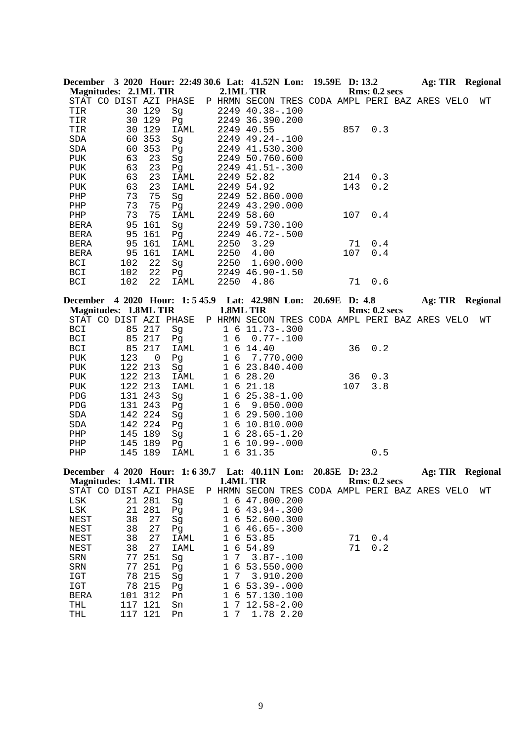**December 3 2020 Hour: 22:49 30.6 Lat: 41.52N Lon: 19.59E D: 13.2 Ag: TIR Regional**
**Magnitudes: 2.1ML TIR 2.1ML TIR Rms: 0.2 secs**

| STAT | CO | DIST | AZI | PHASE | P | HRMN | SECON | TRES | CODA | AMPL | PERI | BAZ | ARES | VELO | WT |
|---|---|---|---|---|---|---|---|---|---|---|---|---|---|---|---|
| TIR | | 30 | 129 | Sg | | 2249 | 40.38 | -.100 | | | | | | | |
| TIR | | 30 | 129 | Pg | | 2249 | 36.39 | 0.200 | | | | | | | |
| TIR | | 30 | 129 | IAML | | 2249 | 40.55 | | | 857 | 0.3 | | | | |
| SDA | | 60 | 353 | Sg | | 2249 | 49.24 | -.100 | | | | | | | |
| SDA | | 60 | 353 | Pg | | 2249 | 41.53 | 0.300 | | | | | | | |
| PUK | | 63 | 23 | Sg | | 2249 | 50.76 | 0.600 | | | | | | | |
| PUK | | 63 | 23 | Pg | | 2249 | 41.51 | -.300 | | | | | | | |
| PUK | | 63 | 23 | IAML | | 2249 | 52.82 | | | 214 | 0.3 | | | | |
| PUK | | 63 | 23 | IAML | | 2249 | 54.92 | | | 143 | 0.2 | | | | |
| PHP | | 73 | 75 | Sg | | 2249 | 52.86 | 0.000 | | | | | | | |
| PHP | | 73 | 75 | Pg | | 2249 | 43.29 | 0.000 | | | | | | | |
| PHP | | 73 | 75 | IAML | | 2249 | 58.60 | | | 107 | 0.4 | | | | |
| BERA | | 95 | 161 | Sg | | 2249 | 59.73 | 0.100 | | | | | | | |
| BERA | | 95 | 161 | Pg | | 2249 | 46.72 | -.500 | | | | | | | |
| BERA | | 95 | 161 | IAML | | 2250 | 3.29 | | | 71 | 0.4 | | | | |
| BERA | | 95 | 161 | IAML | | 2250 | 4.00 | | | 107 | 0.4 | | | | |
| BCI | | 102 | 22 | Sg | | 2250 | 1.69 | 0.000 | | | | | | | |
| BCI | | 102 | 22 | Pg | | 2249 | 46.90 | -1.50 | | | | | | | |
| BCI | | 102 | 22 | IAML | | 2250 | 4.86 | | | 71 | 0.6 | | | | |

**December 4 2020 Hour: 1: 5 45.9 Lat: 42.98N Lon: 20.69E D: 4.8 Ag: TIR Regional**
**Magnitudes: 1.8ML TIR 1.8ML TIR Rms: 0.2 secs**

| STAT | CO | DIST | AZI | PHASE | P | HRMN | SECON | TRES | CODA | AMPL | PERI | BAZ | ARES | VELO | WT |
|---|---|---|---|---|---|---|---|---|---|---|---|---|---|---|---|
| BCI | | 85 | 217 | Sg | | 1 6 | 11.73 | -.300 | | | | | | | |
| BCI | | 85 | 217 | Pg | | 1 6 | 0.77 | -.100 | | | | | | | |
| BCI | | 85 | 217 | IAML | | 1 6 | 14.40 | | | 36 | 0.2 | | | | |
| PUK | | 123 | 0 | Pg | | 1 6 | 7.77 | 0.000 | | | | | | | |
| PUK | | 122 | 213 | Sg | | 1 6 | 23.84 | 0.400 | | | | | | | |
| PUK | | 122 | 213 | IAML | | 1 6 | 28.20 | | | 36 | 0.3 | | | | |
| PUK | | 122 | 213 | IAML | | 1 6 | 21.18 | | | 107 | 3.8 | | | | |
| PDG | | 131 | 243 | Sg | | 1 6 | 25.38 | -1.00 | | | | | | | |
| PDG | | 131 | 243 | Pg | | 1 6 | 9.05 | 0.000 | | | | | | | |
| SDA | | 142 | 224 | Sg | | 1 6 | 29.50 | 0.100 | | | | | | | |
| SDA | | 142 | 224 | Pg | | 1 6 | 10.81 | 0.000 | | | | | | | |
| PHP | | 145 | 189 | Sg | | 1 6 | 28.65 | -1.20 | | | | | | | |
| PHP | | 145 | 189 | Pg | | 1 6 | 10.99 | -.000 | | | | | | | |
| PHP | | 145 | 189 | IAML | | 1 6 | 31.35 | | | | 0.5 | | | | |

**December 4 2020 Hour: 1: 6 39.7 Lat: 40.11N Lon: 20.85E D: 23.2 Ag: TIR Regional**
**Magnitudes: 1.4ML TIR 1.4ML TIR Rms: 0.2 secs**

| STAT | CO | DIST | AZI | PHASE | P | HRMN | SECON | TRES | CODA | AMPL | PERI | BAZ | ARES | VELO | WT |
|---|---|---|---|---|---|---|---|---|---|---|---|---|---|---|---|
| LSK | | 21 | 281 | Sg | | 1 6 | 47.80 | 0.200 | | | | | | | |
| LSK | | 21 | 281 | Pg | | 1 6 | 43.94 | -.300 | | | | | | | |
| NEST | | 38 | 27 | Sg | | 1 6 | 52.60 | 0.300 | | | | | | | |
| NEST | | 38 | 27 | Pg | | 1 6 | 46.65 | -.300 | | | | | | | |
| NEST | | 38 | 27 | IAML | | 1 6 | 53.85 | | | 71 | 0.4 | | | | |
| NEST | | 38 | 27 | IAML | | 1 6 | 54.89 | | | 71 | 0.2 | | | | |
| SRN | | 77 | 251 | Sg | | 1 7 | 3.87 | -.100 | | | | | | | |
| SRN | | 77 | 251 | Pg | | 1 6 | 53.55 | 0.000 | | | | | | | |
| IGT | | 78 | 215 | Sg | | 1 7 | 3.91 | 0.200 | | | | | | | |
| IGT | | 78 | 215 | Pg | | 1 6 | 53.39 | -.000 | | | | | | | |
| BERA | | 101 | 312 | Pn | | 1 6 | 57.13 | 0.100 | | | | | | | |
| THL | | 117 | 121 | Sn | | 1 7 | 12.58 | -2.00 | | | | | | | |
| THL | | 117 | 121 | Pn | | 1 7 | 1.78 | 2.20 | | | | | | | |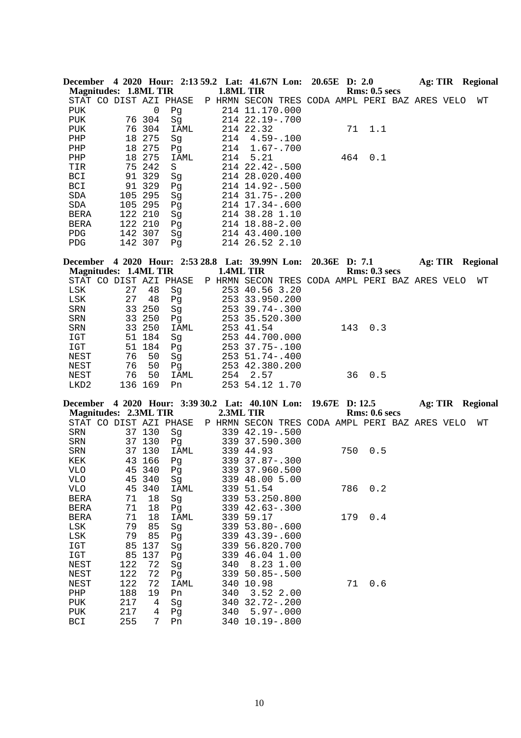**December 4 2020 Hour: 2:13 59.2 Lat: 41.67N Lon: 20.65E D: 2.0 Ag: TIR Regional**
**Magnitudes: 1.8ML TIR 1.8ML TIR Rms: 0.5 secs**

| STAT | CO | DIST | AZI | PHASE | P | HRMN | SECON | TRES | CODA | AMPL | PERI | BAZ | ARES | VELO | WT |
|---|---|---|---|---|---|---|---|---|---|---|---|---|---|---|---|
| PUK | | | 0 | Pg | | 214 | 11.17 | 0.000 | | | | | | | |
| PUK | | 76 | 304 | Sg | | 214 | 22.19 | -.700 | | | | | | | |
| PUK | | 76 | 304 | IAML | | 214 | 22.32 | | | 71 | 1.1 | | | | |
| PHP | | 18 | 275 | Sg | | 214 | 4.59 | -.100 | | | | | | | |
| PHP | | 18 | 275 | Pg | | 214 | 1.67 | -.700 | | | | | | | |
| PHP | | 18 | 275 | IAML | | 214 | 5.21 | | | 464 | 0.1 | | | | |
| TIR | | 75 | 242 | S | | 214 | 22.42 | -.500 | | | | | | | |
| BCI | | 91 | 329 | Sg | | 214 | 28.02 | 0.400 | | | | | | | |
| BCI | | 91 | 329 | Pg | | 214 | 14.92 | -.500 | | | | | | | |
| SDA | | 105 | 295 | Sg | | 214 | 31.75 | -.200 | | | | | | | |
| SDA | | 105 | 295 | Pg | | 214 | 17.34 | -.600 | | | | | | | |
| BERA | | 122 | 210 | Sg | | 214 | 38.28 | 1.10 | | | | | | | |
| BERA | | 122 | 210 | Pg | | 214 | 18.88 | -2.00 | | | | | | | |
| PDG | | 142 | 307 | Sg | | 214 | 43.40 | 0.100 | | | | | | | |
| PDG | | 142 | 307 | Pg | | 214 | 26.52 | 2.10 | | | | | | | |

**December 4 2020 Hour: 2:53 28.8 Lat: 39.99N Lon: 20.36E D: 7.1 Ag: TIR Regional**
**Magnitudes: 1.4ML TIR 1.4ML TIR Rms: 0.3 secs**

| STAT | CO | DIST | AZI | PHASE | P | HRMN | SECON | TRES | CODA | AMPL | PERI | BAZ | ARES | VELO | WT |
|---|---|---|---|---|---|---|---|---|---|---|---|---|---|---|---|
| LSK | | 27 | 48 | Sg | | 253 | 40.56 | 3.20 | | | | | | | |
| LSK | | 27 | 48 | Pg | | 253 | 33.95 | 0.200 | | | | | | | |
| SRN | | 33 | 250 | Sg | | 253 | 39.74 | -.300 | | | | | | | |
| SRN | | 33 | 250 | Pg | | 253 | 35.52 | 0.300 | | | | | | | |
| SRN | | 33 | 250 | IAML | | 253 | 41.54 | | | 143 | 0.3 | | | | |
| IGT | | 51 | 184 | Sg | | 253 | 44.70 | 0.000 | | | | | | | |
| IGT | | 51 | 184 | Pg | | 253 | 37.75 | -.100 | | | | | | | |
| NEST | | 76 | 50 | Sg | | 253 | 51.74 | -.400 | | | | | | | |
| NEST | | 76 | 50 | Pg | | 253 | 42.38 | 0.200 | | | | | | | |
| NEST | | 76 | 50 | IAML | | 254 | 2.57 | | | 36 | 0.5 | | | | |
| LKD2 | | 136 | 169 | Pn | | 253 | 54.12 | 1.70 | | | | | | | |

**December 4 2020 Hour: 3:39 30.2 Lat: 40.10N Lon: 19.67E D: 12.5 Ag: TIR Regional**
**Magnitudes: 2.3ML TIR 2.3ML TIR Rms: 0.6 secs**

| STAT | CO | DIST | AZI | PHASE | P | HRMN | SECON | TRES | CODA | AMPL | PERI | BAZ | ARES | VELO | WT |
|---|---|---|---|---|---|---|---|---|---|---|---|---|---|---|---|
| SRN | | 37 | 130 | Sg | | 339 | 42.19 | -.500 | | | | | | | |
| SRN | | 37 | 130 | Pg | | 339 | 37.59 | 0.300 | | | | | | | |
| SRN | | 37 | 130 | IAML | | 339 | 44.93 | | | 750 | 0.5 | | | | |
| KEK | | 43 | 166 | Pg | | 339 | 37.87 | -.300 | | | | | | | |
| VLO | | 45 | 340 | Pg | | 339 | 37.96 | 0.500 | | | | | | | |
| VLO | | 45 | 340 | Sg | | 339 | 48.00 | 5.00 | | | | | | | |
| VLO | | 45 | 340 | IAML | | 339 | 51.54 | | | 786 | 0.2 | | | | |
| BERA | | 71 | 18 | Sg | | 339 | 53.25 | 0.800 | | | | | | | |
| BERA | | 71 | 18 | Pg | | 339 | 42.63 | -.300 | | | | | | | |
| BERA | | 71 | 18 | IAML | | 339 | 59.17 | | | 179 | 0.4 | | | | |
| LSK | | 79 | 85 | Sg | | 339 | 53.80 | -.600 | | | | | | | |
| LSK | | 79 | 85 | Pg | | 339 | 43.39 | -.600 | | | | | | | |
| IGT | | 85 | 137 | Sg | | 339 | 56.82 | 0.700 | | | | | | | |
| IGT | | 85 | 137 | Pg | | 339 | 46.04 | 1.00 | | | | | | | |
| NEST | | 122 | 72 | Sg | | 340 | 8.23 | 1.00 | | | | | | | |
| NEST | | 122 | 72 | Pg | | 339 | 50.85 | -.500 | | | | | | | |
| NEST | | 122 | 72 | IAML | | 340 | 10.98 | | | 71 | 0.6 | | | | |
| PHP | | 188 | 19 | Pn | | 340 | 3.52 | 2.00 | | | | | | | |
| PUK | | 217 | 4 | Sg | | 340 | 32.72 | -.200 | | | | | | | |
| PUK | | 217 | 4 | Pg | | 340 | 5.97 | -.000 | | | | | | | |
| BCI | | 255 | 7 | Pn | | 340 | 10.19 | -.800 | | | | | | | |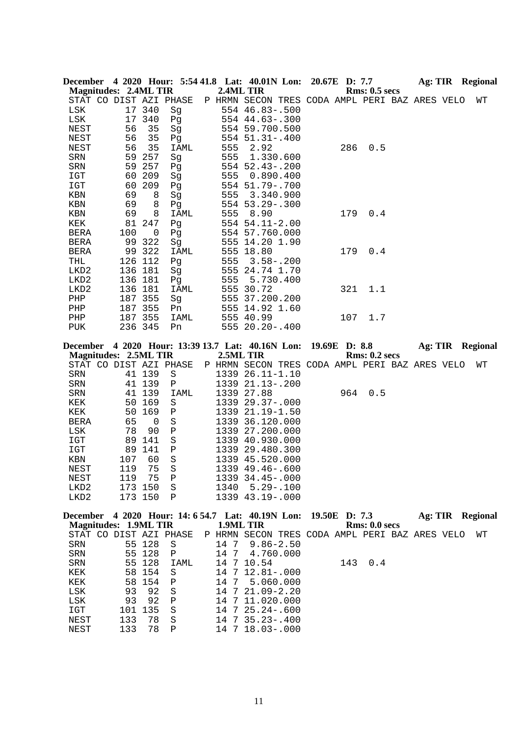**December 4 2020 Hour: 5:54 41.8 Lat: 40.01N Lon: 20.67E D: 7.7 Ag: TIR Regional**
**Magnitudes: 2.4ML TIR 2.4ML TIR Rms: 0.5 secs**

| STAT | CO | DIST | AZI | PHASE | P | HRMN | SECON | TRES | CODA | AMPL | PERI | BAZ | ARES | VELO | WT |
|---|---|---|---|---|---|---|---|---|---|---|---|---|---|---|---|
| LSK | | 17 | 340 | Sg | | 554 | 46.83 | -.500 | | | | | | | |
| LSK | | 17 | 340 | Pg | | 554 | 44.63 | -.300 | | | | | | | |
| NEST | | 56 | 35 | Sg | | 554 | 59.70 | 0.500 | | | | | | | |
| NEST | | 56 | 35 | Pg | | 554 | 51.31 | -.400 | | | | | | | |
| NEST | | 56 | 35 | IAML | | 555 | 2.92 | | | 286 | 0.5 | | | | |
| SRN | | 59 | 257 | Sg | | 555 | 1.33 | 0.600 | | | | | | | |
| SRN | | 59 | 257 | Pg | | 554 | 52.43 | -.200 | | | | | | | |
| IGT | | 60 | 209 | Sg | | 555 | 0.89 | 0.400 | | | | | | | |
| IGT | | 60 | 209 | Pg | | 554 | 51.79 | -.700 | | | | | | | |
| KBN | | 69 | 8 | Sg | | 555 | 3.34 | 0.900 | | | | | | | |
| KBN | | 69 | 8 | Pg | | 554 | 53.29 | -.300 | | | | | | | |
| KBN | | 69 | 8 | IAML | | 555 | 8.90 | | | 179 | 0.4 | | | | |
| KEK | | 81 | 247 | Pg | | 554 | 54.11 | -2.00 | | | | | | | |
| BERA | | 100 | 0 | Pg | | 554 | 57.76 | 0.000 | | | | | | | |
| BERA | | 99 | 322 | Sg | | 555 | 14.20 | 1.90 | | | | | | | |
| BERA | | 99 | 322 | IAML | | 555 | 18.80 | | | 179 | 0.4 | | | | |
| THL | | 126 | 112 | Pg | | 555 | 3.58 | -.200 | | | | | | | |
| LKD2 | | 136 | 181 | Sg | | 555 | 24.74 | 1.70 | | | | | | | |
| LKD2 | | 136 | 181 | Pg | | 555 | 5.73 | 0.400 | | | | | | | |
| LKD2 | | 136 | 181 | IAML | | 555 | 30.72 | | | 321 | 1.1 | | | | |
| PHP | | 187 | 355 | Sg | | 555 | 37.20 | 0.200 | | | | | | | |
| PHP | | 187 | 355 | Pn | | 555 | 14.92 | 1.60 | | | | | | | |
| PHP | | 187 | 355 | IAML | | 555 | 40.99 | | | 107 | 1.7 | | | | |
| PUK | | 236 | 345 | Pn | | 555 | 20.20 | -.400 | | | | | | | |

**December 4 2020 Hour: 13:39 13.7 Lat: 40.16N Lon: 19.69E D: 8.8 Ag: TIR Regional**
**Magnitudes: 2.5ML TIR 2.5ML TIR Rms: 0.2 secs**

| STAT | CO | DIST | AZI | PHASE | P | HRMN | SECON | TRES | CODA | AMPL | PERI | BAZ | ARES | VELO | WT |
|---|---|---|---|---|---|---|---|---|---|---|---|---|---|---|---|
| SRN | | 41 | 139 | S | | 1339 | 26.11 | -1.10 | | | | | | | |
| SRN | | 41 | 139 | P | | 1339 | 21.13 | -.200 | | | | | | | |
| SRN | | 41 | 139 | IAML | | 1339 | 27.88 | | | 964 | 0.5 | | | | |
| KEK | | 50 | 169 | S | | 1339 | 29.37 | -.000 | | | | | | | |
| KEK | | 50 | 169 | P | | 1339 | 21.19 | -1.50 | | | | | | | |
| BERA | | 65 | 0 | S | | 1339 | 36.12 | 0.000 | | | | | | | |
| LSK | | 78 | 90 | P | | 1339 | 27.20 | 0.000 | | | | | | | |
| IGT | | 89 | 141 | S | | 1339 | 40.93 | 0.000 | | | | | | | |
| IGT | | 89 | 141 | P | | 1339 | 29.48 | 0.300 | | | | | | | |
| KBN | | 107 | 60 | S | | 1339 | 45.52 | 0.000 | | | | | | | |
| NEST | | 119 | 75 | S | | 1339 | 49.46 | -.600 | | | | | | | |
| NEST | | 119 | 75 | P | | 1339 | 34.45 | -.000 | | | | | | | |
| LKD2 | | 173 | 150 | S | | 1340 | 5.29 | -.100 | | | | | | | |
| LKD2 | | 173 | 150 | P | | 1339 | 43.19 | -.000 | | | | | | | |

**December 4 2020 Hour: 14: 6 54.7 Lat: 40.19N Lon: 19.50E D: 7.3 Ag: TIR Regional**
**Magnitudes: 1.9ML TIR 1.9ML TIR Rms: 0.0 secs**

| STAT | CO | DIST | AZI | PHASE | P | HRMN | SECON | TRES | CODA | AMPL | PERI | BAZ | ARES | VELO | WT |
|---|---|---|---|---|---|---|---|---|---|---|---|---|---|---|---|
| SRN | | 55 | 128 | S | | 14 7 | 9.86 | -2.50 | | | | | | | |
| SRN | | 55 | 128 | P | | 14 7 | 4.76 | 0.000 | | | | | | | |
| SRN | | 55 | 128 | IAML | | 14 7 | 10.54 | | | 143 | 0.4 | | | | |
| KEK | | 58 | 154 | S | | 14 7 | 12.81 | -.000 | | | | | | | |
| KEK | | 58 | 154 | P | | 14 7 | 5.06 | 0.000 | | | | | | | |
| LSK | | 93 | 92 | S | | 14 7 | 21.09 | -2.20 | | | | | | | |
| LSK | | 93 | 92 | P | | 14 7 | 11.02 | 0.000 | | | | | | | |
| IGT | | 101 | 135 | S | | 14 7 | 25.24 | -.600 | | | | | | | |
| NEST | | 133 | 78 | S | | 14 7 | 35.23 | -.400 | | | | | | | |
| NEST | | 133 | 78 | P | | 14 7 | 18.03 | -.000 | | | | | | | |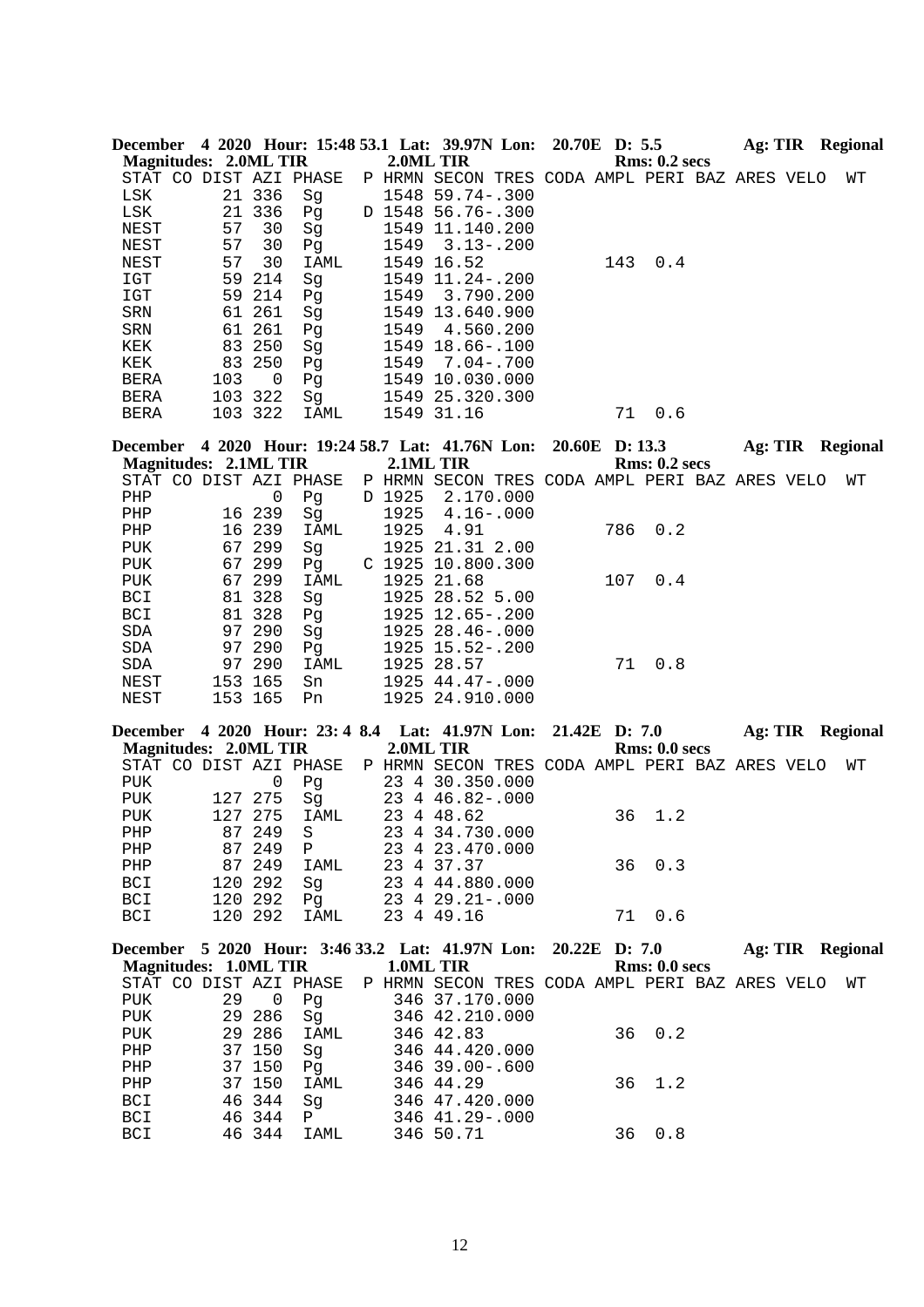**December 4 2020 Hour: 15:48 53.1 Lat: 39.97N Lon: 20.70E D: 5.5 Ag: TIR Regional**
**Magnitudes: 2.0ML TIR 2.0ML TIR Rms: 0.2 secs**

| STAT | CO | DIST | AZI | PHASE | P | HRMN | SECON | TRES | CODA | AMPL | PERI | BAZ | ARES | VELO | WT |
|---|---|---|---|---|---|---|---|---|---|---|---|---|---|---|---|
| LSK | | 21 | 336 | Sg | | 1548 | 59.74 | -.300 | | | | | | | |
| LSK | | 21 | 336 | Pg | D | 1548 | 56.76 | -.300 | | | | | | | |
| NEST | | 57 | 30 | Sg | | 1549 | 11.14 | 0.200 | | | | | | | |
| NEST | | 57 | 30 | Pg | | 1549 | 3.13 | -.200 | | | | | | | |
| NEST | | 57 | 30 | IAML | | 1549 | 16.52 | | | 143 | 0.4 | | | | |
| IGT | | 59 | 214 | Sg | | 1549 | 11.24 | -.200 | | | | | | | |
| IGT | | 59 | 214 | Pg | | 1549 | 3.79 | 0.200 | | | | | | | |
| SRN | | 61 | 261 | Sg | | 1549 | 13.64 | 0.900 | | | | | | | |
| SRN | | 61 | 261 | Pg | | 1549 | 4.56 | 0.200 | | | | | | | |
| KEK | | 83 | 250 | Sg | | 1549 | 18.66 | -.100 | | | | | | | |
| KEK | | 83 | 250 | Pg | | 1549 | 7.04 | -.700 | | | | | | | |
| BERA | | 103 | 0 | Pg | | 1549 | 10.03 | 0.000 | | | | | | | |
| BERA | | 103 | 322 | Sg | | 1549 | 25.32 | 0.300 | | | | | | | |
| BERA | | 103 | 322 | IAML | | 1549 | 31.16 | | | 71 | 0.6 | | | | |

**December 4 2020 Hour: 19:24 58.7 Lat: 41.76N Lon: 20.60E D: 13.3 Ag: TIR Regional**
**Magnitudes: 2.1ML TIR 2.1ML TIR Rms: 0.2 secs**

| STAT | CO | DIST | AZI | PHASE | P | HRMN | SECON | TRES | CODA | AMPL | PERI | BAZ | ARES | VELO | WT |
|---|---|---|---|---|---|---|---|---|---|---|---|---|---|---|---|
| PHP | | | 0 | Pg | D | 1925 | 2.17 | 0.000 | | | | | | | |
| PHP | | 16 | 239 | Sg | | 1925 | 4.16 | -.000 | | | | | | | |
| PHP | | 16 | 239 | IAML | | 1925 | 4.91 | | | 786 | 0.2 | | | | |
| PUK | | 67 | 299 | Sg | | 1925 | 21.31 | 2.00 | | | | | | | |
| PUK | | 67 | 299 | Pg | C | 1925 | 10.80 | 0.300 | | | | | | | |
| PUK | | 67 | 299 | IAML | | 1925 | 21.68 | | | 107 | 0.4 | | | | |
| BCI | | 81 | 328 | Sg | | 1925 | 28.52 | 5.00 | | | | | | | |
| BCI | | 81 | 328 | Pg | | 1925 | 12.65 | -.200 | | | | | | | |
| SDA | | 97 | 290 | Sg | | 1925 | 28.46 | -.000 | | | | | | | |
| SDA | | 97 | 290 | Pg | | 1925 | 15.52 | -.200 | | | | | | | |
| SDA | | 97 | 290 | IAML | | 1925 | 28.57 | | | 71 | 0.8 | | | | |
| NEST | | 153 | 165 | Sn | | 1925 | 44.47 | -.000 | | | | | | | |
| NEST | | 153 | 165 | Pn | | 1925 | 24.91 | 0.000 | | | | | | | |

**December 4 2020 Hour: 23: 4 8.4 Lat: 41.97N Lon: 21.42E D: 7.0 Ag: TIR Regional**
**Magnitudes: 2.0ML TIR 2.0ML TIR Rms: 0.0 secs**

| STAT | CO | DIST | AZI | PHASE | P | HRMN | SECON | TRES | CODA | AMPL | PERI | BAZ | ARES | VELO | WT |
|---|---|---|---|---|---|---|---|---|---|---|---|---|---|---|---|
| PUK | | | 0 | Pg | | 23 4 | 30.35 | 0.000 | | | | | | | |
| PUK | | 127 | 275 | Sg | | 23 4 | 46.82 | -.000 | | | | | | | |
| PUK | | 127 | 275 | IAML | | 23 4 | 48.62 | | | 36 | 1.2 | | | | |
| PHP | | 87 | 249 | S | | 23 4 | 34.73 | 0.000 | | | | | | | |
| PHP | | 87 | 249 | P | | 23 4 | 23.47 | 0.000 | | | | | | | |
| PHP | | 87 | 249 | IAML | | 23 4 | 37.37 | | | 36 | 0.3 | | | | |
| BCI | | 120 | 292 | Sg | | 23 4 | 44.88 | 0.000 | | | | | | | |
| BCI | | 120 | 292 | Pg | | 23 4 | 29.21 | -.000 | | | | | | | |
| BCI | | 120 | 292 | IAML | | 23 4 | 49.16 | | | 71 | 0.6 | | | | |

**December 5 2020 Hour: 3:46 33.2 Lat: 41.97N Lon: 20.22E D: 7.0 Ag: TIR Regional**
**Magnitudes: 1.0ML TIR 1.0ML TIR Rms: 0.0 secs**

| STAT | CO | DIST | AZI | PHASE | P | HRMN | SECON | TRES | CODA | AMPL | PERI | BAZ | ARES | VELO | WT |
|---|---|---|---|---|---|---|---|---|---|---|---|---|---|---|---|
| PUK | | 29 | 0 | Pg | | 346 | 37.17 | 0.000 | | | | | | | |
| PUK | | 29 | 286 | Sg | | 346 | 42.21 | 0.000 | | | | | | | |
| PUK | | 29 | 286 | IAML | | 346 | 42.83 | | | 36 | 0.2 | | | | |
| PHP | | 37 | 150 | Sg | | 346 | 44.42 | 0.000 | | | | | | | |
| PHP | | 37 | 150 | Pg | | 346 | 39.00 | -.600 | | | | | | | |
| PHP | | 37 | 150 | IAML | | 346 | 44.29 | | | 36 | 1.2 | | | | |
| BCI | | 46 | 344 | Sg | | 346 | 47.42 | 0.000 | | | | | | | |
| BCI | | 46 | 344 | P | | 346 | 41.29 | -.000 | | | | | | | |
| BCI | | 46 | 344 | IAML | | 346 | 50.71 | | | 36 | 0.8 | | | | |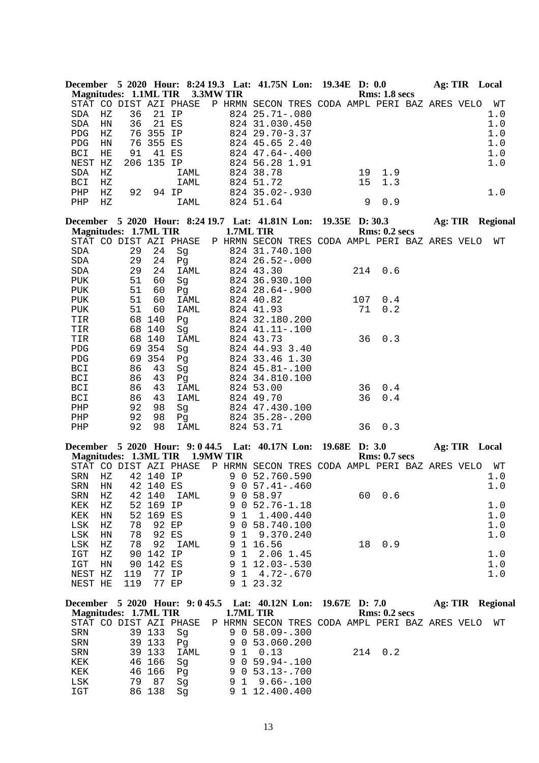**December 5 2020 Hour: 8:24 19.3 Lat: 41.75N Lon: 19.34E D: 0.0 Ag: TIR Local**
**Magnitudes: 1.1ML TIR 3.3MW TIR Rms: 1.8 secs**

| STAT | CO | DIST | AZI | PHASE | P | HRMN | SECON | TRES | CODA | AMPL | PERI | BAZ | ARES | VELO | WT |
|---|---|---|---|---|---|---|---|---|---|---|---|---|---|---|---|
| SDA | HZ | 36 | 21 | IP | | 824 | 25.71 | -.080 | | | | | | | 1.0 |
| SDA | HN | 36 | 21 | ES | | 824 | 31.03 | 0.450 | | | | | | | 1.0 |
| PDG | HZ | 76 | 355 | IP | | 824 | 29.70 | -3.37 | | | | | | | 1.0 |
| PDG | HN | 76 | 355 | ES | | 824 | 45.65 | 2.40 | | | | | | | 1.0 |
| BCI | HE | 91 | 41 | ES | | 824 | 47.64 | -.400 | | | | | | | 1.0 |
| NEST | HZ | 206 | 135 | IP | | 824 | 56.28 | 1.91 | | | | | | | 1.0 |
| SDA | HZ | | | IAML | | 824 | 38.78 | | | 19 | 1.9 | | | | |
| BCI | HZ | | | IAML | | 824 | 51.72 | | | 15 | 1.3 | | | | |
| PHP | HZ | 92 | 94 | IP | | 824 | 35.02 | -.930 | | | | | | | 1.0 |
| PHP | HZ | | | IAML | | 824 | 51.64 | | | 9 | 0.9 | | | | |

**December 5 2020 Hour: 8:24 19.7 Lat: 41.81N Lon: 19.35E D: 30.3 Ag: TIR Regional**
**Magnitudes: 1.7ML TIR 1.7ML TIR Rms: 0.2 secs**

| STAT | CO | DIST | AZI | PHASE | P | HRMN | SECON | TRES | CODA | AMPL | PERI | BAZ | ARES | VELO | WT |
|---|---|---|---|---|---|---|---|---|---|---|---|---|---|---|---|
| SDA | | 29 | 24 | Sg | | 824 | 31.74 | 0.100 | | | | | | | |
| SDA | | 29 | 24 | Pg | | 824 | 26.52 | -.000 | | | | | | | |
| SDA | | 29 | 24 | IAML | | 824 | 43.30 | | | 214 | 0.6 | | | | |
| PUK | | 51 | 60 | Sg | | 824 | 36.93 | 0.100 | | | | | | | |
| PUK | | 51 | 60 | Pg | | 824 | 28.64 | -.900 | | | | | | | |
| PUK | | 51 | 60 | IAML | | 824 | 40.82 | | | 107 | 0.4 | | | | |
| PUK | | 51 | 60 | IAML | | 824 | 41.93 | | | 71 | 0.2 | | | | |
| TIR | | 68 | 140 | Pg | | 824 | 32.18 | 0.200 | | | | | | | |
| TIR | | 68 | 140 | Sg | | 824 | 41.11 | -.100 | | | | | | | |
| TIR | | 68 | 140 | IAML | | 824 | 43.73 | | | 36 | 0.3 | | | | |
| PDG | | 69 | 354 | Sg | | 824 | 44.93 | 3.40 | | | | | | | |
| PDG | | 69 | 354 | Pg | | 824 | 33.46 | 1.30 | | | | | | | |
| BCI | | 86 | 43 | Sg | | 824 | 45.81 | -.100 | | | | | | | |
| BCI | | 86 | 43 | Pg | | 824 | 34.81 | 0.100 | | | | | | | |
| BCI | | 86 | 43 | IAML | | 824 | 53.00 | | | 36 | 0.4 | | | | |
| BCI | | 86 | 43 | IAML | | 824 | 49.70 | | | 36 | 0.4 | | | | |
| PHP | | 92 | 98 | Sg | | 824 | 47.43 | 0.100 | | | | | | | |
| PHP | | 92 | 98 | Pg | | 824 | 35.28 | -.200 | | | | | | | |
| PHP | | 92 | 98 | IAML | | 824 | 53.71 | | | 36 | 0.3 | | | | |

**December 5 2020 Hour: 9: 0 44.5 Lat: 40.17N Lon: 19.68E D: 3.0 Ag: TIR Local**
**Magnitudes: 1.3ML TIR 1.9MW TIR Rms: 0.7 secs**

| STAT | CO | DIST | AZI | PHASE | P | HRMN | SECON | TRES | CODA | AMPL | PERI | BAZ | ARES | VELO | WT |
|---|---|---|---|---|---|---|---|---|---|---|---|---|---|---|---|
| SRN | HZ | 42 | 140 | IP | | 9 0 | 52.76 | 0.590 | | | | | | | 1.0 |
| SRN | HN | 42 | 140 | ES | | 9 0 | 57.41 | -.460 | | | | | | | 1.0 |
| SRN | HZ | 42 | 140 | IAML | | 9 0 | 58.97 | | | 60 | 0.6 | | | | |
| KEK | HZ | 52 | 169 | IP | | 9 0 | 52.76 | -1.18 | | | | | | | 1.0 |
| KEK | HN | 52 | 169 | ES | | 9 1 | 1.40 | 0.440 | | | | | | | 1.0 |
| LSK | HZ | 78 | 92 | EP | | 9 0 | 58.74 | 0.100 | | | | | | | 1.0 |
| LSK | HN | 78 | 92 | ES | | 9 1 | 9.37 | 0.240 | | | | | | | 1.0 |
| LSK | HZ | 78 | 92 | IAML | | 9 1 | 16.56 | | | 18 | 0.9 | | | | |
| IGT | HZ | 90 | 142 | IP | | 9 1 | 2.06 | 1.45 | | | | | | | 1.0 |
| IGT | HN | 90 | 142 | ES | | 9 1 | 12.03 | -.530 | | | | | | | 1.0 |
| NEST | HZ | 119 | 77 | IP | | 9 1 | 4.72 | -.670 | | | | | | | 1.0 |
| NEST | HE | 119 | 77 | EP | | 9 1 | 23.32 | | | | | | | | |

**December 5 2020 Hour: 9: 0 45.5 Lat: 40.12N Lon: 19.67E D: 7.0 Ag: TIR Regional**
**Magnitudes: 1.7ML TIR 1.7ML TIR Rms: 0.2 secs**

| STAT | CO | DIST | AZI | PHASE | P | HRMN | SECON | TRES | CODA | AMPL | PERI | BAZ | ARES | VELO | WT |
|---|---|---|---|---|---|---|---|---|---|---|---|---|---|---|---|
| SRN | | 39 | 133 | Sg | | 9 0 | 58.09 | -.300 | | | | | | | |
| SRN | | 39 | 133 | Pg | | 9 0 | 53.06 | 0.200 | | | | | | | |
| SRN | | 39 | 133 | IAML | | 9 1 | 0.13 | | | 214 | 0.2 | | | | |
| KEK | | 46 | 166 | Sg | | 9 0 | 59.94 | -.100 | | | | | | | |
| KEK | | 46 | 166 | Pg | | 9 0 | 53.13 | -.700 | | | | | | | |
| LSK | | 79 | 87 | Sg | | 9 1 | 9.66 | -.100 | | | | | | | |
| IGT | | 86 | 138 | Sg | | 9 1 | 12.40 | 0.400 | | | | | | | |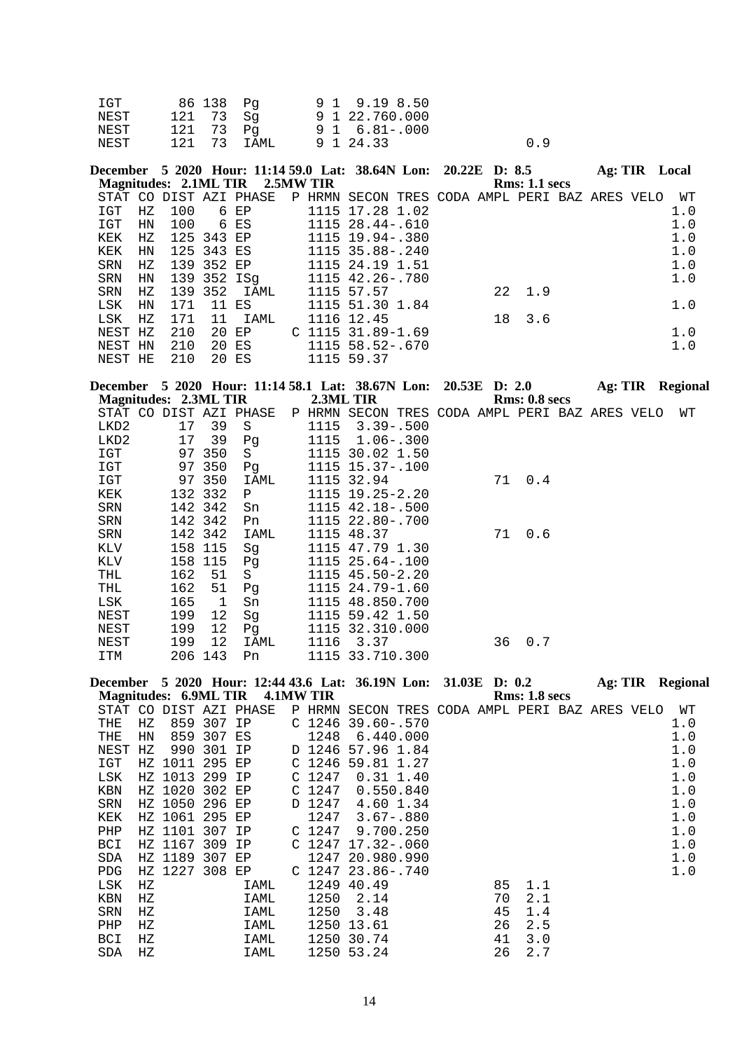```
IGT       86 138  Pg         9 1  9.19 8.50
NEST     121  73  Sg         9 1 22.760.000
NEST     121  73  Pg         9 1  6.81-.000
NEST     121  73  IAML       9 1 24.33                  0.9
```

**December 5 2020 Hour: 11:14 59.0 Lat: 38.64N Lon: 20.22E D: 8.5 Ag: TIR Local**
**Magnitudes: 2.1ML TIR 2.5MW TIR Rms: 1.1 secs**

```
STAT CO DIST AZI PHASE  P HRMN SECON TRES CODA AMPL PERI BAZ ARES VELO  WT
IGT  HZ  100   6 EP       1115 17.28 1.02                               1.0
IGT  HN  100   6 ES       1115 28.44-.610                               1.0
KEK  HZ  125 343 EP       1115 19.94-.380                               1.0
KEK  HN  125 343 ES       1115 35.88-.240                               1.0
SRN  HZ  139 352 EP       1115 24.19 1.51                               1.0
SRN  HN  139 352 ISg      1115 42.26-.780                               1.0
SRN  HZ  139 352  IAML    1115 57.57           22  1.9
LSK  HN  171  11 ES       1115 51.30 1.84                               1.0
LSK  HZ  171  11  IAML    1116 12.45           18  3.6
NEST HZ  210  20 EP     C 1115 31.89-1.69                               1.0
NEST HN  210  20 ES       1115 58.52-.670                               1.0
NEST HE  210  20 ES       1115 59.37
```

**December 5 2020 Hour: 11:14 58.1 Lat: 38.67N Lon: 20.53E D: 2.0 Ag: TIR Regional**
**Magnitudes: 2.3ML TIR 2.3ML TIR Rms: 0.8 secs**

```
STAT CO DIST AZI PHASE  P HRMN SECON TRES CODA AMPL PERI BAZ ARES VELO  WT
LKD2      17  39  S       1115  3.39-.500
LKD2      17  39  Pg      1115  1.06-.300
IGT       97 350  S       1115 30.02 1.50
IGT       97 350  Pg      1115 15.37-.100
IGT       97 350  IAML    1115 32.94           71  0.4
KEK      132 332  P       1115 19.25-2.20
SRN      142 342  Sn      1115 42.18-.500
SRN      142 342  Pn      1115 22.80-.700
SRN      142 342  IAML    1115 48.37           71  0.6
KLV      158 115  Sg      1115 47.79 1.30
KLV      158 115  Pg      1115 25.64-.100
THL      162  51  S       1115 45.50-2.20
THL      162  51  Pg      1115 24.79-1.60
LSK      165   1  Sn      1115 48.850.700
NEST     199  12  Sg      1115 59.42 1.50
NEST     199  12  Pg      1115 32.310.000
NEST     199  12  IAML    1116  3.37           36  0.7
ITM      206 143  Pn      1115 33.710.300
```

**December 5 2020 Hour: 12:44 43.6 Lat: 36.19N Lon: 31.03E D: 0.2 Ag: TIR Regional**
**Magnitudes: 6.9ML TIR 4.1MW TIR Rms: 1.8 secs**

```
STAT CO DIST AZI PHASE  P HRMN SECON TRES CODA AMPL PERI BAZ ARES VELO  WT
THE  HZ  859 307 IP     C 1246 39.60-.570                               1.0
THE  HN  859 307 ES       1248  6.440.000                               1.0
NEST HZ  990 301 IP     D 1246 57.96 1.84                               1.0
IGT  HZ 1011 295 EP     C 1246 59.81 1.27                               1.0
LSK  HZ 1013 299 IP     C 1247  0.31 1.40                               1.0
KBN  HZ 1020 302 EP     C 1247  0.550.840                               1.0
SRN  HZ 1050 296 EP     D 1247  4.60 1.34                               1.0
KEK  HZ 1061 295 EP       1247  3.67-.880                               1.0
PHP  HZ 1101 307 IP     C 1247  9.700.250                               1.0
BCI  HZ 1167 309 IP     C 1247 17.32-.060                               1.0
SDA  HZ 1189 307 EP       1247 20.980.990                               1.0
PDG  HZ 1227 308 EP     C 1247 23.86-.740                               1.0
LSK  HZ           IAML    1249 40.49           85  1.1
KBN  HZ           IAML    1250  2.14           70  2.1
SRN  HZ           IAML    1250  3.48           45  1.4
PHP  HZ           IAML    1250 13.61           26  2.5
BCI  HZ           IAML    1250 30.74           41  3.0
SDA  HZ           IAML    1250 53.24           26  2.7
```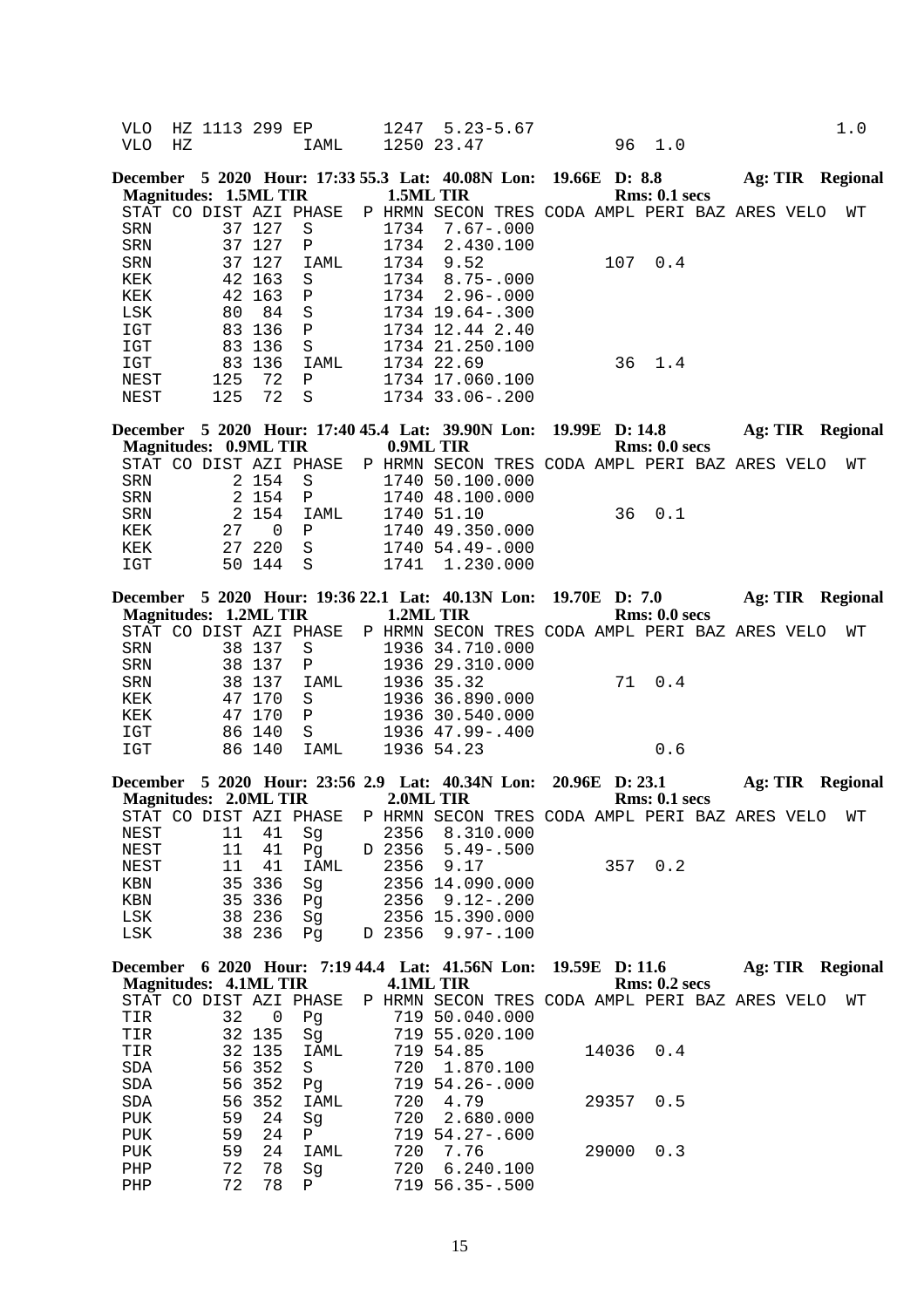| STAT | CO | DIST | AZI | PHASE | P | HRMN | SECON | TRES | CODA | AMPL | PERI | BAZ | ARES | VELO | WT |
|---|---|---|---|---|---|---|---|---|---|---|---|---|---|---|---|
| VLO | HZ | 1113 | 299 | EP | | 1247 | 5.23 | -5.67 | | | | | | | 1.0 |
| VLO | HZ | | | IAML | | 1250 | 23.47 | | | 96 | 1.0 | | | | |

**December 5 2020 Hour: 17:33 55.3 Lat: 40.08N Lon: 19.66E D: 8.8 Ag: TIR Regional**
**Magnitudes: 1.5ML TIR 1.5ML TIR Rms: 0.1 secs**

| STAT | CO | DIST | AZI | PHASE | P | HRMN | SECON | TRES | CODA | AMPL | PERI | BAZ | ARES | VELO | WT |
|---|---|---|---|---|---|---|---|---|---|---|---|---|---|---|---|
| SRN | | 37 | 127 | S | | 1734 | 7.67 | -.000 | | | | | | | |
| SRN | | 37 | 127 | P | | 1734 | 2.43 | 0.100 | | | | | | | |
| SRN | | 37 | 127 | IAML | | 1734 | 9.52 | | | 107 | 0.4 | | | | |
| KEK | | 42 | 163 | S | | 1734 | 8.75 | -.000 | | | | | | | |
| KEK | | 42 | 163 | P | | 1734 | 2.96 | -.000 | | | | | | | |
| LSK | | 80 | 84 | S | | 1734 | 19.64 | -.300 | | | | | | | |
| IGT | | 83 | 136 | P | | 1734 | 12.44 | 2.40 | | | | | | | |
| IGT | | 83 | 136 | S | | 1734 | 21.25 | 0.100 | | | | | | | |
| IGT | | 83 | 136 | IAML | | 1734 | 22.69 | | | 36 | 1.4 | | | | |
| NEST | | 125 | 72 | P | | 1734 | 17.06 | 0.100 | | | | | | | |
| NEST | | 125 | 72 | S | | 1734 | 33.06 | -.200 | | | | | | | |

**December 5 2020 Hour: 17:40 45.4 Lat: 39.90N Lon: 19.99E D: 14.8 Ag: TIR Regional**
**Magnitudes: 0.9ML TIR 0.9ML TIR Rms: 0.0 secs**

| STAT | CO | DIST | AZI | PHASE | P | HRMN | SECON | TRES | CODA | AMPL | PERI | BAZ | ARES | VELO | WT |
|---|---|---|---|---|---|---|---|---|---|---|---|---|---|---|---|
| SRN | | 2 | 154 | S | | 1740 | 50.10 | 0.000 | | | | | | | |
| SRN | | 2 | 154 | P | | 1740 | 48.10 | 0.000 | | | | | | | |
| SRN | | 2 | 154 | IAML | | 1740 | 51.10 | | | 36 | 0.1 | | | | |
| KEK | | 27 | 0 | P | | 1740 | 49.35 | 0.000 | | | | | | | |
| KEK | | 27 | 220 | S | | 1740 | 54.49 | -.000 | | | | | | | |
| IGT | | 50 | 144 | S | | 1741 | 1.23 | 0.000 | | | | | | | |

**December 5 2020 Hour: 19:36 22.1 Lat: 40.13N Lon: 19.70E D: 7.0 Ag: TIR Regional**
**Magnitudes: 1.2ML TIR 1.2ML TIR Rms: 0.0 secs**

| STAT | CO | DIST | AZI | PHASE | P | HRMN | SECON | TRES | CODA | AMPL | PERI | BAZ | ARES | VELO | WT |
|---|---|---|---|---|---|---|---|---|---|---|---|---|---|---|---|
| SRN | | 38 | 137 | S | | 1936 | 34.71 | 0.000 | | | | | | | |
| SRN | | 38 | 137 | P | | 1936 | 29.31 | 0.000 | | | | | | | |
| SRN | | 38 | 137 | IAML | | 1936 | 35.32 | | | 71 | 0.4 | | | | |
| KEK | | 47 | 170 | S | | 1936 | 36.89 | 0.000 | | | | | | | |
| KEK | | 47 | 170 | P | | 1936 | 30.54 | 0.000 | | | | | | | |
| IGT | | 86 | 140 | S | | 1936 | 47.99 | -.400 | | | | | | | |
| IGT | | 86 | 140 | IAML | | 1936 | 54.23 | | | | 0.6 | | | | |

**December 5 2020 Hour: 23:56 2.9 Lat: 40.34N Lon: 20.96E D: 23.1 Ag: TIR Regional**
**Magnitudes: 2.0ML TIR 2.0ML TIR Rms: 0.1 secs**

| STAT | CO | DIST | AZI | PHASE | P | HRMN | SECON | TRES | CODA | AMPL | PERI | BAZ | ARES | VELO | WT |
|---|---|---|---|---|---|---|---|---|---|---|---|---|---|---|---|
| NEST | | 11 | 41 | Sg | | 2356 | 8.31 | 0.000 | | | | | | | |
| NEST | | 11 | 41 | Pg | D | 2356 | 5.49 | -.500 | | | | | | | |
| NEST | | 11 | 41 | IAML | | 2356 | 9.17 | | | 357 | 0.2 | | | | |
| KBN | | 35 | 336 | Sg | | 2356 | 14.09 | 0.000 | | | | | | | |
| KBN | | 35 | 336 | Pg | | 2356 | 9.12 | -.200 | | | | | | | |
| LSK | | 38 | 236 | Sg | | 2356 | 15.39 | 0.000 | | | | | | | |
| LSK | | 38 | 236 | Pg | D | 2356 | 9.97 | -.100 | | | | | | | |

**December 6 2020 Hour: 7:19 44.4 Lat: 41.56N Lon: 19.59E D: 11.6 Ag: TIR Regional**
**Magnitudes: 4.1ML TIR 4.1ML TIR Rms: 0.2 secs**

| STAT | CO | DIST | AZI | PHASE | P | HRMN | SECON | TRES | CODA | AMPL | PERI | BAZ | ARES | VELO | WT |
|---|---|---|---|---|---|---|---|---|---|---|---|---|---|---|---|
| TIR | | 32 | 0 | Pg | | 719 | 50.04 | 0.000 | | | | | | | |
| TIR | | 32 | 135 | Sg | | 719 | 55.02 | 0.100 | | | | | | | |
| TIR | | 32 | 135 | IAML | | 719 | 54.85 | | | 14036 | 0.4 | | | | |
| SDA | | 56 | 352 | S | | 720 | 1.87 | 0.100 | | | | | | | |
| SDA | | 56 | 352 | Pg | | 719 | 54.26 | -.000 | | | | | | | |
| SDA | | 56 | 352 | IAML | | 720 | 4.79 | | | 29357 | 0.5 | | | | |
| PUK | | 59 | 24 | Sg | | 720 | 2.68 | 0.000 | | | | | | | |
| PUK | | 59 | 24 | P | | 719 | 54.27 | -.600 | | | | | | | |
| PUK | | 59 | 24 | IAML | | 720 | 7.76 | | | 29000 | 0.3 | | | | |
| PHP | | 72 | 78 | Sg | | 720 | 6.24 | 0.100 | | | | | | | |
| PHP | | 72 | 78 | P | | 719 | 56.35 | -.500 | | | | | | | |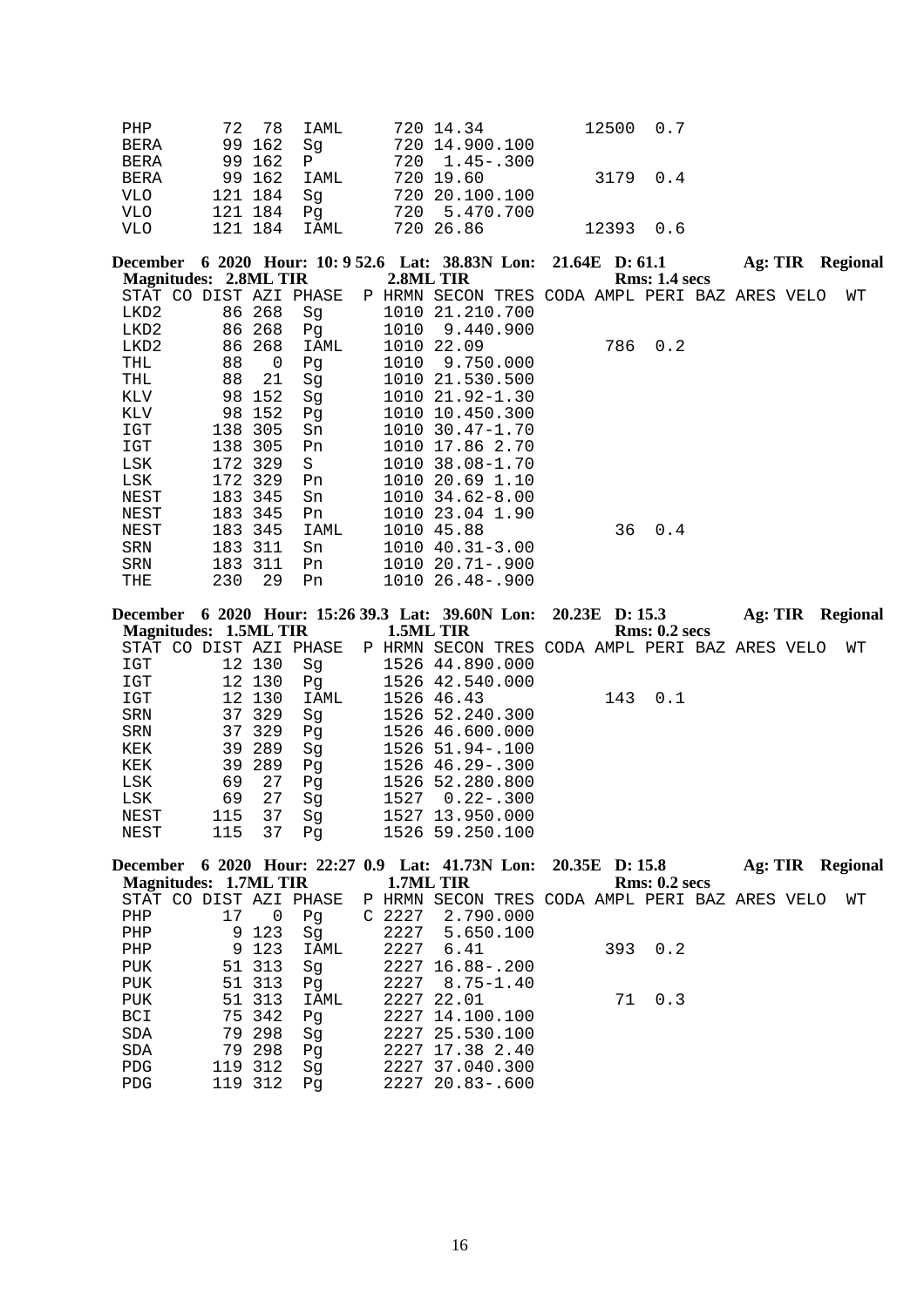```
PHP       72  78  IAML      720 14.34           12500  0.7
BERA      99 162  Sg        720 14.900.100
BERA      99 162  P         720  1.45-.300
BERA      99 162  IAML      720 19.60            3179  0.4
VLO      121 184  Sg        720 20.100.100
VLO      121 184  Pg        720  5.470.700
VLO      121 184  IAML      720 26.86           12393  0.6
```

**December 6 2020 Hour: 10: 9 52.6 Lat: 38.83N Lon: 21.64E D: 61.1 Ag: TIR Regional**
**Magnitudes: 2.8ML TIR 2.8ML TIR Rms: 1.4 secs**

```
STAT CO DIST AZI PHASE  P HRMN SECON TRES CODA AMPL PERI BAZ ARES VELO  WT
LKD2       86 268  Sg       1010 21.210.700
LKD2       86 268  Pg       1010  9.440.900
LKD2       86 268  IAML     1010 22.09           786  0.2
THL       88   0   Pg       1010  9.750.000
THL       88  21   Sg       1010 21.530.500
KLV        98 152  Sg       1010 21.92-1.30
KLV        98 152  Pg       1010 10.450.300
IGT       138 305  Sn       1010 30.47-1.70
IGT       138 305  Pn       1010 17.86 2.70
LSK       172 329  S        1010 38.08-1.70
LSK       172 329  Pn       1010 20.69 1.10
NEST      183 345  Sn       1010 34.62-8.00
NEST      183 345  Pn       1010 23.04 1.90
NEST      183 345  IAML     1010 45.88            36  0.4
SRN       183 311  Sn       1010 40.31-3.00
SRN       183 311  Pn       1010 20.71-.900
THE       230  29  Pn       1010 26.48-.900
```

**December 6 2020 Hour: 15:26 39.3 Lat: 39.60N Lon: 20.23E D: 15.3 Ag: TIR Regional**
**Magnitudes: 1.5ML TIR 1.5ML TIR Rms: 0.2 secs**

```
STAT CO DIST AZI PHASE  P HRMN SECON TRES CODA AMPL PERI BAZ ARES VELO  WT
IGT        12 130  Sg       1526 44.890.000
IGT        12 130  Pg       1526 42.540.000
IGT        12 130  IAML     1526 46.43           143  0.1
SRN        37 329  Sg       1526 52.240.300
SRN        37 329  Pg       1526 46.600.000
KEK        39 289  Sg       1526 51.94-.100
KEK        39 289  Pg       1526 46.29-.300
LSK       69  27   Pg       1526 52.280.800
LSK       69  27   Sg       1527  0.22-.300
NEST     115  37   Sg       1527 13.950.000
NEST     115  37   Pg       1526 59.250.100
```

**December 6 2020 Hour: 22:27 0.9 Lat: 41.73N Lon: 20.35E D: 15.8 Ag: TIR Regional**
**Magnitudes: 1.7ML TIR 1.7ML TIR Rms: 0.2 secs**

```
STAT CO DIST AZI PHASE  P HRMN SECON TRES CODA AMPL PERI BAZ ARES VELO  WT
PHP       17   0   Pg     C 2227  2.790.000
PHP        9 123   Sg       2227  5.650.100
PHP        9 123   IAML     2227  6.41           393  0.2
PUK       51 313   Sg       2227 16.88-.200
PUK       51 313   Pg       2227  8.75-1.40
PUK       51 313   IAML     2227 22.01            71  0.3
BCI       75 342   Pg       2227 14.100.100
SDA       79 298   Sg       2227 25.530.100
SDA       79 298   Pg       2227 17.38 2.40
PDG      119 312   Sg       2227 37.040.300
PDG      119 312   Pg       2227 20.83-.600
```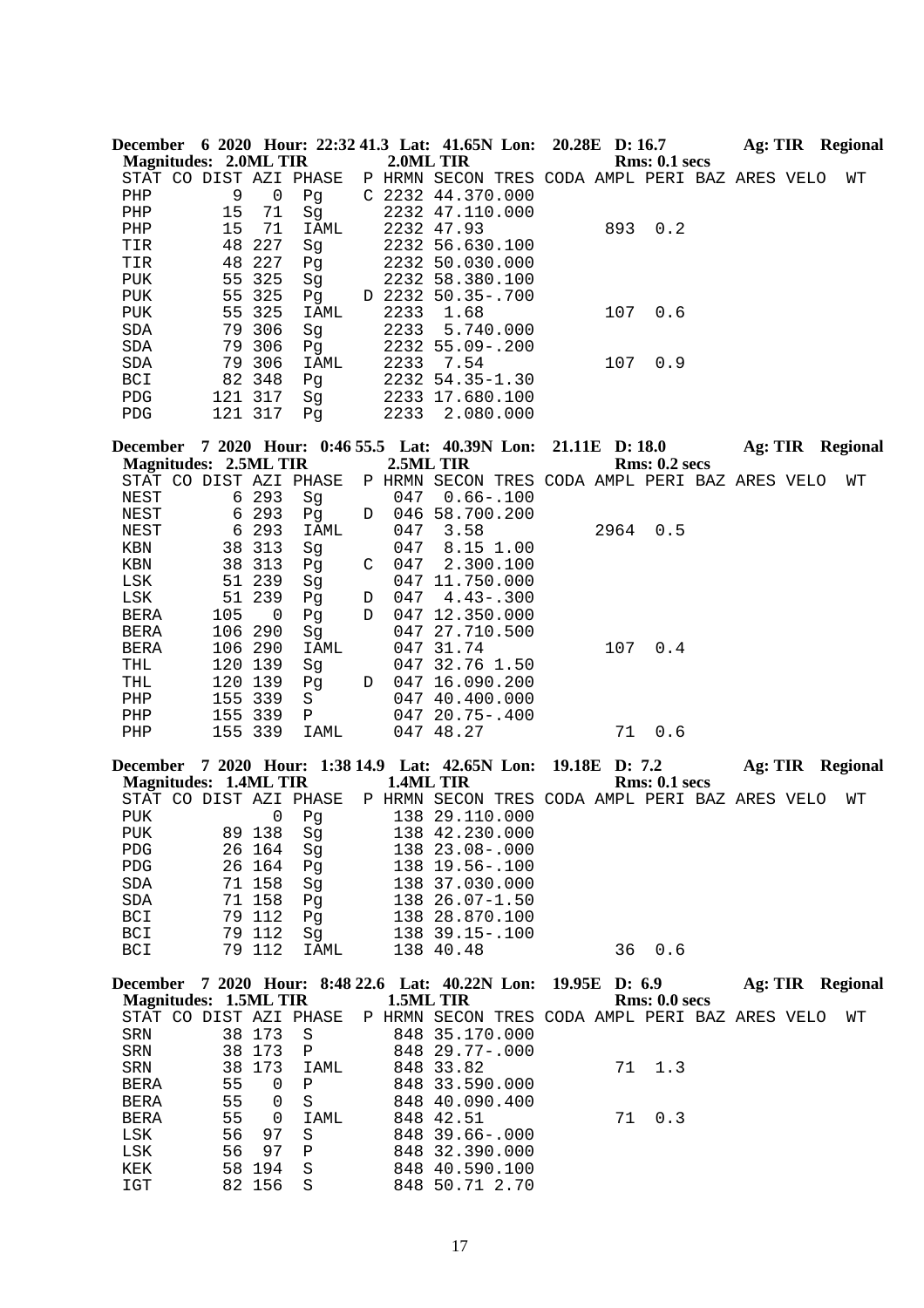**December 6 2020 Hour: 22:32 41.3 Lat: 41.65N Lon: 20.28E D: 16.7 Ag: TIR Regional**
**Magnitudes: 2.0ML TIR 2.0ML TIR Rms: 0.1 secs**

```
STAT CO DIST AZI PHASE  P HRMN SECON TRES CODA AMPL PERI BAZ ARES VELO  WT
PHP        9   0  Pg    C 2232 44.370.000
PHP       15  71  Sg      2232 47.110.000
PHP       15  71  IAML    2232 47.93           893  0.2
TIR       48 227  Sg      2232 56.630.100
TIR       48 227  Pg      2232 50.030.000
PUK       55 325  Sg      2232 58.380.100
PUK       55 325  Pg    D 2232 50.35-.700
PUK       55 325  IAML    2233  1.68           107  0.6
SDA       79 306  Sg      2233  5.740.000
SDA       79 306  Pg      2232 55.09-.200
SDA       79 306  IAML    2233  7.54           107  0.9
BCI       82 348  Pg      2232 54.35-1.30
PDG      121 317  Sg      2233 17.680.100
PDG      121 317  Pg      2233  2.080.000
```

**December 7 2020 Hour: 0:46 55.5 Lat: 40.39N Lon: 21.11E D: 18.0 Ag: TIR Regional**
**Magnitudes: 2.5ML TIR 2.5ML TIR Rms: 0.2 secs**

```
STAT CO DIST AZI PHASE  P HRMN SECON TRES CODA AMPL PERI BAZ ARES VELO  WT
NEST       6 293  Sg       047  0.66-.100
NEST       6 293  Pg    D  046 58.700.200
NEST       6 293  IAML     047  3.58          2964  0.5
KBN       38 313  Sg       047  8.15 1.00
KBN       38 313  Pg    C  047  2.300.100
LSK       51 239  Sg       047 11.750.000
LSK       51 239  Pg    D  047  4.43-.300
BERA     105   0  Pg    D  047 12.350.000
BERA     106 290  Sg       047 27.710.500
BERA     106 290  IAML     047 31.74           107  0.4
THL      120 139  Sg       047 32.76 1.50
THL      120 139  Pg    D  047 16.090.200
PHP      155 339  S        047 40.400.000
PHP      155 339  P        047 20.75-.400
PHP      155 339  IAML     047 48.27            71  0.6
```

**December 7 2020 Hour: 1:38 14.9 Lat: 42.65N Lon: 19.18E D: 7.2 Ag: TIR Regional**
**Magnitudes: 1.4ML TIR 1.4ML TIR Rms: 0.1 secs**

```
STAT CO DIST AZI PHASE  P HRMN SECON TRES CODA AMPL PERI BAZ ARES VELO  WT
PUK            0  Pg       138 29.110.000
PUK       89 138  Sg       138 42.230.000
PDG       26 164  Sg       138 23.08-.000
PDG       26 164  Pg       138 19.56-.100
SDA       71 158  Sg       138 37.030.000
SDA       71 158  Pg       138 26.07-1.50
BCI       79 112  Pg       138 28.870.100
BCI       79 112  Sg       138 39.15-.100
BCI       79 112  IAML     138 40.48            36  0.6
```

**December 7 2020 Hour: 8:48 22.6 Lat: 40.22N Lon: 19.95E D: 6.9 Ag: TIR Regional**
**Magnitudes: 1.5ML TIR 1.5ML TIR Rms: 0.0 secs**

```
STAT CO DIST AZI PHASE  P HRMN SECON TRES CODA AMPL PERI BAZ ARES VELO  WT
SRN       38 173  S        848 35.170.000
SRN       38 173  P        848 29.77-.000
SRN       38 173  IAML     848 33.82            71  1.3
BERA      55   0  P        848 33.590.000
BERA      55   0  S        848 40.090.400
BERA      55   0  IAML     848 42.51            71  0.3
LSK       56  97  S        848 39.66-.000
LSK       56  97  P        848 32.390.000
KEK       58 194  S        848 40.590.100
IGT       82 156  S        848 50.71 2.70
```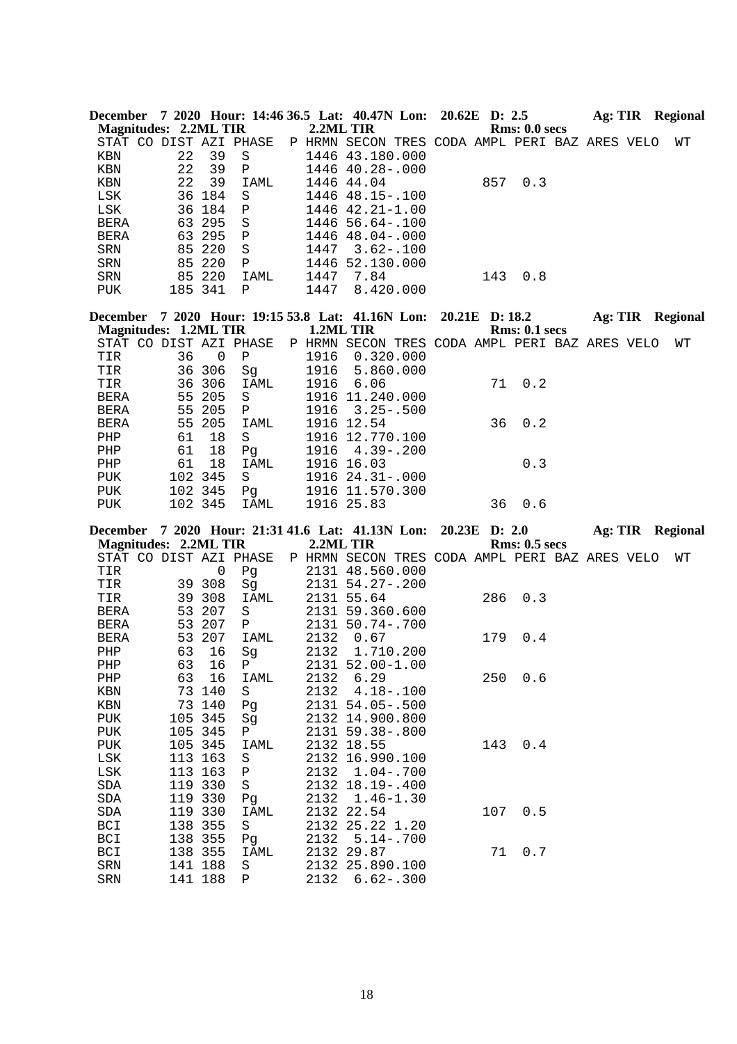**December 7 2020 Hour: 14:46 36.5 Lat: 40.47N Lon: 20.62E D: 2.5 Ag: TIR Regional**
**Magnitudes: 2.2ML TIR 2.2ML TIR Rms: 0.0 secs**

| STAT | CO | DIST | AZI | PHASE | P | HRMN | SECON | TRES | CODA | AMPL | PERI | BAZ | ARES | VELO | WT |
|---|---|---|---|---|---|---|---|---|---|---|---|---|---|---|---|
| KBN | | 22 | 39 | S | | 1446 | 43.18 | 0.000 | | | | | | | |
| KBN | | 22 | 39 | P | | 1446 | 40.28 | -.000 | | | | | | | |
| KBN | | 22 | 39 | IAML | | 1446 | 44.04 | | | 857 | 0.3 | | | | |
| LSK | | 36 | 184 | S | | 1446 | 48.15 | -.100 | | | | | | | |
| LSK | | 36 | 184 | P | | 1446 | 42.21 | -1.00 | | | | | | | |
| BERA | | 63 | 295 | S | | 1446 | 56.64 | -.100 | | | | | | | |
| BERA | | 63 | 295 | P | | 1446 | 48.04 | -.000 | | | | | | | |
| SRN | | 85 | 220 | S | | 1447 | 3.62 | -.100 | | | | | | | |
| SRN | | 85 | 220 | P | | 1446 | 52.13 | 0.000 | | | | | | | |
| SRN | | 85 | 220 | IAML | | 1447 | 7.84 | | | 143 | 0.8 | | | | |
| PUK | | 185 | 341 | P | | 1447 | 8.42 | 0.000 | | | | | | | |

**December 7 2020 Hour: 19:15 53.8 Lat: 41.16N Lon: 20.21E D: 18.2 Ag: TIR Regional**
**Magnitudes: 1.2ML TIR 1.2ML TIR Rms: 0.1 secs**

| STAT | CO | DIST | AZI | PHASE | P | HRMN | SECON | TRES | CODA | AMPL | PERI | BAZ | ARES | VELO | WT |
|---|---|---|---|---|---|---|---|---|---|---|---|---|---|---|---|
| TIR | | 36 | 0 | P | | 1916 | 0.32 | 0.000 | | | | | | | |
| TIR | | 36 | 306 | Sg | | 1916 | 5.86 | 0.000 | | | | | | | |
| TIR | | 36 | 306 | IAML | | 1916 | 6.06 | | | 71 | 0.2 | | | | |
| BERA | | 55 | 205 | S | | 1916 | 11.24 | 0.000 | | | | | | | |
| BERA | | 55 | 205 | P | | 1916 | 3.25 | -.500 | | | | | | | |
| BERA | | 55 | 205 | IAML | | 1916 | 12.54 | | | 36 | 0.2 | | | | |
| PHP | | 61 | 18 | S | | 1916 | 12.77 | 0.100 | | | | | | | |
| PHP | | 61 | 18 | Pg | | 1916 | 4.39 | -.200 | | | | | | | |
| PHP | | 61 | 18 | IAML | | 1916 | 16.03 | | | | 0.3 | | | | |
| PUK | | 102 | 345 | S | | 1916 | 24.31 | -.000 | | | | | | | |
| PUK | | 102 | 345 | Pg | | 1916 | 11.57 | 0.300 | | | | | | | |
| PUK | | 102 | 345 | IAML | | 1916 | 25.83 | | | 36 | 0.6 | | | | |

**December 7 2020 Hour: 21:31 41.6 Lat: 41.13N Lon: 20.23E D: 2.0 Ag: TIR Regional**
**Magnitudes: 2.2ML TIR 2.2ML TIR Rms: 0.5 secs**

| STAT | CO | DIST | AZI | PHASE | P | HRMN | SECON | TRES | CODA | AMPL | PERI | BAZ | ARES | VELO | WT |
|---|---|---|---|---|---|---|---|---|---|---|---|---|---|---|---|
| TIR | | | 0 | Pg | | 2131 | 48.56 | 0.000 | | | | | | | |
| TIR | | 39 | 308 | Sg | | 2131 | 54.27 | -.200 | | | | | | | |
| TIR | | 39 | 308 | IAML | | 2131 | 55.64 | | | 286 | 0.3 | | | | |
| BERA | | 53 | 207 | S | | 2131 | 59.36 | 0.600 | | | | | | | |
| BERA | | 53 | 207 | P | | 2131 | 50.74 | -.700 | | | | | | | |
| BERA | | 53 | 207 | IAML | | 2132 | 0.67 | | | 179 | 0.4 | | | | |
| PHP | | 63 | 16 | Sg | | 2132 | 1.71 | 0.200 | | | | | | | |
| PHP | | 63 | 16 | P | | 2131 | 52.00 | -1.00 | | | | | | | |
| PHP | | 63 | 16 | IAML | | 2132 | 6.29 | | | 250 | 0.6 | | | | |
| KBN | | 73 | 140 | S | | 2132 | 4.18 | -.100 | | | | | | | |
| KBN | | 73 | 140 | Pg | | 2131 | 54.05 | -.500 | | | | | | | |
| PUK | | 105 | 345 | Sg | | 2132 | 14.90 | 0.800 | | | | | | | |
| PUK | | 105 | 345 | P | | 2131 | 59.38 | -.800 | | | | | | | |
| PUK | | 105 | 345 | IAML | | 2132 | 18.55 | | | 143 | 0.4 | | | | |
| LSK | | 113 | 163 | S | | 2132 | 16.99 | 0.100 | | | | | | | |
| LSK | | 113 | 163 | P | | 2132 | 1.04 | -.700 | | | | | | | |
| SDA | | 119 | 330 | S | | 2132 | 18.19 | -.400 | | | | | | | |
| SDA | | 119 | 330 | Pg | | 2132 | 1.46 | -1.30 | | | | | | | |
| SDA | | 119 | 330 | IAML | | 2132 | 22.54 | | | 107 | 0.5 | | | | |
| BCI | | 138 | 355 | S | | 2132 | 25.22 | 1.20 | | | | | | | |
| BCI | | 138 | 355 | Pg | | 2132 | 5.14 | -.700 | | | | | | | |
| BCI | | 138 | 355 | IAML | | 2132 | 29.87 | | | 71 | 0.7 | | | | |
| SRN | | 141 | 188 | S | | 2132 | 25.89 | 0.100 | | | | | | | |
| SRN | | 141 | 188 | P | | 2132 | 6.62 | -.300 | | | | | | | |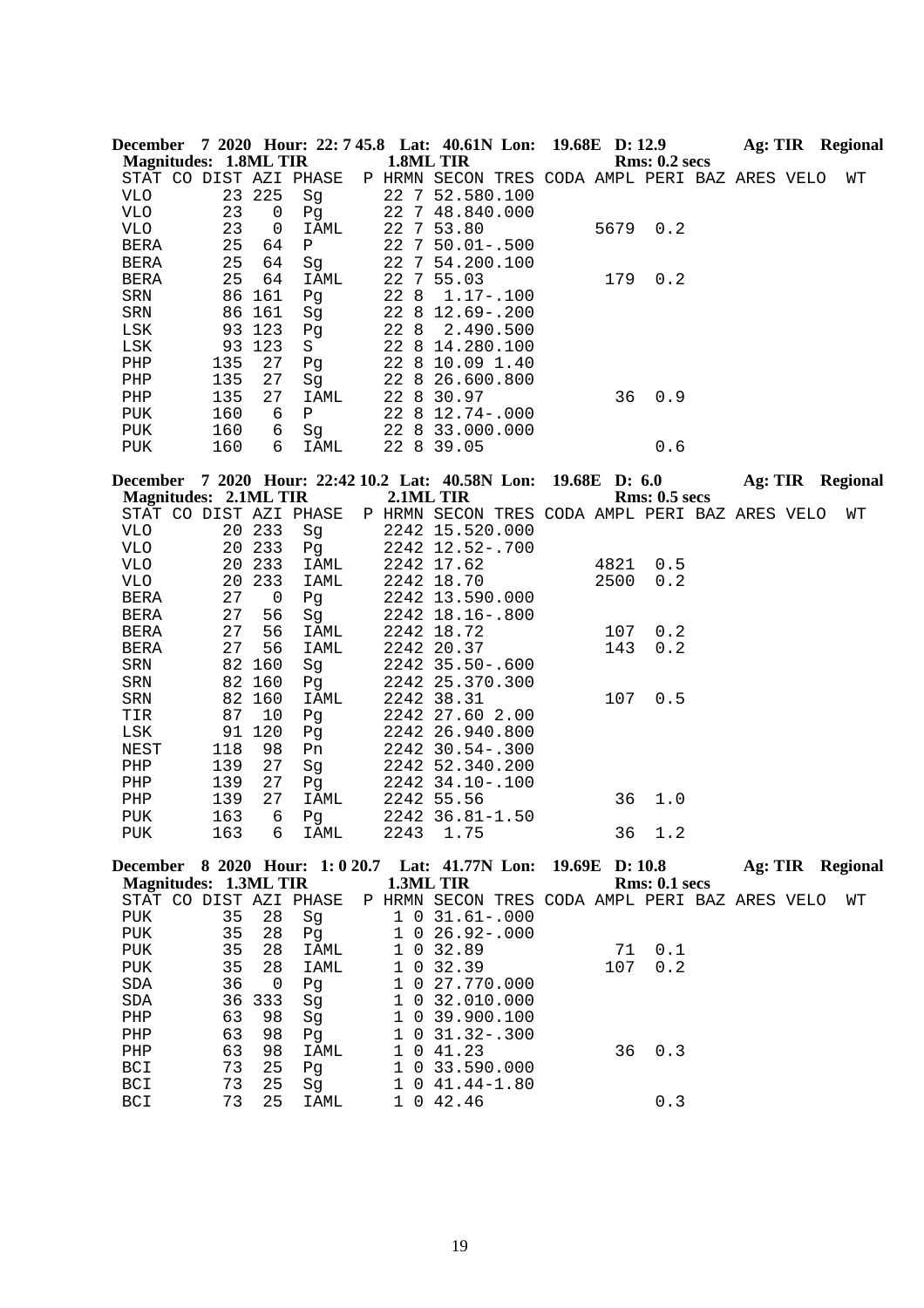**December 7 2020 Hour: 22: 7 45.8 Lat: 40.61N Lon: 19.68E D: 12.9 Ag: TIR Regional**
**Magnitudes: 1.8ML TIR 1.8ML TIR Rms: 0.2 secs**

| STAT | CO | DIST | AZI | PHASE | P | HRMN | SECON | TRES | CODA | AMPL | PERI | BAZ | ARES | VELO | WT |
|---|---|---|---|---|---|---|---|---|---|---|---|---|---|---|---|
| VLO | | 23 | 225 | Sg | | 22 7 | 52.58 | 0.100 | | | | | | | |
| VLO | | 23 | 0 | Pg | | 22 7 | 48.84 | 0.000 | | | | | | | |
| VLO | | 23 | 0 | IAML | | 22 7 | 53.80 | | | 5679 | 0.2 | | | | |
| BERA | | 25 | 64 | P | | 22 7 | 50.01 | -.500 | | | | | | | |
| BERA | | 25 | 64 | Sg | | 22 7 | 54.20 | 0.100 | | | | | | | |
| BERA | | 25 | 64 | IAML | | 22 7 | 55.03 | | | 179 | 0.2 | | | | |
| SRN | | 86 | 161 | Pg | | 22 8 | 1.17 | -.100 | | | | | | | |
| SRN | | 86 | 161 | Sg | | 22 8 | 12.69 | -.200 | | | | | | | |
| LSK | | 93 | 123 | Pg | | 22 8 | 2.49 | 0.500 | | | | | | | |
| LSK | | 93 | 123 | S | | 22 8 | 14.28 | 0.100 | | | | | | | |
| PHP | | 135 | 27 | Pg | | 22 8 | 10.09 | 1.40 | | | | | | | |
| PHP | | 135 | 27 | Sg | | 22 8 | 26.60 | 0.800 | | | | | | | |
| PHP | | 135 | 27 | IAML | | 22 8 | 30.97 | | | 36 | 0.9 | | | | |
| PUK | | 160 | 6 | P | | 22 8 | 12.74 | -.000 | | | | | | | |
| PUK | | 160 | 6 | Sg | | 22 8 | 33.00 | 0.000 | | | | | | | |
| PUK | | 160 | 6 | IAML | | 22 8 | 39.05 | | | | 0.6 | | | | |

**December 7 2020 Hour: 22:42 10.2 Lat: 40.58N Lon: 19.68E D: 6.0 Ag: TIR Regional**
**Magnitudes: 2.1ML TIR 2.1ML TIR Rms: 0.5 secs**

| STAT | CO | DIST | AZI | PHASE | P | HRMN | SECON | TRES | CODA | AMPL | PERI | BAZ | ARES | VELO | WT |
|---|---|---|---|---|---|---|---|---|---|---|---|---|---|---|---|
| VLO | | 20 | 233 | Sg | | 2242 | 15.52 | 0.000 | | | | | | | |
| VLO | | 20 | 233 | Pg | | 2242 | 12.52 | -.700 | | | | | | | |
| VLO | | 20 | 233 | IAML | | 2242 | 17.62 | | | 4821 | 0.5 | | | | |
| VLO | | 20 | 233 | IAML | | 2242 | 18.70 | | | 2500 | 0.2 | | | | |
| BERA | | 27 | 0 | Pg | | 2242 | 13.59 | 0.000 | | | | | | | |
| BERA | | 27 | 56 | Sg | | 2242 | 18.16 | -.800 | | | | | | | |
| BERA | | 27 | 56 | IAML | | 2242 | 18.72 | | | 107 | 0.2 | | | | |
| BERA | | 27 | 56 | IAML | | 2242 | 20.37 | | | 143 | 0.2 | | | | |
| SRN | | 82 | 160 | Sg | | 2242 | 35.50 | -.600 | | | | | | | |
| SRN | | 82 | 160 | Pg | | 2242 | 25.37 | 0.300 | | | | | | | |
| SRN | | 82 | 160 | IAML | | 2242 | 38.31 | | | 107 | 0.5 | | | | |
| TIR | | 87 | 10 | Pg | | 2242 | 27.60 | 2.00 | | | | | | | |
| LSK | | 91 | 120 | Pg | | 2242 | 26.94 | 0.800 | | | | | | | |
| NEST | | 118 | 98 | Pn | | 2242 | 30.54 | -.300 | | | | | | | |
| PHP | | 139 | 27 | Sg | | 2242 | 52.34 | 0.200 | | | | | | | |
| PHP | | 139 | 27 | Pg | | 2242 | 34.10 | -.100 | | | | | | | |
| PHP | | 139 | 27 | IAML | | 2242 | 55.56 | | | 36 | 1.0 | | | | |
| PUK | | 163 | 6 | Pg | | 2242 | 36.81 | -1.50 | | | | | | | |
| PUK | | 163 | 6 | IAML | | 2243 | 1.75 | | | 36 | 1.2 | | | | |

**December 8 2020 Hour: 1: 0 20.7 Lat: 41.77N Lon: 19.69E D: 10.8 Ag: TIR Regional**
**Magnitudes: 1.3ML TIR 1.3ML TIR Rms: 0.1 secs**

| STAT | CO | DIST | AZI | PHASE | P | HRMN | SECON | TRES | CODA | AMPL | PERI | BAZ | ARES | VELO | WT |
|---|---|---|---|---|---|---|---|---|---|---|---|---|---|---|---|
| PUK | | 35 | 28 | Sg | | 1 0 | 31.61 | -.000 | | | | | | | |
| PUK | | 35 | 28 | Pg | | 1 0 | 26.92 | -.000 | | | | | | | |
| PUK | | 35 | 28 | IAML | | 1 0 | 32.89 | | | 71 | 0.1 | | | | |
| PUK | | 35 | 28 | IAML | | 1 0 | 32.39 | | | 107 | 0.2 | | | | |
| SDA | | 36 | 0 | Pg | | 1 0 | 27.77 | 0.000 | | | | | | | |
| SDA | | 36 | 333 | Sg | | 1 0 | 32.01 | 0.000 | | | | | | | |
| PHP | | 63 | 98 | Sg | | 1 0 | 39.90 | 0.100 | | | | | | | |
| PHP | | 63 | 98 | Pg | | 1 0 | 31.32 | -.300 | | | | | | | |
| PHP | | 63 | 98 | IAML | | 1 0 | 41.23 | | | 36 | 0.3 | | | | |
| BCI | | 73 | 25 | Pg | | 1 0 | 33.59 | 0.000 | | | | | | | |
| BCI | | 73 | 25 | Sg | | 1 0 | 41.44 | -1.80 | | | | | | | |
| BCI | | 73 | 25 | IAML | | 1 0 | 42.46 | | | | 0.3 | | | | |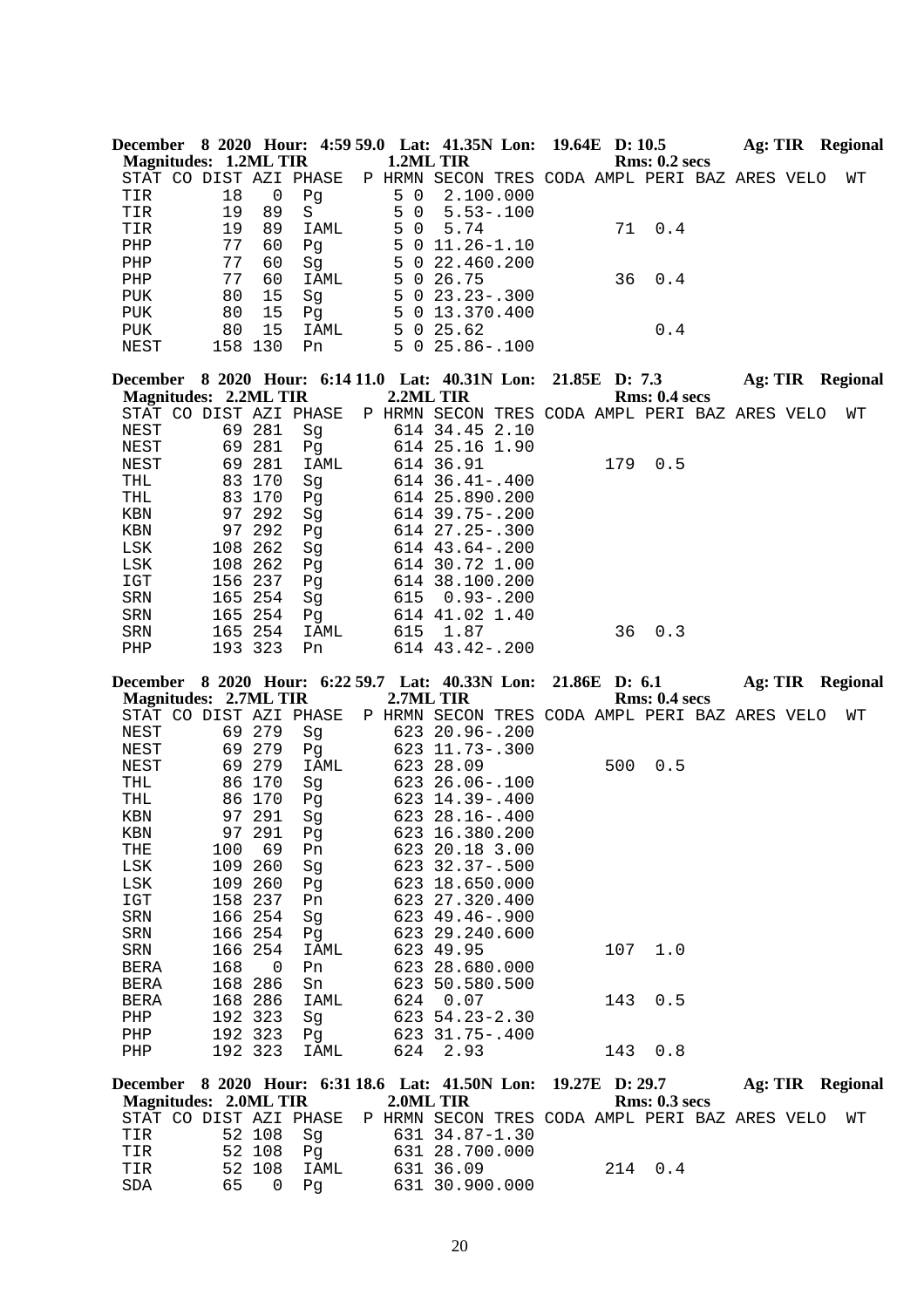**December 8 2020 Hour: 4:59 59.0 Lat: 41.35N Lon: 19.64E D: 10.5 Ag: TIR Regional**
**Magnitudes: 1.2ML TIR 1.2ML TIR Rms: 0.2 secs**

| STAT | CO | DIST | AZI | PHASE | P | HRMN | SECON | TRES | CODA | AMPL | PERI | BAZ | ARES | VELO | WT |
|---|---|---|---|---|---|---|---|---|---|---|---|---|---|---|---|
| TIR | | 18 | 0 | Pg | | 5 0 | 2.10 | 0.000 | | | | | | | |
| TIR | | 19 | 89 | S | | 5 0 | 5.53 | -.100 | | | | | | | |
| TIR | | 19 | 89 | IAML | | 5 0 | 5.74 | | | 71 | 0.4 | | | | |
| PHP | | 77 | 60 | Pg | | 5 0 | 11.26 | -1.10 | | | | | | | |
| PHP | | 77 | 60 | Sg | | 5 0 | 22.46 | 0.200 | | | | | | | |
| PHP | | 77 | 60 | IAML | | 5 0 | 26.75 | | | 36 | 0.4 | | | | |
| PUK | | 80 | 15 | Sg | | 5 0 | 23.23 | -.300 | | | | | | | |
| PUK | | 80 | 15 | Pg | | 5 0 | 13.37 | 0.400 | | | | | | | |
| PUK | | 80 | 15 | IAML | | 5 0 | 25.62 | | | | 0.4 | | | | |
| NEST | | 158 | 130 | Pn | | 5 0 | 25.86 | -.100 | | | | | | | |

**December 8 2020 Hour: 6:14 11.0 Lat: 40.31N Lon: 21.85E D: 7.3 Ag: TIR Regional**
**Magnitudes: 2.2ML TIR 2.2ML TIR Rms: 0.4 secs**

| STAT | CO | DIST | AZI | PHASE | P | HRMN | SECON | TRES | CODA | AMPL | PERI | BAZ | ARES | VELO | WT |
|---|---|---|---|---|---|---|---|---|---|---|---|---|---|---|---|
| NEST | | 69 | 281 | Sg | | 614 | 34.45 | 2.10 | | | | | | | |
| NEST | | 69 | 281 | Pg | | 614 | 25.16 | 1.90 | | | | | | | |
| NEST | | 69 | 281 | IAML | | 614 | 36.91 | | | 179 | 0.5 | | | | |
| THL | | 83 | 170 | Sg | | 614 | 36.41 | -.400 | | | | | | | |
| THL | | 83 | 170 | Pg | | 614 | 25.89 | 0.200 | | | | | | | |
| KBN | | 97 | 292 | Sg | | 614 | 39.75 | -.200 | | | | | | | |
| KBN | | 97 | 292 | Pg | | 614 | 27.25 | -.300 | | | | | | | |
| LSK | | 108 | 262 | Sg | | 614 | 43.64 | -.200 | | | | | | | |
| LSK | | 108 | 262 | Pg | | 614 | 30.72 | 1.00 | | | | | | | |
| IGT | | 156 | 237 | Pg | | 614 | 38.10 | 0.200 | | | | | | | |
| SRN | | 165 | 254 | Sg | | 615 | 0.93 | -.200 | | | | | | | |
| SRN | | 165 | 254 | Pg | | 614 | 41.02 | 1.40 | | | | | | | |
| SRN | | 165 | 254 | IAML | | 615 | 1.87 | | | 36 | 0.3 | | | | |
| PHP | | 193 | 323 | Pn | | 614 | 43.42 | -.200 | | | | | | | |

**December 8 2020 Hour: 6:22 59.7 Lat: 40.33N Lon: 21.86E D: 6.1 Ag: TIR Regional**
**Magnitudes: 2.7ML TIR 2.7ML TIR Rms: 0.4 secs**

| STAT | CO | DIST | AZI | PHASE | P | HRMN | SECON | TRES | CODA | AMPL | PERI | BAZ | ARES | VELO | WT |
|---|---|---|---|---|---|---|---|---|---|---|---|---|---|---|---|
| NEST | | 69 | 279 | Sg | | 623 | 20.96 | -.200 | | | | | | | |
| NEST | | 69 | 279 | Pg | | 623 | 11.73 | -.300 | | | | | | | |
| NEST | | 69 | 279 | IAML | | 623 | 28.09 | | | 500 | 0.5 | | | | |
| THL | | 86 | 170 | Sg | | 623 | 26.06 | -.100 | | | | | | | |
| THL | | 86 | 170 | Pg | | 623 | 14.39 | -.400 | | | | | | | |
| KBN | | 97 | 291 | Sg | | 623 | 28.16 | -.400 | | | | | | | |
| KBN | | 97 | 291 | Pg | | 623 | 16.38 | 0.200 | | | | | | | |
| THE | | 100 | 69 | Pn | | 623 | 20.18 | 3.00 | | | | | | | |
| LSK | | 109 | 260 | Sg | | 623 | 32.37 | -.500 | | | | | | | |
| LSK | | 109 | 260 | Pg | | 623 | 18.65 | 0.000 | | | | | | | |
| IGT | | 158 | 237 | Pn | | 623 | 27.32 | 0.400 | | | | | | | |
| SRN | | 166 | 254 | Sg | | 623 | 49.46 | -.900 | | | | | | | |
| SRN | | 166 | 254 | Pg | | 623 | 29.24 | 0.600 | | | | | | | |
| SRN | | 166 | 254 | IAML | | 623 | 49.95 | | | 107 | 1.0 | | | | |
| BERA | | 168 | 0 | Pn | | 623 | 28.68 | 0.000 | | | | | | | |
| BERA | | 168 | 286 | Sn | | 623 | 50.58 | 0.500 | | | | | | | |
| BERA | | 168 | 286 | IAML | | 624 | 0.07 | | | 143 | 0.5 | | | | |
| PHP | | 192 | 323 | Sg | | 623 | 54.23 | -2.30 | | | | | | | |
| PHP | | 192 | 323 | Pg | | 623 | 31.75 | -.400 | | | | | | | |
| PHP | | 192 | 323 | IAML | | 624 | 2.93 | | | 143 | 0.8 | | | | |

**December 8 2020 Hour: 6:31 18.6 Lat: 41.50N Lon: 19.27E D: 29.7 Ag: TIR Regional**
**Magnitudes: 2.0ML TIR 2.0ML TIR Rms: 0.3 secs**

| STAT | CO | DIST | AZI | PHASE | P | HRMN | SECON | TRES | CODA | AMPL | PERI | BAZ | ARES | VELO | WT |
|---|---|---|---|---|---|---|---|---|---|---|---|---|---|---|---|
| TIR | | 52 | 108 | Sg | | 631 | 34.87 | -1.30 | | | | | | | |
| TIR | | 52 | 108 | Pg | | 631 | 28.70 | 0.000 | | | | | | | |
| TIR | | 52 | 108 | IAML | | 631 | 36.09 | | | 214 | 0.4 | | | | |
| SDA | | 65 | 0 | Pg | | 631 | 30.90 | 0.000 | | | | | | | |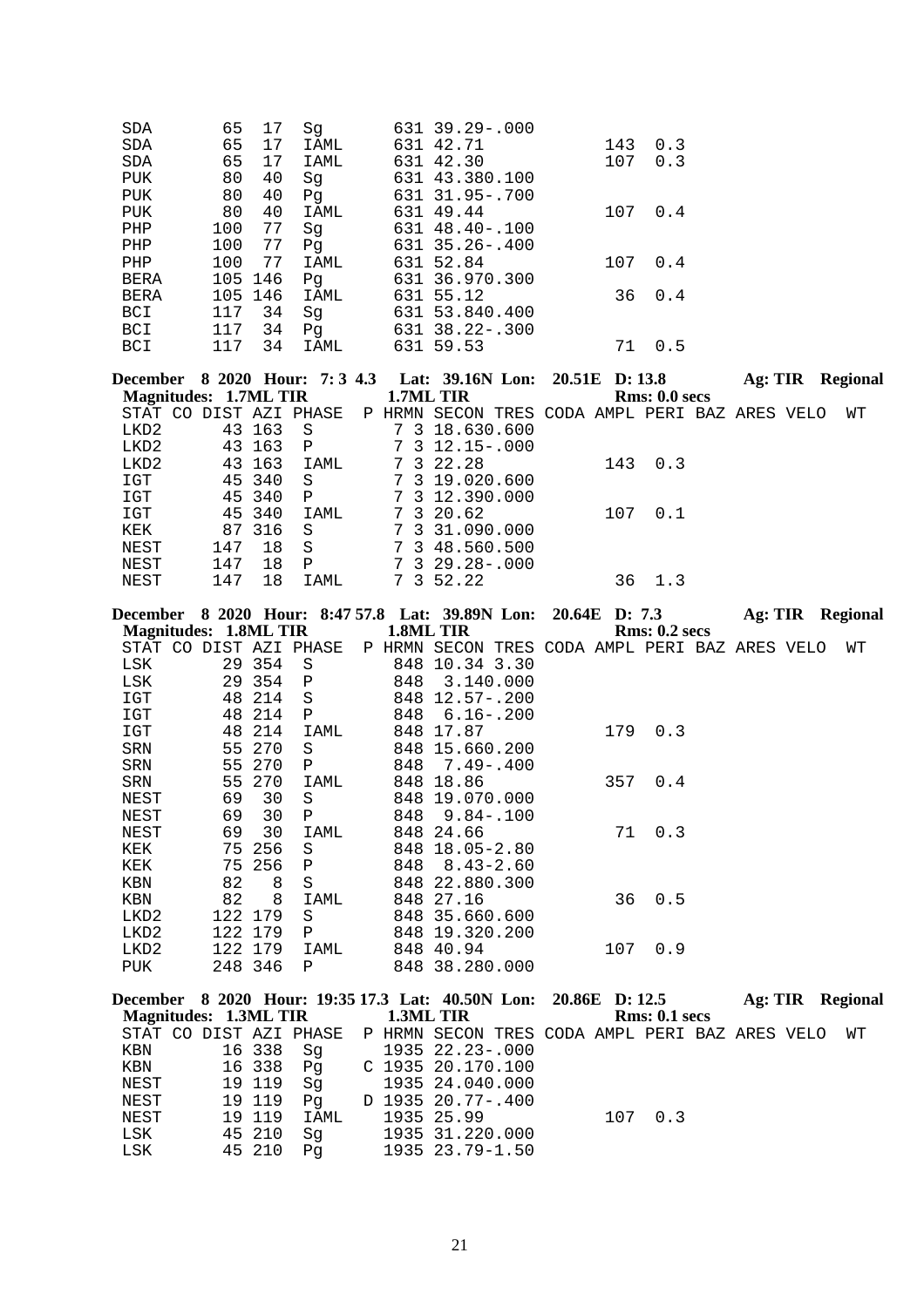| STAT | CO | DIST | AZI | PHASE | P | HRMN | SECON | TRES | CODA | AMPL | PERI | BAZ | ARES | VELO | WT |
|---|---|---|---|---|---|---|---|---|---|---|---|---|---|---|---|
| SDA | | 65 | 17 | Sg | | 631 | 39.29 | -.000 | | | | | | | |
| SDA | | 65 | 17 | IAML | | 631 | 42.71 | | | 143 | 0.3 | | | | |
| SDA | | 65 | 17 | IAML | | 631 | 42.30 | | | 107 | 0.3 | | | | |
| PUK | | 80 | 40 | Sg | | 631 | 43.38 | 0.100 | | | | | | | |
| PUK | | 80 | 40 | Pg | | 631 | 31.95 | -.700 | | | | | | | |
| PUK | | 80 | 40 | IAML | | 631 | 49.44 | | | 107 | 0.4 | | | | |
| PHP | | 100 | 77 | Sg | | 631 | 48.40 | -.100 | | | | | | | |
| PHP | | 100 | 77 | Pg | | 631 | 35.26 | -.400 | | | | | | | |
| PHP | | 100 | 77 | IAML | | 631 | 52.84 | | | 107 | 0.4 | | | | |
| BERA | | 105 | 146 | Pg | | 631 | 36.97 | 0.300 | | | | | | | |
| BERA | | 105 | 146 | IAML | | 631 | 55.12 | | | 36 | 0.4 | | | | |
| BCI | | 117 | 34 | Sg | | 631 | 53.84 | 0.400 | | | | | | | |
| BCI | | 117 | 34 | Pg | | 631 | 38.22 | -.300 | | | | | | | |
| BCI | | 117 | 34 | IAML | | 631 | 59.53 | | | 71 | 0.5 | | | | |

**December 8 2020 Hour: 7:3 4.3 Lat: 39.16N Lon: 20.51E D: 13.8 Ag: TIR Regional**
**Magnitudes: 1.7ML TIR 1.7ML TIR Rms: 0.0 secs**

| STAT | CO | DIST | AZI | PHASE | P | HRMN | SECON | TRES | CODA | AMPL | PERI | BAZ | ARES | VELO | WT |
|---|---|---|---|---|---|---|---|---|---|---|---|---|---|---|---|
| LKD2 | | 43 | 163 | S | | 7 3 | 18.63 | 0.600 | | | | | | | |
| LKD2 | | 43 | 163 | P | | 7 3 | 12.15 | -.000 | | | | | | | |
| LKD2 | | 43 | 163 | IAML | | 7 3 | 22.28 | | | 143 | 0.3 | | | | |
| IGT | | 45 | 340 | S | | 7 3 | 19.02 | 0.600 | | | | | | | |
| IGT | | 45 | 340 | P | | 7 3 | 12.39 | 0.000 | | | | | | | |
| IGT | | 45 | 340 | IAML | | 7 3 | 20.62 | | | 107 | 0.1 | | | | |
| KEK | | 87 | 316 | S | | 7 3 | 31.09 | 0.000 | | | | | | | |
| NEST | | 147 | 18 | S | | 7 3 | 48.56 | 0.500 | | | | | | | |
| NEST | | 147 | 18 | P | | 7 3 | 29.28 | -.000 | | | | | | | |
| NEST | | 147 | 18 | IAML | | 7 3 | 52.22 | | | 36 | 1.3 | | | | |

**December 8 2020 Hour: 8:47 57.8 Lat: 39.89N Lon: 20.64E D: 7.3 Ag: TIR Regional**
**Magnitudes: 1.8ML TIR 1.8ML TIR Rms: 0.2 secs**

| STAT | CO | DIST | AZI | PHASE | P | HRMN | SECON | TRES | CODA | AMPL | PERI | BAZ | ARES | VELO | WT |
|---|---|---|---|---|---|---|---|---|---|---|---|---|---|---|---|
| LSK | | 29 | 354 | S | | 848 | 10.34 | 3.30 | | | | | | | |
| LSK | | 29 | 354 | P | | 848 | 3.14 | 0.000 | | | | | | | |
| IGT | | 48 | 214 | S | | 848 | 12.57 | -.200 | | | | | | | |
| IGT | | 48 | 214 | P | | 848 | 6.16 | -.200 | | | | | | | |
| IGT | | 48 | 214 | IAML | | 848 | 17.87 | | | 179 | 0.3 | | | | |
| SRN | | 55 | 270 | S | | 848 | 15.66 | 0.200 | | | | | | | |
| SRN | | 55 | 270 | P | | 848 | 7.49 | -.400 | | | | | | | |
| SRN | | 55 | 270 | IAML | | 848 | 18.86 | | | 357 | 0.4 | | | | |
| NEST | | 69 | 30 | S | | 848 | 19.07 | 0.000 | | | | | | | |
| NEST | | 69 | 30 | P | | 848 | 9.84 | -.100 | | | | | | | |
| NEST | | 69 | 30 | IAML | | 848 | 24.66 | | | 71 | 0.3 | | | | |
| KEK | | 75 | 256 | S | | 848 | 18.05 | -2.80 | | | | | | | |
| KEK | | 75 | 256 | P | | 848 | 8.43 | -2.60 | | | | | | | |
| KBN | | 82 | 8 | S | | 848 | 22.88 | 0.300 | | | | | | | |
| KBN | | 82 | 8 | IAML | | 848 | 27.16 | | | 36 | 0.5 | | | | |
| LKD2 | | 122 | 179 | S | | 848 | 35.66 | 0.600 | | | | | | | |
| LKD2 | | 122 | 179 | P | | 848 | 19.32 | 0.200 | | | | | | | |
| LKD2 | | 122 | 179 | IAML | | 848 | 40.94 | | | 107 | 0.9 | | | | |
| PUK | | 248 | 346 | P | | 848 | 38.28 | 0.000 | | | | | | | |

**December 8 2020 Hour: 19:35 17.3 Lat: 40.50N Lon: 20.86E D: 12.5 Ag: TIR Regional**
**Magnitudes: 1.3ML TIR 1.3ML TIR Rms: 0.1 secs**

| STAT | CO | DIST | AZI | PHASE | P | HRMN | SECON | TRES | CODA | AMPL | PERI | BAZ | ARES | VELO | WT |
|---|---|---|---|---|---|---|---|---|---|---|---|---|---|---|---|
| KBN | | 16 | 338 | Sg | | 1935 | 22.23 | -.000 | | | | | | | |
| KBN | | 16 | 338 | Pg | C | 1935 | 20.17 | 0.100 | | | | | | | |
| NEST | | 19 | 119 | Sg | | 1935 | 24.04 | 0.000 | | | | | | | |
| NEST | | 19 | 119 | Pg | D | 1935 | 20.77 | -.400 | | | | | | | |
| NEST | | 19 | 119 | IAML | | 1935 | 25.99 | | | 107 | 0.3 | | | | |
| LSK | | 45 | 210 | Sg | | 1935 | 31.22 | 0.000 | | | | | | | |
| LSK | | 45 | 210 | Pg | | 1935 | 23.79 | -1.50 | | | | | | | |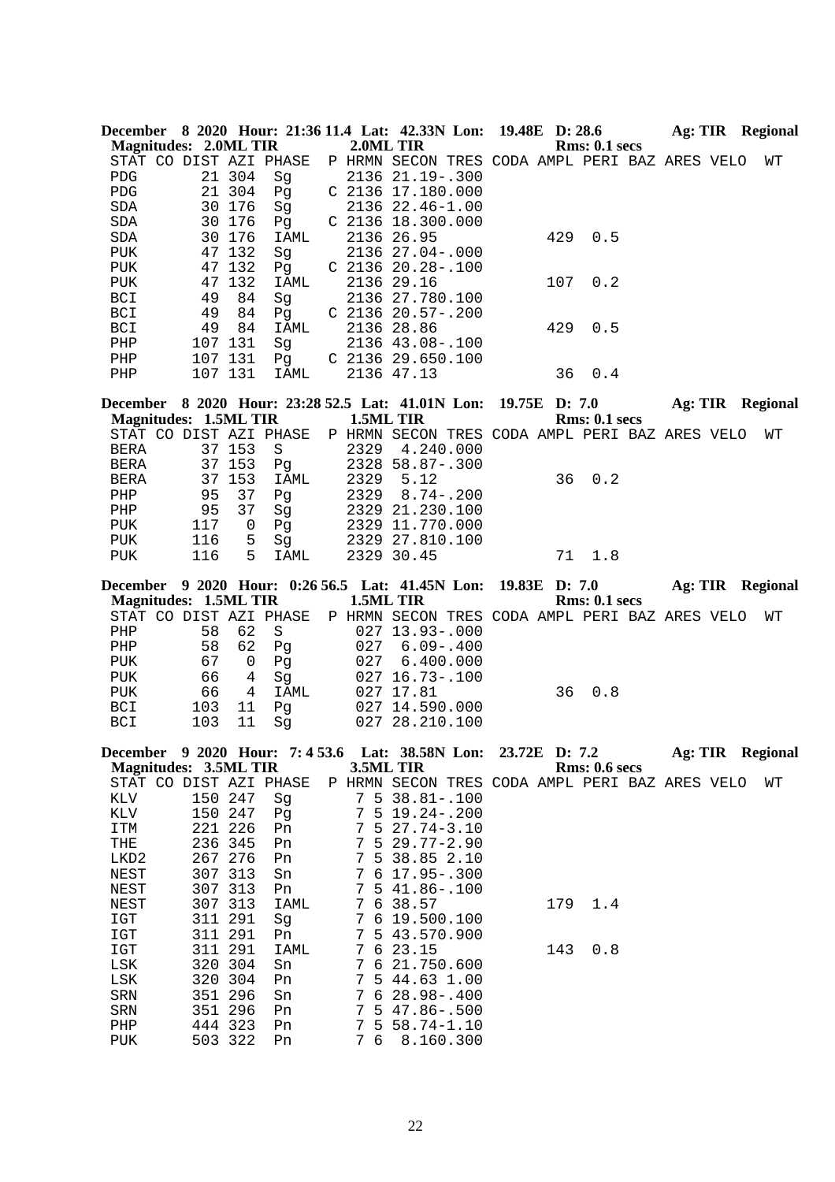**December 8 2020 Hour: 21:36 11.4 Lat: 42.33N Lon: 19.48E D: 28.6 Ag: TIR Regional**
**Magnitudes: 2.0ML TIR 2.0ML TIR Rms: 0.1 secs**

```
STAT CO DIST AZI PHASE  P HRMN SECON TRES CODA AMPL PERI BAZ ARES VELO  WT
PDG       21 304   Sg      2136 21.19-.300
PDG       21 304   Pg    C 2136 17.180.000
SDA       30 176   Sg      2136 22.46-1.00
SDA       30 176   Pg    C 2136 18.300.000
SDA       30 176   IAML    2136 26.95            429  0.5
PUK       47 132   Sg      2136 27.04-.000
PUK       47 132   Pg    C 2136 20.28-.100
PUK       47 132   IAML    2136 29.16            107  0.2
BCI       49  84   Sg      2136 27.780.100
BCI       49  84   Pg    C 2136 20.57-.200
BCI       49  84   IAML    2136 28.86            429  0.5
PHP      107 131   Sg      2136 43.08-.100
PHP      107 131   Pg    C 2136 29.650.100
PHP      107 131   IAML    2136 47.13             36  0.4
```

**December 8 2020 Hour: 23:28 52.5 Lat: 41.01N Lon: 19.75E D: 7.0 Ag: TIR Regional**
**Magnitudes: 1.5ML TIR 1.5ML TIR Rms: 0.1 secs**

```
STAT CO DIST AZI PHASE  P HRMN SECON TRES CODA AMPL PERI BAZ ARES VELO  WT
BERA      37 153   S       2329  4.240.000
BERA      37 153   Pg      2328 58.87-.300
BERA      37 153   IAML    2329  5.12             36  0.2
PHP       95  37   Pg      2329  8.74-.200
PHP       95  37   Sg      2329 21.230.100
PUK      117   0   Pg      2329 11.770.000
PUK      116   5   Sg      2329 27.810.100
PUK      116   5   IAML    2329 30.45             71  1.8
```

**December 9 2020 Hour: 0:26 56.5 Lat: 41.45N Lon: 19.83E D: 7.0 Ag: TIR Regional**
**Magnitudes: 1.5ML TIR 1.5ML TIR Rms: 0.1 secs**

```
STAT CO DIST AZI PHASE  P HRMN SECON TRES CODA AMPL PERI BAZ ARES VELO  WT
PHP       58  62   S        027 13.93-.000
PHP       58  62   Pg       027  6.09-.400
PUK       67   0   Pg       027  6.400.000
PUK       66   4   Sg       027 16.73-.100
PUK       66   4   IAML     027 17.81             36  0.8
BCI      103  11   Pg       027 14.590.000
BCI      103  11   Sg       027 28.210.100
```

**December 9 2020 Hour: 7: 4 53.6 Lat: 38.58N Lon: 23.72E D: 7.2 Ag: TIR Regional**
**Magnitudes: 3.5ML TIR 3.5ML TIR Rms: 0.6 secs**

```
STAT CO DIST AZI PHASE  P HRMN SECON TRES CODA AMPL PERI BAZ ARES VELO  WT
KLV      150 247   Sg       7 5 38.81-.100
KLV      150 247   Pg       7 5 19.24-.200
ITM      221 226   Pn       7 5 27.74-3.10
THE      236 345   Pn       7 5 29.77-2.90
LKD2     267 276   Pn       7 5 38.85 2.10
NEST     307 313   Sn       7 6 17.95-.300
NEST     307 313   Pn       7 5 41.86-.100
NEST     307 313   IAML     7 6 38.57            179  1.4
IGT      311 291   Sg       7 6 19.500.100
IGT      311 291   Pn       7 5 43.570.900
IGT      311 291   IAML     7 6 23.15            143  0.8
LSK      320 304   Sn       7 6 21.750.600
LSK      320 304   Pn       7 5 44.63 1.00
SRN      351 296   Sn       7 6 28.98-.400
SRN      351 296   Pn       7 5 47.86-.500
PHP      444 323   Pn       7 5 58.74-1.10
PUK      503 322   Pn       7 6  8.160.300
```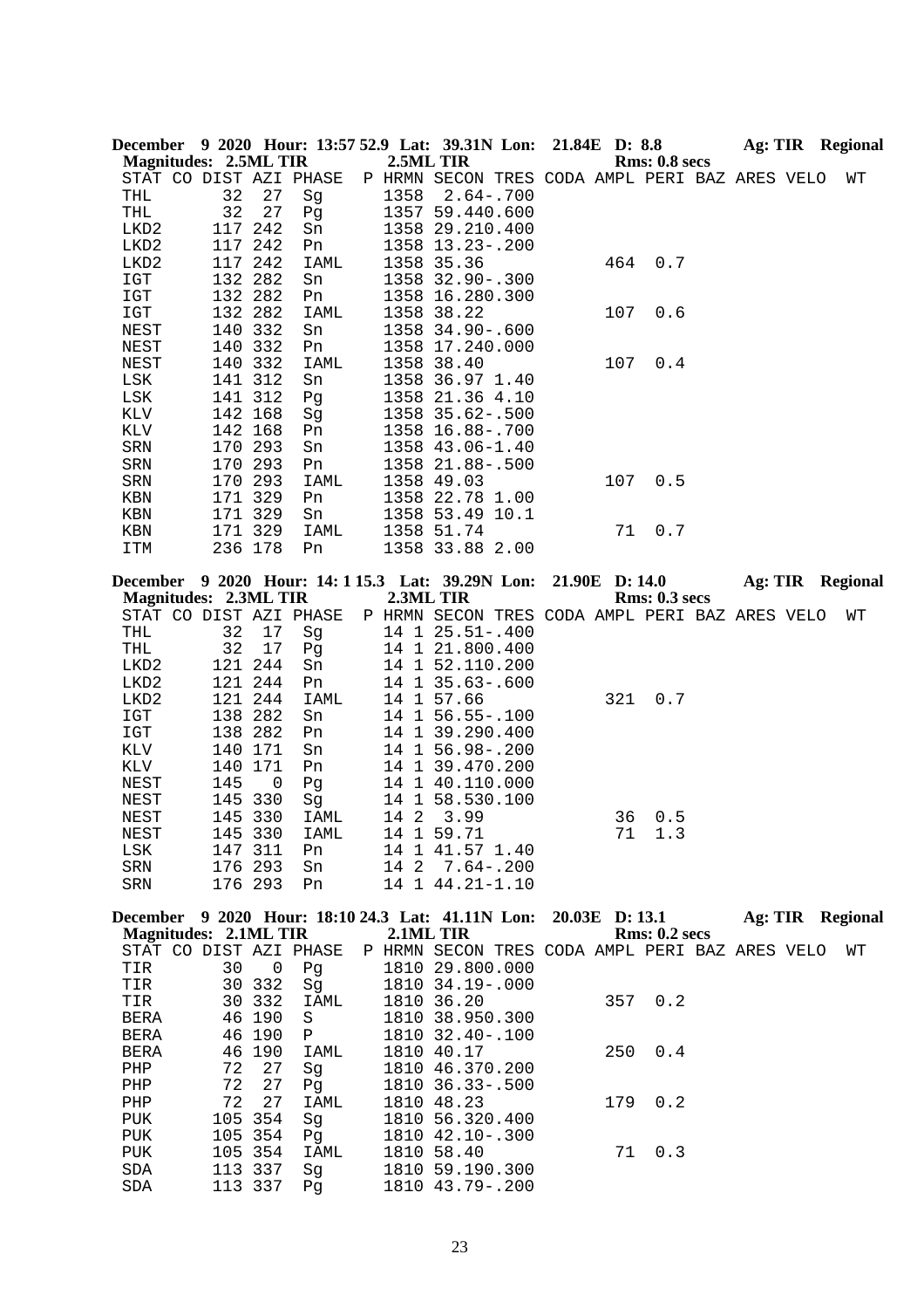**December 9 2020 Hour: 13:57 52.9 Lat: 39.31N Lon: 21.84E D: 8.8 Ag: TIR Regional**
**Magnitudes: 2.5ML TIR 2.5ML TIR Rms: 0.8 secs**

```
STAT CO DIST AZI PHASE  P HRMN SECON TRES CODA AMPL PERI BAZ ARES VELO  WT
THL       32  27  Sg      1358  2.64-.700
THL       32  27  Pg      1357 59.440.600
LKD2     117 242  Sn      1358 29.210.400
LKD2     117 242  Pn      1358 13.23-.200
LKD2     117 242  IAML    1358 35.36           464  0.7
IGT      132 282  Sn      1358 32.90-.300
IGT      132 282  Pn      1358 16.280.300
IGT      132 282  IAML    1358 38.22           107  0.6
NEST     140 332  Sn      1358 34.90-.600
NEST     140 332  Pn      1358 17.240.000
NEST     140 332  IAML    1358 38.40           107  0.4
LSK      141 312  Sn      1358 36.97 1.40
LSK      141 312  Pg      1358 21.36 4.10
KLV      142 168  Sg      1358 35.62-.500
KLV      142 168  Pn      1358 16.88-.700
SRN      170 293  Sn      1358 43.06-1.40
SRN      170 293  Pn      1358 21.88-.500
SRN      170 293  IAML    1358 49.03           107  0.5
KBN      171 329  Pn      1358 22.78 1.00
KBN      171 329  Sn      1358 53.49 10.1
KBN      171 329  IAML    1358 51.74            71  0.7
ITM      236 178  Pn      1358 33.88 2.00
```

**December 9 2020 Hour: 14: 1 15.3 Lat: 39.29N Lon: 21.90E D: 14.0 Ag: TIR Regional**
**Magnitudes: 2.3ML TIR 2.3ML TIR Rms: 0.3 secs**

```
STAT CO DIST AZI PHASE  P HRMN SECON TRES CODA AMPL PERI BAZ ARES VELO  WT
THL       32  17  Sg      14 1 25.51-.400
THL       32  17  Pg      14 1 21.800.400
LKD2     121 244  Sn      14 1 52.110.200
LKD2     121 244  Pn      14 1 35.63-.600
LKD2     121 244  IAML    14 1 57.66           321  0.7
IGT      138 282  Sn      14 1 56.55-.100
IGT      138 282  Pn      14 1 39.290.400
KLV      140 171  Sn      14 1 56.98-.200
KLV      140 171  Pn      14 1 39.470.200
NEST     145   0  Pg      14 1 40.110.000
NEST     145 330  Sg      14 1 58.530.100
NEST     145 330  IAML    14 2  3.99            36  0.5
NEST     145 330  IAML    14 1 59.71            71  1.3
LSK      147 311  Pn      14 1 41.57 1.40
SRN      176 293  Sn      14 2  7.64-.200
SRN      176 293  Pn      14 1 44.21-1.10
```

**December 9 2020 Hour: 18:10 24.3 Lat: 41.11N Lon: 20.03E D: 13.1 Ag: TIR Regional**
**Magnitudes: 2.1ML TIR 2.1ML TIR Rms: 0.2 secs**

```
STAT CO DIST AZI PHASE  P HRMN SECON TRES CODA AMPL PERI BAZ ARES VELO  WT
TIR       30   0  Pg      1810 29.800.000
TIR       30 332  Sg      1810 34.19-.000
TIR       30 332  IAML    1810 36.20           357  0.2
BERA      46 190  S       1810 38.950.300
BERA      46 190  P       1810 32.40-.100
BERA      46 190  IAML    1810 40.17           250  0.4
PHP       72  27  Sg      1810 46.370.200
PHP       72  27  Pg      1810 36.33-.500
PHP       72  27  IAML    1810 48.23           179  0.2
PUK      105 354  Sg      1810 56.320.400
PUK      105 354  Pg      1810 42.10-.300
PUK      105 354  IAML    1810 58.40            71  0.3
SDA      113 337  Sg      1810 59.190.300
SDA      113 337  Pg      1810 43.79-.200
```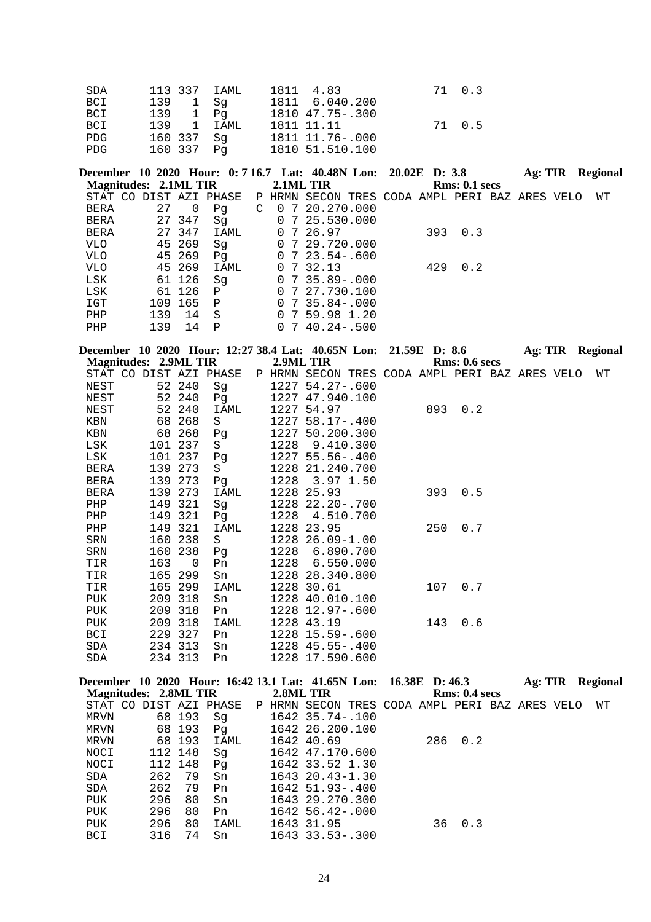| STAT | CO | DIST | AZI | PHASE | P | HRMN | SECON | TRES | CODA | AMPL | PERI | BAZ | ARES | VELO | WT |
|---|---|---|---|---|---|---|---|---|---|---|---|---|---|---|---|
| SDA | | 113 | 337 | IAML | | 1811 | 4.83 | | | 71 | 0.3 | | | | |
| BCI | | 139 | 1 | Sg | | 1811 | 6.04 | 0.200 | | | | | | | |
| BCI | | 139 | 1 | Pg | | 1810 | 47.75 | -.300 | | | | | | | |
| BCI | | 139 | 1 | IAML | | 1811 | 11.11 | | | 71 | 0.5 | | | | |
| PDG | | 160 | 337 | Sg | | 1811 | 11.76 | -.000 | | | | | | | |
| PDG | | 160 | 337 | Pg | | 1810 | 51.51 | 0.100 | | | | | | | |

**December 10 2020 Hour: 0: 7 16.7 Lat: 40.48N Lon: 20.02E D: 3.8 Ag: TIR Regional**
**Magnitudes: 2.1ML TIR 2.1ML TIR Rms: 0.1 secs**

| STAT | CO | DIST | AZI | PHASE | P | HRMN | SECON | TRES | CODA | AMPL | PERI | BAZ | ARES | VELO | WT |
|---|---|---|---|---|---|---|---|---|---|---|---|---|---|---|---|
| BERA | | 27 | 0 | Pg | C | 0 7 | 20.27 | 0.000 | | | | | | | |
| BERA | | 27 | 347 | Sg | | 0 7 | 25.53 | 0.000 | | | | | | | |
| BERA | | 27 | 347 | IAML | | 0 7 | 26.97 | | | 393 | 0.3 | | | | |
| VLO | | 45 | 269 | Sg | | 0 7 | 29.72 | 0.000 | | | | | | | |
| VLO | | 45 | 269 | Pg | | 0 7 | 23.54 | -.600 | | | | | | | |
| VLO | | 45 | 269 | IAML | | 0 7 | 32.13 | | | 429 | 0.2 | | | | |
| LSK | | 61 | 126 | Sg | | 0 7 | 35.89 | -.000 | | | | | | | |
| LSK | | 61 | 126 | P | | 0 7 | 27.73 | 0.100 | | | | | | | |
| IGT | | 109 | 165 | P | | 0 7 | 35.84 | -.000 | | | | | | | |
| PHP | | 139 | 14 | S | | 0 7 | 59.98 | 1.20 | | | | | | | |
| PHP | | 139 | 14 | P | | 0 7 | 40.24 | -.500 | | | | | | | |

**December 10 2020 Hour: 12:27 38.4 Lat: 40.65N Lon: 21.59E D: 8.6 Ag: TIR Regional**
**Magnitudes: 2.9ML TIR 2.9ML TIR Rms: 0.6 secs**

| STAT | CO | DIST | AZI | PHASE | P | HRMN | SECON | TRES | CODA | AMPL | PERI | BAZ | ARES | VELO | WT |
|---|---|---|---|---|---|---|---|---|---|---|---|---|---|---|---|
| NEST | | 52 | 240 | Sg | | 1227 | 54.27 | -.600 | | | | | | | |
| NEST | | 52 | 240 | Pg | | 1227 | 47.94 | 0.100 | | | | | | | |
| NEST | | 52 | 240 | IAML | | 1227 | 54.97 | | | 893 | 0.2 | | | | |
| KBN | | 68 | 268 | S | | 1227 | 58.17 | -.400 | | | | | | | |
| KBN | | 68 | 268 | Pg | | 1227 | 50.20 | 0.300 | | | | | | | |
| LSK | | 101 | 237 | S | | 1228 | 9.41 | 0.300 | | | | | | | |
| LSK | | 101 | 237 | Pg | | 1227 | 55.56 | -.400 | | | | | | | |
| BERA | | 139 | 273 | S | | 1228 | 21.24 | 0.700 | | | | | | | |
| BERA | | 139 | 273 | Pg | | 1228 | 3.97 | 1.50 | | | | | | | |
| BERA | | 139 | 273 | IAML | | 1228 | 25.93 | | | 393 | 0.5 | | | | |
| PHP | | 149 | 321 | Sg | | 1228 | 22.20 | -.700 | | | | | | | |
| PHP | | 149 | 321 | Pg | | 1228 | 4.51 | 0.700 | | | | | | | |
| PHP | | 149 | 321 | IAML | | 1228 | 23.95 | | | 250 | 0.7 | | | | |
| SRN | | 160 | 238 | S | | 1228 | 26.09 | -1.00 | | | | | | | |
| SRN | | 160 | 238 | Pg | | 1228 | 6.89 | 0.700 | | | | | | | |
| TIR | | 163 | 0 | Pn | | 1228 | 6.55 | 0.000 | | | | | | | |
| TIR | | 165 | 299 | Sn | | 1228 | 28.34 | 0.800 | | | | | | | |
| TIR | | 165 | 299 | IAML | | 1228 | 30.61 | | | 107 | 0.7 | | | | |
| PUK | | 209 | 318 | Sn | | 1228 | 40.01 | 0.100 | | | | | | | |
| PUK | | 209 | 318 | Pn | | 1228 | 12.97 | -.600 | | | | | | | |
| PUK | | 209 | 318 | IAML | | 1228 | 43.19 | | | 143 | 0.6 | | | | |
| BCI | | 229 | 327 | Pn | | 1228 | 15.59 | -.600 | | | | | | | |
| SDA | | 234 | 313 | Sn | | 1228 | 45.55 | -.400 | | | | | | | |
| SDA | | 234 | 313 | Pn | | 1228 | 17.59 | 0.600 | | | | | | | |

**December 10 2020 Hour: 16:42 13.1 Lat: 41.65N Lon: 16.38E D: 46.3 Ag: TIR Regional**
**Magnitudes: 2.8ML TIR 2.8ML TIR Rms: 0.4 secs**

| STAT | CO | DIST | AZI | PHASE | P | HRMN | SECON | TRES | CODA | AMPL | PERI | BAZ | ARES | VELO | WT |
|---|---|---|---|---|---|---|---|---|---|---|---|---|---|---|---|
| MRVN | | 68 | 193 | Sg | | 1642 | 35.74 | -.100 | | | | | | | |
| MRVN | | 68 | 193 | Pg | | 1642 | 26.20 | 0.100 | | | | | | | |
| MRVN | | 68 | 193 | IAML | | 1642 | 40.69 | | | 286 | 0.2 | | | | |
| NOCI | | 112 | 148 | Sg | | 1642 | 47.17 | 0.600 | | | | | | | |
| NOCI | | 112 | 148 | Pg | | 1642 | 33.52 | 1.30 | | | | | | | |
| SDA | | 262 | 79 | Sn | | 1643 | 20.43 | -1.30 | | | | | | | |
| SDA | | 262 | 79 | Pn | | 1642 | 51.93 | -.400 | | | | | | | |
| PUK | | 296 | 80 | Sn | | 1643 | 29.27 | 0.300 | | | | | | | |
| PUK | | 296 | 80 | Pn | | 1642 | 56.42 | -.000 | | | | | | | |
| PUK | | 296 | 80 | IAML | | 1643 | 31.95 | | | 36 | 0.3 | | | | |
| BCI | | 316 | 74 | Sn | | 1643 | 33.53 | -.300 | | | | | | | |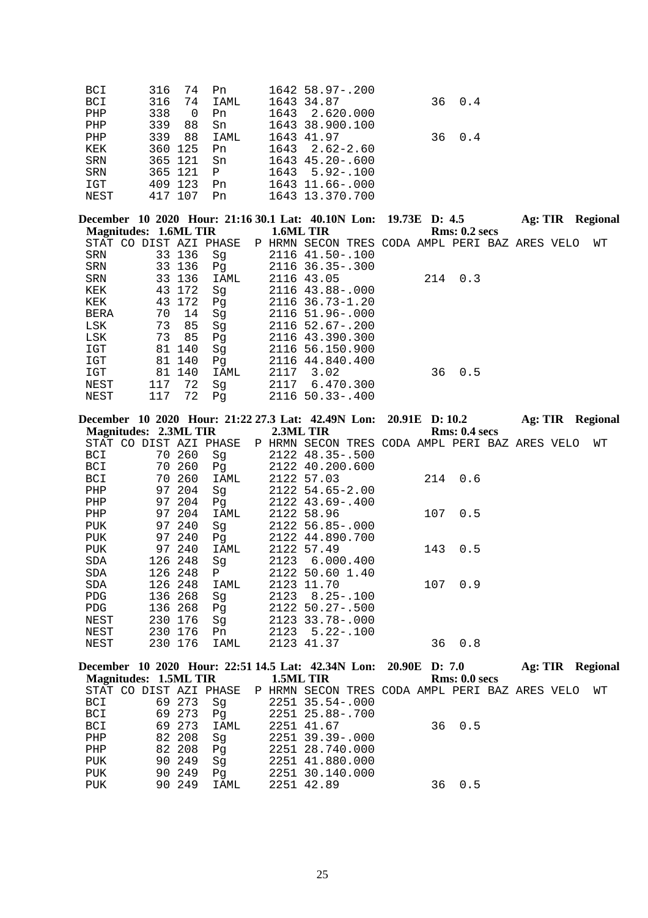```
BCI       316  74  Pn        1642 58.97-.200
BCI       316  74  IAML      1643 34.87              36  0.4
PHP       338   0  Pn        1643  2.620.000
PHP       339  88  Sn        1643 38.900.100
PHP       339  88  IAML      1643 41.97              36  0.4
KEK       360 125  Pn        1643  2.62-2.60
SRN       365 121  Sn        1643 45.20-.600
SRN       365 121  P         1643  5.92-.100
IGT       409 123  Pn        1643 11.66-.000
NEST      417 107  Pn        1643 13.370.700
```

**December 10 2020 Hour: 21:16 30.1 Lat: 40.10N Lon: 19.73E D: 4.5 Ag: TIR Regional**
**Magnitudes: 1.6ML TIR 1.6ML TIR Rms: 0.2 secs**

```
STAT CO DIST AZI PHASE  P HRMN SECON TRES CODA AMPL PERI BAZ ARES VELO  WT
SRN        33 136  Sg        2116 41.50-.100
SRN        33 136  Pg        2116 36.35-.300
SRN        33 136  IAML      2116 43.05             214  0.3
KEK        43 172  Sg        2116 43.88-.000
KEK        43 172  Pg        2116 36.73-1.20
BERA       70  14  Sg        2116 51.96-.000
LSK        73  85  Sg        2116 52.67-.200
LSK        73  85  Pg        2116 43.390.300
IGT        81 140  Sg        2116 56.150.900
IGT        81 140  Pg        2116 44.840.400
IGT        81 140  IAML      2117  3.02              36  0.5
NEST      117  72  Sg        2117  6.470.300
NEST      117  72  Pg        2116 50.33-.400
```

**December 10 2020 Hour: 21:22 27.3 Lat: 42.49N Lon: 20.91E D: 10.2 Ag: TIR Regional**
**Magnitudes: 2.3ML TIR 2.3ML TIR Rms: 0.4 secs**

```
STAT CO DIST AZI PHASE  P HRMN SECON TRES CODA AMPL PERI BAZ ARES VELO  WT
BCI        70 260  Sg        2122 48.35-.500
BCI        70 260  Pg        2122 40.200.600
BCI        70 260  IAML      2122 57.03             214  0.6
PHP        97 204  Sg        2122 54.65-2.00
PHP        97 204  Pg        2122 43.69-.400
PHP        97 204  IAML      2122 58.96             107  0.5
PUK        97 240  Sg        2122 56.85-.000
PUK        97 240  Pg        2122 44.890.700
PUK        97 240  IAML      2122 57.49             143  0.5
SDA       126 248  Sg        2123  6.000.400
SDA       126 248  P         2122 50.60 1.40
SDA       126 248  IAML      2123 11.70             107  0.9
PDG       136 268  Sg        2123  8.25-.100
PDG       136 268  Pg        2122 50.27-.500
NEST      230 176  Sg        2123 33.78-.000
NEST      230 176  Pn        2123  5.22-.100
NEST      230 176  IAML      2123 41.37              36  0.8
```

**December 10 2020 Hour: 22:51 14.5 Lat: 42.34N Lon: 20.90E D: 7.0 Ag: TIR Regional**
**Magnitudes: 1.5ML TIR 1.5ML TIR Rms: 0.0 secs**

```
STAT CO DIST AZI PHASE  P HRMN SECON TRES CODA AMPL PERI BAZ ARES VELO  WT
BCI        69 273  Sg        2251 35.54-.000
BCI        69 273  Pg        2251 25.88-.700
BCI        69 273  IAML      2251 41.67              36  0.5
PHP        82 208  Sg        2251 39.39-.000
PHP        82 208  Pg        2251 28.740.000
PUK        90 249  Sg        2251 41.880.000
PUK        90 249  Pg        2251 30.140.000
PUK        90 249  IAML      2251 42.89              36  0.5
```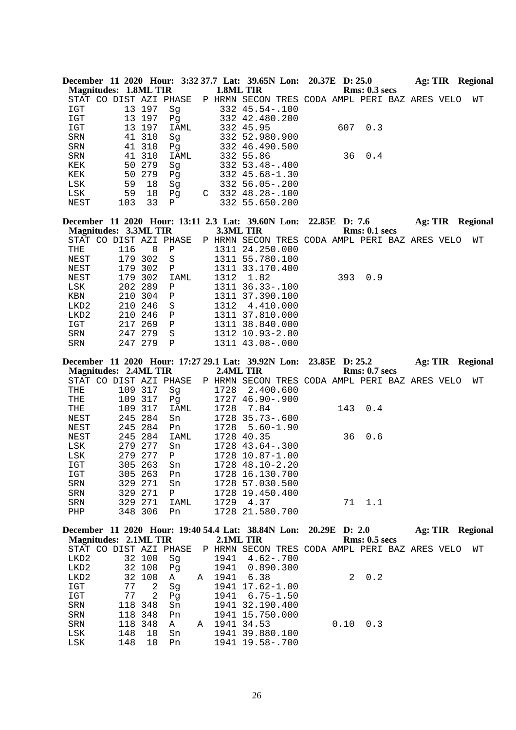**December 11 2020 Hour: 3:32 37.7 Lat: 39.65N Lon: 20.37E D: 25.0 Ag: TIR Regional**
**Magnitudes: 1.8ML TIR 1.8ML TIR Rms: 0.3 secs**

| STAT | CO | DIST | AZI | PHASE | P | HRMN | SECON | TRES | CODA | AMPL | PERI | BAZ | ARES | VELO | WT |
|---|---|---|---|---|---|---|---|---|---|---|---|---|---|---|---|
| IGT | | 13 | 197 | Sg | | 332 | 45.54 | -.100 | | | | | | | |
| IGT | | 13 | 197 | Pg | | 332 | 42.48 | 0.200 | | | | | | | |
| IGT | | 13 | 197 | IAML | | 332 | 45.95 | | | 607 | 0.3 | | | | |
| SRN | | 41 | 310 | Sg | | 332 | 52.98 | 0.900 | | | | | | | |
| SRN | | 41 | 310 | Pg | | 332 | 46.49 | 0.500 | | | | | | | |
| SRN | | 41 | 310 | IAML | | 332 | 55.86 | | | 36 | 0.4 | | | | |
| KEK | | 50 | 279 | Sg | | 332 | 53.48 | -.400 | | | | | | | |
| KEK | | 50 | 279 | Pg | | 332 | 45.68 | -1.30 | | | | | | | |
| LSK | | 59 | 18 | Sg | | 332 | 56.05 | -.200 | | | | | | | |
| LSK | | 59 | 18 | Pg | C | 332 | 48.28 | -.100 | | | | | | | |
| NEST | | 103 | 33 | P | | 332 | 55.65 | 0.200 | | | | | | | |

**December 11 2020 Hour: 13:11 2.3 Lat: 39.60N Lon: 22.85E D: 7.6 Ag: TIR Regional**
**Magnitudes: 3.3ML TIR 3.3ML TIR Rms: 0.1 secs**

| STAT | CO | DIST | AZI | PHASE | P | HRMN | SECON | TRES | CODA | AMPL | PERI | BAZ | ARES | VELO | WT |
|---|---|---|---|---|---|---|---|---|---|---|---|---|---|---|---|
| THE | | 116 | 0 | P | | 1311 | 24.25 | 0.000 | | | | | | | |
| NEST | | 179 | 302 | S | | 1311 | 55.78 | 0.100 | | | | | | | |
| NEST | | 179 | 302 | P | | 1311 | 33.17 | 0.400 | | | | | | | |
| NEST | | 179 | 302 | IAML | | 1312 | 1.82 | | | 393 | 0.9 | | | | |
| LSK | | 202 | 289 | P | | 1311 | 36.33 | -.100 | | | | | | | |
| KBN | | 210 | 304 | P | | 1311 | 37.39 | 0.100 | | | | | | | |
| LKD2 | | 210 | 246 | S | | 1312 | 4.41 | 0.000 | | | | | | | |
| LKD2 | | 210 | 246 | P | | 1311 | 37.81 | 0.000 | | | | | | | |
| IGT | | 217 | 269 | P | | 1311 | 38.84 | 0.000 | | | | | | | |
| SRN | | 247 | 279 | S | | 1312 | 10.93 | -2.80 | | | | | | | |
| SRN | | 247 | 279 | P | | 1311 | 43.08 | -.000 | | | | | | | |

**December 11 2020 Hour: 17:27 29.1 Lat: 39.92N Lon: 23.85E D: 25.2 Ag: TIR Regional**
**Magnitudes: 2.4ML TIR 2.4ML TIR Rms: 0.7 secs**

| STAT | CO | DIST | AZI | PHASE | P | HRMN | SECON | TRES | CODA | AMPL | PERI | BAZ | ARES | VELO | WT |
|---|---|---|---|---|---|---|---|---|---|---|---|---|---|---|---|
| THE | | 109 | 317 | Sg | | 1728 | 2.40 | 0.600 | | | | | | | |
| THE | | 109 | 317 | Pg | | 1727 | 46.90 | -.900 | | | | | | | |
| THE | | 109 | 317 | IAML | | 1728 | 7.84 | | | 143 | 0.4 | | | | |
| NEST | | 245 | 284 | Sn | | 1728 | 35.73 | -.600 | | | | | | | |
| NEST | | 245 | 284 | Pn | | 1728 | 5.60 | -1.90 | | | | | | | |
| NEST | | 245 | 284 | IAML | | 1728 | 40.35 | | | 36 | 0.6 | | | | |
| LSK | | 279 | 277 | Sn | | 1728 | 43.64 | -.300 | | | | | | | |
| LSK | | 279 | 277 | P | | 1728 | 10.87 | -1.00 | | | | | | | |
| IGT | | 305 | 263 | Sn | | 1728 | 48.10 | -2.20 | | | | | | | |
| IGT | | 305 | 263 | Pn | | 1728 | 16.13 | 0.700 | | | | | | | |
| SRN | | 329 | 271 | Sn | | 1728 | 57.03 | 0.500 | | | | | | | |
| SRN | | 329 | 271 | P | | 1728 | 19.45 | 0.400 | | | | | | | |
| SRN | | 329 | 271 | IAML | | 1729 | 4.37 | | | 71 | 1.1 | | | | |
| PHP | | 348 | 306 | Pn | | 1728 | 21.58 | 0.700 | | | | | | | |

**December 11 2020 Hour: 19:40 54.4 Lat: 38.84N Lon: 20.29E D: 2.0 Ag: TIR Regional**
**Magnitudes: 2.1ML TIR 2.1ML TIR Rms: 0.5 secs**

| STAT | CO | DIST | AZI | PHASE | P | HRMN | SECON | TRES | CODA | AMPL | PERI | BAZ | ARES | VELO | WT |
|---|---|---|---|---|---|---|---|---|---|---|---|---|---|---|---|
| LKD2 | | 32 | 100 | Sg | | 1941 | 4.62 | -.700 | | | | | | | |
| LKD2 | | 32 | 100 | Pg | | 1941 | 0.89 | 0.300 | | | | | | | |
| LKD2 | | 32 | 100 | A | A | 1941 | 6.38 | | | 2 | 0.2 | | | | |
| IGT | | 77 | 2 | Sg | | 1941 | 17.62 | -1.00 | | | | | | | |
| IGT | | 77 | 2 | Pg | | 1941 | 6.75 | -1.50 | | | | | | | |
| SRN | | 118 | 348 | Sn | | 1941 | 32.19 | 0.400 | | | | | | | |
| SRN | | 118 | 348 | Pn | | 1941 | 15.75 | 0.000 | | | | | | | |
| SRN | | 118 | 348 | A | A | 1941 | 34.53 | | | 0.10 | 0.3 | | | | |
| LSK | | 148 | 10 | Sn | | 1941 | 39.88 | 0.100 | | | | | | | |
| LSK | | 148 | 10 | Pn | | 1941 | 19.58 | -.700 | | | | | | | |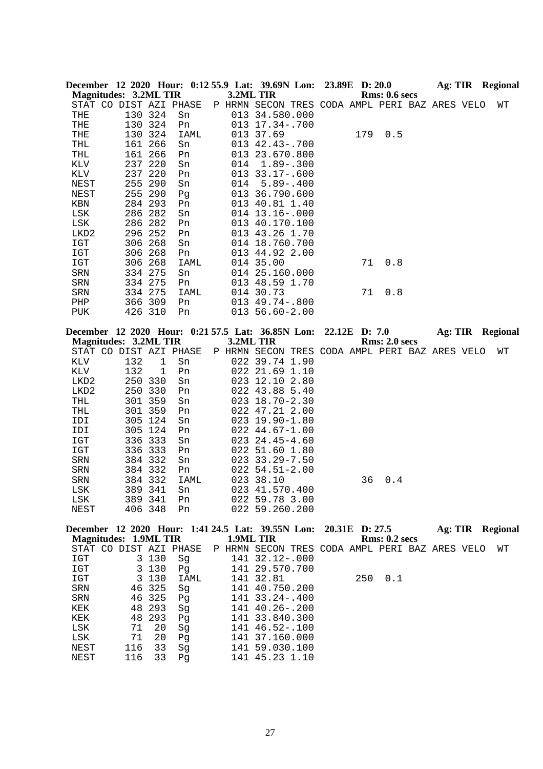**December 12 2020 Hour: 0:12 55.9 Lat: 39.69N Lon: 23.89E D: 20.0 Ag: TIR Regional**
**Magnitudes: 3.2ML TIR 3.2ML TIR Rms: 0.6 secs**

| STAT | CO | DIST | AZI | PHASE | P | HRMN | SECON | TRES | CODA | AMPL | PERI | BAZ | ARES | VELO | WT |
|---|---|---|---|---|---|---|---|---|---|---|---|---|---|---|---|
| THE | | 130 | 324 | Sn | | 013 | 34.58 | 0.000 | | | | | | | |
| THE | | 130 | 324 | Pn | | 013 | 17.34 | -.700 | | | | | | | |
| THE | | 130 | 324 | IAML | | 013 | 37.69 | | | 179 | 0.5 | | | | |
| THL | | 161 | 266 | Sn | | 013 | 42.43 | -.700 | | | | | | | |
| THL | | 161 | 266 | Pn | | 013 | 23.67 | 0.800 | | | | | | | |
| KLV | | 237 | 220 | Sn | | 014 | 1.89 | -.300 | | | | | | | |
| KLV | | 237 | 220 | Pn | | 013 | 33.17 | -.600 | | | | | | | |
| NEST | | 255 | 290 | Sn | | 014 | 5.89 | -.400 | | | | | | | |
| NEST | | 255 | 290 | Pg | | 013 | 36.79 | 0.600 | | | | | | | |
| KBN | | 284 | 293 | Pn | | 013 | 40.81 | 1.40 | | | | | | | |
| LSK | | 286 | 282 | Sn | | 014 | 13.16 | -.000 | | | | | | | |
| LSK | | 286 | 282 | Pn | | 013 | 40.17 | 0.100 | | | | | | | |
| LKD2 | | 296 | 252 | Pn | | 013 | 43.26 | 1.70 | | | | | | | |
| IGT | | 306 | 268 | Sn | | 014 | 18.76 | 0.700 | | | | | | | |
| IGT | | 306 | 268 | Pn | | 013 | 44.92 | 2.00 | | | | | | | |
| IGT | | 306 | 268 | IAML | | 014 | 35.00 | | | 71 | 0.8 | | | | |
| SRN | | 334 | 275 | Sn | | 014 | 25.16 | 0.000 | | | | | | | |
| SRN | | 334 | 275 | Pn | | 013 | 48.59 | 1.70 | | | | | | | |
| SRN | | 334 | 275 | IAML | | 014 | 30.73 | | | 71 | 0.8 | | | | |
| PHP | | 366 | 309 | Pn | | 013 | 49.74 | -.800 | | | | | | | |
| PUK | | 426 | 310 | Pn | | 013 | 56.60 | -2.00 | | | | | | | |

**December 12 2020 Hour: 0:21 57.5 Lat: 36.85N Lon: 22.12E D: 7.0 Ag: TIR Regional**
**Magnitudes: 3.2ML TIR 3.2ML TIR Rms: 2.0 secs**

| STAT | CO | DIST | AZI | PHASE | P | HRMN | SECON | TRES | CODA | AMPL | PERI | BAZ | ARES | VELO | WT |
|---|---|---|---|---|---|---|---|---|---|---|---|---|---|---|---|
| KLV | | 132 | 1 | Sn | | 022 | 39.74 | 1.90 | | | | | | | |
| KLV | | 132 | 1 | Pn | | 022 | 21.69 | 1.10 | | | | | | | |
| LKD2 | | 250 | 330 | Sn | | 023 | 12.10 | 2.80 | | | | | | | |
| LKD2 | | 250 | 330 | Pn | | 022 | 43.88 | 5.40 | | | | | | | |
| THL | | 301 | 359 | Sn | | 023 | 18.70 | -2.30 | | | | | | | |
| THL | | 301 | 359 | Pn | | 022 | 47.21 | 2.00 | | | | | | | |
| IDI | | 305 | 124 | Sn | | 023 | 19.90 | -1.80 | | | | | | | |
| IDI | | 305 | 124 | Pn | | 022 | 44.67 | -1.00 | | | | | | | |
| IGT | | 336 | 333 | Sn | | 023 | 24.45 | -4.60 | | | | | | | |
| IGT | | 336 | 333 | Pn | | 022 | 51.60 | 1.80 | | | | | | | |
| SRN | | 384 | 332 | Sn | | 023 | 33.29 | -7.50 | | | | | | | |
| SRN | | 384 | 332 | Pn | | 022 | 54.51 | -2.00 | | | | | | | |
| SRN | | 384 | 332 | IAML | | 023 | 38.10 | | | 36 | 0.4 | | | | |
| LSK | | 389 | 341 | Sn | | 023 | 41.57 | 0.400 | | | | | | | |
| LSK | | 389 | 341 | Pn | | 022 | 59.78 | 3.00 | | | | | | | |
| NEST | | 406 | 348 | Pn | | 022 | 59.26 | 0.200 | | | | | | | |

**December 12 2020 Hour: 1:41 24.5 Lat: 39.55N Lon: 20.31E D: 27.5 Ag: TIR Regional**
**Magnitudes: 1.9ML TIR 1.9ML TIR Rms: 0.2 secs**

| STAT | CO | DIST | AZI | PHASE | P | HRMN | SECON | TRES | CODA | AMPL | PERI | BAZ | ARES | VELO | WT |
|---|---|---|---|---|---|---|---|---|---|---|---|---|---|---|---|
| IGT | | 3 | 130 | Sg | | 141 | 32.12 | -.000 | | | | | | | |
| IGT | | 3 | 130 | Pg | | 141 | 29.57 | 0.700 | | | | | | | |
| IGT | | 3 | 130 | IAML | | 141 | 32.81 | | | 250 | 0.1 | | | | |
| SRN | | 46 | 325 | Sg | | 141 | 40.75 | 0.200 | | | | | | | |
| SRN | | 46 | 325 | Pg | | 141 | 33.24 | -.400 | | | | | | | |
| KEK | | 48 | 293 | Sg | | 141 | 40.26 | -.200 | | | | | | | |
| KEK | | 48 | 293 | Pg | | 141 | 33.84 | 0.300 | | | | | | | |
| LSK | | 71 | 20 | Sg | | 141 | 46.52 | -.100 | | | | | | | |
| LSK | | 71 | 20 | Pg | | 141 | 37.16 | 0.000 | | | | | | | |
| NEST | | 116 | 33 | Sg | | 141 | 59.03 | 0.100 | | | | | | | |
| NEST | | 116 | 33 | Pg | | 141 | 45.23 | 1.10 | | | | | | | |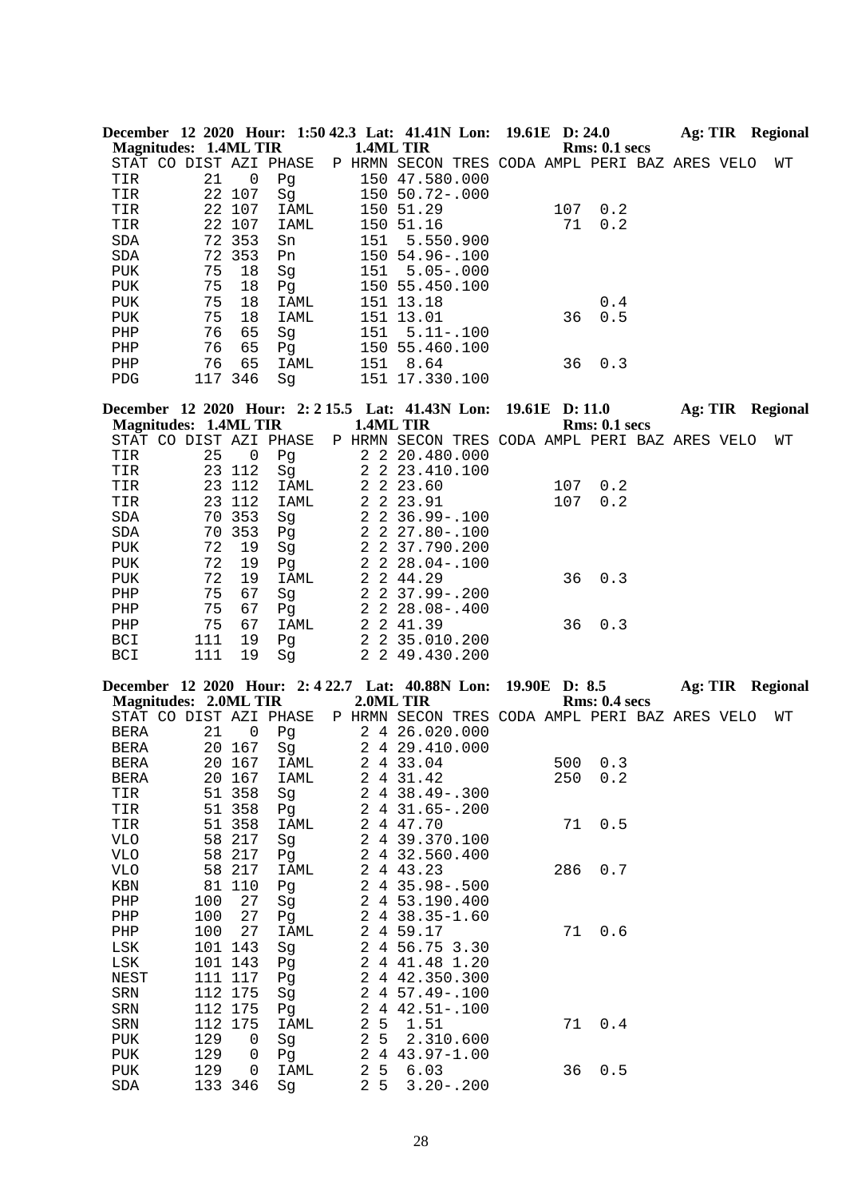**December 12 2020 Hour: 1:50 42.3 Lat: 41.41N Lon: 19.61E D: 24.0 Ag: TIR Regional**
**Magnitudes: 1.4ML TIR 1.4ML TIR Rms: 0.1 secs**

| STAT | CO | DIST | AZI | PHASE | P | HRMN | SECON | TRES | CODA | AMPL | PERI | BAZ | ARES | VELO | WT |
|---|---|---|---|---|---|---|---|---|---|---|---|---|---|---|---|
| TIR | | 21 | 0 | Pg | | 150 | 47.58 | 0.000 | | | | | | | |
| TIR | | 22 | 107 | Sg | | 150 | 50.72 | -.000 | | | | | | | |
| TIR | | 22 | 107 | IAML | | 150 | 51.29 | | | 107 | 0.2 | | | | |
| TIR | | 22 | 107 | IAML | | 150 | 51.16 | | | 71 | 0.2 | | | | |
| SDA | | 72 | 353 | Sn | | 151 | 5.55 | 0.900 | | | | | | | |
| SDA | | 72 | 353 | Pn | | 150 | 54.96 | -.100 | | | | | | | |
| PUK | | 75 | 18 | Sg | | 151 | 5.05 | -.000 | | | | | | | |
| PUK | | 75 | 18 | Pg | | 150 | 55.45 | 0.100 | | | | | | | |
| PUK | | 75 | 18 | IAML | | 151 | 13.18 | | | | 0.4 | | | | |
| PUK | | 75 | 18 | IAML | | 151 | 13.01 | | | 36 | 0.5 | | | | |
| PHP | | 76 | 65 | Sg | | 151 | 5.11 | -.100 | | | | | | | |
| PHP | | 76 | 65 | Pg | | 150 | 55.46 | 0.100 | | | | | | | |
| PHP | | 76 | 65 | IAML | | 151 | 8.64 | | | 36 | 0.3 | | | | |
| PDG | | 117 | 346 | Sg | | 151 | 17.33 | 0.100 | | | | | | | |

**December 12 2020 Hour: 2: 2 15.5 Lat: 41.43N Lon: 19.61E D: 11.0 Ag: TIR Regional**
**Magnitudes: 1.4ML TIR 1.4ML TIR Rms: 0.1 secs**

| STAT | CO | DIST | AZI | PHASE | P | HRMN | SECON | TRES | CODA | AMPL | PERI | BAZ | ARES | VELO | WT |
|---|---|---|---|---|---|---|---|---|---|---|---|---|---|---|---|
| TIR | | 25 | 0 | Pg | | 2 2 | 20.48 | 0.000 | | | | | | | |
| TIR | | 23 | 112 | Sg | | 2 2 | 23.41 | 0.100 | | | | | | | |
| TIR | | 23 | 112 | IAML | | 2 2 | 23.60 | | | 107 | 0.2 | | | | |
| TIR | | 23 | 112 | IAML | | 2 2 | 23.91 | | | 107 | 0.2 | | | | |
| SDA | | 70 | 353 | Sg | | 2 2 | 36.99 | -.100 | | | | | | | |
| SDA | | 70 | 353 | Pg | | 2 2 | 27.80 | -.100 | | | | | | | |
| PUK | | 72 | 19 | Sg | | 2 2 | 37.79 | 0.200 | | | | | | | |
| PUK | | 72 | 19 | Pg | | 2 2 | 28.04 | -.100 | | | | | | | |
| PUK | | 72 | 19 | IAML | | 2 2 | 44.29 | | | 36 | 0.3 | | | | |
| PHP | | 75 | 67 | Sg | | 2 2 | 37.99 | -.200 | | | | | | | |
| PHP | | 75 | 67 | Pg | | 2 2 | 28.08 | -.400 | | | | | | | |
| PHP | | 75 | 67 | IAML | | 2 2 | 41.39 | | | 36 | 0.3 | | | | |
| BCI | | 111 | 19 | Pg | | 2 2 | 35.01 | 0.200 | | | | | | | |
| BCI | | 111 | 19 | Sg | | 2 2 | 49.43 | 0.200 | | | | | | | |

**December 12 2020 Hour: 2: 4 22.7 Lat: 40.88N Lon: 19.90E D: 8.5 Ag: TIR Regional**
**Magnitudes: 2.0ML TIR 2.0ML TIR Rms: 0.4 secs**

| STAT | CO | DIST | AZI | PHASE | P | HRMN | SECON | TRES | CODA | AMPL | PERI | BAZ | ARES | VELO | WT |
|---|---|---|---|---|---|---|---|---|---|---|---|---|---|---|---|
| BERA | | 21 | 0 | Pg | | 2 4 | 26.02 | 0.000 | | | | | | | |
| BERA | | 20 | 167 | Sg | | 2 4 | 29.41 | 0.000 | | | | | | | |
| BERA | | 20 | 167 | IAML | | 2 4 | 33.04 | | | 500 | 0.3 | | | | |
| BERA | | 20 | 167 | IAML | | 2 4 | 31.42 | | | 250 | 0.2 | | | | |
| TIR | | 51 | 358 | Sg | | 2 4 | 38.49 | -.300 | | | | | | | |
| TIR | | 51 | 358 | Pg | | 2 4 | 31.65 | -.200 | | | | | | | |
| TIR | | 51 | 358 | IAML | | 2 4 | 47.70 | | | 71 | 0.5 | | | | |
| VLO | | 58 | 217 | Sg | | 2 4 | 39.37 | 0.100 | | | | | | | |
| VLO | | 58 | 217 | Pg | | 2 4 | 32.56 | 0.400 | | | | | | | |
| VLO | | 58 | 217 | IAML | | 2 4 | 43.23 | | | 286 | 0.7 | | | | |
| KBN | | 81 | 110 | Pg | | 2 4 | 35.98 | -.500 | | | | | | | |
| PHP | | 100 | 27 | Sg | | 2 4 | 53.19 | 0.400 | | | | | | | |
| PHP | | 100 | 27 | Pg | | 2 4 | 38.35 | -1.60 | | | | | | | |
| PHP | | 100 | 27 | IAML | | 2 4 | 59.17 | | | 71 | 0.6 | | | | |
| LSK | | 101 | 143 | Sg | | 2 4 | 56.75 | 3.30 | | | | | | | |
| LSK | | 101 | 143 | Pg | | 2 4 | 41.48 | 1.20 | | | | | | | |
| NEST | | 111 | 117 | Pg | | 2 4 | 42.35 | 0.300 | | | | | | | |
| SRN | | 112 | 175 | Sg | | 2 4 | 57.49 | -.100 | | | | | | | |
| SRN | | 112 | 175 | Pg | | 2 4 | 42.51 | -.100 | | | | | | | |
| SRN | | 112 | 175 | IAML | | 2 5 | 1.51 | | | 71 | 0.4 | | | | |
| PUK | | 129 | 0 | Sg | | 2 5 | 2.31 | 0.600 | | | | | | | |
| PUK | | 129 | 0 | Pg | | 2 4 | 43.97 | -1.00 | | | | | | | |
| PUK | | 129 | 0 | IAML | | 2 5 | 6.03 | | | 36 | 0.5 | | | | |
| SDA | | 133 | 346 | Sg | | 2 5 | 3.20 | -.200 | | | | | | | |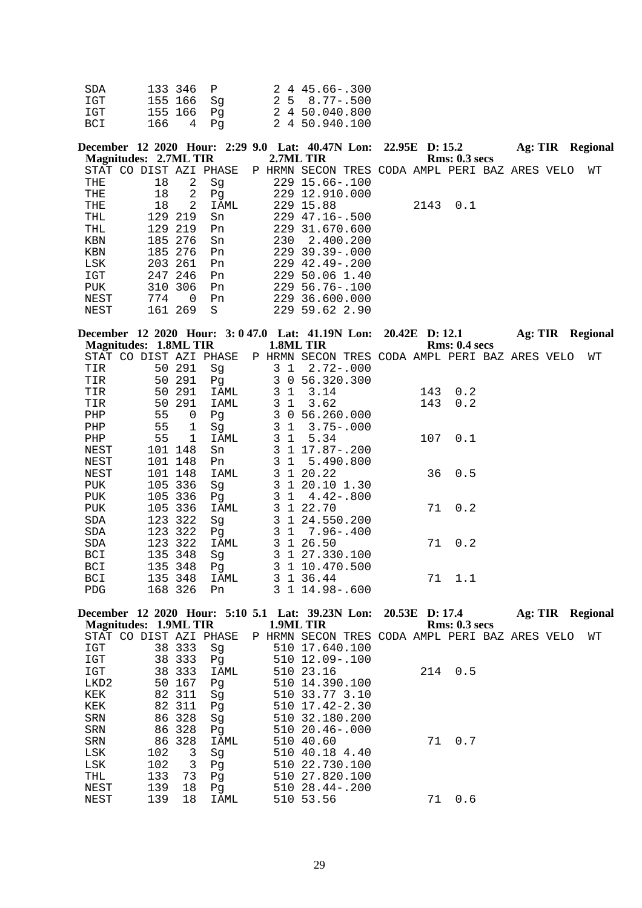```
SDA      133 346  P        2 4 45.66-.300
IGT      155 166  Sg       2 5  8.77-.500
IGT      155 166  Pg       2 4 50.040.800
BCI      166   4  Pg       2 4 50.940.100
```

**December 12 2020 Hour: 2:29 9.0 Lat: 40.47N Lon: 22.95E D: 15.2 Ag: TIR Regional**
**Magnitudes: 2.7ML TIR 2.7ML TIR Rms: 0.3 secs**

```
STAT CO DIST AZI PHASE  P HRMN SECON TRES CODA AMPL PERI BAZ ARES VELO  WT
THE       18   2  Sg       229 15.66-.100
THE       18   2  Pg       229 12.910.000
THE       18   2  IAML     229 15.88          2143  0.1
THL      129 219  Sn       229 47.16-.500
THL      129 219  Pn       229 31.670.600
KBN      185 276  Sn       230  2.400.200
KBN      185 276  Pn       229 39.39-.000
LSK      203 261  Pn       229 42.49-.200
IGT      247 246  Pn       229 50.06 1.40
PUK      310 306  Pn       229 56.76-.100
NEST     774   0  Pn       229 36.600.000
NEST     161 269  S        229 59.62 2.90
```

**December 12 2020 Hour: 3: 0 47.0 Lat: 41.19N Lon: 20.42E D: 12.1 Ag: TIR Regional**
**Magnitudes: 1.8ML TIR 1.8ML TIR Rms: 0.4 secs**

```
STAT CO DIST AZI PHASE  P HRMN SECON TRES CODA AMPL PERI BAZ ARES VELO  WT
TIR       50 291  Sg       3 1  2.72-.000
TIR       50 291  Pg       3 0 56.320.300
TIR       50 291  IAML     3 1  3.14           143  0.2
TIR       50 291  IAML     3 1  3.62           143  0.2
PHP       55   0  Pg       3 0 56.260.000
PHP       55   1  Sg       3 1  3.75-.000
PHP       55   1  IAML     3 1  5.34           107  0.1
NEST     101 148  Sn       3 1 17.87-.200
NEST     101 148  Pn       3 1  5.490.800
NEST     101 148  IAML     3 1 20.22            36  0.5
PUK      105 336  Sg       3 1 20.10 1.30
PUK      105 336  Pg       3 1  4.42-.800
PUK      105 336  IAML     3 1 22.70            71  0.2
SDA      123 322  Sg       3 1 24.550.200
SDA      123 322  Pg       3 1  7.96-.400
SDA      123 322  IAML     3 1 26.50            71  0.2
BCI      135 348  Sg       3 1 27.330.100
BCI      135 348  Pg       3 1 10.470.500
BCI      135 348  IAML     3 1 36.44            71  1.1
PDG      168 326  Pn       3 1 14.98-.600
```

**December 12 2020 Hour: 5:10 5.1 Lat: 39.23N Lon: 20.53E D: 17.4 Ag: TIR Regional**
**Magnitudes: 1.9ML TIR 1.9ML TIR Rms: 0.3 secs**

```
STAT CO DIST AZI PHASE  P HRMN SECON TRES CODA AMPL PERI BAZ ARES VELO  WT
IGT       38 333  Sg       510 17.640.100
IGT       38 333  Pg       510 12.09-.100
IGT       38 333  IAML     510 23.16           214  0.5
LKD2      50 167  Pg       510 14.390.100
KEK       82 311  Sg       510 33.77 3.10
KEK       82 311  Pg       510 17.42-2.30
SRN       86 328  Sg       510 32.180.200
SRN       86 328  Pg       510 20.46-.000
SRN       86 328  IAML     510 40.60            71  0.7
LSK      102   3  Sg       510 40.18 4.40
LSK      102   3  Pg       510 22.730.100
THL      133  73  Pg       510 27.820.100
NEST     139  18  Pg       510 28.44-.200
NEST     139  18  IAML     510 53.56            71  0.6
```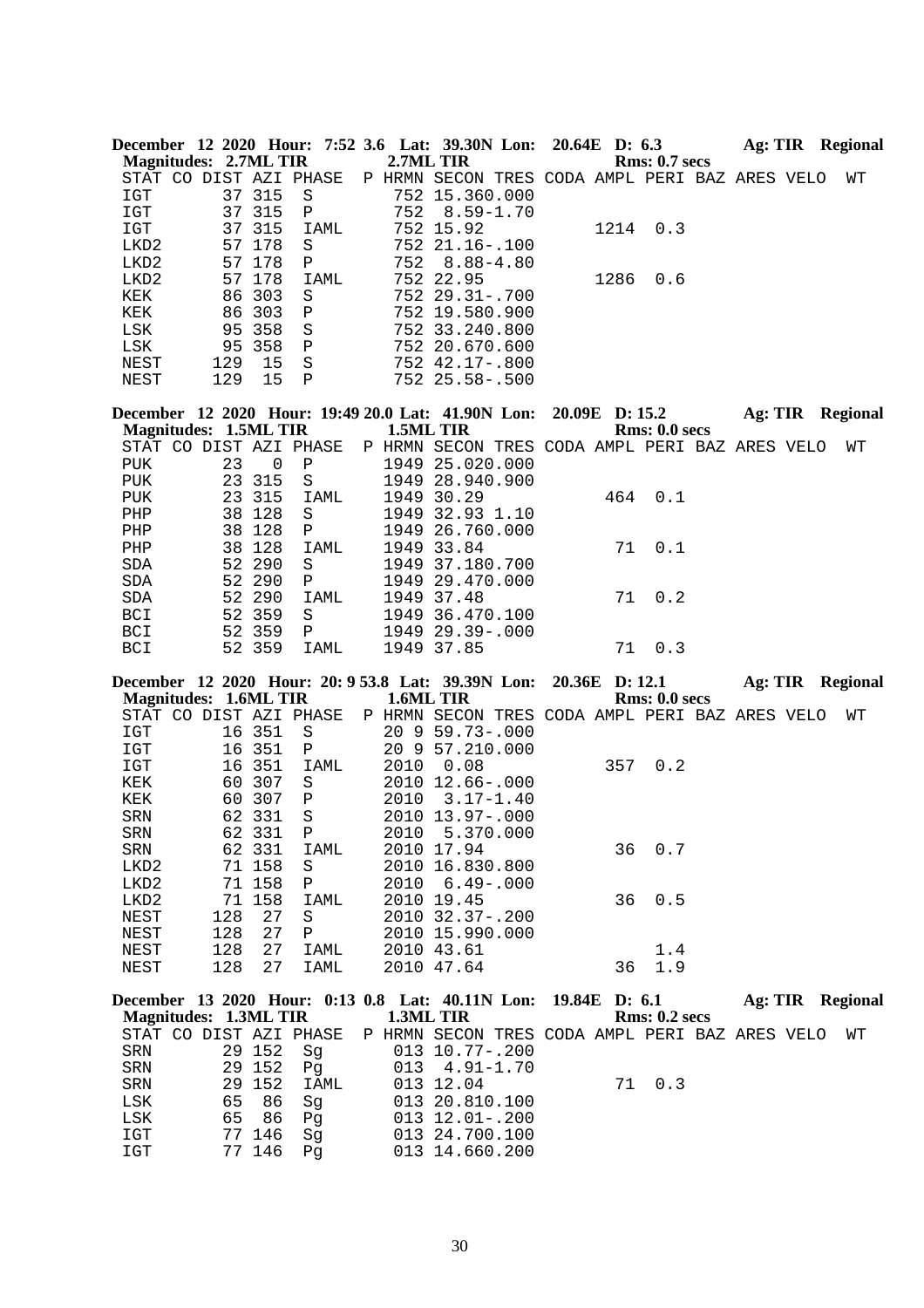**December 12 2020 Hour: 7:52 3.6 Lat: 39.30N Lon: 20.64E D: 6.3 Ag: TIR Regional**
**Magnitudes: 2.7ML TIR 2.7ML TIR Rms: 0.7 secs**

```
STAT CO DIST AZI PHASE  P HRMN SECON TRES CODA AMPL PERI BAZ ARES VELO  WT
IGT       37 315  S        752 15.360.000
IGT       37 315  P        752  8.59-1.70
IGT       37 315  IAML     752 15.92           1214  0.3
LKD2      57 178  S        752 21.16-.100
LKD2      57 178  P        752  8.88-4.80
LKD2      57 178  IAML     752 22.95           1286  0.6
KEK       86 303  S        752 29.31-.700
KEK       86 303  P        752 19.580.900
LSK       95 358  S        752 33.240.800
LSK       95 358  P        752 20.670.600
NEST     129  15  S        752 42.17-.800
NEST     129  15  P        752 25.58-.500
```

**December 12 2020 Hour: 19:49 20.0 Lat: 41.90N Lon: 20.09E D: 15.2 Ag: TIR Regional**
**Magnitudes: 1.5ML TIR 1.5ML TIR Rms: 0.0 secs**

```
STAT CO DIST AZI PHASE  P HRMN SECON TRES CODA AMPL PERI BAZ ARES VELO  WT
PUK       23   0  P       1949 25.020.000
PUK       23 315  S       1949 28.940.900
PUK       23 315  IAML    1949 30.29            464  0.1
PHP       38 128  S       1949 32.93 1.10
PHP       38 128  P       1949 26.760.000
PHP       38 128  IAML    1949 33.84             71  0.1
SDA       52 290  S       1949 37.180.700
SDA       52 290  P       1949 29.470.000
SDA       52 290  IAML    1949 37.48             71  0.2
BCI       52 359  S       1949 36.470.100
BCI       52 359  P       1949 29.39-.000
BCI       52 359  IAML    1949 37.85             71  0.3
```

**December 12 2020 Hour: 20: 9 53.8 Lat: 39.39N Lon: 20.36E D: 12.1 Ag: TIR Regional**
**Magnitudes: 1.6ML TIR 1.6ML TIR Rms: 0.0 secs**

```
STAT CO DIST AZI PHASE  P HRMN SECON TRES CODA AMPL PERI BAZ ARES VELO  WT
IGT       16 351  S       20 9 59.73-.000
IGT       16 351  P       20 9 57.210.000
IGT       16 351  IAML    2010  0.08            357  0.2
KEK       60 307  S       2010 12.66-.000
KEK       60 307  P       2010  3.17-1.40
SRN       62 331  S       2010 13.97-.000
SRN       62 331  P       2010  5.370.000
SRN       62 331  IAML    2010 17.94             36  0.7
LKD2      71 158  S       2010 16.830.800
LKD2      71 158  P       2010  6.49-.000
LKD2      71 158  IAML    2010 19.45             36  0.5
NEST     128  27  S       2010 32.37-.200
NEST     128  27  P       2010 15.990.000
NEST     128  27  IAML    2010 43.61                 1.4
NEST     128  27  IAML    2010 47.64             36  1.9
```

**December 13 2020 Hour: 0:13 0.8 Lat: 40.11N Lon: 19.84E D: 6.1 Ag: TIR Regional**
**Magnitudes: 1.3ML TIR 1.3ML TIR Rms: 0.2 secs**

```
STAT CO DIST AZI PHASE  P HRMN SECON TRES CODA AMPL PERI BAZ ARES VELO  WT
SRN       29 152  Sg       013 10.77-.200
SRN       29 152  Pg       013  4.91-1.70
SRN       29 152  IAML     013 12.04             71  0.3
LSK       65  86  Sg       013 20.810.100
LSK       65  86  Pg       013 12.01-.200
IGT       77 146  Sg       013 24.700.100
IGT       77 146  Pg       013 14.660.200
```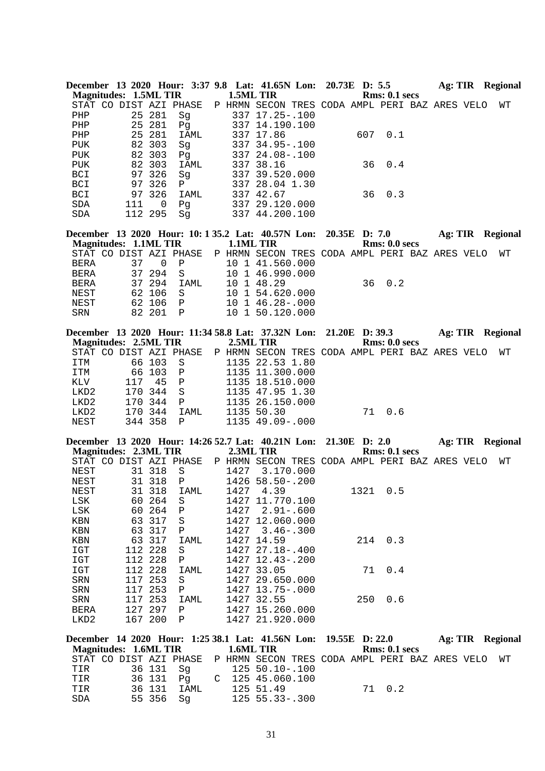**December 13 2020 Hour: 3:37 9.8 Lat: 41.65N Lon: 20.73E D: 5.5 Ag: TIR Regional**
**Magnitudes: 1.5ML TIR 1.5ML TIR Rms: 0.1 secs**

```
STAT CO DIST AZI PHASE  P HRMN SECON TRES CODA AMPL PERI BAZ ARES VELO  WT
PHP       25 281  Sg       337 17.25-.100
PHP       25 281  Pg       337 14.190.100
PHP       25 281  IAML     337 17.86          607  0.1
PUK       82 303  Sg       337 34.95-.100
PUK       82 303  Pg       337 24.08-.100
PUK       82 303  IAML     337 38.16           36  0.4
BCI       97 326  Sg       337 39.520.000
BCI       97 326  P        337 28.04 1.30
BCI       97 326  IAML     337 42.67           36  0.3
SDA      111   0  Pg       337 29.120.000
SDA      112 295  Sg       337 44.200.100
```

**December 13 2020 Hour: 10: 1 35.2 Lat: 40.57N Lon: 20.35E D: 7.0 Ag: TIR Regional**
**Magnitudes: 1.1ML TIR 1.1ML TIR Rms: 0.0 secs**

```
STAT CO DIST AZI PHASE  P HRMN SECON TRES CODA AMPL PERI BAZ ARES VELO  WT
BERA     37   0  P       10 1 41.560.000
BERA     37 294  S       10 1 46.990.000
BERA     37 294  IAML    10 1 48.29           36  0.2
NEST     62 106  S       10 1 54.620.000
NEST     62 106  P       10 1 46.28-.000
SRN      82 201  P       10 1 50.120.000
```

**December 13 2020 Hour: 11:34 58.8 Lat: 37.32N Lon: 21.20E D: 39.3 Ag: TIR Regional**
**Magnitudes: 2.5ML TIR 2.5ML TIR Rms: 0.0 secs**

```
STAT CO DIST AZI PHASE  P HRMN SECON TRES CODA AMPL PERI BAZ ARES VELO  WT
ITM       66 103  S       1135 22.53 1.80
ITM       66 103  P       1135 11.300.000
KLV      117  45  P       1135 18.510.000
LKD2     170 344  S       1135 47.95 1.30
LKD2     170 344  P       1135 26.150.000
LKD2     170 344  IAML    1135 50.30           71  0.6
NEST     344 358  P       1135 49.09-.000
```

**December 13 2020 Hour: 14:26 52.7 Lat: 40.21N Lon: 21.30E D: 2.0 Ag: TIR Regional**
**Magnitudes: 2.3ML TIR 2.3ML TIR Rms: 0.1 secs**

```
STAT CO DIST AZI PHASE  P HRMN SECON TRES CODA AMPL PERI BAZ ARES VELO  WT
NEST      31 318  S       1427  3.170.000
NEST      31 318  P       1426 58.50-.200
NEST      31 318  IAML    1427  4.39         1321  0.5
LSK       60 264  S       1427 11.770.100
LSK       60 264  P       1427  2.91-.600
KBN       63 317  S       1427 12.060.000
KBN       63 317  P       1427  3.46-.300
KBN       63 317  IAML    1427 14.59          214  0.3
IGT      112 228  S       1427 27.18-.400
IGT      112 228  P       1427 12.43-.200
IGT      112 228  IAML    1427 33.05           71  0.4
SRN      117 253  S       1427 29.650.000
SRN      117 253  P       1427 13.75-.000
SRN      117 253  IAML    1427 32.55          250  0.6
BERA     127 297  P       1427 15.260.000
LKD2     167 200  P       1427 21.920.000
```

**December 14 2020 Hour: 1:25 38.1 Lat: 41.56N Lon: 19.55E D: 22.0 Ag: TIR Regional**
**Magnitudes: 1.6ML TIR 1.6ML TIR Rms: 0.1 secs**

```
STAT CO DIST AZI PHASE  P HRMN SECON TRES CODA AMPL PERI BAZ ARES VELO  WT
TIR       36 131  Sg       125 50.10-.100
TIR       36 131  Pg    C  125 45.060.100
TIR       36 131  IAML     125 51.49           71  0.2
SDA       55 356  Sg       125 55.33-.300
```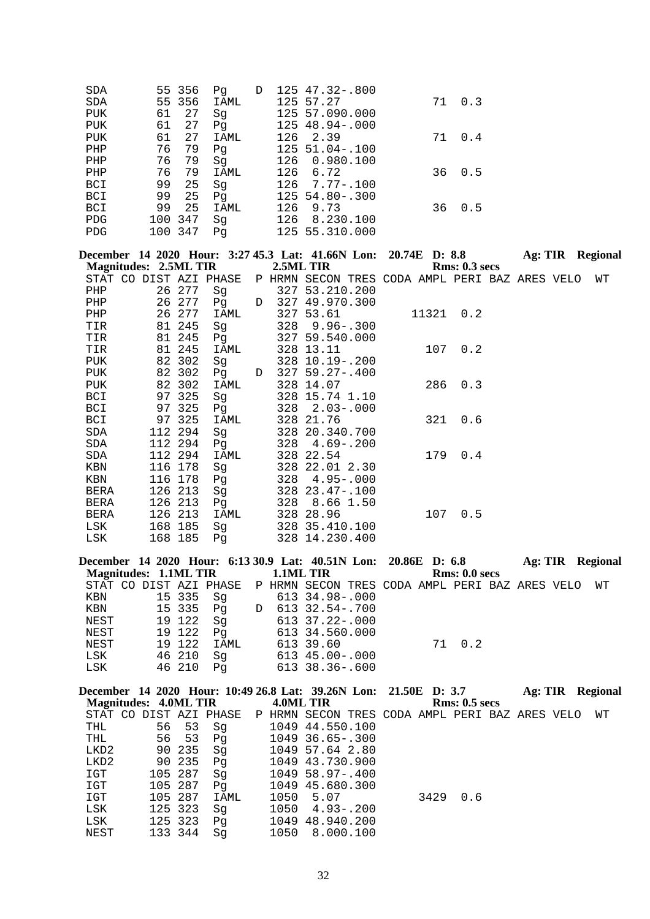```
SDA       55 356  Pg    D  125 47.32-.800
SDA       55 356  IAML     125 57.27              71  0.3
PUK       61  27  Sg       125 57.090.000
PUK       61  27  Pg       125 48.94-.000
PUK       61  27  IAML     126  2.39              71  0.4
PHP       76  79  Pg       125 51.04-.100
PHP       76  79  Sg       126  0.980.100
PHP       76  79  IAML     126  6.72              36  0.5
BCI       99  25  Sg       126  7.77-.100
BCI       99  25  Pg       125 54.80-.300
BCI       99  25  IAML     126  9.73              36  0.5
PDG      100 347  Sg       126  8.230.100
PDG      100 347  Pg       125 55.310.000
```

**December 14 2020 Hour: 3:27 45.3 Lat: 41.66N Lon: 20.74E D: 8.8 Ag: TIR Regional**
**Magnitudes: 2.5ML TIR 2.5ML TIR Rms: 0.3 secs**

```
STAT CO DIST AZI PHASE  P HRMN SECON TRES CODA AMPL PERI BAZ ARES VELO  WT
PHP       26 277  Sg       327 53.210.200
PHP       26 277  Pg    D  327 49.970.300
PHP       26 277  IAML     327 53.61           11321  0.2
TIR       81 245  Sg       328  9.96-.300
TIR       81 245  Pg       327 59.540.000
TIR       81 245  IAML     328 13.11             107  0.2
PUK       82 302  Sg       328 10.19-.200
PUK       82 302  Pg    D  327 59.27-.400
PUK       82 302  IAML     328 14.07             286  0.3
BCI       97 325  Sg       328 15.74 1.10
BCI       97 325  Pg       328  2.03-.000
BCI       97 325  IAML     328 21.76             321  0.6
SDA      112 294  Sg       328 20.340.700
SDA      112 294  Pg       328  4.69-.200
SDA      112 294  IAML     328 22.54             179  0.4
KBN      116 178  Sg       328 22.01 2.30
KBN      116 178  Pg       328  4.95-.000
BERA     126 213  Sg       328 23.47-.100
BERA     126 213  Pg       328  8.66 1.50
BERA     126 213  IAML     328 28.96             107  0.5
LSK      168 185  Sg       328 35.410.100
LSK      168 185  Pg       328 14.230.400
```

**December 14 2020 Hour: 6:13 30.9 Lat: 40.51N Lon: 20.86E D: 6.8 Ag: TIR Regional**
**Magnitudes: 1.1ML TIR 1.1ML TIR Rms: 0.0 secs**

```
STAT CO DIST AZI PHASE  P HRMN SECON TRES CODA AMPL PERI BAZ ARES VELO  WT
KBN       15 335  Sg       613 34.98-.000
KBN       15 335  Pg    D  613 32.54-.700
NEST      19 122  Sg       613 37.22-.000
NEST      19 122  Pg       613 34.560.000
NEST      19 122  IAML     613 39.60              71  0.2
LSK       46 210  Sg       613 45.00-.000
LSK       46 210  Pg       613 38.36-.600
```

**December 14 2020 Hour: 10:49 26.8 Lat: 39.26N Lon: 21.50E D: 3.7 Ag: TIR Regional**
**Magnitudes: 4.0ML TIR 4.0ML TIR Rms: 0.5 secs**

```
STAT CO DIST AZI PHASE  P HRMN SECON TRES CODA AMPL PERI BAZ ARES VELO  WT
THL       56  53  Sg      1049 44.550.100
THL       56  53  Pg      1049 36.65-.300
LKD2      90 235  Sg      1049 57.64 2.80
LKD2      90 235  Pg      1049 43.730.900
IGT      105 287  Sg      1049 58.97-.400
IGT      105 287  Pg      1049 45.680.300
IGT      105 287  IAML    1050  5.07            3429  0.6
LSK      125 323  Sg      1050  4.93-.200
LSK      125 323  Pg      1049 48.940.200
NEST     133 344  Sg      1050  8.000.100
```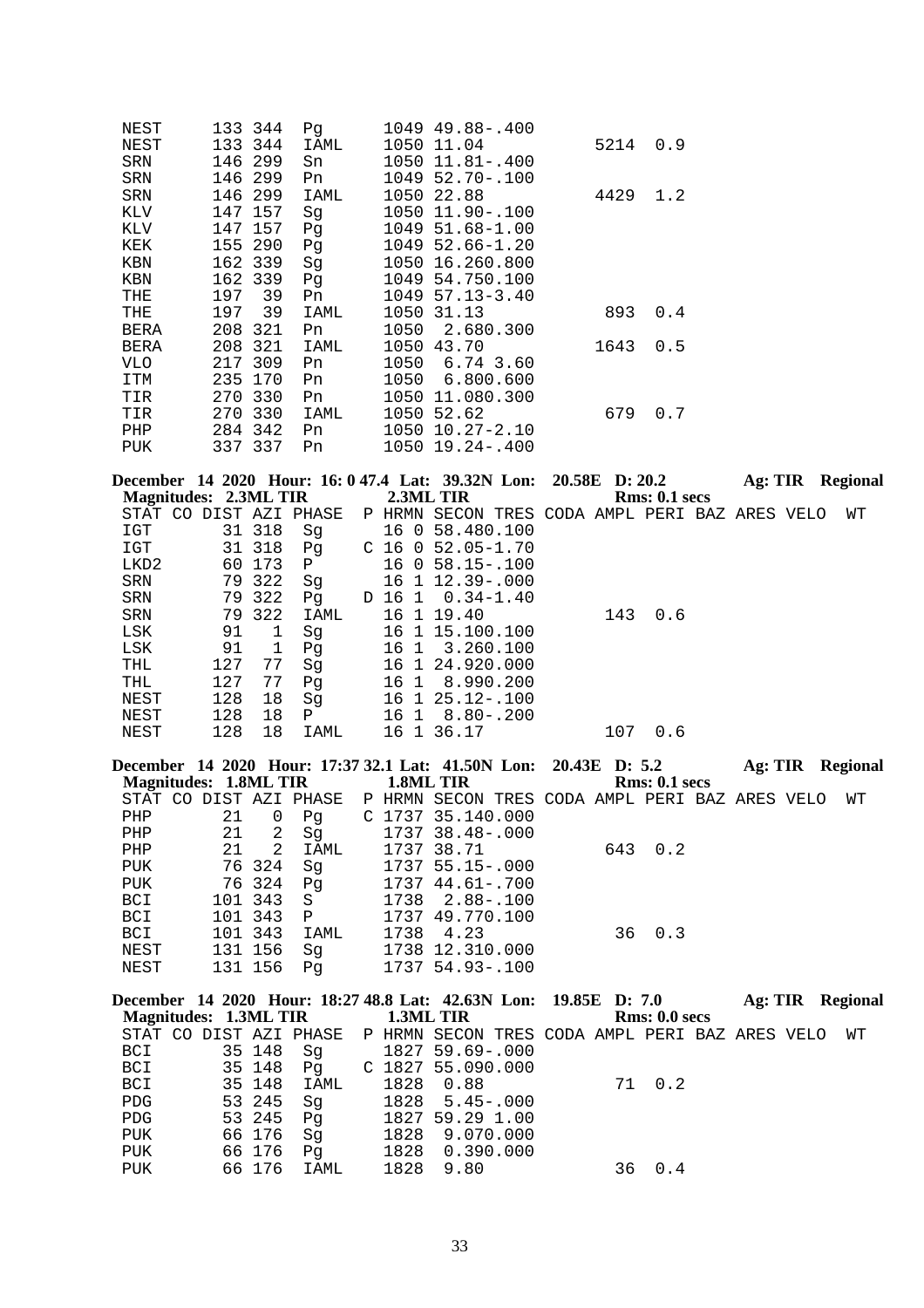| STAT | CO | DIST | AZI | PHASE | P | HRMN | SECON | TRES | CODA | AMPL | PERI | BAZ | ARES | VELO | WT |
|---|---|---|---|---|---|---|---|---|---|---|---|---|---|---|---|
| NEST | | 133 | 344 | Pg | | 1049 | 49.88 | -.400 | | | | | | | |
| NEST | | 133 | 344 | IAML | | 1050 | 11.04 | | | 5214 | 0.9 | | | | |
| SRN | | 146 | 299 | Sn | | 1050 | 11.81 | -.400 | | | | | | | |
| SRN | | 146 | 299 | Pn | | 1049 | 52.70 | -.100 | | | | | | | |
| SRN | | 146 | 299 | IAML | | 1050 | 22.88 | | | 4429 | 1.2 | | | | |
| KLV | | 147 | 157 | Sg | | 1050 | 11.90 | -.100 | | | | | | | |
| KLV | | 147 | 157 | Pg | | 1049 | 51.68 | -1.00 | | | | | | | |
| KEK | | 155 | 290 | Pg | | 1049 | 52.66 | -1.20 | | | | | | | |
| KBN | | 162 | 339 | Sg | | 1050 | 16.26 | 0.800 | | | | | | | |
| KBN | | 162 | 339 | Pg | | 1049 | 54.75 | 0.100 | | | | | | | |
| THE | | 197 | 39 | Pn | | 1049 | 57.13 | -3.40 | | | | | | | |
| THE | | 197 | 39 | IAML | | 1050 | 31.13 | | | 893 | 0.4 | | | | |
| BERA | | 208 | 321 | Pn | | 1050 | 2.68 | 0.300 | | | | | | | |
| BERA | | 208 | 321 | IAML | | 1050 | 43.70 | | | 1643 | 0.5 | | | | |
| VLO | | 217 | 309 | Pn | | 1050 | 6.74 | 3.60 | | | | | | | |
| ITM | | 235 | 170 | Pn | | 1050 | 6.80 | 0.600 | | | | | | | |
| TIR | | 270 | 330 | Pn | | 1050 | 11.08 | 0.300 | | | | | | | |
| TIR | | 270 | 330 | IAML | | 1050 | 52.62 | | | 679 | 0.7 | | | | |
| PHP | | 284 | 342 | Pn | | 1050 | 10.27 | -2.10 | | | | | | | |
| PUK | | 337 | 337 | Pn | | 1050 | 19.24 | -.400 | | | | | | | |

**December 14 2020 Hour: 16: 0 47.4 Lat: 39.32N Lon: 20.58E D: 20.2 Ag: TIR Regional**
**Magnitudes: 2.3ML TIR 2.3ML TIR Rms: 0.1 secs**

| STAT | CO | DIST | AZI | PHASE | P | HRMN | SECON | TRES | CODA | AMPL | PERI | BAZ | ARES | VELO | WT |
|---|---|---|---|---|---|---|---|---|---|---|---|---|---|---|---|
| IGT | | 31 | 318 | Sg | | 16 0 | 58.48 | 0.100 | | | | | | | |
| IGT | | 31 | 318 | Pg | C | 16 0 | 52.05 | -1.70 | | | | | | | |
| LKD2 | | 60 | 173 | P | | 16 0 | 58.15 | -.100 | | | | | | | |
| SRN | | 79 | 322 | Sg | | 16 1 | 12.39 | -.000 | | | | | | | |
| SRN | | 79 | 322 | Pg | D | 16 1 | 0.34 | -1.40 | | | | | | | |
| SRN | | 79 | 322 | IAML | | 16 1 | 19.40 | | | 143 | 0.6 | | | | |
| LSK | | 91 | 1 | Sg | | 16 1 | 15.10 | 0.100 | | | | | | | |
| LSK | | 91 | 1 | Pg | | 16 1 | 3.26 | 0.100 | | | | | | | |
| THL | | 127 | 77 | Sg | | 16 1 | 24.92 | 0.000 | | | | | | | |
| THL | | 127 | 77 | Pg | | 16 1 | 8.99 | 0.200 | | | | | | | |
| NEST | | 128 | 18 | Sg | | 16 1 | 25.12 | -.100 | | | | | | | |
| NEST | | 128 | 18 | P | | 16 1 | 8.80 | -.200 | | | | | | | |
| NEST | | 128 | 18 | IAML | | 16 1 | 36.17 | | | 107 | 0.6 | | | | |

**December 14 2020 Hour: 17:37 32.1 Lat: 41.50N Lon: 20.43E D: 5.2 Ag: TIR Regional**
**Magnitudes: 1.8ML TIR 1.8ML TIR Rms: 0.1 secs**

| STAT | CO | DIST | AZI | PHASE | P | HRMN | SECON | TRES | CODA | AMPL | PERI | BAZ | ARES | VELO | WT |
|---|---|---|---|---|---|---|---|---|---|---|---|---|---|---|---|
| PHP | | 21 | 0 | Pg | C | 1737 | 35.14 | 0.000 | | | | | | | |
| PHP | | 21 | 2 | Sg | | 1737 | 38.48 | -.000 | | | | | | | |
| PHP | | 21 | 2 | IAML | | 1737 | 38.71 | | | 643 | 0.2 | | | | |
| PUK | | 76 | 324 | Sg | | 1737 | 55.15 | -.000 | | | | | | | |
| PUK | | 76 | 324 | Pg | | 1737 | 44.61 | -.700 | | | | | | | |
| BCI | | 101 | 343 | S | | 1738 | 2.88 | -.100 | | | | | | | |
| BCI | | 101 | 343 | P | | 1737 | 49.77 | 0.100 | | | | | | | |
| BCI | | 101 | 343 | IAML | | 1738 | 4.23 | | | 36 | 0.3 | | | | |
| NEST | | 131 | 156 | Sg | | 1738 | 12.31 | 0.000 | | | | | | | |
| NEST | | 131 | 156 | Pg | | 1737 | 54.93 | -.100 | | | | | | | |

**December 14 2020 Hour: 18:27 48.8 Lat: 42.63N Lon: 19.85E D: 7.0 Ag: TIR Regional**
**Magnitudes: 1.3ML TIR 1.3ML TIR Rms: 0.0 secs**

| STAT | CO | DIST | AZI | PHASE | P | HRMN | SECON | TRES | CODA | AMPL | PERI | BAZ | ARES | VELO | WT |
|---|---|---|---|---|---|---|---|---|---|---|---|---|---|---|---|
| BCI | | 35 | 148 | Sg | | 1827 | 59.69 | -.000 | | | | | | | |
| BCI | | 35 | 148 | Pg | C | 1827 | 55.09 | 0.000 | | | | | | | |
| BCI | | 35 | 148 | IAML | | 1828 | 0.88 | | | 71 | 0.2 | | | | |
| PDG | | 53 | 245 | Sg | | 1828 | 5.45 | -.000 | | | | | | | |
| PDG | | 53 | 245 | Pg | | 1827 | 59.29 | 1.00 | | | | | | | |
| PUK | | 66 | 176 | Sg | | 1828 | 9.07 | 0.000 | | | | | | | |
| PUK | | 66 | 176 | Pg | | 1828 | 0.39 | 0.000 | | | | | | | |
| PUK | | 66 | 176 | IAML | | 1828 | 9.80 | | | 36 | 0.4 | | | | |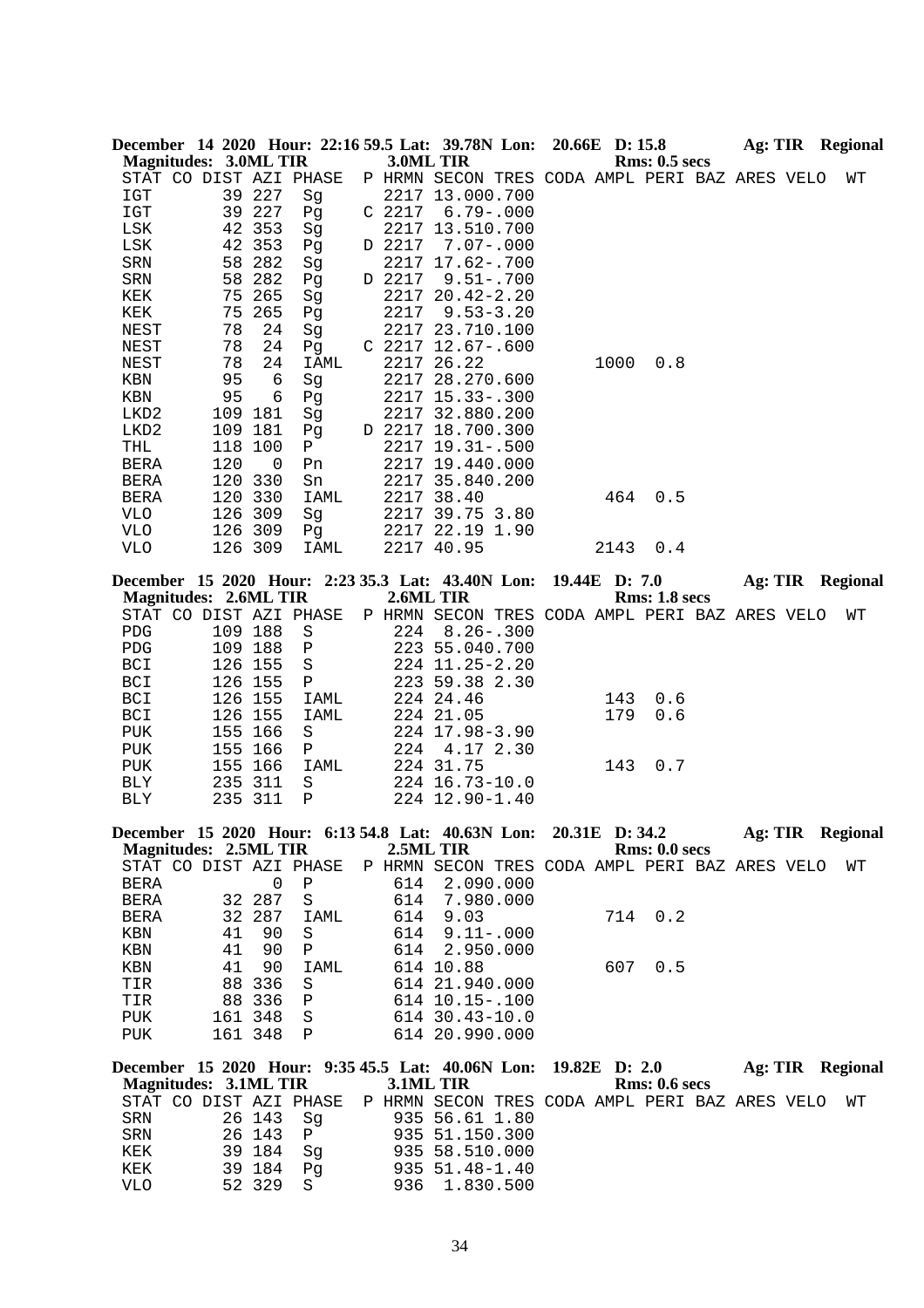**December 14 2020 Hour: 22:16 59.5 Lat: 39.78N Lon: 20.66E D: 15.8 Ag: TIR Regional**
**Magnitudes: 3.0ML TIR 3.0ML TIR Rms: 0.5 secs**

| STAT | CO | DIST | AZI | PHASE | P | HRMN | SECON | TRES | CODA | AMPL | PERI | BAZ | ARES | VELO | WT |
|---|---|---|---|---|---|---|---|---|---|---|---|---|---|---|---|
| IGT | | 39 | 227 | Sg | | 2217 | 13.00 | 0.700 | | | | | | | |
| IGT | | 39 | 227 | Pg | C | 2217 | 6.79 | -.000 | | | | | | | |
| LSK | | 42 | 353 | Sg | | 2217 | 13.51 | 0.700 | | | | | | | |
| LSK | | 42 | 353 | Pg | D | 2217 | 7.07 | -.000 | | | | | | | |
| SRN | | 58 | 282 | Sg | | 2217 | 17.62 | -.700 | | | | | | | |
| SRN | | 58 | 282 | Pg | D | 2217 | 9.51 | -.700 | | | | | | | |
| KEK | | 75 | 265 | Sg | | 2217 | 20.42 | -2.20 | | | | | | | |
| KEK | | 75 | 265 | Pg | | 2217 | 9.53 | -3.20 | | | | | | | |
| NEST | | 78 | 24 | Sg | | 2217 | 23.71 | 0.100 | | | | | | | |
| NEST | | 78 | 24 | Pg | C | 2217 | 12.67 | -.600 | | | | | | | |
| NEST | | 78 | 24 | IAML | | 2217 | 26.22 | | | 1000 | 0.8 | | | | |
| KBN | | 95 | 6 | Sg | | 2217 | 28.27 | 0.600 | | | | | | | |
| KBN | | 95 | 6 | Pg | | 2217 | 15.33 | -.300 | | | | | | | |
| LKD2 | | 109 | 181 | Sg | | 2217 | 32.88 | 0.200 | | | | | | | |
| LKD2 | | 109 | 181 | Pg | D | 2217 | 18.70 | 0.300 | | | | | | | |
| THL | | 118 | 100 | P | | 2217 | 19.31 | -.500 | | | | | | | |
| BERA | | 120 | 0 | Pn | | 2217 | 19.44 | 0.000 | | | | | | | |
| BERA | | 120 | 330 | Sn | | 2217 | 35.84 | 0.200 | | | | | | | |
| BERA | | 120 | 330 | IAML | | 2217 | 38.40 | | | 464 | 0.5 | | | | |
| VLO | | 126 | 309 | Sg | | 2217 | 39.75 | 3.80 | | | | | | | |
| VLO | | 126 | 309 | Pg | | 2217 | 22.19 | 1.90 | | | | | | | |
| VLO | | 126 | 309 | IAML | | 2217 | 40.95 | | | 2143 | 0.4 | | | | |

**December 15 2020 Hour: 2:23 35.3 Lat: 43.40N Lon: 19.44E D: 7.0 Ag: TIR Regional**
**Magnitudes: 2.6ML TIR 2.6ML TIR Rms: 1.8 secs**

| STAT | CO | DIST | AZI | PHASE | P | HRMN | SECON | TRES | CODA | AMPL | PERI | BAZ | ARES | VELO | WT |
|---|---|---|---|---|---|---|---|---|---|---|---|---|---|---|---|
| PDG | | 109 | 188 | S | | 224 | 8.26 | -.300 | | | | | | | |
| PDG | | 109 | 188 | P | | 223 | 55.04 | 0.700 | | | | | | | |
| BCI | | 126 | 155 | S | | 224 | 11.25 | -2.20 | | | | | | | |
| BCI | | 126 | 155 | P | | 223 | 59.38 | 2.30 | | | | | | | |
| BCI | | 126 | 155 | IAML | | 224 | 24.46 | | | 143 | 0.6 | | | | |
| BCI | | 126 | 155 | IAML | | 224 | 21.05 | | | 179 | 0.6 | | | | |
| PUK | | 155 | 166 | S | | 224 | 17.98 | -3.90 | | | | | | | |
| PUK | | 155 | 166 | P | | 224 | 4.17 | 2.30 | | | | | | | |
| PUK | | 155 | 166 | IAML | | 224 | 31.75 | | | 143 | 0.7 | | | | |
| BLY | | 235 | 311 | S | | 224 | 16.73 | -10.0 | | | | | | | |
| BLY | | 235 | 311 | P | | 224 | 12.90 | -1.40 | | | | | | | |

**December 15 2020 Hour: 6:13 54.8 Lat: 40.63N Lon: 20.31E D: 34.2 Ag: TIR Regional**
**Magnitudes: 2.5ML TIR 2.5ML TIR Rms: 0.0 secs**

| STAT | CO | DIST | AZI | PHASE | P | HRMN | SECON | TRES | CODA | AMPL | PERI | BAZ | ARES | VELO | WT |
|---|---|---|---|---|---|---|---|---|---|---|---|---|---|---|---|
| BERA | | | 0 | P | | 614 | 2.09 | 0.000 | | | | | | | |
| BERA | | 32 | 287 | S | | 614 | 7.98 | 0.000 | | | | | | | |
| BERA | | 32 | 287 | IAML | | 614 | 9.03 | | | 714 | 0.2 | | | | |
| KBN | | 41 | 90 | S | | 614 | 9.11 | -.000 | | | | | | | |
| KBN | | 41 | 90 | P | | 614 | 2.95 | 0.000 | | | | | | | |
| KBN | | 41 | 90 | IAML | | 614 | 10.88 | | | 607 | 0.5 | | | | |
| TIR | | 88 | 336 | S | | 614 | 21.94 | 0.000 | | | | | | | |
| TIR | | 88 | 336 | P | | 614 | 10.15 | -.100 | | | | | | | |
| PUK | | 161 | 348 | S | | 614 | 30.43 | -10.0 | | | | | | | |
| PUK | | 161 | 348 | P | | 614 | 20.99 | 0.000 | | | | | | | |

**December 15 2020 Hour: 9:35 45.5 Lat: 40.06N Lon: 19.82E D: 2.0 Ag: TIR Regional**
**Magnitudes: 3.1ML TIR 3.1ML TIR Rms: 0.6 secs**

| STAT | CO | DIST | AZI | PHASE | P | HRMN | SECON | TRES | CODA | AMPL | PERI | BAZ | ARES | VELO | WT |
|---|---|---|---|---|---|---|---|---|---|---|---|---|---|---|---|
| SRN | | 26 | 143 | Sg | | 935 | 56.61 | 1.80 | | | | | | | |
| SRN | | 26 | 143 | P | | 935 | 51.15 | 0.300 | | | | | | | |
| KEK | | 39 | 184 | Sg | | 935 | 58.51 | 0.000 | | | | | | | |
| KEK | | 39 | 184 | Pg | | 935 | 51.48 | -1.40 | | | | | | | |
| VLO | | 52 | 329 | S | | 936 | 1.83 | 0.500 | | | | | | | |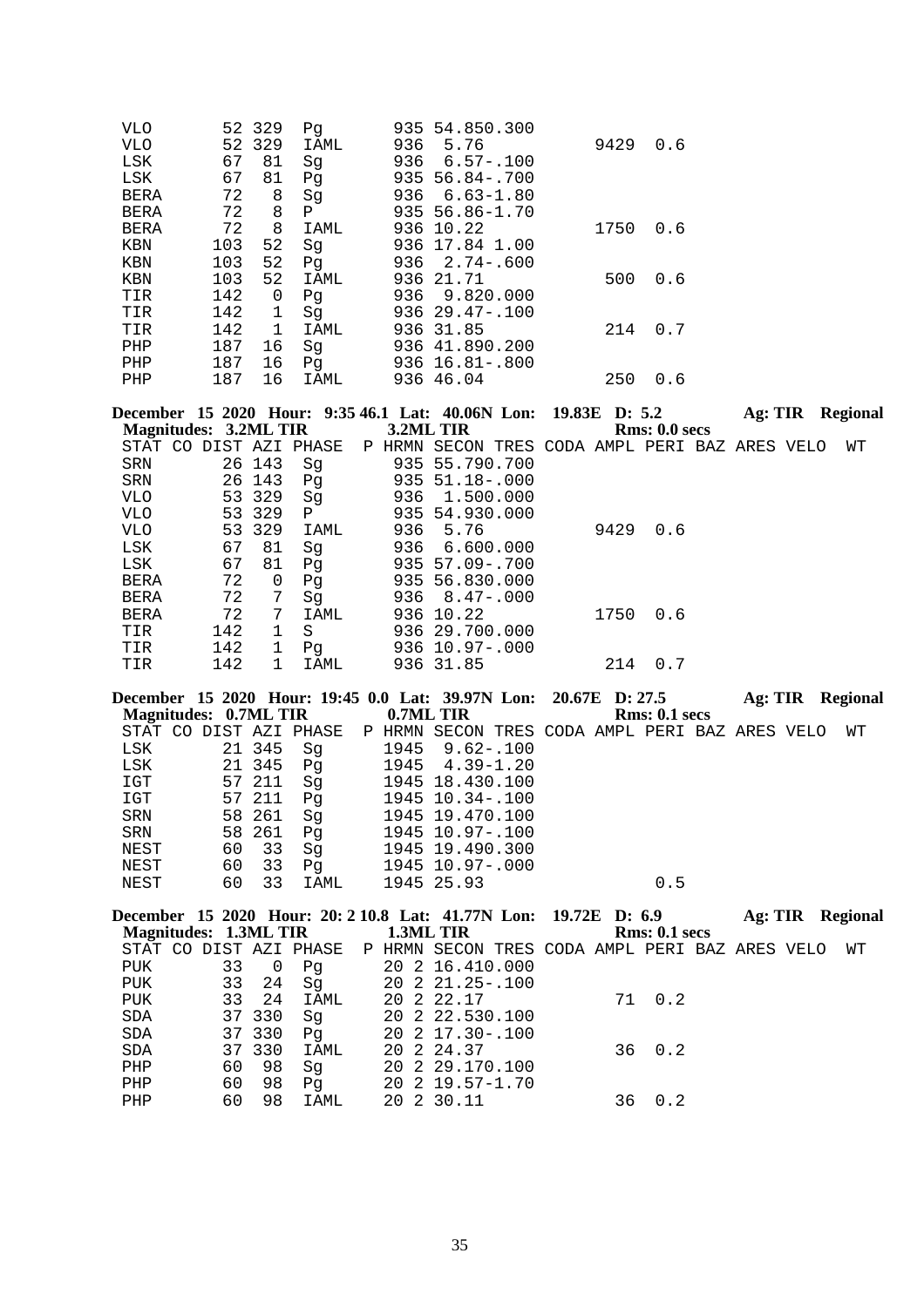```
VLO       52 329   Pg        935 54.850.300
VLO       52 329   IAML      936  5.76               9429  0.6
LSK       67  81   Sg        936  6.57-.100
LSK       67  81   Pg        935 56.84-.700
BERA      72   8   Sg        936  6.63-1.80
BERA      72   8   P         935 56.86-1.70
BERA      72   8   IAML      936 10.22               1750  0.6
KBN      103  52   Sg        936 17.84 1.00
KBN      103  52   Pg        936  2.74-.600
KBN      103  52   IAML      936 21.71                500  0.6
TIR      142   0   Pg        936  9.820.000
TIR      142   1   Sg        936 29.47-.100
TIR      142   1   IAML      936 31.85                214  0.7
PHP      187  16   Sg        936 41.890.200
PHP      187  16   Pg        936 16.81-.800
PHP      187  16   IAML      936 46.04                250  0.6
```

**December 15 2020 Hour: 9:35 46.1 Lat: 40.06N Lon: 19.83E D: 5.2 Ag: TIR Regional**
**Magnitudes: 3.2ML TIR 3.2ML TIR Rms: 0.0 secs**

```
STAT CO DIST AZI PHASE  P HRMN SECON TRES CODA AMPL PERI BAZ ARES VELO  WT
SRN       26 143   Sg        935 55.790.700
SRN       26 143   Pg        935 51.18-.000
VLO       53 329   Sg        936  1.500.000
VLO       53 329   P         935 54.930.000
VLO       53 329   IAML      936  5.76               9429  0.6
LSK       67  81   Sg        936  6.600.000
LSK       67  81   Pg        935 57.09-.700
BERA      72   0   Pg        935 56.830.000
BERA      72   7   Sg        936  8.47-.000
BERA      72   7   IAML      936 10.22               1750  0.6
TIR      142   1   S         936 29.700.000
TIR      142   1   Pg        936 10.97-.000
TIR      142   1   IAML      936 31.85                214  0.7
```

**December 15 2020 Hour: 19:45 0.0 Lat: 39.97N Lon: 20.67E D: 27.5 Ag: TIR Regional**
**Magnitudes: 0.7ML TIR 0.7ML TIR Rms: 0.1 secs**

```
STAT CO DIST AZI PHASE  P HRMN SECON TRES CODA AMPL PERI BAZ ARES VELO  WT
LSK       21 345   Sg       1945  9.62-.100
LSK       21 345   Pg       1945  4.39-1.20
IGT       57 211   Sg       1945 18.430.100
IGT       57 211   Pg       1945 10.34-.100
SRN       58 261   Sg       1945 19.470.100
SRN       58 261   Pg       1945 10.97-.100
NEST      60  33   Sg       1945 19.490.300
NEST      60  33   Pg       1945 10.97-.000
NEST      60  33   IAML     1945 25.93                     0.5
```

**December 15 2020 Hour: 20: 2 10.8 Lat: 41.77N Lon: 19.72E D: 6.9 Ag: TIR Regional**
**Magnitudes: 1.3ML TIR 1.3ML TIR Rms: 0.1 secs**

```
STAT CO DIST AZI PHASE  P HRMN SECON TRES CODA AMPL PERI BAZ ARES VELO  WT
PUK       33   0   Pg       20 2 16.410.000
PUK       33  24   Sg       20 2 21.25-.100
PUK       33  24   IAML     20 2 22.17                 71  0.2
SDA       37 330   Sg       20 2 22.530.100
SDA       37 330   Pg       20 2 17.30-.100
SDA       37 330   IAML     20 2 24.37                 36  0.2
PHP       60  98   Sg       20 2 29.170.100
PHP       60  98   Pg       20 2 19.57-1.70
PHP       60  98   IAML     20 2 30.11                 36  0.2
```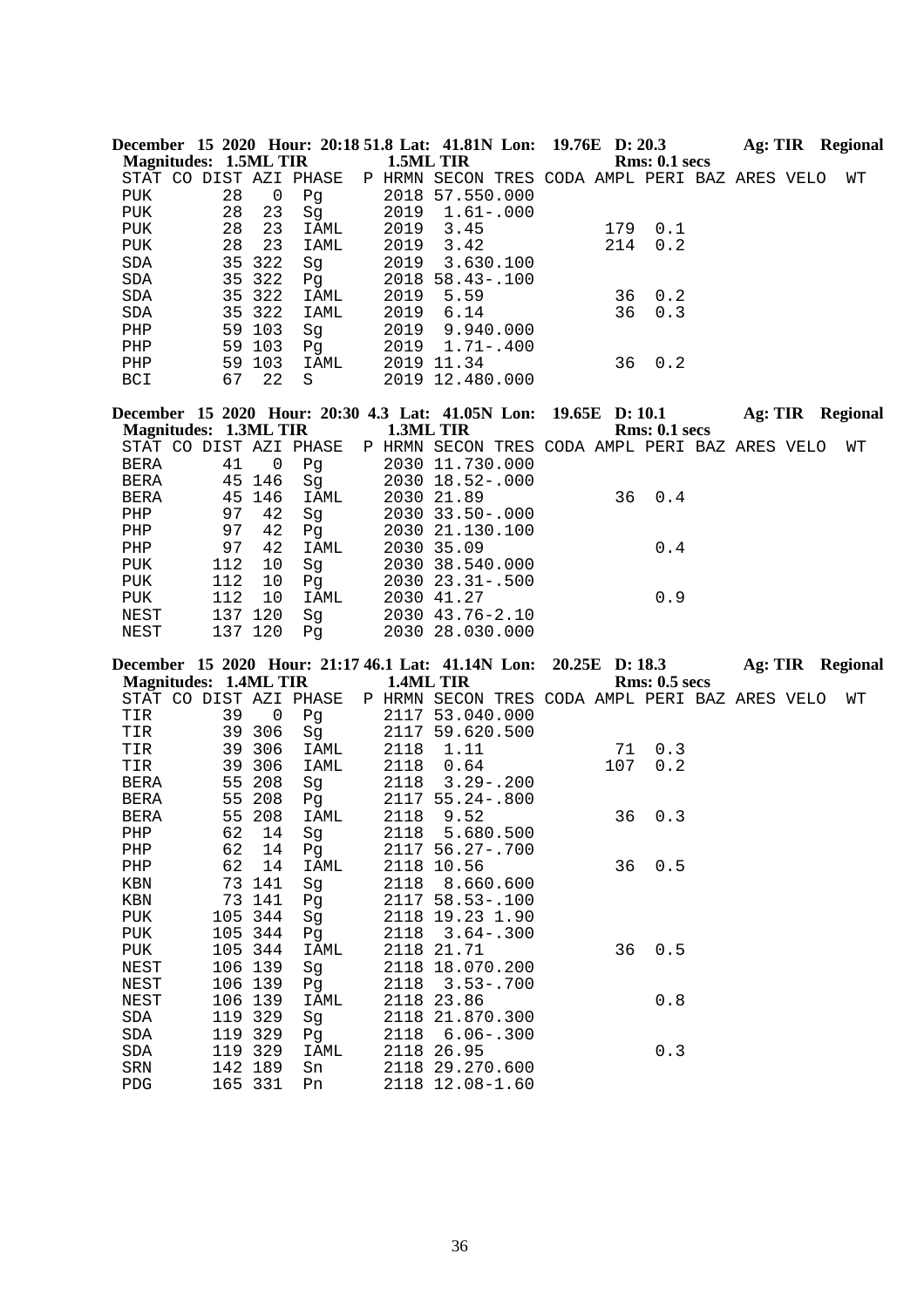**December 15 2020 Hour: 20:18 51.8 Lat: 41.81N Lon: 19.76E D: 20.3 Ag: TIR Regional**
**Magnitudes: 1.5ML TIR 1.5ML TIR Rms: 0.1 secs**

| STAT | CO | DIST | AZI | PHASE | P | HRMN | SECON | TRES | CODA | AMPL | PERI | BAZ | ARES | VELO | WT |
|---|---|---|---|---|---|---|---|---|---|---|---|---|---|---|---|
| PUK | | 28 | 0 | Pg | | 2018 | 57.55 | 0.000 | | | | | | | |
| PUK | | 28 | 23 | Sg | | 2019 | 1.61 | -.000 | | | | | | | |
| PUK | | 28 | 23 | IAML | | 2019 | 3.45 | | | 179 | 0.1 | | | | |
| PUK | | 28 | 23 | IAML | | 2019 | 3.42 | | | 214 | 0.2 | | | | |
| SDA | | 35 | 322 | Sg | | 2019 | 3.63 | 0.100 | | | | | | | |
| SDA | | 35 | 322 | Pg | | 2018 | 58.43 | -.100 | | | | | | | |
| SDA | | 35 | 322 | IAML | | 2019 | 5.59 | | | 36 | 0.2 | | | | |
| SDA | | 35 | 322 | IAML | | 2019 | 6.14 | | | 36 | 0.3 | | | | |
| PHP | | 59 | 103 | Sg | | 2019 | 9.94 | 0.000 | | | | | | | |
| PHP | | 59 | 103 | Pg | | 2019 | 1.71 | -.400 | | | | | | | |
| PHP | | 59 | 103 | IAML | | 2019 | 11.34 | | | 36 | 0.2 | | | | |
| BCI | | 67 | 22 | S | | 2019 | 12.48 | 0.000 | | | | | | | |

**December 15 2020 Hour: 20:30 4.3 Lat: 41.05N Lon: 19.65E D: 10.1 Ag: TIR Regional**
**Magnitudes: 1.3ML TIR 1.3ML TIR Rms: 0.1 secs**

| STAT | CO | DIST | AZI | PHASE | P | HRMN | SECON | TRES | CODA | AMPL | PERI | BAZ | ARES | VELO | WT |
|---|---|---|---|---|---|---|---|---|---|---|---|---|---|---|---|
| BERA | | 41 | 0 | Pg | | 2030 | 11.73 | 0.000 | | | | | | | |
| BERA | | 45 | 146 | Sg | | 2030 | 18.52 | -.000 | | | | | | | |
| BERA | | 45 | 146 | IAML | | 2030 | 21.89 | | | 36 | 0.4 | | | | |
| PHP | | 97 | 42 | Sg | | 2030 | 33.50 | -.000 | | | | | | | |
| PHP | | 97 | 42 | Pg | | 2030 | 21.13 | 0.100 | | | | | | | |
| PHP | | 97 | 42 | IAML | | 2030 | 35.09 | | | | 0.4 | | | | |
| PUK | | 112 | 10 | Sg | | 2030 | 38.54 | 0.000 | | | | | | | |
| PUK | | 112 | 10 | Pg | | 2030 | 23.31 | -.500 | | | | | | | |
| PUK | | 112 | 10 | IAML | | 2030 | 41.27 | | | | 0.9 | | | | |
| NEST | | 137 | 120 | Sg | | 2030 | 43.76 | -2.10 | | | | | | | |
| NEST | | 137 | 120 | Pg | | 2030 | 28.03 | 0.000 | | | | | | | |

**December 15 2020 Hour: 21:17 46.1 Lat: 41.14N Lon: 20.25E D: 18.3 Ag: TIR Regional**
**Magnitudes: 1.4ML TIR 1.4ML TIR Rms: 0.5 secs**

| STAT | CO | DIST | AZI | PHASE | P | HRMN | SECON | TRES | CODA | AMPL | PERI | BAZ | ARES | VELO | WT |
|---|---|---|---|---|---|---|---|---|---|---|---|---|---|---|---|
| TIR | | 39 | 0 | Pg | | 2117 | 53.04 | 0.000 | | | | | | | |
| TIR | | 39 | 306 | Sg | | 2117 | 59.62 | 0.500 | | | | | | | |
| TIR | | 39 | 306 | IAML | | 2118 | 1.11 | | | 71 | 0.3 | | | | |
| TIR | | 39 | 306 | IAML | | 2118 | 0.64 | | | 107 | 0.2 | | | | |
| BERA | | 55 | 208 | Sg | | 2118 | 3.29 | -.200 | | | | | | | |
| BERA | | 55 | 208 | Pg | | 2117 | 55.24 | -.800 | | | | | | | |
| BERA | | 55 | 208 | IAML | | 2118 | 9.52 | | | 36 | 0.3 | | | | |
| PHP | | 62 | 14 | Sg | | 2118 | 5.68 | 0.500 | | | | | | | |
| PHP | | 62 | 14 | Pg | | 2117 | 56.27 | -.700 | | | | | | | |
| PHP | | 62 | 14 | IAML | | 2118 | 10.56 | | | 36 | 0.5 | | | | |
| KBN | | 73 | 141 | Sg | | 2118 | 8.66 | 0.600 | | | | | | | |
| KBN | | 73 | 141 | Pg | | 2117 | 58.53 | -.100 | | | | | | | |
| PUK | | 105 | 344 | Sg | | 2118 | 19.23 | 1.90 | | | | | | | |
| PUK | | 105 | 344 | Pg | | 2118 | 3.64 | -.300 | | | | | | | |
| PUK | | 105 | 344 | IAML | | 2118 | 21.71 | | | 36 | 0.5 | | | | |
| NEST | | 106 | 139 | Sg | | 2118 | 18.07 | 0.200 | | | | | | | |
| NEST | | 106 | 139 | Pg | | 2118 | 3.53 | -.700 | | | | | | | |
| NEST | | 106 | 139 | IAML | | 2118 | 23.86 | | | | 0.8 | | | | |
| SDA | | 119 | 329 | Sg | | 2118 | 21.87 | 0.300 | | | | | | | |
| SDA | | 119 | 329 | Pg | | 2118 | 6.06 | -.300 | | | | | | | |
| SDA | | 119 | 329 | IAML | | 2118 | 26.95 | | | | 0.3 | | | | |
| SRN | | 142 | 189 | Sn | | 2118 | 29.27 | 0.600 | | | | | | | |
| PDG | | 165 | 331 | Pn | | 2118 | 12.08 | -1.60 | | | | | | | |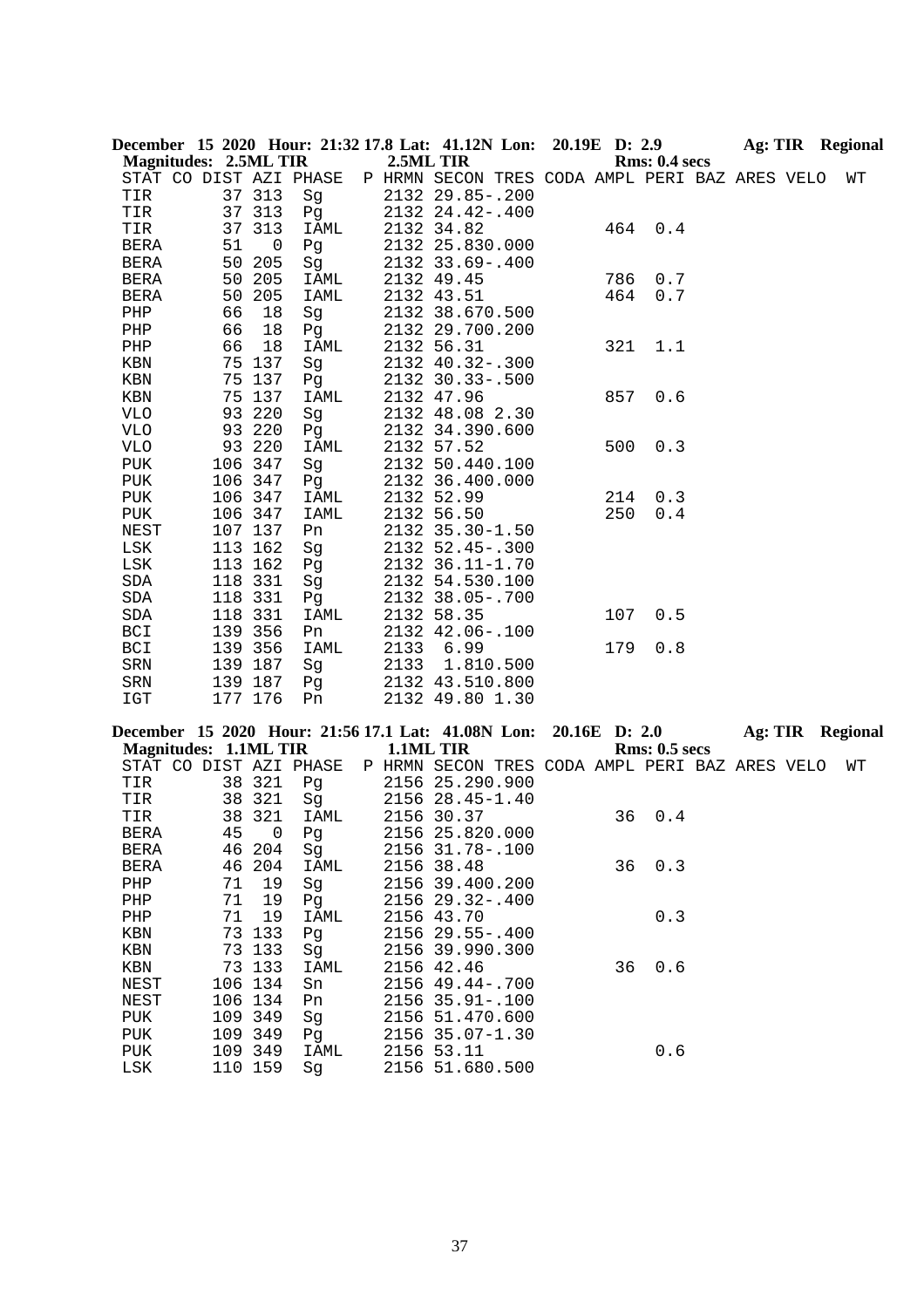**December 15 2020 Hour: 21:32 17.8 Lat: 41.12N Lon: 20.19E D: 2.9 Ag: TIR Regional**
**Magnitudes: 2.5ML TIR 2.5ML TIR Rms: 0.4 secs**

| STAT | CO | DIST | AZI | PHASE | P | HRMN | SECON | TRES | CODA | AMPL | PERI | BAZ | ARES | VELO | WT |
|---|---|---|---|---|---|---|---|---|---|---|---|---|---|---|---|
| TIR | | 37 | 313 | Sg | | 2132 | 29.85 | -.200 | | | | | | | |
| TIR | | 37 | 313 | Pg | | 2132 | 24.42 | -.400 | | | | | | | |
| TIR | | 37 | 313 | IAML | | 2132 | 34.82 | | | 464 | 0.4 | | | | |
| BERA | | 51 | 0 | Pg | | 2132 | 25.83 | 0.000 | | | | | | | |
| BERA | | 50 | 205 | Sg | | 2132 | 33.69 | -.400 | | | | | | | |
| BERA | | 50 | 205 | IAML | | 2132 | 49.45 | | | 786 | 0.7 | | | | |
| BERA | | 50 | 205 | IAML | | 2132 | 43.51 | | | 464 | 0.7 | | | | |
| PHP | | 66 | 18 | Sg | | 2132 | 38.67 | 0.500 | | | | | | | |
| PHP | | 66 | 18 | Pg | | 2132 | 29.70 | 0.200 | | | | | | | |
| PHP | | 66 | 18 | IAML | | 2132 | 56.31 | | | 321 | 1.1 | | | | |
| KBN | | 75 | 137 | Sg | | 2132 | 40.32 | -.300 | | | | | | | |
| KBN | | 75 | 137 | Pg | | 2132 | 30.33 | -.500 | | | | | | | |
| KBN | | 75 | 137 | IAML | | 2132 | 47.96 | | | 857 | 0.6 | | | | |
| VLO | | 93 | 220 | Sg | | 2132 | 48.08 | 2.30 | | | | | | | |
| VLO | | 93 | 220 | Pg | | 2132 | 34.39 | 0.600 | | | | | | | |
| VLO | | 93 | 220 | IAML | | 2132 | 57.52 | | | 500 | 0.3 | | | | |
| PUK | | 106 | 347 | Sg | | 2132 | 50.44 | 0.100 | | | | | | | |
| PUK | | 106 | 347 | Pg | | 2132 | 36.40 | 0.000 | | | | | | | |
| PUK | | 106 | 347 | IAML | | 2132 | 52.99 | | | 214 | 0.3 | | | | |
| PUK | | 106 | 347 | IAML | | 2132 | 56.50 | | | 250 | 0.4 | | | | |
| NEST | | 107 | 137 | Pn | | 2132 | 35.30 | -1.50 | | | | | | | |
| LSK | | 113 | 162 | Sg | | 2132 | 52.45 | -.300 | | | | | | | |
| LSK | | 113 | 162 | Pg | | 2132 | 36.11 | -1.70 | | | | | | | |
| SDA | | 118 | 331 | Sg | | 2132 | 54.53 | 0.100 | | | | | | | |
| SDA | | 118 | 331 | Pg | | 2132 | 38.05 | -.700 | | | | | | | |
| SDA | | 118 | 331 | IAML | | 2132 | 58.35 | | | 107 | 0.5 | | | | |
| BCI | | 139 | 356 | Pn | | 2132 | 42.06 | -.100 | | | | | | | |
| BCI | | 139 | 356 | IAML | | 2133 | 6.99 | | | 179 | 0.8 | | | | |
| SRN | | 139 | 187 | Sg | | 2133 | 1.81 | 0.500 | | | | | | | |
| SRN | | 139 | 187 | Pg | | 2132 | 43.51 | 0.800 | | | | | | | |
| IGT | | 177 | 176 | Pn | | 2132 | 49.80 | 1.30 | | | | | | | |

**December 15 2020 Hour: 21:56 17.1 Lat: 41.08N Lon: 20.16E D: 2.0 Ag: TIR Regional**
**Magnitudes: 1.1ML TIR 1.1ML TIR Rms: 0.5 secs**

| STAT | CO | DIST | AZI | PHASE | P | HRMN | SECON | TRES | CODA | AMPL | PERI | BAZ | ARES | VELO | WT |
|---|---|---|---|---|---|---|---|---|---|---|---|---|---|---|---|
| TIR | | 38 | 321 | Pg | | 2156 | 25.29 | 0.900 | | | | | | | |
| TIR | | 38 | 321 | Sg | | 2156 | 28.45 | -1.40 | | | | | | | |
| TIR | | 38 | 321 | IAML | | 2156 | 30.37 | | | 36 | 0.4 | | | | |
| BERA | | 45 | 0 | Pg | | 2156 | 25.82 | 0.000 | | | | | | | |
| BERA | | 46 | 204 | Sg | | 2156 | 31.78 | -.100 | | | | | | | |
| BERA | | 46 | 204 | IAML | | 2156 | 38.48 | | | 36 | 0.3 | | | | |
| PHP | | 71 | 19 | Sg | | 2156 | 39.40 | 0.200 | | | | | | | |
| PHP | | 71 | 19 | Pg | | 2156 | 29.32 | -.400 | | | | | | | |
| PHP | | 71 | 19 | IAML | | 2156 | 43.70 | | | | 0.3 | | | | |
| KBN | | 73 | 133 | Pg | | 2156 | 29.55 | -.400 | | | | | | | |
| KBN | | 73 | 133 | Sg | | 2156 | 39.99 | 0.300 | | | | | | | |
| KBN | | 73 | 133 | IAML | | 2156 | 42.46 | | | 36 | 0.6 | | | | |
| NEST | | 106 | 134 | Sn | | 2156 | 49.44 | -.700 | | | | | | | |
| NEST | | 106 | 134 | Pn | | 2156 | 35.91 | -.100 | | | | | | | |
| PUK | | 109 | 349 | Sg | | 2156 | 51.47 | 0.600 | | | | | | | |
| PUK | | 109 | 349 | Pg | | 2156 | 35.07 | -1.30 | | | | | | | |
| PUK | | 109 | 349 | IAML | | 2156 | 53.11 | | | | 0.6 | | | | |
| LSK | | 110 | 159 | Sg | | 2156 | 51.68 | 0.500 | | | | | | | |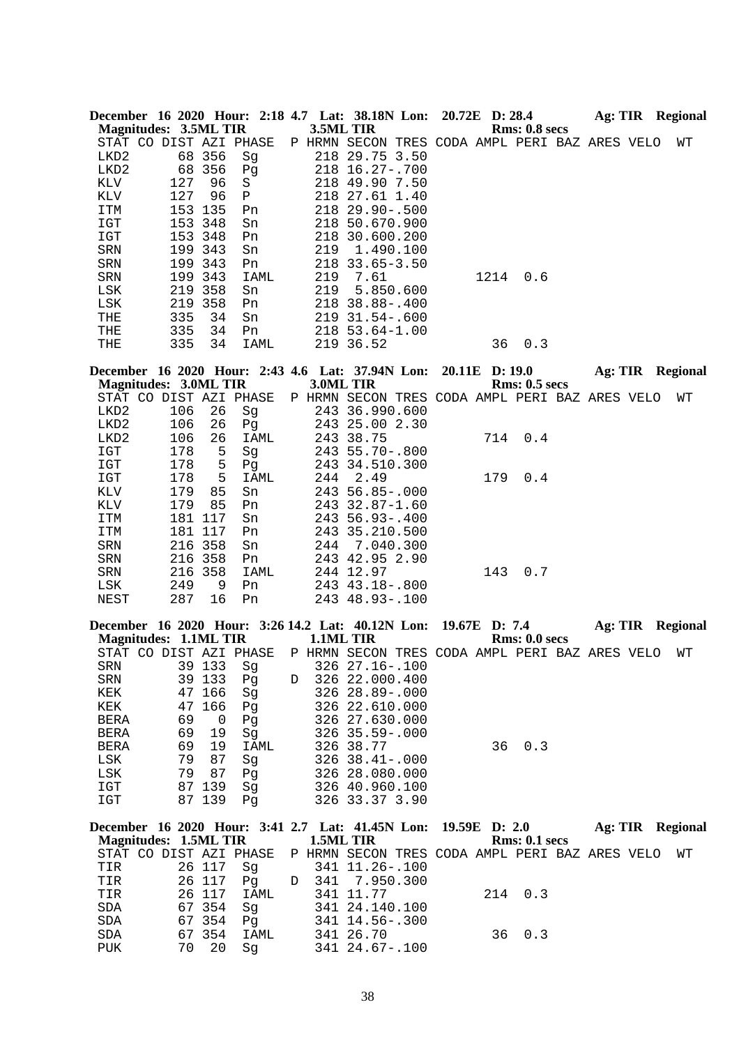**December 16 2020 Hour: 2:18 4.7 Lat: 38.18N Lon: 20.72E D: 28.4 Ag: TIR Regional**
**Magnitudes: 3.5ML TIR 3.5ML TIR Rms: 0.8 secs**

| STAT | CO | DIST | AZI | PHASE | P | HRMN | SECON | TRES | CODA | AMPL | PERI | BAZ | ARES | VELO | WT |
|---|---|---|---|---|---|---|---|---|---|---|---|---|---|---|---|
| LKD2 | | 68 | 356 | Sg | | 218 | 29.75 | 3.50 | | | | | | | |
| LKD2 | | 68 | 356 | Pg | | 218 | 16.27 | -.700 | | | | | | | |
| KLV | | 127 | 96 | S | | 218 | 49.90 | 7.50 | | | | | | | |
| KLV | | 127 | 96 | P | | 218 | 27.61 | 1.40 | | | | | | | |
| ITM | | 153 | 135 | Pn | | 218 | 29.90 | -.500 | | | | | | | |
| IGT | | 153 | 348 | Sn | | 218 | 50.67 | 0.900 | | | | | | | |
| IGT | | 153 | 348 | Pn | | 218 | 30.60 | 0.200 | | | | | | | |
| SRN | | 199 | 343 | Sn | | 219 | 1.49 | 0.100 | | | | | | | |
| SRN | | 199 | 343 | Pn | | 218 | 33.65 | -3.50 | | | | | | | |
| SRN | | 199 | 343 | IAML | | 219 | 7.61 | | | 1214 | 0.6 | | | | |
| LSK | | 219 | 358 | Sn | | 219 | 5.85 | 0.600 | | | | | | | |
| LSK | | 219 | 358 | Pn | | 218 | 38.88 | -.400 | | | | | | | |
| THE | | 335 | 34 | Sn | | 219 | 31.54 | -.600 | | | | | | | |
| THE | | 335 | 34 | Pn | | 218 | 53.64 | -1.00 | | | | | | | |
| THE | | 335 | 34 | IAML | | 219 | 36.52 | | | 36 | 0.3 | | | | |

**December 16 2020 Hour: 2:43 4.6 Lat: 37.94N Lon: 20.11E D: 19.0 Ag: TIR Regional**
**Magnitudes: 3.0ML TIR 3.0ML TIR Rms: 0.5 secs**

| STAT | CO | DIST | AZI | PHASE | P | HRMN | SECON | TRES | CODA | AMPL | PERI | BAZ | ARES | VELO | WT |
|---|---|---|---|---|---|---|---|---|---|---|---|---|---|---|---|
| LKD2 | | 106 | 26 | Sg | | 243 | 36.99 | 0.600 | | | | | | | |
| LKD2 | | 106 | 26 | Pg | | 243 | 25.00 | 2.30 | | | | | | | |
| LKD2 | | 106 | 26 | IAML | | 243 | 38.75 | | | 714 | 0.4 | | | | |
| IGT | | 178 | 5 | Sg | | 243 | 55.70 | -.800 | | | | | | | |
| IGT | | 178 | 5 | Pg | | 243 | 34.51 | 0.300 | | | | | | | |
| IGT | | 178 | 5 | IAML | | 244 | 2.49 | | | 179 | 0.4 | | | | |
| KLV | | 179 | 85 | Sn | | 243 | 56.85 | -.000 | | | | | | | |
| KLV | | 179 | 85 | Pn | | 243 | 32.87 | -1.60 | | | | | | | |
| ITM | | 181 | 117 | Sn | | 243 | 56.93 | -.400 | | | | | | | |
| ITM | | 181 | 117 | Pn | | 243 | 35.21 | 0.500 | | | | | | | |
| SRN | | 216 | 358 | Sn | | 244 | 7.04 | 0.300 | | | | | | | |
| SRN | | 216 | 358 | Pn | | 243 | 42.95 | 2.90 | | | | | | | |
| SRN | | 216 | 358 | IAML | | 244 | 12.97 | | | 143 | 0.7 | | | | |
| LSK | | 249 | 9 | Pn | | 243 | 43.18 | -.800 | | | | | | | |
| NEST | | 287 | 16 | Pn | | 243 | 48.93 | -.100 | | | | | | | |

**December 16 2020 Hour: 3:26 14.2 Lat: 40.12N Lon: 19.67E D: 7.4 Ag: TIR Regional**
**Magnitudes: 1.1ML TIR 1.1ML TIR Rms: 0.0 secs**

| STAT | CO | DIST | AZI | PHASE | P | HRMN | SECON | TRES | CODA | AMPL | PERI | BAZ | ARES | VELO | WT |
|---|---|---|---|---|---|---|---|---|---|---|---|---|---|---|---|
| SRN | | 39 | 133 | Sg | | 326 | 27.16 | -.100 | | | | | | | |
| SRN | | 39 | 133 | Pg | D | 326 | 22.00 | 0.400 | | | | | | | |
| KEK | | 47 | 166 | Sg | | 326 | 28.89 | -.000 | | | | | | | |
| KEK | | 47 | 166 | Pg | | 326 | 22.61 | 0.000 | | | | | | | |
| BERA | | 69 | 0 | Pg | | 326 | 27.63 | 0.000 | | | | | | | |
| BERA | | 69 | 19 | Sg | | 326 | 35.59 | -.000 | | | | | | | |
| BERA | | 69 | 19 | IAML | | 326 | 38.77 | | | 36 | 0.3 | | | | |
| LSK | | 79 | 87 | Sg | | 326 | 38.41 | -.000 | | | | | | | |
| LSK | | 79 | 87 | Pg | | 326 | 28.08 | 0.000 | | | | | | | |
| IGT | | 87 | 139 | Sg | | 326 | 40.96 | 0.100 | | | | | | | |
| IGT | | 87 | 139 | Pg | | 326 | 33.37 | 3.90 | | | | | | | |

**December 16 2020 Hour: 3:41 2.7 Lat: 41.45N Lon: 19.59E D: 2.0 Ag: TIR Regional**
**Magnitudes: 1.5ML TIR 1.5ML TIR Rms: 0.1 secs**

| STAT | CO | DIST | AZI | PHASE | P | HRMN | SECON | TRES | CODA | AMPL | PERI | BAZ | ARES | VELO | WT |
|---|---|---|---|---|---|---|---|---|---|---|---|---|---|---|---|
| TIR | | 26 | 117 | Sg | | 341 | 11.26 | -.100 | | | | | | | |
| TIR | | 26 | 117 | Pg | D | 341 | 7.95 | 0.300 | | | | | | | |
| TIR | | 26 | 117 | IAML | | 341 | 11.77 | | | 214 | 0.3 | | | | |
| SDA | | 67 | 354 | Sg | | 341 | 24.14 | 0.100 | | | | | | | |
| SDA | | 67 | 354 | Pg | | 341 | 14.56 | -.300 | | | | | | | |
| SDA | | 67 | 354 | IAML | | 341 | 26.70 | | | 36 | 0.3 | | | | |
| PUK | | 70 | 20 | Sg | | 341 | 24.67 | -.100 | | | | | | | |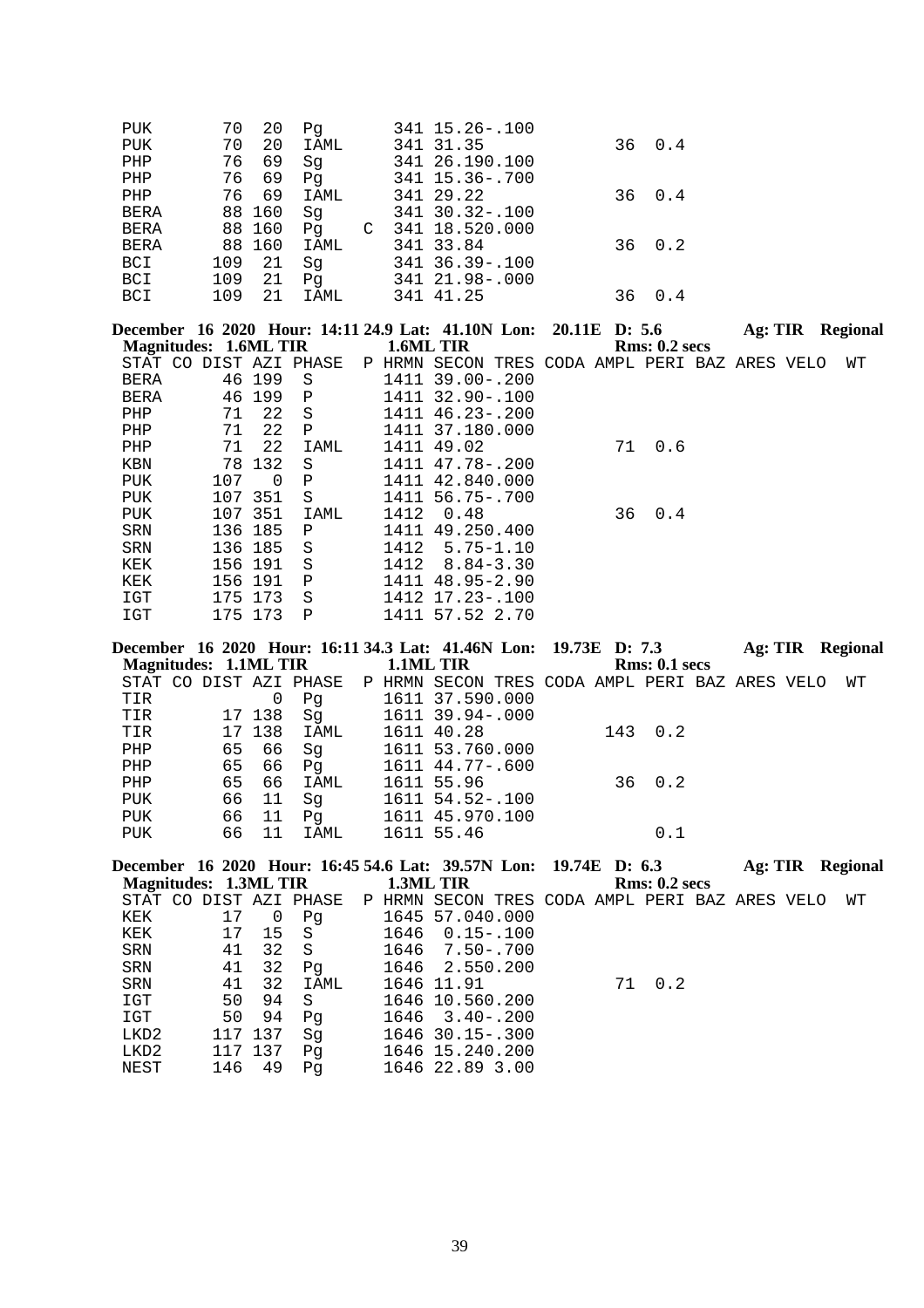| STAT | CO | DIST | AZI | PHASE | P | HRMN | SECON | TRES | CODA | AMPL | PERI | BAZ | ARES | VELO | WT |
|---|---|---|---|---|---|---|---|---|---|---|---|---|---|---|---|
| PUK | | 70 | 20 | Pg | | 341 | 15.26 | -.100 | | | | | | | |
| PUK | | 70 | 20 | IAML | | 341 | 31.35 | | | 36 | 0.4 | | | | |
| PHP | | 76 | 69 | Sg | | 341 | 26.19 | 0.100 | | | | | | | |
| PHP | | 76 | 69 | Pg | | 341 | 15.36 | -.700 | | | | | | | |
| PHP | | 76 | 69 | IAML | | 341 | 29.22 | | | 36 | 0.4 | | | | |
| BERA | | 88 | 160 | Sg | | 341 | 30.32 | -.100 | | | | | | | |
| BERA | | 88 | 160 | Pg | C | 341 | 18.52 | 0.000 | | | | | | | |
| BERA | | 88 | 160 | IAML | | 341 | 33.84 | | | 36 | 0.2 | | | | |
| BCI | | 109 | 21 | Sg | | 341 | 36.39 | -.100 | | | | | | | |
| BCI | | 109 | 21 | Pg | | 341 | 21.98 | -.000 | | | | | | | |
| BCI | | 109 | 21 | IAML | | 341 | 41.25 | | | 36 | 0.4 | | | | |

**December 16 2020 Hour: 14:11 24.9 Lat: 41.10N Lon: 20.11E D: 5.6 Ag: TIR Regional**
**Magnitudes: 1.6ML TIR 1.6ML TIR Rms: 0.2 secs**

| STAT | CO | DIST | AZI | PHASE | P | HRMN | SECON | TRES | CODA | AMPL | PERI | BAZ | ARES | VELO | WT |
|---|---|---|---|---|---|---|---|---|---|---|---|---|---|---|---|
| BERA | | 46 | 199 | S | | 1411 | 39.00 | -.200 | | | | | | | |
| BERA | | 46 | 199 | P | | 1411 | 32.90 | -.100 | | | | | | | |
| PHP | | 71 | 22 | S | | 1411 | 46.23 | -.200 | | | | | | | |
| PHP | | 71 | 22 | P | | 1411 | 37.18 | 0.000 | | | | | | | |
| PHP | | 71 | 22 | IAML | | 1411 | 49.02 | | | 71 | 0.6 | | | | |
| KBN | | 78 | 132 | S | | 1411 | 47.78 | -.200 | | | | | | | |
| PUK | | 107 | 0 | P | | 1411 | 42.84 | 0.000 | | | | | | | |
| PUK | | 107 | 351 | S | | 1411 | 56.75 | -.700 | | | | | | | |
| PUK | | 107 | 351 | IAML | | 1412 | 0.48 | | | 36 | 0.4 | | | | |
| SRN | | 136 | 185 | P | | 1411 | 49.25 | 0.400 | | | | | | | |
| SRN | | 136 | 185 | S | | 1412 | 5.75 | -1.10 | | | | | | | |
| KEK | | 156 | 191 | S | | 1412 | 8.84 | -3.30 | | | | | | | |
| KEK | | 156 | 191 | P | | 1411 | 48.95 | -2.90 | | | | | | | |
| IGT | | 175 | 173 | S | | 1412 | 17.23 | -.100 | | | | | | | |
| IGT | | 175 | 173 | P | | 1411 | 57.52 | 2.70 | | | | | | | |

**December 16 2020 Hour: 16:11 34.3 Lat: 41.46N Lon: 19.73E D: 7.3 Ag: TIR Regional**
**Magnitudes: 1.1ML TIR 1.1ML TIR Rms: 0.1 secs**

| STAT | CO | DIST | AZI | PHASE | P | HRMN | SECON | TRES | CODA | AMPL | PERI | BAZ | ARES | VELO | WT |
|---|---|---|---|---|---|---|---|---|---|---|---|---|---|---|---|
| TIR | | | 0 | Pg | | 1611 | 37.59 | 0.000 | | | | | | | |
| TIR | | 17 | 138 | Sg | | 1611 | 39.94 | -.000 | | | | | | | |
| TIR | | 17 | 138 | IAML | | 1611 | 40.28 | | | 143 | 0.2 | | | | |
| PHP | | 65 | 66 | Sg | | 1611 | 53.76 | 0.000 | | | | | | | |
| PHP | | 65 | 66 | Pg | | 1611 | 44.77 | -.600 | | | | | | | |
| PHP | | 65 | 66 | IAML | | 1611 | 55.96 | | | 36 | 0.2 | | | | |
| PUK | | 66 | 11 | Sg | | 1611 | 54.52 | -.100 | | | | | | | |
| PUK | | 66 | 11 | Pg | | 1611 | 45.97 | 0.100 | | | | | | | |
| PUK | | 66 | 11 | IAML | | 1611 | 55.46 | | | | 0.1 | | | | |

**December 16 2020 Hour: 16:45 54.6 Lat: 39.57N Lon: 19.74E D: 6.3 Ag: TIR Regional**
**Magnitudes: 1.3ML TIR 1.3ML TIR Rms: 0.2 secs**

| STAT | CO | DIST | AZI | PHASE | P | HRMN | SECON | TRES | CODA | AMPL | PERI | BAZ | ARES | VELO | WT |
|---|---|---|---|---|---|---|---|---|---|---|---|---|---|---|---|
| KEK | | 17 | 0 | Pg | | 1645 | 57.04 | 0.000 | | | | | | | |
| KEK | | 17 | 15 | S | | 1646 | 0.15 | -.100 | | | | | | | |
| SRN | | 41 | 32 | S | | 1646 | 7.50 | -.700 | | | | | | | |
| SRN | | 41 | 32 | Pg | | 1646 | 2.55 | 0.200 | | | | | | | |
| SRN | | 41 | 32 | IAML | | 1646 | 11.91 | | | 71 | 0.2 | | | | |
| IGT | | 50 | 94 | S | | 1646 | 10.56 | 0.200 | | | | | | | |
| IGT | | 50 | 94 | Pg | | 1646 | 3.40 | -.200 | | | | | | | |
| LKD2 | | 117 | 137 | Sg | | 1646 | 30.15 | -.300 | | | | | | | |
| LKD2 | | 117 | 137 | Pg | | 1646 | 15.24 | 0.200 | | | | | | | |
| NEST | | 146 | 49 | Pg | | 1646 | 22.89 | 3.00 | | | | | | | |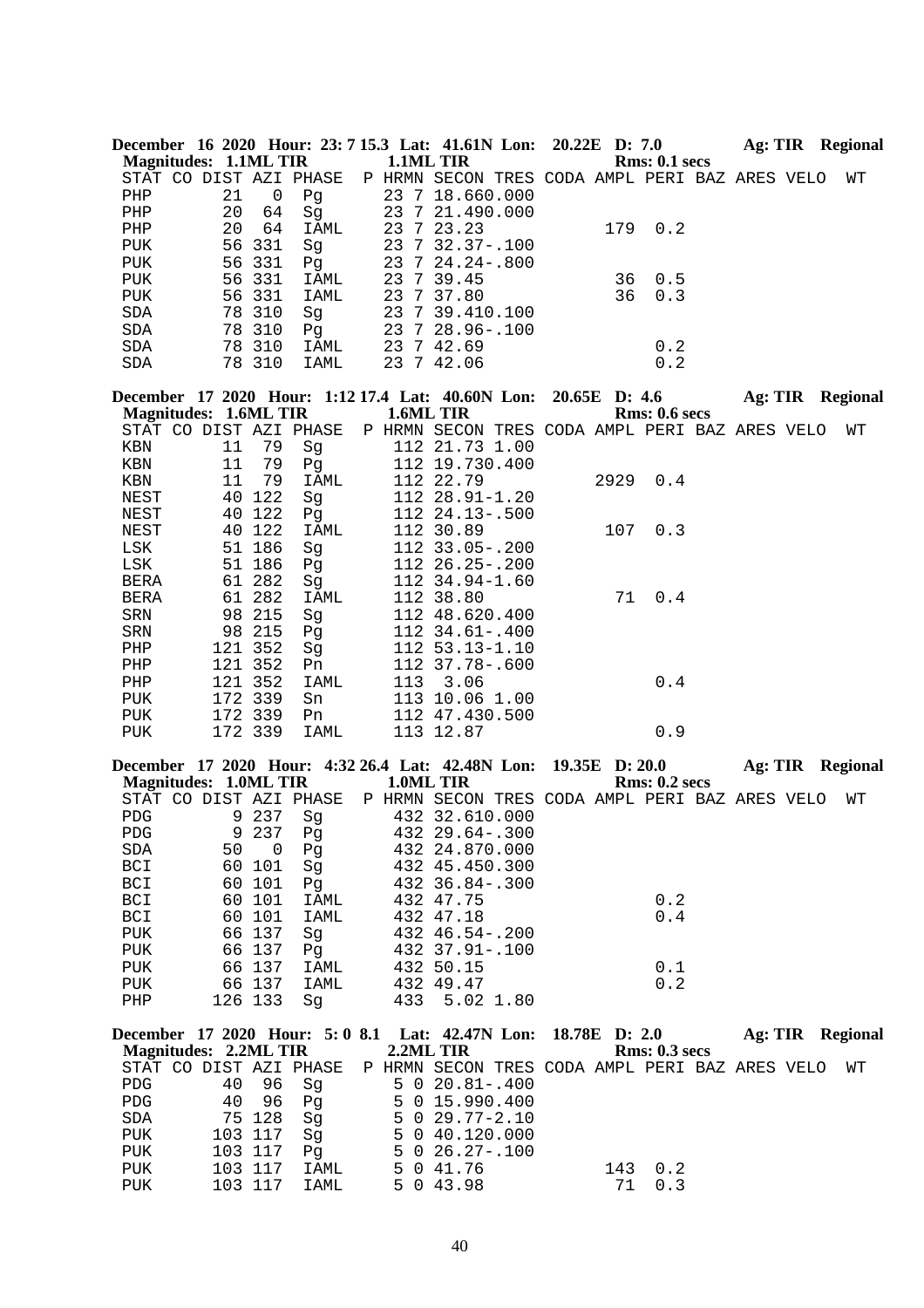**December 16 2020 Hour: 23: 7 15.3 Lat: 41.61N Lon: 20.22E D: 7.0 Ag: TIR Regional**
**Magnitudes: 1.1ML TIR 1.1ML TIR Rms: 0.1 secs**

| STAT | CO | DIST | AZI | PHASE | P | HRMN | SECON | TRES | CODA | AMPL | PERI | BAZ | ARES | VELO | WT |
|---|---|---|---|---|---|---|---|---|---|---|---|---|---|---|---|
| PHP | | 21 | 0 | Pg | | 23 7 | 18.66 | 0.000 | | | | | | | |
| PHP | | 20 | 64 | Sg | | 23 7 | 21.49 | 0.000 | | | | | | | |
| PHP | | 20 | 64 | IAML | | 23 7 | 23.23 | | | 179 | 0.2 | | | | |
| PUK | | 56 | 331 | Sg | | 23 7 | 32.37 | -.100 | | | | | | | |
| PUK | | 56 | 331 | Pg | | 23 7 | 24.24 | -.800 | | | | | | | |
| PUK | | 56 | 331 | IAML | | 23 7 | 39.45 | | | 36 | 0.5 | | | | |
| PUK | | 56 | 331 | IAML | | 23 7 | 37.80 | | | 36 | 0.3 | | | | |
| SDA | | 78 | 310 | Sg | | 23 7 | 39.41 | 0.100 | | | | | | | |
| SDA | | 78 | 310 | Pg | | 23 7 | 28.96 | -.100 | | | | | | | |
| SDA | | 78 | 310 | IAML | | 23 7 | 42.69 | | | | 0.2 | | | | |
| SDA | | 78 | 310 | IAML | | 23 7 | 42.06 | | | | 0.2 | | | | |

**December 17 2020 Hour: 1:12 17.4 Lat: 40.60N Lon: 20.65E D: 4.6 Ag: TIR Regional**
**Magnitudes: 1.6ML TIR 1.6ML TIR Rms: 0.6 secs**

| STAT | CO | DIST | AZI | PHASE | P | HRMN | SECON | TRES | CODA | AMPL | PERI | BAZ | ARES | VELO | WT |
|---|---|---|---|---|---|---|---|---|---|---|---|---|---|---|---|
| KBN | | 11 | 79 | Sg | | 112 | 21.73 | 1.00 | | | | | | | |
| KBN | | 11 | 79 | Pg | | 112 | 19.73 | 0.400 | | | | | | | |
| KBN | | 11 | 79 | IAML | | 112 | 22.79 | | | 2929 | 0.4 | | | | |
| NEST | | 40 | 122 | Sg | | 112 | 28.91 | -1.20 | | | | | | | |
| NEST | | 40 | 122 | Pg | | 112 | 24.13 | -.500 | | | | | | | |
| NEST | | 40 | 122 | IAML | | 112 | 30.89 | | | 107 | 0.3 | | | | |
| LSK | | 51 | 186 | Sg | | 112 | 33.05 | -.200 | | | | | | | |
| LSK | | 51 | 186 | Pg | | 112 | 26.25 | -.200 | | | | | | | |
| BERA | | 61 | 282 | Sg | | 112 | 34.94 | -1.60 | | | | | | | |
| BERA | | 61 | 282 | IAML | | 112 | 38.80 | | | 71 | 0.4 | | | | |
| SRN | | 98 | 215 | Sg | | 112 | 48.62 | 0.400 | | | | | | | |
| SRN | | 98 | 215 | Pg | | 112 | 34.61 | -.400 | | | | | | | |
| PHP | | 121 | 352 | Sg | | 112 | 53.13 | -1.10 | | | | | | | |
| PHP | | 121 | 352 | Pn | | 112 | 37.78 | -.600 | | | | | | | |
| PHP | | 121 | 352 | IAML | | 113 | 3.06 | | | | 0.4 | | | | |
| PUK | | 172 | 339 | Sn | | 113 | 10.06 | 1.00 | | | | | | | |
| PUK | | 172 | 339 | Pn | | 112 | 47.43 | 0.500 | | | | | | | |
| PUK | | 172 | 339 | IAML | | 113 | 12.87 | | | | 0.9 | | | | |

**December 17 2020 Hour: 4:32 26.4 Lat: 42.48N Lon: 19.35E D: 20.0 Ag: TIR Regional**
**Magnitudes: 1.0ML TIR 1.0ML TIR Rms: 0.2 secs**

| STAT | CO | DIST | AZI | PHASE | P | HRMN | SECON | TRES | CODA | AMPL | PERI | BAZ | ARES | VELO | WT |
|---|---|---|---|---|---|---|---|---|---|---|---|---|---|---|---|
| PDG | | 9 | 237 | Sg | | 432 | 32.61 | 0.000 | | | | | | | |
| PDG | | 9 | 237 | Pg | | 432 | 29.64 | -.300 | | | | | | | |
| SDA | | 50 | 0 | Pg | | 432 | 24.87 | 0.000 | | | | | | | |
| BCI | | 60 | 101 | Sg | | 432 | 45.45 | 0.300 | | | | | | | |
| BCI | | 60 | 101 | Pg | | 432 | 36.84 | -.300 | | | | | | | |
| BCI | | 60 | 101 | IAML | | 432 | 47.75 | | | | 0.2 | | | | |
| BCI | | 60 | 101 | IAML | | 432 | 47.18 | | | | 0.4 | | | | |
| PUK | | 66 | 137 | Sg | | 432 | 46.54 | -.200 | | | | | | | |
| PUK | | 66 | 137 | Pg | | 432 | 37.91 | -.100 | | | | | | | |
| PUK | | 66 | 137 | IAML | | 432 | 50.15 | | | | 0.1 | | | | |
| PUK | | 66 | 137 | IAML | | 432 | 49.47 | | | | 0.2 | | | | |
| PHP | | 126 | 133 | Sg | | 433 | 5.02 | 1.80 | | | | | | | |

**December 17 2020 Hour: 5: 0 8.1 Lat: 42.47N Lon: 18.78E D: 2.0 Ag: TIR Regional**
**Magnitudes: 2.2ML TIR 2.2ML TIR Rms: 0.3 secs**

| STAT | CO | DIST | AZI | PHASE | P | HRMN | SECON | TRES | CODA | AMPL | PERI | BAZ | ARES | VELO | WT |
|---|---|---|---|---|---|---|---|---|---|---|---|---|---|---|---|
| PDG | | 40 | 96 | Sg | | 5 0 | 20.81 | -.400 | | | | | | | |
| PDG | | 40 | 96 | Pg | | 5 0 | 15.99 | 0.400 | | | | | | | |
| SDA | | 75 | 128 | Sg | | 5 0 | 29.77 | -2.10 | | | | | | | |
| PUK | | 103 | 117 | Sg | | 5 0 | 40.12 | 0.000 | | | | | | | |
| PUK | | 103 | 117 | Pg | | 5 0 | 26.27 | -.100 | | | | | | | |
| PUK | | 103 | 117 | IAML | | 5 0 | 41.76 | | | 143 | 0.2 | | | | |
| PUK | | 103 | 117 | IAML | | 5 0 | 43.98 | | | 71 | 0.3 | | | | |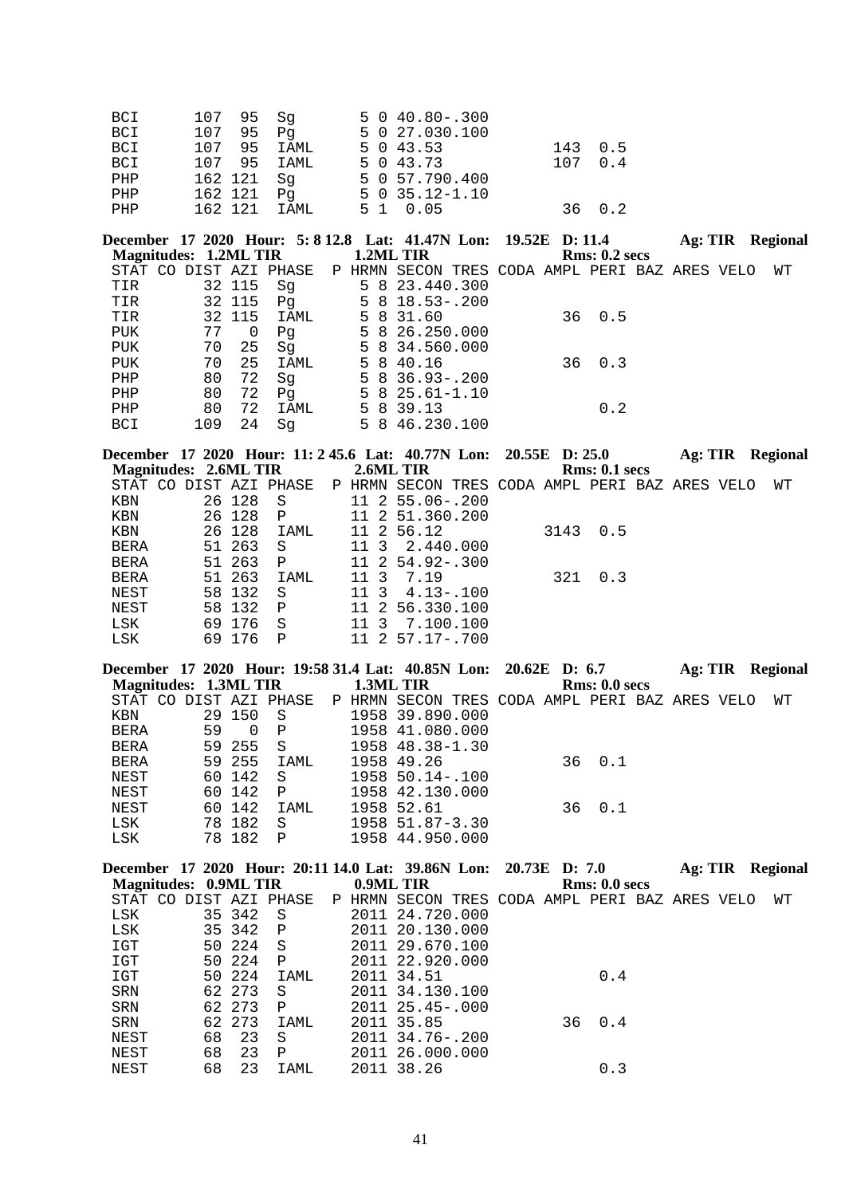```
BCI      107  95  Sg         5 0 40.80-.300
BCI      107  95  Pg         5 0 27.030.100
BCI      107  95  IAML       5 0 43.53             143  0.5
BCI      107  95  IAML       5 0 43.73             107  0.4
PHP      162 121  Sg         5 0 57.790.400
PHP      162 121  Pg         5 0 35.12-1.10
PHP      162 121  IAML       5 1  0.05              36  0.2
```

**December 17 2020 Hour: 5: 8 12.8 Lat: 41.47N Lon: 19.52E D: 11.4 Ag: TIR Regional**
**Magnitudes: 1.2ML TIR 1.2ML TIR Rms: 0.2 secs**

```
STAT CO DIST AZI PHASE  P HRMN SECON TRES CODA AMPL PERI BAZ ARES VELO  WT
TIR       32 115  Sg         5 8 23.440.300
TIR       32 115  Pg         5 8 18.53-.200
TIR       32 115  IAML       5 8 31.60              36  0.5
PUK      77   0   Pg         5 8 26.250.000
PUK      70  25   Sg         5 8 34.560.000
PUK      70  25   IAML       5 8 40.16              36  0.3
PHP      80  72   Sg         5 8 36.93-.200
PHP      80  72   Pg         5 8 25.61-1.10
PHP      80  72   IAML       5 8 39.13                  0.2
BCI     109  24   Sg         5 8 46.230.100
```

**December 17 2020 Hour: 11: 2 45.6 Lat: 40.77N Lon: 20.55E D: 25.0 Ag: TIR Regional**
**Magnitudes: 2.6ML TIR 2.6ML TIR Rms: 0.1 secs**

```
STAT CO DIST AZI PHASE  P HRMN SECON TRES CODA AMPL PERI BAZ ARES VELO  WT
KBN       26 128  S         11 2 55.06-.200
KBN       26 128  P         11 2 51.360.200
KBN       26 128  IAML      11 2 56.12            3143  0.5
BERA      51 263  S         11 3  2.440.000
BERA      51 263  P         11 2 54.92-.300
BERA      51 263  IAML      11 3  7.19             321  0.3
NEST      58 132  S         11 3  4.13-.100
NEST      58 132  P         11 2 56.330.100
LSK       69 176  S         11 3  7.100.100
LSK       69 176  P         11 2 57.17-.700
```

**December 17 2020 Hour: 19:58 31.4 Lat: 40.85N Lon: 20.62E D: 6.7 Ag: TIR Regional**
**Magnitudes: 1.3ML TIR 1.3ML TIR Rms: 0.0 secs**

```
STAT CO DIST AZI PHASE  P HRMN SECON TRES CODA AMPL PERI BAZ ARES VELO  WT
KBN       29 150  S         1958 39.890.000
BERA     59   0   P         1958 41.080.000
BERA      59 255  S         1958 48.38-1.30
BERA      59 255  IAML      1958 49.26              36  0.1
NEST      60 142  S         1958 50.14-.100
NEST      60 142  P         1958 42.130.000
NEST      60 142  IAML      1958 52.61              36  0.1
LSK       78 182  S         1958 51.87-3.30
LSK       78 182  P         1958 44.950.000
```

**December 17 2020 Hour: 20:11 14.0 Lat: 39.86N Lon: 20.73E D: 7.0 Ag: TIR Regional**
**Magnitudes: 0.9ML TIR 0.9ML TIR Rms: 0.0 secs**

```
STAT CO DIST AZI PHASE  P HRMN SECON TRES CODA AMPL PERI BAZ ARES VELO  WT
LSK       35 342  S         2011 24.720.000
LSK       35 342  P         2011 20.130.000
IGT       50 224  S         2011 29.670.100
IGT       50 224  P         2011 22.920.000
IGT       50 224  IAML      2011 34.51                  0.4
SRN       62 273  S         2011 34.130.100
SRN       62 273  P         2011 25.45-.000
SRN       62 273  IAML      2011 35.85              36  0.4
NEST     68  23   S         2011 34.76-.200
NEST     68  23   P         2011 26.000.000
NEST     68  23   IAML      2011 38.26                  0.3
```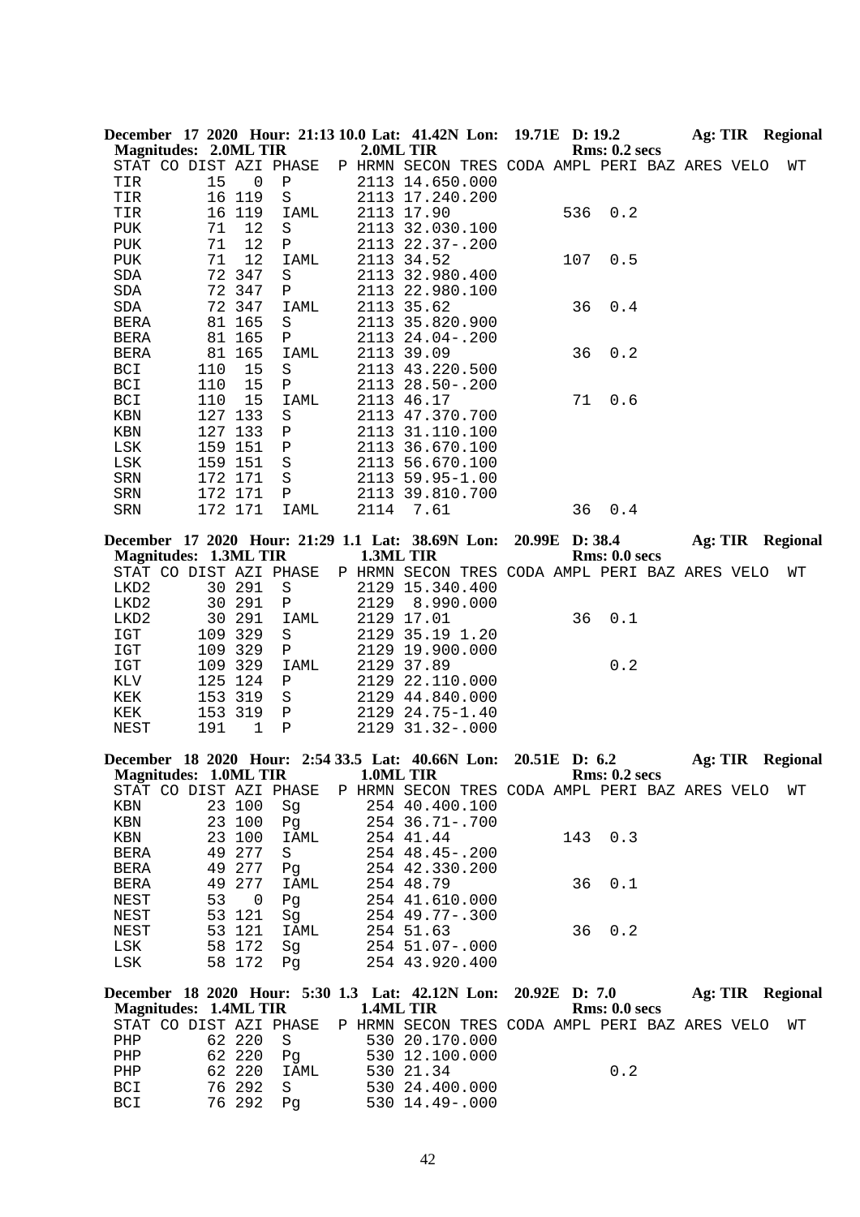**December 17 2020 Hour: 21:13 10.0 Lat: 41.42N Lon: 19.71E D: 19.2 Ag: TIR Regional**
**Magnitudes: 2.0ML TIR 2.0ML TIR Rms: 0.2 secs**

```
STAT CO DIST AZI PHASE  P HRMN SECON TRES CODA AMPL PERI BAZ ARES VELO  WT
TIR      15   0  P        2113 14.650.000
TIR      16 119  S        2113 17.240.200
TIR      16 119  IAML     2113 17.90          536  0.2
PUK      71  12  S        2113 32.030.100
PUK      71  12  P        2113 22.37-.200
PUK      71  12  IAML     2113 34.52          107  0.5
SDA      72 347  S        2113 32.980.400
SDA      72 347  P        2113 22.980.100
SDA      72 347  IAML     2113 35.62           36  0.4
BERA     81 165  S        2113 35.820.900
BERA     81 165  P        2113 24.04-.200
BERA     81 165  IAML     2113 39.09           36  0.2
BCI     110  15  S        2113 43.220.500
BCI     110  15  P        2113 28.50-.200
BCI     110  15  IAML     2113 46.17           71  0.6
KBN     127 133  S        2113 47.370.700
KBN     127 133  P        2113 31.110.100
LSK     159 151  P        2113 36.670.100
LSK     159 151  S        2113 56.670.100
SRN     172 171  S        2113 59.95-1.00
SRN     172 171  P        2113 39.810.700
SRN     172 171  IAML     2114  7.61           36  0.4
```

**December 17 2020 Hour: 21:29 1.1 Lat: 38.69N Lon: 20.99E D: 38.4 Ag: TIR Regional**
**Magnitudes: 1.3ML TIR 1.3ML TIR Rms: 0.0 secs**

```
STAT CO DIST AZI PHASE  P HRMN SECON TRES CODA AMPL PERI BAZ ARES VELO  WT
LKD2     30 291  S        2129 15.340.400
LKD2     30 291  P        2129  8.990.000
LKD2     30 291  IAML     2129 17.01           36  0.1
IGT     109 329  S        2129 35.19 1.20
IGT     109 329  P        2129 19.900.000
IGT     109 329  IAML     2129 37.89               0.2
KLV     125 124  P        2129 22.110.000
KEK     153 319  S        2129 44.840.000
KEK     153 319  P        2129 24.75-1.40
NEST    191   1  P        2129 31.32-.000
```

**December 18 2020 Hour: 2:54 33.5 Lat: 40.66N Lon: 20.51E D: 6.2 Ag: TIR Regional**
**Magnitudes: 1.0ML TIR 1.0ML TIR Rms: 0.2 secs**

```
STAT CO DIST AZI PHASE  P HRMN SECON TRES CODA AMPL PERI BAZ ARES VELO  WT
KBN      23 100  Sg        254 40.400.100
KBN      23 100  Pg        254 36.71-.700
KBN      23 100  IAML      254 41.44          143  0.3
BERA     49 277  S         254 48.45-.200
BERA     49 277  Pg        254 42.330.200
BERA     49 277  IAML      254 48.79           36  0.1
NEST     53   0  Pg        254 41.610.000
NEST     53 121  Sg        254 49.77-.300
NEST     53 121  IAML      254 51.63           36  0.2
LSK      58 172  Sg        254 51.07-.000
LSK      58 172  Pg        254 43.920.400
```

**December 18 2020 Hour: 5:30 1.3 Lat: 42.12N Lon: 20.92E D: 7.0 Ag: TIR Regional**
**Magnitudes: 1.4ML TIR 1.4ML TIR Rms: 0.0 secs**

```
STAT CO DIST AZI PHASE  P HRMN SECON TRES CODA AMPL PERI BAZ ARES VELO  WT
PHP      62 220  S         530 20.170.000
PHP      62 220  Pg        530 12.100.000
PHP      62 220  IAML      530 21.34               0.2
BCI      76 292  S         530 24.400.000
BCI      76 292  Pg        530 14.49-.000
```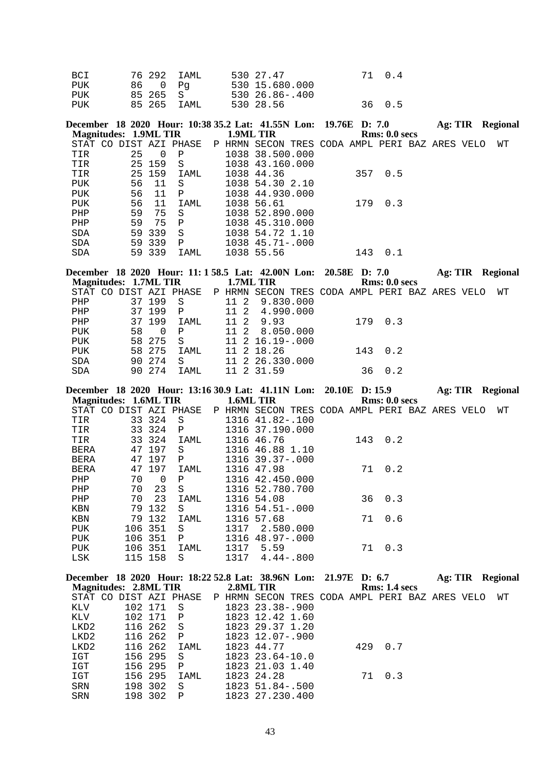| STAT | CO | DIST | AZI | PHASE | P | HRMN | SECON | TRES | CODA | AMPL | PERI | BAZ | ARES | VELO | WT |
|---|---|---|---|---|---|---|---|---|---|---|---|---|---|---|---|
| BCI | | 76 | 292 | IAML | | 530 | 27.47 | | | 71 | 0.4 | | | | |
| PUK | | 86 | 0 | Pg | | 530 | 15.68 | 0.000 | | | | | | | |
| PUK | | 85 | 265 | S | | 530 | 26.86 | -.400 | | | | | | | |
| PUK | | 85 | 265 | IAML | | 530 | 28.56 | | | 36 | 0.5 | | | | |

**December 18 2020 Hour: 10:38 35.2 Lat: 41.55N Lon: 19.76E D: 7.0 Ag: TIR Regional**
**Magnitudes: 1.9ML TIR 1.9ML TIR Rms: 0.0 secs**

| STAT | CO | DIST | AZI | PHASE | P | HRMN | SECON | TRES | CODA | AMPL | PERI | BAZ | ARES | VELO | WT |
|---|---|---|---|---|---|---|---|---|---|---|---|---|---|---|---|
| TIR | | 25 | 0 | P | | 1038 | 38.50 | 0.000 | | | | | | | |
| TIR | | 25 | 159 | S | | 1038 | 43.16 | 0.000 | | | | | | | |
| TIR | | 25 | 159 | IAML | | 1038 | 44.36 | | | 357 | 0.5 | | | | |
| PUK | | 56 | 11 | S | | 1038 | 54.30 | 2.10 | | | | | | | |
| PUK | | 56 | 11 | P | | 1038 | 44.93 | 0.000 | | | | | | | |
| PUK | | 56 | 11 | IAML | | 1038 | 56.61 | | | 179 | 0.3 | | | | |
| PHP | | 59 | 75 | S | | 1038 | 52.89 | 0.000 | | | | | | | |
| PHP | | 59 | 75 | P | | 1038 | 45.31 | 0.000 | | | | | | | |
| SDA | | 59 | 339 | S | | 1038 | 54.72 | 1.10 | | | | | | | |
| SDA | | 59 | 339 | P | | 1038 | 45.71 | -.000 | | | | | | | |
| SDA | | 59 | 339 | IAML | | 1038 | 55.56 | | | 143 | 0.1 | | | | |

**December 18 2020 Hour: 11: 1 58.5 Lat: 42.00N Lon: 20.58E D: 7.0 Ag: TIR Regional**
**Magnitudes: 1.7ML TIR 1.7ML TIR Rms: 0.0 secs**

| STAT | CO | DIST | AZI | PHASE | P | HRMN | SECON | TRES | CODA | AMPL | PERI | BAZ | ARES | VELO | WT |
|---|---|---|---|---|---|---|---|---|---|---|---|---|---|---|---|
| PHP | | 37 | 199 | S | | 11 2 | 9.83 | 0.000 | | | | | | | |
| PHP | | 37 | 199 | P | | 11 2 | 4.99 | 0.000 | | | | | | | |
| PHP | | 37 | 199 | IAML | | 11 2 | 9.93 | | | 179 | 0.3 | | | | |
| PUK | | 58 | 0 | P | | 11 2 | 8.05 | 0.000 | | | | | | | |
| PUK | | 58 | 275 | S | | 11 2 | 16.19 | -.000 | | | | | | | |
| PUK | | 58 | 275 | IAML | | 11 2 | 18.26 | | | 143 | 0.2 | | | | |
| SDA | | 90 | 274 | S | | 11 2 | 26.33 | 0.000 | | | | | | | |
| SDA | | 90 | 274 | IAML | | 11 2 | 31.59 | | | 36 | 0.2 | | | | |

**December 18 2020 Hour: 13:16 30.9 Lat: 41.11N Lon: 20.10E D: 15.9 Ag: TIR Regional**
**Magnitudes: 1.6ML TIR 1.6ML TIR Rms: 0.0 secs**

| STAT | CO | DIST | AZI | PHASE | P | HRMN | SECON | TRES | CODA | AMPL | PERI | BAZ | ARES | VELO | WT |
|---|---|---|---|---|---|---|---|---|---|---|---|---|---|---|---|
| TIR | | 33 | 324 | S | | 1316 | 41.82 | -.100 | | | | | | | |
| TIR | | 33 | 324 | P | | 1316 | 37.19 | 0.000 | | | | | | | |
| TIR | | 33 | 324 | IAML | | 1316 | 46.76 | | | 143 | 0.2 | | | | |
| BERA | | 47 | 197 | S | | 1316 | 46.88 | 1.10 | | | | | | | |
| BERA | | 47 | 197 | P | | 1316 | 39.37 | -.000 | | | | | | | |
| BERA | | 47 | 197 | IAML | | 1316 | 47.98 | | | 71 | 0.2 | | | | |
| PHP | | 70 | 0 | P | | 1316 | 42.45 | 0.000 | | | | | | | |
| PHP | | 70 | 23 | S | | 1316 | 52.78 | 0.700 | | | | | | | |
| PHP | | 70 | 23 | IAML | | 1316 | 54.08 | | | 36 | 0.3 | | | | |
| KBN | | 79 | 132 | S | | 1316 | 54.51 | -.000 | | | | | | | |
| KBN | | 79 | 132 | IAML | | 1316 | 57.68 | | | 71 | 0.6 | | | | |
| PUK | | 106 | 351 | S | | 1317 | 2.58 | 0.000 | | | | | | | |
| PUK | | 106 | 351 | P | | 1316 | 48.97 | -.000 | | | | | | | |
| PUK | | 106 | 351 | IAML | | 1317 | 5.59 | | | 71 | 0.3 | | | | |
| LSK | | 115 | 158 | S | | 1317 | 4.44 | -.800 | | | | | | | |

**December 18 2020 Hour: 18:22 52.8 Lat: 38.96N Lon: 21.97E D: 6.7 Ag: TIR Regional**
**Magnitudes: 2.8ML TIR 2.8ML TIR Rms: 1.4 secs**

| STAT | CO | DIST | AZI | PHASE | P | HRMN | SECON | TRES | CODA | AMPL | PERI | BAZ | ARES | VELO | WT |
|---|---|---|---|---|---|---|---|---|---|---|---|---|---|---|---|
| KLV | | 102 | 171 | S | | 1823 | 23.38 | -.900 | | | | | | | |
| KLV | | 102 | 171 | P | | 1823 | 12.42 | 1.60 | | | | | | | |
| LKD2 | | 116 | 262 | S | | 1823 | 29.37 | 1.20 | | | | | | | |
| LKD2 | | 116 | 262 | P | | 1823 | 12.07 | -.900 | | | | | | | |
| LKD2 | | 116 | 262 | IAML | | 1823 | 44.77 | | | 429 | 0.7 | | | | |
| IGT | | 156 | 295 | S | | 1823 | 23.64 | -10.0 | | | | | | | |
| IGT | | 156 | 295 | P | | 1823 | 21.03 | 1.40 | | | | | | | |
| IGT | | 156 | 295 | IAML | | 1823 | 24.28 | | | 71 | 0.3 | | | | |
| SRN | | 198 | 302 | S | | 1823 | 51.84 | -.500 | | | | | | | |
| SRN | | 198 | 302 | P | | 1823 | 27.23 | 0.400 | | | | | | | |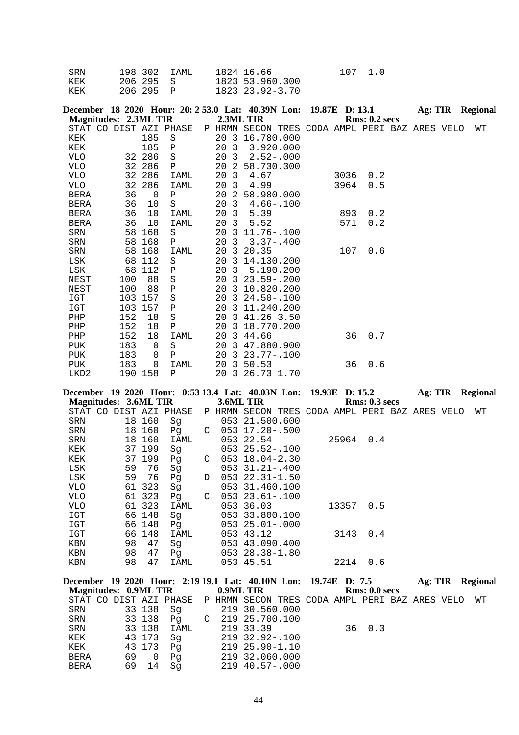```
SRN      198 302  IAML     1824 16.66            107  1.0
KEK      206 295  S        1823 53.960.300
KEK      206 295  P        1823 23.92-3.70
```

**December 18 2020 Hour: 20: 2 53.0 Lat: 40.39N Lon: 19.87E D: 13.1 Ag: TIR Regional**
**Magnitudes: 2.3ML TIR 2.3ML TIR Rms: 0.2 secs**

```
STAT CO DIST AZI PHASE  P HRMN SECON TRES CODA AMPL PERI BAZ ARES VELO  WT
KEK          185  S       20 3 16.780.000
KEK          185  P       20 3  3.920.000
VLO       32 286  S       20 3  2.52-.000
VLO       32 286  P       20 2 58.730.300
VLO       32 286  IAML    20 3  4.67          3036  0.2
VLO       32 286  IAML    20 3  4.99          3964  0.5
BERA     36    0  P       20 2 58.980.000
BERA     36   10  S       20 3  4.66-.100
BERA     36   10  IAML    20 3  5.39           893  0.2
BERA     36   10  IAML    20 3  5.52           571  0.2
SRN       58 168  S       20 3 11.76-.100
SRN       58 168  P       20 3  3.37-.400
SRN       58 168  IAML    20 3 20.35           107  0.6
LSK       68 112  S       20 3 14.130.200
LSK       68 112  P       20 3  5.190.200
NEST     100   88  S      20 3 23.59-.200
NEST     100   88  P      20 3 10.820.200
IGT      103 157  S       20 3 24.50-.100
IGT      103 157  P       20 3 11.240.200
PHP      152   18  S      20 3 41.26 3.50
PHP      152   18  P      20 3 18.770.200
PHP      152   18  IAML   20 3 44.66            36  0.7
PUK      183    0  S      20 3 47.880.900
PUK      183    0  P      20 3 23.77-.100
PUK      183    0  IAML   20 3 50.53            36  0.6
LKD2     190 158  P       20 3 26.73 1.70
```

**December 19 2020 Hour: 0:53 13.4 Lat: 40.03N Lon: 19.93E D: 15.2 Ag: TIR Regional**
**Magnitudes: 3.6ML TIR 3.6ML TIR Rms: 0.3 secs**

```
STAT CO DIST AZI PHASE  P HRMN SECON TRES CODA AMPL PERI BAZ ARES VELO  WT
SRN       18 160  Sg       053 21.500.600
SRN       18 160  Pg    C  053 17.20-.500
SRN       18 160  IAML     053 22.54         25964  0.4
KEK       37 199  Sg       053 25.52-.100
KEK       37 199  Pg    C  053 18.04-2.30
LSK      59   76  Sg       053 31.21-.400
LSK      59   76  Pg    D  053 22.31-1.50
VLO       61 323  Sg       053 31.460.100
VLO       61 323  Pg    C  053 23.61-.100
VLO       61 323  IAML     053 36.03         13357  0.5
IGT       66 148  Sg       053 33.800.100
IGT       66 148  Pg       053 25.01-.000
IGT       66 148  IAML     053 43.12          3143  0.4
KBN      98   47  Sg       053 43.090.400
KBN      98   47  Pg       053 28.38-1.80
KBN      98   47  IAML     053 45.51          2214  0.6
```

**December 19 2020 Hour: 2:19 19.1 Lat: 40.10N Lon: 19.74E D: 7.5 Ag: TIR Regional**
**Magnitudes: 0.9ML TIR 0.9ML TIR Rms: 0.0 secs**

```
STAT CO DIST AZI PHASE  P HRMN SECON TRES CODA AMPL PERI BAZ ARES VELO  WT
SRN       33 138  Sg       219 30.560.000
SRN       33 138  Pg    C  219 25.700.100
SRN       33 138  IAML     219 33.39            36  0.3
KEK       43 173  Sg       219 32.92-.100
KEK       43 173  Pg       219 25.90-1.10
BERA     69    0  Pg       219 32.060.000
BERA     69   14  Sg       219 40.57-.000
```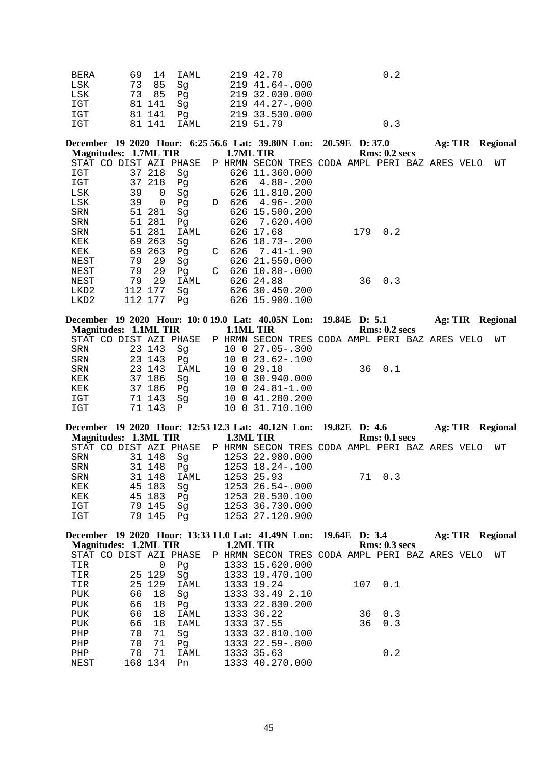| STAT | CO | DIST | AZI | PHASE | P | HRMN | SECON | TRES | CODA | AMPL | PERI | BAZ | ARES | VELO | WT |
|---|---|---|---|---|---|---|---|---|---|---|---|---|---|---|---|
| BERA | | 69 | 14 | IAML | | 219 | 42.70 | | | | 0.2 | | | | |
| LSK | | 73 | 85 | Sg | | 219 | 41.64 | -.000 | | | | | | | |
| LSK | | 73 | 85 | Pg | | 219 | 32.03 | 0.000 | | | | | | | |
| IGT | | 81 | 141 | Sg | | 219 | 44.27 | -.000 | | | | | | | |
| IGT | | 81 | 141 | Pg | | 219 | 33.53 | 0.000 | | | | | | | |
| IGT | | 81 | 141 | IAML | | 219 | 51.79 | | | | 0.3 | | | | |

**December 19 2020 Hour: 6:25 56.6 Lat: 39.80N Lon: 20.59E D: 37.0 Ag: TIR Regional**
**Magnitudes: 1.7ML TIR 1.7ML TIR Rms: 0.2 secs**

| STAT | CO | DIST | AZI | PHASE | P | HRMN | SECON | TRES | CODA | AMPL | PERI | BAZ | ARES | VELO | WT |
|---|---|---|---|---|---|---|---|---|---|---|---|---|---|---|---|
| IGT | | 37 | 218 | Sg | | 626 | 11.36 | 0.000 | | | | | | | |
| IGT | | 37 | 218 | Pg | | 626 | 4.80 | -.200 | | | | | | | |
| LSK | | 39 | 0 | Sg | | 626 | 11.81 | 0.200 | | | | | | | |
| LSK | | 39 | 0 | Pg | D | 626 | 4.96 | -.200 | | | | | | | |
| SRN | | 51 | 281 | Sg | | 626 | 15.50 | 0.200 | | | | | | | |
| SRN | | 51 | 281 | Pg | | 626 | 7.62 | 0.400 | | | | | | | |
| SRN | | 51 | 281 | IAML | | 626 | 17.68 | | | 179 | 0.2 | | | | |
| KEK | | 69 | 263 | Sg | | 626 | 18.73 | -.200 | | | | | | | |
| KEK | | 69 | 263 | Pg | C | 626 | 7.41 | -1.90 | | | | | | | |
| NEST | | 79 | 29 | Sg | | 626 | 21.55 | 0.000 | | | | | | | |
| NEST | | 79 | 29 | Pg | C | 626 | 10.80 | -.000 | | | | | | | |
| NEST | | 79 | 29 | IAML | | 626 | 24.88 | | | 36 | 0.3 | | | | |
| LKD2 | | 112 | 177 | Sg | | 626 | 30.45 | 0.200 | | | | | | | |
| LKD2 | | 112 | 177 | Pg | | 626 | 15.90 | 0.100 | | | | | | | |

**December 19 2020 Hour: 10: 0 19.0 Lat: 40.05N Lon: 19.84E D: 5.1 Ag: TIR Regional**
**Magnitudes: 1.1ML TIR 1.1ML TIR Rms: 0.2 secs**

| STAT | CO | DIST | AZI | PHASE | P | HRMN | SECON | TRES | CODA | AMPL | PERI | BAZ | ARES | VELO | WT |
|---|---|---|---|---|---|---|---|---|---|---|---|---|---|---|---|
| SRN | | 23 | 143 | Sg | | 10 0 | 27.05 | -.300 | | | | | | | |
| SRN | | 23 | 143 | Pg | | 10 0 | 23.62 | -.100 | | | | | | | |
| SRN | | 23 | 143 | IAML | | 10 0 | 29.10 | | | 36 | 0.1 | | | | |
| KEK | | 37 | 186 | Sg | | 10 0 | 30.94 | 0.000 | | | | | | | |
| KEK | | 37 | 186 | Pg | | 10 0 | 24.81 | -1.00 | | | | | | | |
| IGT | | 71 | 143 | Sg | | 10 0 | 41.28 | 0.200 | | | | | | | |
| IGT | | 71 | 143 | P | | 10 0 | 31.71 | 0.100 | | | | | | | |

**December 19 2020 Hour: 12:53 12.3 Lat: 40.12N Lon: 19.82E D: 4.6 Ag: TIR Regional**
**Magnitudes: 1.3ML TIR 1.3ML TIR Rms: 0.1 secs**

| STAT | CO | DIST | AZI | PHASE | P | HRMN | SECON | TRES | CODA | AMPL | PERI | BAZ | ARES | VELO | WT |
|---|---|---|---|---|---|---|---|---|---|---|---|---|---|---|---|
| SRN | | 31 | 148 | Sg | | 1253 | 22.98 | 0.000 | | | | | | | |
| SRN | | 31 | 148 | Pg | | 1253 | 18.24 | -.100 | | | | | | | |
| SRN | | 31 | 148 | IAML | | 1253 | 25.93 | | | 71 | 0.3 | | | | |
| KEK | | 45 | 183 | Sg | | 1253 | 26.54 | -.000 | | | | | | | |
| KEK | | 45 | 183 | Pg | | 1253 | 20.53 | 0.100 | | | | | | | |
| IGT | | 79 | 145 | Sg | | 1253 | 36.73 | 0.000 | | | | | | | |
| IGT | | 79 | 145 | Pg | | 1253 | 27.12 | 0.900 | | | | | | | |

**December 19 2020 Hour: 13:33 11.0 Lat: 41.49N Lon: 19.64E D: 3.4 Ag: TIR Regional**
**Magnitudes: 1.2ML TIR 1.2ML TIR Rms: 0.3 secs**

| STAT | CO | DIST | AZI | PHASE | P | HRMN | SECON | TRES | CODA | AMPL | PERI | BAZ | ARES | VELO | WT |
|---|---|---|---|---|---|---|---|---|---|---|---|---|---|---|---|
| TIR | | | 0 | Pg | | 1333 | 15.62 | 0.000 | | | | | | | |
| TIR | | 25 | 129 | Sg | | 1333 | 19.47 | 0.100 | | | | | | | |
| TIR | | 25 | 129 | IAML | | 1333 | 19.24 | | | 107 | 0.1 | | | | |
| PUK | | 66 | 18 | Sg | | 1333 | 33.49 | 2.10 | | | | | | | |
| PUK | | 66 | 18 | Pg | | 1333 | 22.83 | 0.200 | | | | | | | |
| PUK | | 66 | 18 | IAML | | 1333 | 36.22 | | | 36 | 0.3 | | | | |
| PUK | | 66 | 18 | IAML | | 1333 | 37.55 | | | 36 | 0.3 | | | | |
| PHP | | 70 | 71 | Sg | | 1333 | 32.81 | 0.100 | | | | | | | |
| PHP | | 70 | 71 | Pg | | 1333 | 22.59 | -.800 | | | | | | | |
| PHP | | 70 | 71 | IAML | | 1333 | 35.63 | | | | 0.2 | | | | |
| NEST | | 168 | 134 | Pn | | 1333 | 40.27 | 0.000 | | | | | | | |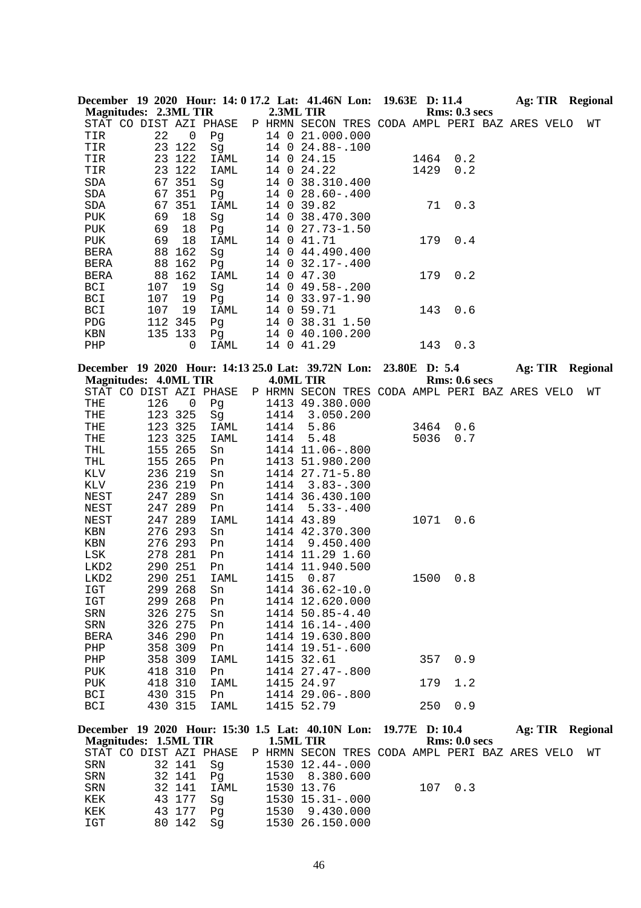**December 19 2020 Hour: 14: 0 17.2 Lat: 41.46N Lon: 19.63E D: 11.4 Ag: TIR Regional**
**Magnitudes: 2.3ML TIR 2.3ML TIR Rms: 0.3 secs**

```
STAT CO DIST AZI PHASE  P HRMN SECON TRES CODA AMPL PERI BAZ ARES VELO  WT
TIR       22   0  Pg       14 0 21.000.000
TIR       23 122  Sg       14 0 24.88-.100
TIR       23 122  IAML     14 0 24.15           1464  0.2
TIR       23 122  IAML     14 0 24.22           1429  0.2
SDA       67 351  Sg       14 0 38.310.400
SDA       67 351  Pg       14 0 28.60-.400
SDA       67 351  IAML     14 0 39.82             71  0.3
PUK       69  18  Sg       14 0 38.470.300
PUK       69  18  Pg       14 0 27.73-1.50
PUK       69  18  IAML     14 0 41.71            179  0.4
BERA      88 162  Sg       14 0 44.490.400
BERA      88 162  Pg       14 0 32.17-.400
BERA      88 162  IAML     14 0 47.30            179  0.2
BCI      107  19  Sg       14 0 49.58-.200
BCI      107  19  Pg       14 0 33.97-1.90
BCI      107  19  IAML     14 0 59.71            143  0.6
PDG      112 345  Pg       14 0 38.31 1.50
KBN      135 133  Pg       14 0 40.100.200
PHP            0  IAML     14 0 41.29            143  0.3
```

**December 19 2020 Hour: 14:13 25.0 Lat: 39.72N Lon: 23.80E D: 5.4 Ag: TIR Regional**
**Magnitudes: 4.0ML TIR 4.0ML TIR Rms: 0.6 secs**

```
STAT CO DIST AZI PHASE  P HRMN SECON TRES CODA AMPL PERI BAZ ARES VELO  WT
THE      126   0  Pg       1413 49.380.000
THE      123 325  Sg       1414  3.050.200
THE      123 325  IAML     1414  5.86           3464  0.6
THE      123 325  IAML     1414  5.48           5036  0.7
THL      155 265  Sn       1414 11.06-.800
THL      155 265  Pn       1413 51.980.200
KLV      236 219  Sn       1414 27.71-5.80
KLV      236 219  Pn       1414  3.83-.300
NEST     247 289  Sn       1414 36.430.100
NEST     247 289  Pn       1414  5.33-.400
NEST     247 289  IAML     1414 43.89           1071  0.6
KBN      276 293  Sn       1414 42.370.300
KBN      276 293  Pn       1414  9.450.400
LSK      278 281  Pn       1414 11.29 1.60
LKD2     290 251  Pn       1414 11.940.500
LKD2     290 251  IAML     1415  0.87           1500  0.8
IGT      299 268  Sn       1414 36.62-10.0
IGT      299 268  Pn       1414 12.620.000
SRN      326 275  Sn       1414 50.85-4.40
SRN      326 275  Pn       1414 16.14-.400
BERA     346 290  Pn       1414 19.630.800
PHP      358 309  Pn       1414 19.51-.600
PHP      358 309  IAML     1415 32.61            357  0.9
PUK      418 310  Pn       1414 27.47-.800
PUK      418 310  IAML     1415 24.97            179  1.2
BCI      430 315  Pn       1414 29.06-.800
BCI      430 315  IAML     1415 52.79            250  0.9
```

**December 19 2020 Hour: 15:30 1.5 Lat: 40.10N Lon: 19.77E D: 10.4 Ag: TIR Regional**
**Magnitudes: 1.5ML TIR 1.5ML TIR Rms: 0.0 secs**

```
STAT CO DIST AZI PHASE  P HRMN SECON TRES CODA AMPL PERI BAZ ARES VELO  WT
SRN       32 141  Sg       1530 12.44-.000
SRN       32 141  Pg       1530  8.380.600
SRN       32 141  IAML     1530 13.76            107  0.3
KEK       43 177  Sg       1530 15.31-.000
KEK       43 177  Pg       1530  9.430.000
IGT       80 142  Sg       1530 26.150.000
```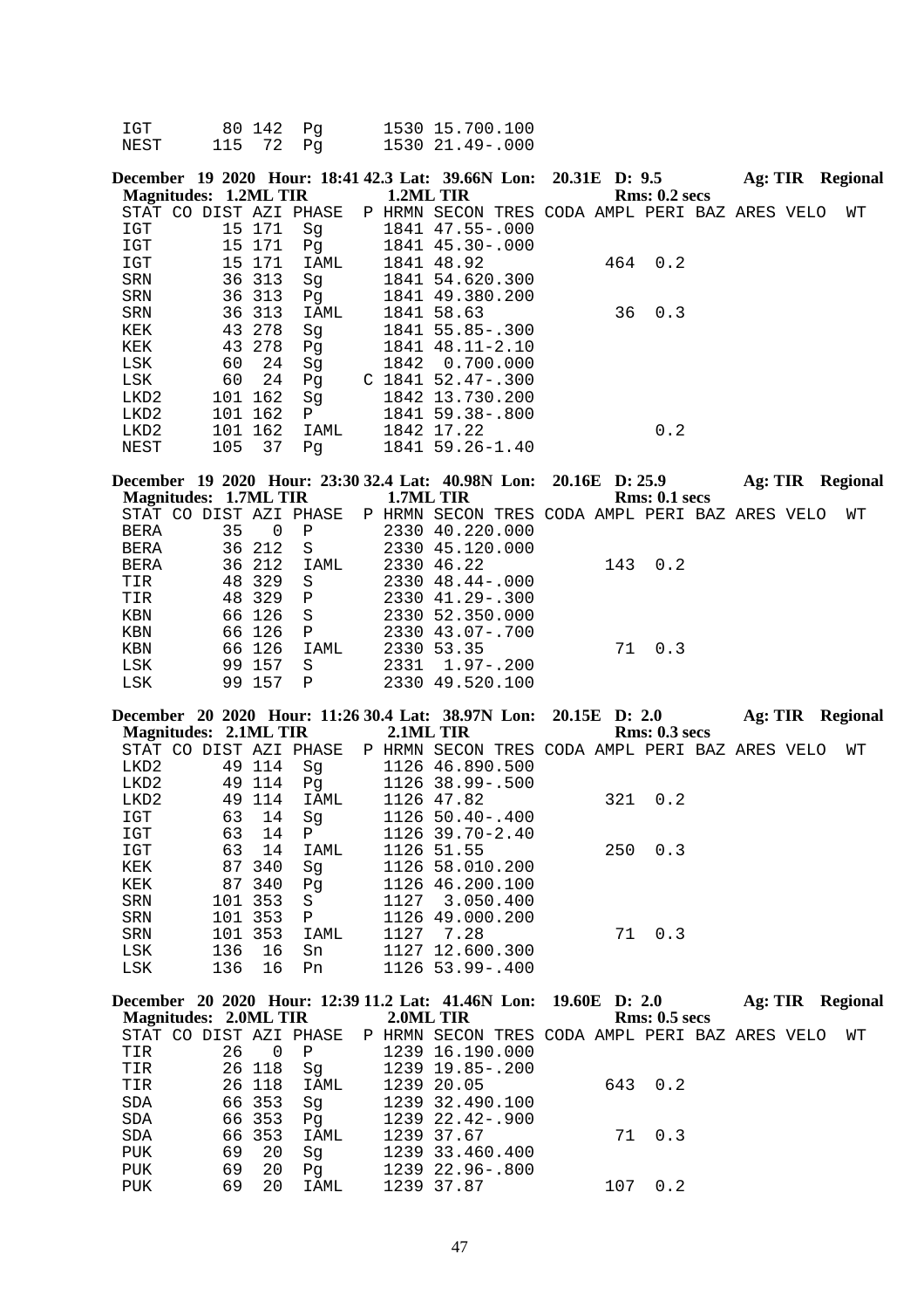| STAT | CO | DIST | AZI | PHASE | P | HRMN | SECON | TRES | CODA | AMPL | PERI | BAZ | ARES | VELO | WT |
|---|---|---|---|---|---|---|---|---|---|---|---|---|---|---|---|
| IGT | | 80 | 142 | Pg | | 1530 | 15.70 | 0.100 | | | | | | | |
| NEST | | 115 | 72 | Pg | | 1530 | 21.49 | -.000 | | | | | | | |

**December 19 2020 Hour: 18:41 42.3 Lat: 39.66N Lon: 20.31E D: 9.5 Ag: TIR Regional**
**Magnitudes: 1.2ML TIR 1.2ML TIR Rms: 0.2 secs**

| STAT | CO | DIST | AZI | PHASE | P | HRMN | SECON | TRES | CODA | AMPL | PERI | BAZ | ARES | VELO | WT |
|---|---|---|---|---|---|---|---|---|---|---|---|---|---|---|---|
| IGT | | 15 | 171 | Sg | | 1841 | 47.55 | -.000 | | | | | | | |
| IGT | | 15 | 171 | Pg | | 1841 | 45.30 | -.000 | | | | | | | |
| IGT | | 15 | 171 | IAML | | 1841 | 48.92 | | | 464 | 0.2 | | | | |
| SRN | | 36 | 313 | Sg | | 1841 | 54.62 | 0.300 | | | | | | | |
| SRN | | 36 | 313 | Pg | | 1841 | 49.38 | 0.200 | | | | | | | |
| SRN | | 36 | 313 | IAML | | 1841 | 58.63 | | | 36 | 0.3 | | | | |
| KEK | | 43 | 278 | Sg | | 1841 | 55.85 | -.300 | | | | | | | |
| KEK | | 43 | 278 | Pg | | 1841 | 48.11 | -2.10 | | | | | | | |
| LSK | | 60 | 24 | Sg | | 1842 | 0.70 | 0.000 | | | | | | | |
| LSK | | 60 | 24 | Pg | C | 1841 | 52.47 | -.300 | | | | | | | |
| LKD2 | | 101 | 162 | Sg | | 1842 | 13.73 | 0.200 | | | | | | | |
| LKD2 | | 101 | 162 | P | | 1841 | 59.38 | -.800 | | | | | | | |
| LKD2 | | 101 | 162 | IAML | | 1842 | 17.22 | | | | 0.2 | | | | |
| NEST | | 105 | 37 | Pg | | 1841 | 59.26 | -1.40 | | | | | | | |

**December 19 2020 Hour: 23:30 32.4 Lat: 40.98N Lon: 20.16E D: 25.9 Ag: TIR Regional**
**Magnitudes: 1.7ML TIR 1.7ML TIR Rms: 0.1 secs**

| STAT | CO | DIST | AZI | PHASE | P | HRMN | SECON | TRES | CODA | AMPL | PERI | BAZ | ARES | VELO | WT |
|---|---|---|---|---|---|---|---|---|---|---|---|---|---|---|---|
| BERA | | 35 | 0 | P | | 2330 | 40.22 | 0.000 | | | | | | | |
| BERA | | 36 | 212 | S | | 2330 | 45.12 | 0.000 | | | | | | | |
| BERA | | 36 | 212 | IAML | | 2330 | 46.22 | | | 143 | 0.2 | | | | |
| TIR | | 48 | 329 | S | | 2330 | 48.44 | -.000 | | | | | | | |
| TIR | | 48 | 329 | P | | 2330 | 41.29 | -.300 | | | | | | | |
| KBN | | 66 | 126 | S | | 2330 | 52.35 | 0.000 | | | | | | | |
| KBN | | 66 | 126 | P | | 2330 | 43.07 | -.700 | | | | | | | |
| KBN | | 66 | 126 | IAML | | 2330 | 53.35 | | | 71 | 0.3 | | | | |
| LSK | | 99 | 157 | S | | 2331 | 1.97 | -.200 | | | | | | | |
| LSK | | 99 | 157 | P | | 2330 | 49.52 | 0.100 | | | | | | | |

**December 20 2020 Hour: 11:26 30.4 Lat: 38.97N Lon: 20.15E D: 2.0 Ag: TIR Regional**
**Magnitudes: 2.1ML TIR 2.1ML TIR Rms: 0.3 secs**

| STAT | CO | DIST | AZI | PHASE | P | HRMN | SECON | TRES | CODA | AMPL | PERI | BAZ | ARES | VELO | WT |
|---|---|---|---|---|---|---|---|---|---|---|---|---|---|---|---|
| LKD2 | | 49 | 114 | Sg | | 1126 | 46.89 | 0.500 | | | | | | | |
| LKD2 | | 49 | 114 | Pg | | 1126 | 38.99 | -.500 | | | | | | | |
| LKD2 | | 49 | 114 | IAML | | 1126 | 47.82 | | | 321 | 0.2 | | | | |
| IGT | | 63 | 14 | Sg | | 1126 | 50.40 | -.400 | | | | | | | |
| IGT | | 63 | 14 | P | | 1126 | 39.70 | -2.40 | | | | | | | |
| IGT | | 63 | 14 | IAML | | 1126 | 51.55 | | | 250 | 0.3 | | | | |
| KEK | | 87 | 340 | Sg | | 1126 | 58.01 | 0.200 | | | | | | | |
| KEK | | 87 | 340 | Pg | | 1126 | 46.20 | 0.100 | | | | | | | |
| SRN | | 101 | 353 | S | | 1127 | 3.05 | 0.400 | | | | | | | |
| SRN | | 101 | 353 | P | | 1126 | 49.00 | 0.200 | | | | | | | |
| SRN | | 101 | 353 | IAML | | 1127 | 7.28 | | | 71 | 0.3 | | | | |
| LSK | | 136 | 16 | Sn | | 1127 | 12.60 | 0.300 | | | | | | | |
| LSK | | 136 | 16 | Pn | | 1126 | 53.99 | -.400 | | | | | | | |

**December 20 2020 Hour: 12:39 11.2 Lat: 41.46N Lon: 19.60E D: 2.0 Ag: TIR Regional**
**Magnitudes: 2.0ML TIR 2.0ML TIR Rms: 0.5 secs**

| STAT | CO | DIST | AZI | PHASE | P | HRMN | SECON | TRES | CODA | AMPL | PERI | BAZ | ARES | VELO | WT |
|---|---|---|---|---|---|---|---|---|---|---|---|---|---|---|---|
| TIR | | 26 | 0 | P | | 1239 | 16.19 | 0.000 | | | | | | | |
| TIR | | 26 | 118 | Sg | | 1239 | 19.85 | -.200 | | | | | | | |
| TIR | | 26 | 118 | IAML | | 1239 | 20.05 | | | 643 | 0.2 | | | | |
| SDA | | 66 | 353 | Sg | | 1239 | 32.49 | 0.100 | | | | | | | |
| SDA | | 66 | 353 | Pg | | 1239 | 22.42 | -.900 | | | | | | | |
| SDA | | 66 | 353 | IAML | | 1239 | 37.67 | | | 71 | 0.3 | | | | |
| PUK | | 69 | 20 | Sg | | 1239 | 33.46 | 0.400 | | | | | | | |
| PUK | | 69 | 20 | Pg | | 1239 | 22.96 | -.800 | | | | | | | |
| PUK | | 69 | 20 | IAML | | 1239 | 37.87 | | | 107 | 0.2 | | | | |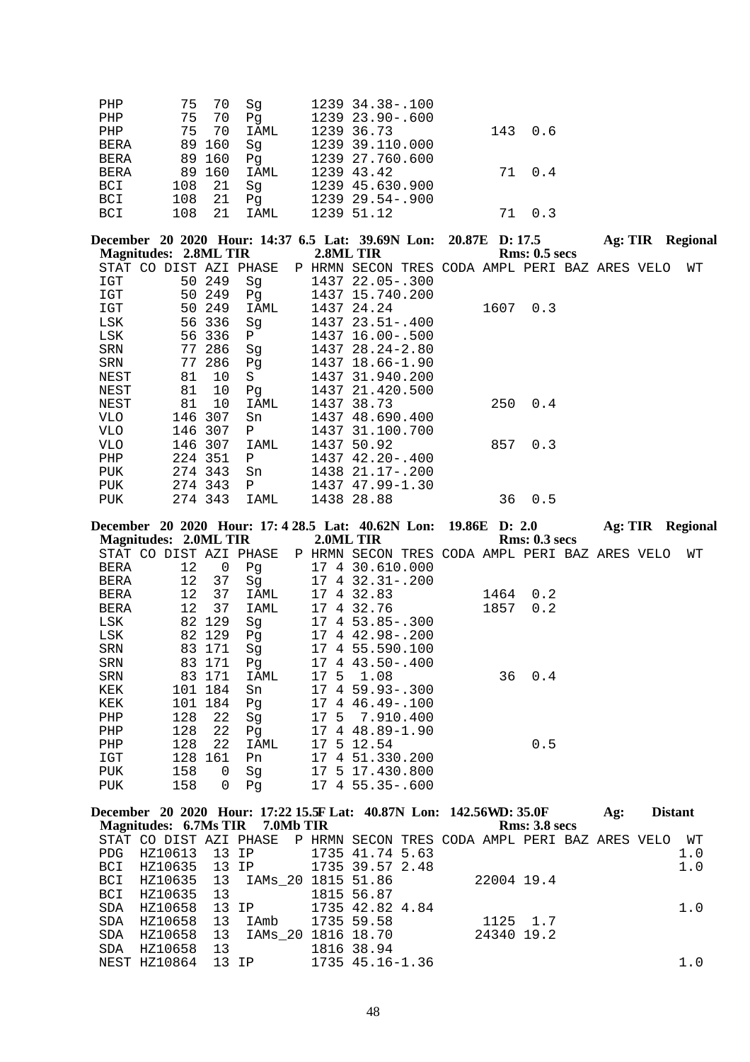```
PHP        75  70  Sg         1239 34.38-.100
PHP        75  70  Pg         1239 23.90-.600
PHP        75  70  IAML       1239 36.73                143  0.6
BERA       89 160  Sg         1239 39.110.000
BERA       89 160  Pg         1239 27.760.600
BERA       89 160  IAML       1239 43.42                 71  0.4
BCI       108  21  Sg         1239 45.630.900
BCI       108  21  Pg         1239 29.54-.900
BCI       108  21  IAML       1239 51.12                 71  0.3
```

**December 20 2020 Hour: 14:37 6.5 Lat: 39.69N Lon: 20.87E D: 17.5 Ag: TIR Regional**
**Magnitudes: 2.8ML TIR 2.8ML TIR Rms: 0.5 secs**

```
STAT CO DIST AZI PHASE  P HRMN SECON TRES CODA AMPL PERI BAZ ARES VELO   WT
IGT        50 249  Sg         1437 22.05-.300
IGT        50 249  Pg         1437 15.740.200
IGT        50 249  IAML       1437 24.24               1607  0.3
LSK        56 336  Sg         1437 23.51-.400
LSK        56 336  P          1437 16.00-.500
SRN        77 286  Sg         1437 28.24-2.80
SRN        77 286  Pg         1437 18.66-1.90
NEST       81  10  S          1437 31.940.200
NEST       81  10  Pg         1437 21.420.500
NEST       81  10  IAML       1437 38.73                250  0.4
VLO       146 307  Sn         1437 48.690.400
VLO       146 307  P          1437 31.100.700
VLO       146 307  IAML       1437 50.92                857  0.3
PHP       224 351  P          1437 42.20-.400
PUK       274 343  Sn         1438 21.17-.200
PUK       274 343  P          1437 47.99-1.30
PUK       274 343  IAML       1438 28.88                 36  0.5
```

**December 20 2020 Hour: 17: 4 28.5 Lat: 40.62N Lon: 19.86E D: 2.0 Ag: TIR Regional**
**Magnitudes: 2.0ML TIR 2.0ML TIR Rms: 0.3 secs**

```
STAT CO DIST AZI PHASE  P HRMN SECON TRES CODA AMPL PERI BAZ ARES VELO   WT
BERA       12   0  Pg         17 4 30.610.000
BERA       12  37  Sg         17 4 32.31-.200
BERA       12  37  IAML       17 4 32.83               1464  0.2
BERA       12  37  IAML       17 4 32.76               1857  0.2
LSK        82 129  Sg         17 4 53.85-.300
LSK        82 129  Pg         17 4 42.98-.200
SRN        83 171  Sg         17 4 55.590.100
SRN        83 171  Pg         17 4 43.50-.400
SRN        83 171  IAML       17 5  1.08                 36  0.4
KEK       101 184  Sn         17 4 59.93-.300
KEK       101 184  Pg         17 4 46.49-.100
PHP       128  22  Sg         17 5  7.910.400
PHP       128  22  Pg         17 4 48.89-1.90
PHP       128  22  IAML       17 5 12.54                      0.5
IGT       128 161  Pn         17 4 51.330.200
PUK       158   0  Sg         17 5 17.430.800
PUK       158   0  Pg         17 4 55.35-.600
```

**December 20 2020 Hour: 17:22 15.5F Lat: 40.87N Lon: 142.56WD: 35.0F Ag: Distant**
**Magnitudes: 6.7Ms TIR 7.0Mb TIR Rms: 3.8 secs**

```
STAT CO DIST AZI PHASE  P HRMN SECON TRES CODA AMPL PERI BAZ ARES VELO   WT
PDG  HZ10613   13 IP          1735 41.74 5.63                                1.0
BCI  HZ10635   13 IP          1735 39.57 2.48                                1.0
BCI  HZ10635   13  IAMs_20 1815 51.86           22004 19.4
BCI  HZ10635   13             1815 56.87
SDA  HZ10658   13 IP          1735 42.82 4.84                                1.0
SDA  HZ10658   13  IAmb       1735 59.58            1125  1.7
SDA  HZ10658   13  IAMs_20 1816 18.70           24340 19.2
SDA  HZ10658   13             1816 38.94
NEST HZ10864   13 IP          1735 45.16-1.36                                1.0
```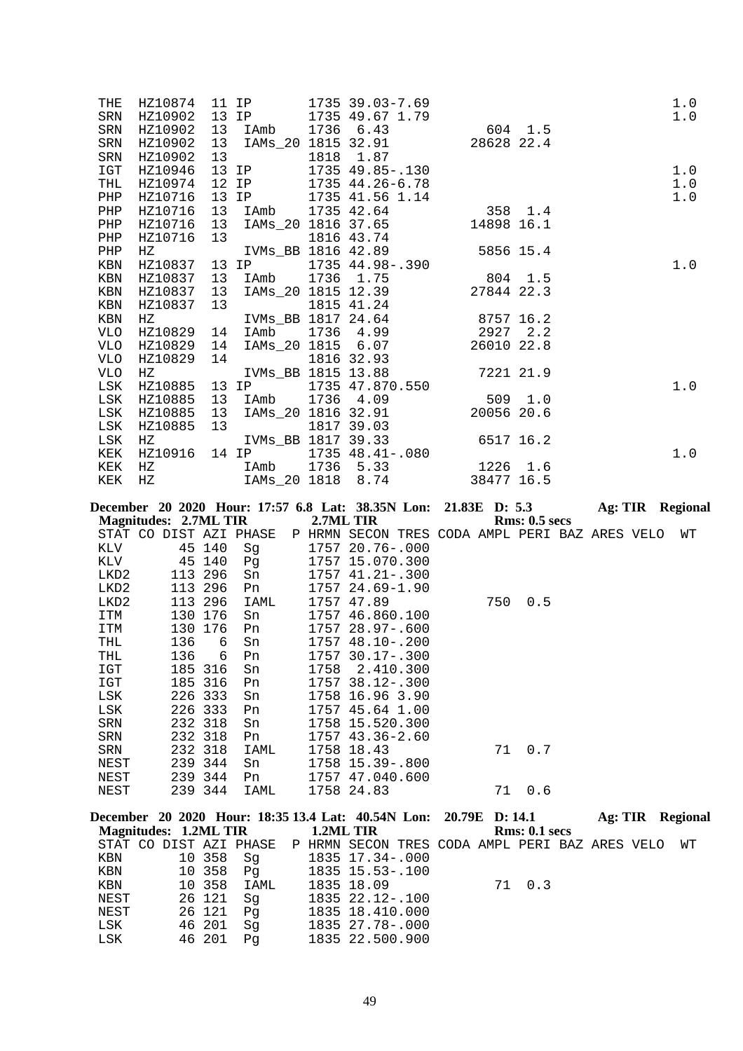```
THE  HZ10874  11 IP       1735 39.03-7.69                                    1.0
SRN  HZ10902  13 IP       1735 49.67 1.79                                    1.0
SRN  HZ10902  13  IAmb    1736  6.43          604  1.5
SRN  HZ10902  13  IAMs_20 1815 32.91        28628 22.4
SRN  HZ10902  13          1818  1.87
IGT  HZ10946  13 IP       1735 49.85-.130                                    1.0
THL  HZ10974  12 IP       1735 44.26-6.78                                    1.0
PHP  HZ10716  13 IP       1735 41.56 1.14                                    1.0
PHP  HZ10716  13  IAmb    1735 42.64          358  1.4
PHP  HZ10716  13  IAMs_20 1816 37.65        14898 16.1
PHP  HZ10716  13          1816 43.74
PHP  HZ           IVMs_BB 1816 42.89         5856 15.4
KBN  HZ10837  13 IP       1735 44.98-.390                                    1.0
KBN  HZ10837  13  IAmb    1736  1.75          804  1.5
KBN  HZ10837  13  IAMs_20 1815 12.39        27844 22.3
KBN  HZ10837  13          1815 41.24
KBN  HZ           IVMs_BB 1817 24.64         8757 16.2
VLO  HZ10829  14  IAmb    1736  4.99         2927  2.2
VLO  HZ10829  14  IAMs_20 1815  6.07        26010 22.8
VLO  HZ10829  14          1816 32.93
VLO  HZ           IVMs_BB 1815 13.88         7221 21.9
LSK  HZ10885  13 IP       1735 47.870.550                                    1.0
LSK  HZ10885  13  IAmb    1736  4.09          509  1.0
LSK  HZ10885  13  IAMs_20 1816 32.91        20056 20.6
LSK  HZ10885  13          1817 39.03
LSK  HZ           IVMs_BB 1817 39.33         6517 16.2
KEK  HZ10916  14 IP       1735 48.41-.080                                    1.0
KEK  HZ           IAmb    1736  5.33         1226  1.6
KEK  HZ           IAMs_20 1818  8.74        38477 16.5
```

**December 20 2020 Hour: 17:57 6.8 Lat: 38.35N Lon: 21.83E D: 5.3 Ag: TIR Regional**
**Magnitudes: 2.7ML TIR 2.7ML TIR Rms: 0.5 secs**

```
STAT CO DIST AZI PHASE  P HRMN SECON TRES CODA AMPL PERI BAZ ARES VELO  WT
KLV       45 140  Sg      1757 20.76-.000
KLV       45 140  Pg      1757 15.070.300
LKD2     113 296  Sn      1757 41.21-.300
LKD2     113 296  Pn      1757 24.69-1.90
LKD2     113 296  IAML    1757 47.89          750  0.5
ITM      130 176  Sn      1757 46.860.100
ITM      130 176  Pn      1757 28.97-.600
THL      136   6  Sn      1757 48.10-.200
THL      136   6  Pn      1757 30.17-.300
IGT      185 316  Sn      1758  2.410.300
IGT      185 316  Pn      1757 38.12-.300
LSK      226 333  Sn      1758 16.96 3.90
LSK      226 333  Pn      1757 45.64 1.00
SRN      232 318  Sn      1758 15.520.300
SRN      232 318  Pn      1757 43.36-2.60
SRN      232 318  IAML    1758 18.43           71  0.7
NEST     239 344  Sn      1758 15.39-.800
NEST     239 344  Pn      1757 47.040.600
NEST     239 344  IAML    1758 24.83           71  0.6
```

**December 20 2020 Hour: 18:35 13.4 Lat: 40.54N Lon: 20.79E D: 14.1 Ag: TIR Regional**
**Magnitudes: 1.2ML TIR 1.2ML TIR Rms: 0.1 secs**

```
STAT CO DIST AZI PHASE  P HRMN SECON TRES CODA AMPL PERI BAZ ARES VELO  WT
KBN       10 358  Sg      1835 17.34-.000
KBN       10 358  Pg      1835 15.53-.100
KBN       10 358  IAML    1835 18.09           71  0.3
NEST      26 121  Sg      1835 22.12-.100
NEST      26 121  Pg      1835 18.410.000
LSK       46 201  Sg      1835 27.78-.000
LSK       46 201  Pg      1835 22.500.900
```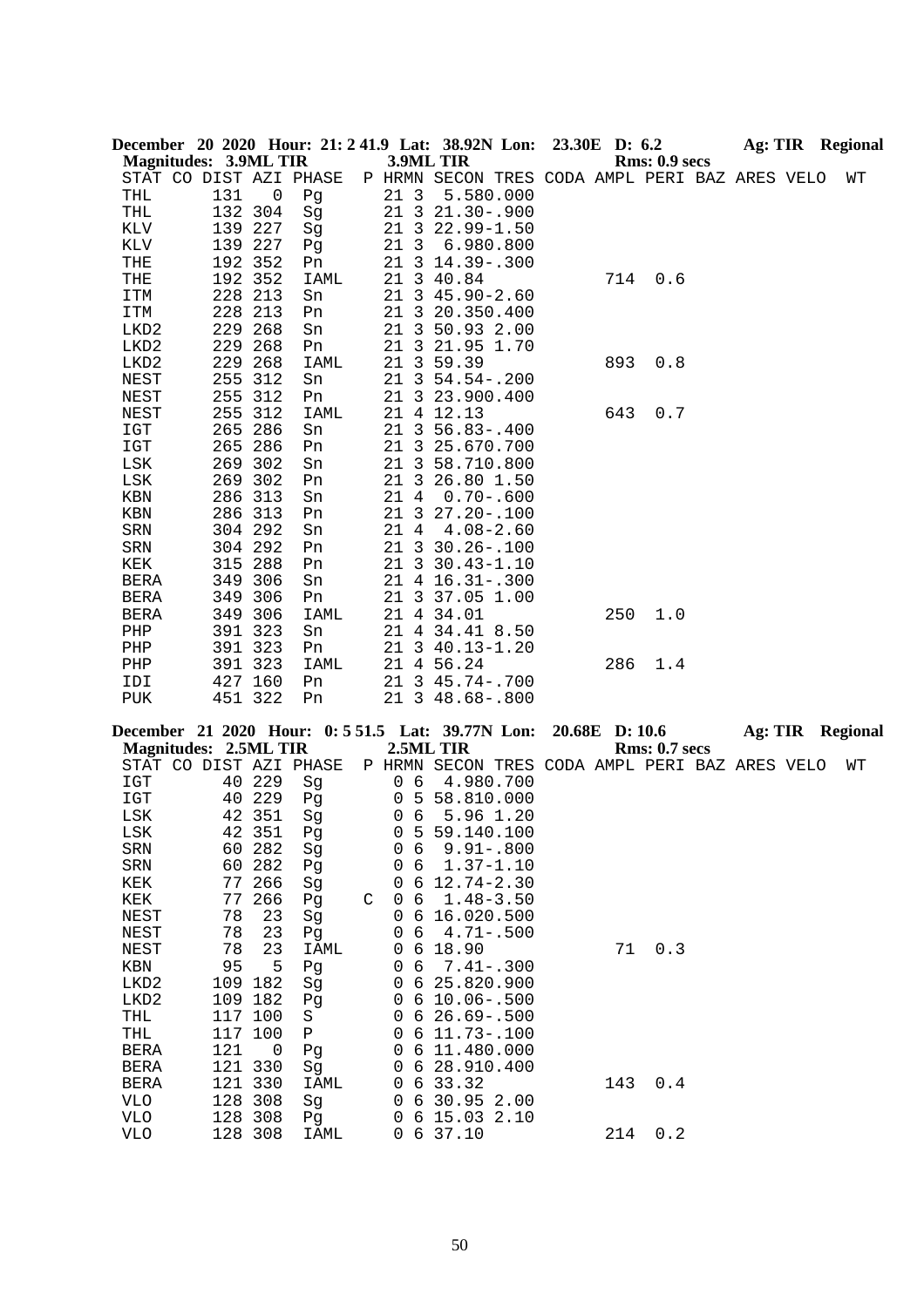**December 20 2020 Hour: 21: 2 41.9 Lat: 38.92N Lon: 23.30E D: 6.2 Ag: TIR Regional**

**Magnitudes: 3.9ML TIR 3.9ML TIR Rms: 0.9 secs**

| STAT | CO | DIST | AZI | PHASE | P | HRMN | SECON | TRES | CODA | AMPL | PERI | BAZ | ARES | VELO | WT |
|---|---|---|---|---|---|---|---|---|---|---|---|---|---|---|---|
| THL | | 131 | 0 | Pg | | 21 3 | 5.58 | 0.000 | | | | | | | |
| THL | | 132 | 304 | Sg | | 21 3 | 21.30 | -.900 | | | | | | | |
| KLV | | 139 | 227 | Sg | | 21 3 | 22.99 | -1.50 | | | | | | | |
| KLV | | 139 | 227 | Pg | | 21 3 | 6.98 | 0.800 | | | | | | | |
| THE | | 192 | 352 | Pn | | 21 3 | 14.39 | -.300 | | | | | | | |
| THE | | 192 | 352 | IAML | | 21 3 | 40.84 | | | 714 | 0.6 | | | | |
| ITM | | 228 | 213 | Sn | | 21 3 | 45.90 | -2.60 | | | | | | | |
| ITM | | 228 | 213 | Pn | | 21 3 | 20.35 | 0.400 | | | | | | | |
| LKD2 | | 229 | 268 | Sn | | 21 3 | 50.93 | 2.00 | | | | | | | |
| LKD2 | | 229 | 268 | Pn | | 21 3 | 21.95 | 1.70 | | | | | | | |
| LKD2 | | 229 | 268 | IAML | | 21 3 | 59.39 | | | 893 | 0.8 | | | | |
| NEST | | 255 | 312 | Sn | | 21 3 | 54.54 | -.200 | | | | | | | |
| NEST | | 255 | 312 | Pn | | 21 3 | 23.90 | 0.400 | | | | | | | |
| NEST | | 255 | 312 | IAML | | 21 4 | 12.13 | | | 643 | 0.7 | | | | |
| IGT | | 265 | 286 | Sn | | 21 3 | 56.83 | -.400 | | | | | | | |
| IGT | | 265 | 286 | Pn | | 21 3 | 25.67 | 0.700 | | | | | | | |
| LSK | | 269 | 302 | Sn | | 21 3 | 58.71 | 0.800 | | | | | | | |
| LSK | | 269 | 302 | Pn | | 21 3 | 26.80 | 1.50 | | | | | | | |
| KBN | | 286 | 313 | Sn | | 21 4 | 0.70 | -.600 | | | | | | | |
| KBN | | 286 | 313 | Pn | | 21 3 | 27.20 | -.100 | | | | | | | |
| SRN | | 304 | 292 | Sn | | 21 4 | 4.08 | -2.60 | | | | | | | |
| SRN | | 304 | 292 | Pn | | 21 3 | 30.26 | -.100 | | | | | | | |
| KEK | | 315 | 288 | Pn | | 21 3 | 30.43 | -1.10 | | | | | | | |
| BERA | | 349 | 306 | Sn | | 21 4 | 16.31 | -.300 | | | | | | | |
| BERA | | 349 | 306 | Pn | | 21 3 | 37.05 | 1.00 | | | | | | | |
| BERA | | 349 | 306 | IAML | | 21 4 | 34.01 | | | 250 | 1.0 | | | | |
| PHP | | 391 | 323 | Sn | | 21 4 | 34.41 | 8.50 | | | | | | | |
| PHP | | 391 | 323 | Pn | | 21 3 | 40.13 | -1.20 | | | | | | | |
| PHP | | 391 | 323 | IAML | | 21 4 | 56.24 | | | 286 | 1.4 | | | | |
| IDI | | 427 | 160 | Pn | | 21 3 | 45.74 | -.700 | | | | | | | |
| PUK | | 451 | 322 | Pn | | 21 3 | 48.68 | -.800 | | | | | | | |

**December 21 2020 Hour: 0: 5 51.5 Lat: 39.77N Lon: 20.68E D: 10.6 Ag: TIR Regional**

**Magnitudes: 2.5ML TIR 2.5ML TIR Rms: 0.7 secs**

| STAT | CO | DIST | AZI | PHASE | P | HRMN | SECON | TRES | CODA | AMPL | PERI | BAZ | ARES | VELO | WT |
|---|---|---|---|---|---|---|---|---|---|---|---|---|---|---|---|
| IGT | | 40 | 229 | Sg | | 0 6 | 4.98 | 0.700 | | | | | | | |
| IGT | | 40 | 229 | Pg | | 0 5 | 58.81 | 0.000 | | | | | | | |
| LSK | | 42 | 351 | Sg | | 0 6 | 5.96 | 1.20 | | | | | | | |
| LSK | | 42 | 351 | Pg | | 0 5 | 59.14 | 0.100 | | | | | | | |
| SRN | | 60 | 282 | Sg | | 0 6 | 9.91 | -.800 | | | | | | | |
| SRN | | 60 | 282 | Pg | | 0 6 | 1.37 | -1.10 | | | | | | | |
| KEK | | 77 | 266 | Sg | | 0 6 | 12.74 | -2.30 | | | | | | | |
| KEK | | 77 | 266 | Pg | C | 0 6 | 1.48 | -3.50 | | | | | | | |
| NEST | | 78 | 23 | Sg | | 0 6 | 16.02 | 0.500 | | | | | | | |
| NEST | | 78 | 23 | Pg | | 0 6 | 4.71 | -.500 | | | | | | | |
| NEST | | 78 | 23 | IAML | | 0 6 | 18.90 | | | 71 | 0.3 | | | | |
| KBN | | 95 | 5 | Pg | | 0 6 | 7.41 | -.300 | | | | | | | |
| LKD2 | | 109 | 182 | Sg | | 0 6 | 25.82 | 0.900 | | | | | | | |
| LKD2 | | 109 | 182 | Pg | | 0 6 | 10.06 | -.500 | | | | | | | |
| THL | | 117 | 100 | S | | 0 6 | 26.69 | -.500 | | | | | | | |
| THL | | 117 | 100 | P | | 0 6 | 11.73 | -.100 | | | | | | | |
| BERA | | 121 | 0 | Pg | | 0 6 | 11.48 | 0.000 | | | | | | | |
| BERA | | 121 | 330 | Sg | | 0 6 | 28.91 | 0.400 | | | | | | | |
| BERA | | 121 | 330 | IAML | | 0 6 | 33.32 | | | 143 | 0.4 | | | | |
| VLO | | 128 | 308 | Sg | | 0 6 | 30.95 | 2.00 | | | | | | | |
| VLO | | 128 | 308 | Pg | | 0 6 | 15.03 | 2.10 | | | | | | | |
| VLO | | 128 | 308 | IAML | | 0 6 | 37.10 | | | 214 | 0.2 | | | | |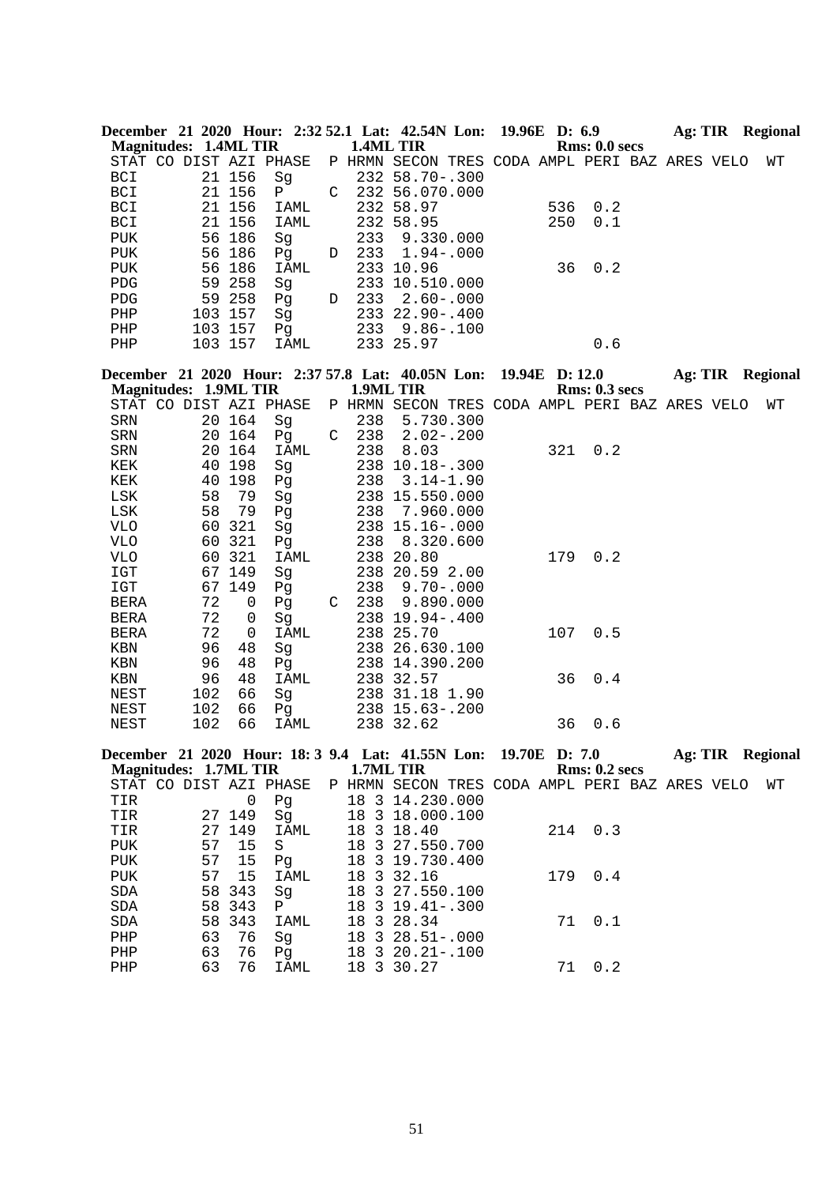**December 21 2020 Hour: 2:32 52.1 Lat: 42.54N Lon: 19.96E D: 6.9 Ag: TIR Regional**
**Magnitudes: 1.4ML TIR 1.4ML TIR Rms: 0.0 secs**

| STAT | CO | DIST | AZI | PHASE | P | HRMN | SECON | TRES | CODA | AMPL | PERI | BAZ | ARES | VELO | WT |
|---|---|---|---|---|---|---|---|---|---|---|---|---|---|---|---|
| BCI | | 21 | 156 | Sg | | 232 | 58.70 | -.300 | | | | | | | |
| BCI | | 21 | 156 | P | C | 232 | 56.07 | 0.000 | | | | | | | |
| BCI | | 21 | 156 | IAML | | 232 | 58.97 | | | 536 | 0.2 | | | | |
| BCI | | 21 | 156 | IAML | | 232 | 58.95 | | | 250 | 0.1 | | | | |
| PUK | | 56 | 186 | Sg | | 233 | 9.33 | 0.000 | | | | | | | |
| PUK | | 56 | 186 | Pg | D | 233 | 1.94 | -.000 | | | | | | | |
| PUK | | 56 | 186 | IAML | | 233 | 10.96 | | | 36 | 0.2 | | | | |
| PDG | | 59 | 258 | Sg | | 233 | 10.51 | 0.000 | | | | | | | |
| PDG | | 59 | 258 | Pg | D | 233 | 2.60 | -.000 | | | | | | | |
| PHP | | 103 | 157 | Sg | | 233 | 22.90 | -.400 | | | | | | | |
| PHP | | 103 | 157 | Pg | | 233 | 9.86 | -.100 | | | | | | | |
| PHP | | 103 | 157 | IAML | | 233 | 25.97 | | | | 0.6 | | | | |

**December 21 2020 Hour: 2:37 57.8 Lat: 40.05N Lon: 19.94E D: 12.0 Ag: TIR Regional**
**Magnitudes: 1.9ML TIR 1.9ML TIR Rms: 0.3 secs**

| STAT | CO | DIST | AZI | PHASE | P | HRMN | SECON | TRES | CODA | AMPL | PERI | BAZ | ARES | VELO | WT |
|---|---|---|---|---|---|---|---|---|---|---|---|---|---|---|---|
| SRN | | 20 | 164 | Sg | | 238 | 5.73 | 0.300 | | | | | | | |
| SRN | | 20 | 164 | Pg | C | 238 | 2.02 | -.200 | | | | | | | |
| SRN | | 20 | 164 | IAML | | 238 | 8.03 | | | 321 | 0.2 | | | | |
| KEK | | 40 | 198 | Sg | | 238 | 10.18 | -.300 | | | | | | | |
| KEK | | 40 | 198 | Pg | | 238 | 3.14 | -1.90 | | | | | | | |
| LSK | | 58 | 79 | Sg | | 238 | 15.55 | 0.000 | | | | | | | |
| LSK | | 58 | 79 | Pg | | 238 | 7.96 | 0.000 | | | | | | | |
| VLO | | 60 | 321 | Sg | | 238 | 15.16 | -.000 | | | | | | | |
| VLO | | 60 | 321 | Pg | | 238 | 8.32 | 0.600 | | | | | | | |
| VLO | | 60 | 321 | IAML | | 238 | 20.80 | | | 179 | 0.2 | | | | |
| IGT | | 67 | 149 | Sg | | 238 | 20.59 | 2.00 | | | | | | | |
| IGT | | 67 | 149 | Pg | | 238 | 9.70 | -.000 | | | | | | | |
| BERA | | 72 | 0 | Pg | C | 238 | 9.89 | 0.000 | | | | | | | |
| BERA | | 72 | 0 | Sg | | 238 | 19.94 | -.400 | | | | | | | |
| BERA | | 72 | 0 | IAML | | 238 | 25.70 | | | 107 | 0.5 | | | | |
| KBN | | 96 | 48 | Sg | | 238 | 26.63 | 0.100 | | | | | | | |
| KBN | | 96 | 48 | Pg | | 238 | 14.39 | 0.200 | | | | | | | |
| KBN | | 96 | 48 | IAML | | 238 | 32.57 | | | 36 | 0.4 | | | | |
| NEST | | 102 | 66 | Sg | | 238 | 31.18 | 1.90 | | | | | | | |
| NEST | | 102 | 66 | Pg | | 238 | 15.63 | -.200 | | | | | | | |
| NEST | | 102 | 66 | IAML | | 238 | 32.62 | | | 36 | 0.6 | | | | |

**December 21 2020 Hour: 18: 3 9.4 Lat: 41.55N Lon: 19.70E D: 7.0 Ag: TIR Regional**
**Magnitudes: 1.7ML TIR 1.7ML TIR Rms: 0.2 secs**

| STAT | CO | DIST | AZI | PHASE | P | HRMN | SECON | TRES | CODA | AMPL | PERI | BAZ | ARES | VELO | WT |
|---|---|---|---|---|---|---|---|---|---|---|---|---|---|---|---|
| TIR | | | 0 | Pg | | 18 3 | 14.23 | 0.000 | | | | | | | |
| TIR | | 27 | 149 | Sg | | 18 3 | 18.00 | 0.100 | | | | | | | |
| TIR | | 27 | 149 | IAML | | 18 3 | 18.40 | | | 214 | 0.3 | | | | |
| PUK | | 57 | 15 | S | | 18 3 | 27.55 | 0.700 | | | | | | | |
| PUK | | 57 | 15 | Pg | | 18 3 | 19.73 | 0.400 | | | | | | | |
| PUK | | 57 | 15 | IAML | | 18 3 | 32.16 | | | 179 | 0.4 | | | | |
| SDA | | 58 | 343 | Sg | | 18 3 | 27.55 | 0.100 | | | | | | | |
| SDA | | 58 | 343 | P | | 18 3 | 19.41 | -.300 | | | | | | | |
| SDA | | 58 | 343 | IAML | | 18 3 | 28.34 | | | 71 | 0.1 | | | | |
| PHP | | 63 | 76 | Sg | | 18 3 | 28.51 | -.000 | | | | | | | |
| PHP | | 63 | 76 | Pg | | 18 3 | 20.21 | -.100 | | | | | | | |
| PHP | | 63 | 76 | IAML | | 18 3 | 30.27 | | | 71 | 0.2 | | | | |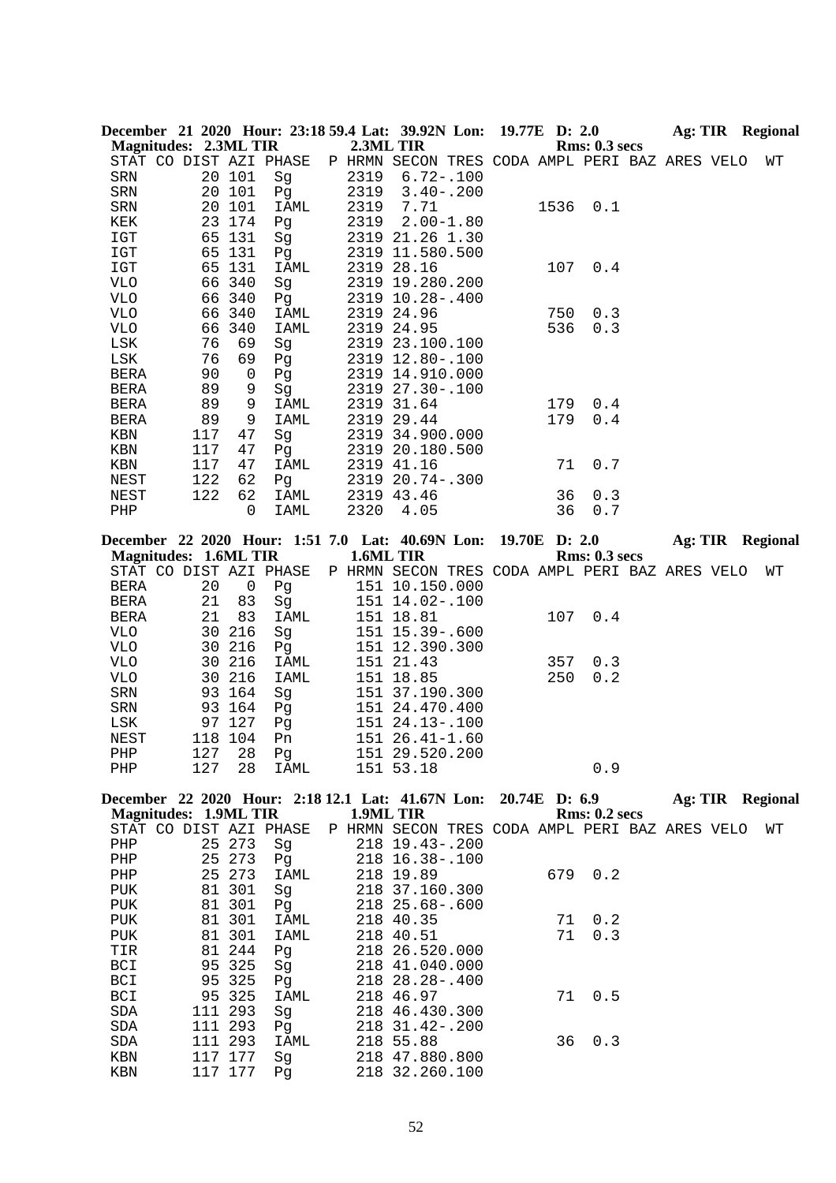**December 21 2020 Hour: 23:18 59.4 Lat: 39.92N Lon: 19.77E D: 2.0 Ag: TIR Regional**
**Magnitudes: 2.3ML TIR 2.3ML TIR Rms: 0.3 secs**

| STAT | CO | DIST | AZI | PHASE | P | HRMN | SECON | TRES | CODA | AMPL | PERI | BAZ | ARES | VELO | WT |
|---|---|---|---|---|---|---|---|---|---|---|---|---|---|---|---|
| SRN | | 20 | 101 | Sg | | 2319 | 6.72 | -.100 | | | | | | | |
| SRN | | 20 | 101 | Pg | | 2319 | 3.40 | -.200 | | | | | | | |
| SRN | | 20 | 101 | IAML | | 2319 | 7.71 | | | 1536 | 0.1 | | | | |
| KEK | | 23 | 174 | Pg | | 2319 | 2.00 | -1.80 | | | | | | | |
| IGT | | 65 | 131 | Sg | | 2319 | 21.26 | 1.30 | | | | | | | |
| IGT | | 65 | 131 | Pg | | 2319 | 11.58 | 0.500 | | | | | | | |
| IGT | | 65 | 131 | IAML | | 2319 | 28.16 | | | 107 | 0.4 | | | | |
| VLO | | 66 | 340 | Sg | | 2319 | 19.28 | 0.200 | | | | | | | |
| VLO | | 66 | 340 | Pg | | 2319 | 10.28 | -.400 | | | | | | | |
| VLO | | 66 | 340 | IAML | | 2319 | 24.96 | | | 750 | 0.3 | | | | |
| VLO | | 66 | 340 | IAML | | 2319 | 24.95 | | | 536 | 0.3 | | | | |
| LSK | | 76 | 69 | Sg | | 2319 | 23.10 | 0.100 | | | | | | | |
| LSK | | 76 | 69 | Pg | | 2319 | 12.80 | -.100 | | | | | | | |
| BERA | | 90 | 0 | Pg | | 2319 | 14.91 | 0.000 | | | | | | | |
| BERA | | 89 | 9 | Sg | | 2319 | 27.30 | -.100 | | | | | | | |
| BERA | | 89 | 9 | IAML | | 2319 | 31.64 | | | 179 | 0.4 | | | | |
| BERA | | 89 | 9 | IAML | | 2319 | 29.44 | | | 179 | 0.4 | | | | |
| KBN | | 117 | 47 | Sg | | 2319 | 34.90 | 0.000 | | | | | | | |
| KBN | | 117 | 47 | Pg | | 2319 | 20.18 | 0.500 | | | | | | | |
| KBN | | 117 | 47 | IAML | | 2319 | 41.16 | | | 71 | 0.7 | | | | |
| NEST | | 122 | 62 | Pg | | 2319 | 20.74 | -.300 | | | | | | | |
| NEST | | 122 | 62 | IAML | | 2319 | 43.46 | | | 36 | 0.3 | | | | |
| PHP | | | 0 | IAML | | 2320 | 4.05 | | | 36 | 0.7 | | | | |

**December 22 2020 Hour: 1:51 7.0 Lat: 40.69N Lon: 19.70E D: 2.0 Ag: TIR Regional**
**Magnitudes: 1.6ML TIR 1.6ML TIR Rms: 0.3 secs**

| STAT | CO | DIST | AZI | PHASE | P | HRMN | SECON | TRES | CODA | AMPL | PERI | BAZ | ARES | VELO | WT |
|---|---|---|---|---|---|---|---|---|---|---|---|---|---|---|---|
| BERA | | 20 | 0 | Pg | | 151 | 10.15 | 0.000 | | | | | | | |
| BERA | | 21 | 83 | Sg | | 151 | 14.02 | -.100 | | | | | | | |
| BERA | | 21 | 83 | IAML | | 151 | 18.81 | | | 107 | 0.4 | | | | |
| VLO | | 30 | 216 | Sg | | 151 | 15.39 | -.600 | | | | | | | |
| VLO | | 30 | 216 | Pg | | 151 | 12.39 | 0.300 | | | | | | | |
| VLO | | 30 | 216 | IAML | | 151 | 21.43 | | | 357 | 0.3 | | | | |
| VLO | | 30 | 216 | IAML | | 151 | 18.85 | | | 250 | 0.2 | | | | |
| SRN | | 93 | 164 | Sg | | 151 | 37.19 | 0.300 | | | | | | | |
| SRN | | 93 | 164 | Pg | | 151 | 24.47 | 0.400 | | | | | | | |
| LSK | | 97 | 127 | Pg | | 151 | 24.13 | -.100 | | | | | | | |
| NEST | | 118 | 104 | Pn | | 151 | 26.41 | -1.60 | | | | | | | |
| PHP | | 127 | 28 | Pg | | 151 | 29.52 | 0.200 | | | | | | | |
| PHP | | 127 | 28 | IAML | | 151 | 53.18 | | | | 0.9 | | | | |

**December 22 2020 Hour: 2:18 12.1 Lat: 41.67N Lon: 20.74E D: 6.9 Ag: TIR Regional**
**Magnitudes: 1.9ML TIR 1.9ML TIR Rms: 0.2 secs**

| STAT | CO | DIST | AZI | PHASE | P | HRMN | SECON | TRES | CODA | AMPL | PERI | BAZ | ARES | VELO | WT |
|---|---|---|---|---|---|---|---|---|---|---|---|---|---|---|---|
| PHP | | 25 | 273 | Sg | | 218 | 19.43 | -.200 | | | | | | | |
| PHP | | 25 | 273 | Pg | | 218 | 16.38 | -.100 | | | | | | | |
| PHP | | 25 | 273 | IAML | | 218 | 19.89 | | | 679 | 0.2 | | | | |
| PUK | | 81 | 301 | Sg | | 218 | 37.16 | 0.300 | | | | | | | |
| PUK | | 81 | 301 | Pg | | 218 | 25.68 | -.600 | | | | | | | |
| PUK | | 81 | 301 | IAML | | 218 | 40.35 | | | 71 | 0.2 | | | | |
| PUK | | 81 | 301 | IAML | | 218 | 40.51 | | | 71 | 0.3 | | | | |
| TIR | | 81 | 244 | Pg | | 218 | 26.52 | 0.000 | | | | | | | |
| BCI | | 95 | 325 | Sg | | 218 | 41.04 | 0.000 | | | | | | | |
| BCI | | 95 | 325 | Pg | | 218 | 28.28 | -.400 | | | | | | | |
| BCI | | 95 | 325 | IAML | | 218 | 46.97 | | | 71 | 0.5 | | | | |
| SDA | | 111 | 293 | Sg | | 218 | 46.43 | 0.300 | | | | | | | |
| SDA | | 111 | 293 | Pg | | 218 | 31.42 | -.200 | | | | | | | |
| SDA | | 111 | 293 | IAML | | 218 | 55.88 | | | 36 | 0.3 | | | | |
| KBN | | 117 | 177 | Sg | | 218 | 47.88 | 0.800 | | | | | | | |
| KBN | | 117 | 177 | Pg | | 218 | 32.26 | 0.100 | | | | | | | |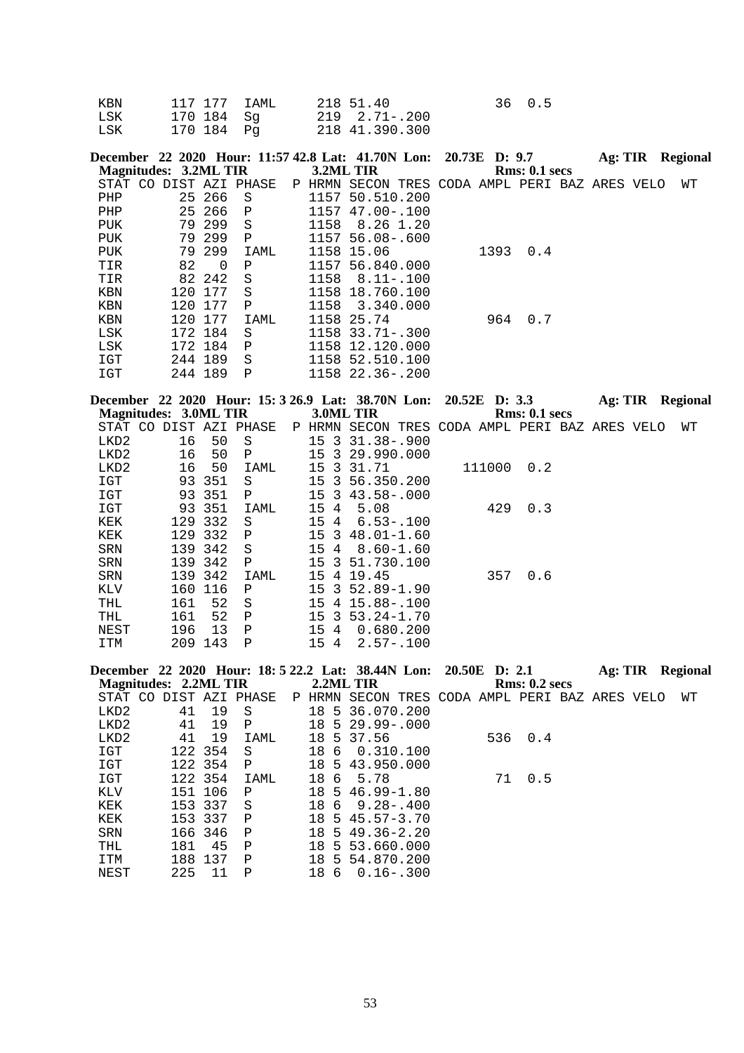```
KBN      117 177  IAML      218 51.40              36  0.5
LSK      170 184  Sg        219  2.71-.200
LSK      170 184  Pg        218 41.390.300
```

**December 22 2020 Hour: 11:57 42.8 Lat: 41.70N Lon: 20.73E D: 9.7 Ag: TIR Regional**
**Magnitudes: 3.2ML TIR 3.2ML TIR Rms: 0.1 secs**

```
STAT CO DIST AZI PHASE  P HRMN SECON TRES CODA AMPL PERI BAZ ARES VELO  WT
PHP       25 266  S       1157 50.510.200
PHP       25 266  P       1157 47.00-.100
PUK       79 299  S       1158  8.26 1.20
PUK       79 299  P       1157 56.08-.600
PUK       79 299  IAML    1158 15.06           1393  0.4
TIR       82   0  P       1157 56.840.000
TIR       82 242  S       1158  8.11-.100
KBN      120 177  S       1158 18.760.100
KBN      120 177  P       1158  3.340.000
KBN      120 177  IAML    1158 25.74            964  0.7
LSK      172 184  S       1158 33.71-.300
LSK      172 184  P       1158 12.120.000
IGT      244 189  S       1158 52.510.100
IGT      244 189  P       1158 22.36-.200
```

**December 22 2020 Hour: 15: 3 26.9 Lat: 38.70N Lon: 20.52E D: 3.3 Ag: TIR Regional**
**Magnitudes: 3.0ML TIR 3.0ML TIR Rms: 0.1 secs**

```
STAT CO DIST AZI PHASE  P HRMN SECON TRES CODA AMPL PERI BAZ ARES VELO  WT
LKD2      16  50  S       15 3 31.38-.900
LKD2      16  50  P       15 3 29.990.000
LKD2      16  50  IAML    15 3 31.71         111000  0.2
IGT       93 351  S       15 3 56.350.200
IGT       93 351  P       15 3 43.58-.000
IGT       93 351  IAML    15 4  5.08            429  0.3
KEK      129 332  S       15 4  6.53-.100
KEK      129 332  P       15 3 48.01-1.60
SRN      139 342  S       15 4  8.60-1.60
SRN      139 342  P       15 3 51.730.100
SRN      139 342  IAML    15 4 19.45            357  0.6
KLV      160 116  P       15 3 52.89-1.90
THL      161  52  S       15 4 15.88-.100
THL      161  52  P       15 3 53.24-1.70
NEST     196  13  P       15 4  0.680.200
ITM      209 143  P       15 4  2.57-.100
```

**December 22 2020 Hour: 18: 5 22.2 Lat: 38.44N Lon: 20.50E D: 2.1 Ag: TIR Regional**
**Magnitudes: 2.2ML TIR 2.2ML TIR Rms: 0.2 secs**

```
STAT CO DIST AZI PHASE  P HRMN SECON TRES CODA AMPL PERI BAZ ARES VELO  WT
LKD2      41  19  S       18 5 36.070.200
LKD2      41  19  P       18 5 29.99-.000
LKD2      41  19  IAML    18 5 37.56            536  0.4
IGT      122 354  S       18 6  0.310.100
IGT      122 354  P       18 5 43.950.000
IGT      122 354  IAML    18 6  5.78             71  0.5
KLV      151 106  P       18 5 46.99-1.80
KEK      153 337  S       18 6  9.28-.400
KEK      153 337  P       18 5 45.57-3.70
SRN      166 346  P       18 5 49.36-2.20
THL      181  45  P       18 5 53.660.000
ITM      188 137  P       18 5 54.870.200
NEST     225  11  P       18 6  0.16-.300
```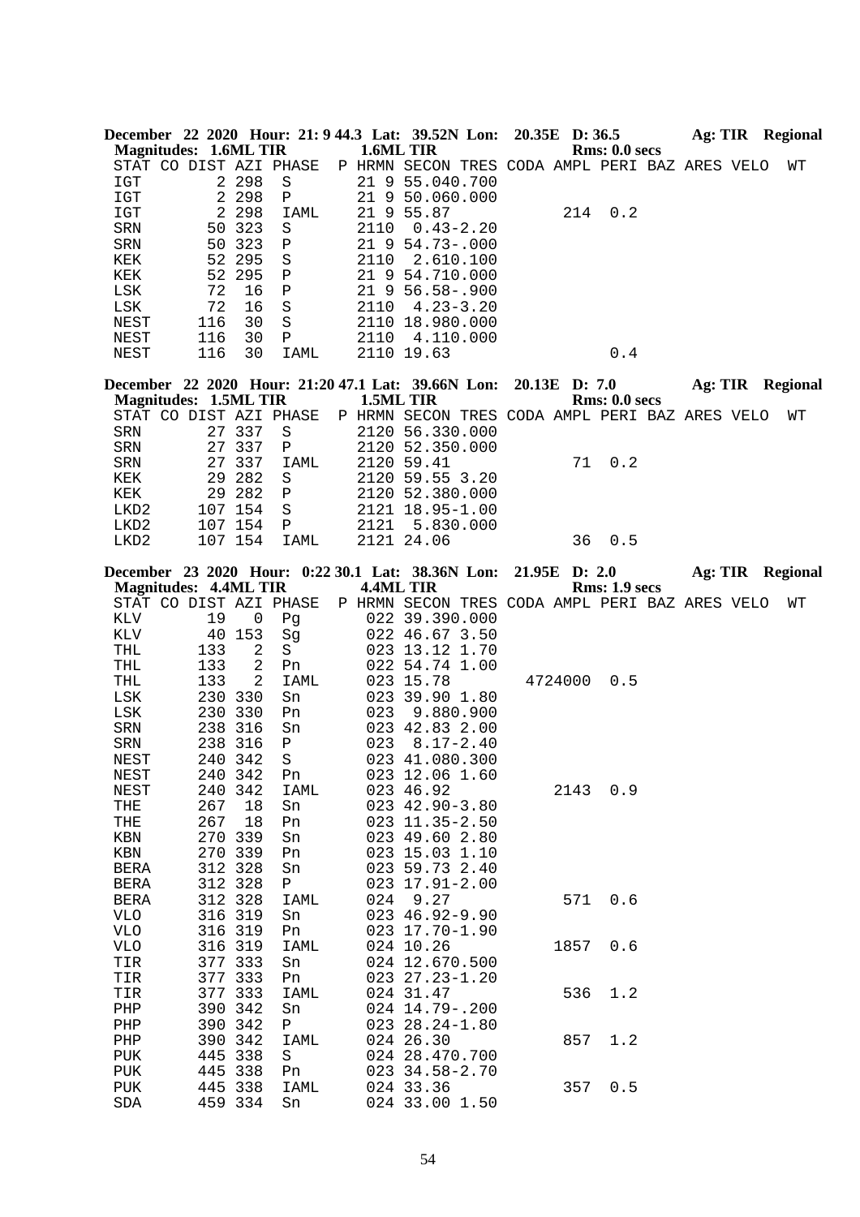**December 22 2020 Hour: 21: 9 44.3 Lat: 39.52N Lon: 20.35E D: 36.5 Ag: TIR Regional**
**Magnitudes: 1.6ML TIR 1.6ML TIR Rms: 0.0 secs**

| STAT | CO | DIST | AZI | PHASE | P | HRMN | SECON | TRES | CODA | AMPL | PERI | BAZ | ARES | VELO | WT |
|---|---|---|---|---|---|---|---|---|---|---|---|---|---|---|---|
| IGT | | 2 | 298 | S | | 21 9 | 55.04 | 0.700 | | | | | | | |
| IGT | | 2 | 298 | P | | 21 9 | 50.06 | 0.000 | | | | | | | |
| IGT | | 2 | 298 | IAML | | 21 9 | 55.87 | | | 214 | 0.2 | | | | |
| SRN | | 50 | 323 | S | | 2110 | 0.43 | -2.20 | | | | | | | |
| SRN | | 50 | 323 | P | | 21 9 | 54.73 | -.000 | | | | | | | |
| KEK | | 52 | 295 | S | | 2110 | 2.61 | 0.100 | | | | | | | |
| KEK | | 52 | 295 | P | | 21 9 | 54.71 | 0.000 | | | | | | | |
| LSK | | 72 | 16 | P | | 21 9 | 56.58 | -.900 | | | | | | | |
| LSK | | 72 | 16 | S | | 2110 | 4.23 | -3.20 | | | | | | | |
| NEST | | 116 | 30 | S | | 2110 | 18.98 | 0.000 | | | | | | | |
| NEST | | 116 | 30 | P | | 2110 | 4.11 | 0.000 | | | | | | | |
| NEST | | 116 | 30 | IAML | | 2110 | 19.63 | | | | 0.4 | | | | |

**December 22 2020 Hour: 21:20 47.1 Lat: 39.66N Lon: 20.13E D: 7.0 Ag: TIR Regional**
**Magnitudes: 1.5ML TIR 1.5ML TIR Rms: 0.0 secs**

| STAT | CO | DIST | AZI | PHASE | P | HRMN | SECON | TRES | CODA | AMPL | PERI | BAZ | ARES | VELO | WT |
|---|---|---|---|---|---|---|---|---|---|---|---|---|---|---|---|
| SRN | | 27 | 337 | S | | 2120 | 56.33 | 0.000 | | | | | | | |
| SRN | | 27 | 337 | P | | 2120 | 52.35 | 0.000 | | | | | | | |
| SRN | | 27 | 337 | IAML | | 2120 | 59.41 | | | 71 | 0.2 | | | | |
| KEK | | 29 | 282 | S | | 2120 | 59.55 | 3.20 | | | | | | | |
| KEK | | 29 | 282 | P | | 2120 | 52.38 | 0.000 | | | | | | | |
| LKD2 | | 107 | 154 | S | | 2121 | 18.95 | -1.00 | | | | | | | |
| LKD2 | | 107 | 154 | P | | 2121 | 5.83 | 0.000 | | | | | | | |
| LKD2 | | 107 | 154 | IAML | | 2121 | 24.06 | | | 36 | 0.5 | | | | |

**December 23 2020 Hour: 0:22 30.1 Lat: 38.36N Lon: 21.95E D: 2.0 Ag: TIR Regional**
**Magnitudes: 4.4ML TIR 4.4ML TIR Rms: 1.9 secs**

| STAT | CO | DIST | AZI | PHASE | P | HRMN | SECON | TRES | CODA | AMPL | PERI | BAZ | ARES | VELO | WT |
|---|---|---|---|---|---|---|---|---|---|---|---|---|---|---|---|
| KLV | | 19 | 0 | Pg | | 022 | 39.39 | 0.000 | | | | | | | |
| KLV | | 40 | 153 | Sg | | 022 | 46.67 | 3.50 | | | | | | | |
| THL | | 133 | 2 | S | | 023 | 13.12 | 1.70 | | | | | | | |
| THL | | 133 | 2 | Pn | | 022 | 54.74 | 1.00 | | | | | | | |
| THL | | 133 | 2 | IAML | | 023 | 15.78 | | | 4724000 | 0.5 | | | | |
| LSK | | 230 | 330 | Sn | | 023 | 39.90 | 1.80 | | | | | | | |
| LSK | | 230 | 330 | Pn | | 023 | 9.88 | 0.900 | | | | | | | |
| SRN | | 238 | 316 | Sn | | 023 | 42.83 | 2.00 | | | | | | | |
| SRN | | 238 | 316 | P | | 023 | 8.17 | -2.40 | | | | | | | |
| NEST | | 240 | 342 | S | | 023 | 41.08 | 0.300 | | | | | | | |
| NEST | | 240 | 342 | Pn | | 023 | 12.06 | 1.60 | | | | | | | |
| NEST | | 240 | 342 | IAML | | 023 | 46.92 | | | 2143 | 0.9 | | | | |
| THE | | 267 | 18 | Sn | | 023 | 42.90 | -3.80 | | | | | | | |
| THE | | 267 | 18 | Pn | | 023 | 11.35 | -2.50 | | | | | | | |
| KBN | | 270 | 339 | Sn | | 023 | 49.60 | 2.80 | | | | | | | |
| KBN | | 270 | 339 | Pn | | 023 | 15.03 | 1.10 | | | | | | | |
| BERA | | 312 | 328 | Sn | | 023 | 59.73 | 2.40 | | | | | | | |
| BERA | | 312 | 328 | P | | 023 | 17.91 | -2.00 | | | | | | | |
| BERA | | 312 | 328 | IAML | | 024 | 9.27 | | | 571 | 0.6 | | | | |
| VLO | | 316 | 319 | Sn | | 023 | 46.92 | -9.90 | | | | | | | |
| VLO | | 316 | 319 | Pn | | 023 | 17.70 | -1.90 | | | | | | | |
| VLO | | 316 | 319 | IAML | | 024 | 10.26 | | | 1857 | 0.6 | | | | |
| TIR | | 377 | 333 | Sn | | 024 | 12.67 | 0.500 | | | | | | | |
| TIR | | 377 | 333 | Pn | | 023 | 27.23 | -1.20 | | | | | | | |
| TIR | | 377 | 333 | IAML | | 024 | 31.47 | | | 536 | 1.2 | | | | |
| PHP | | 390 | 342 | Sn | | 024 | 14.79 | -.200 | | | | | | | |
| PHP | | 390 | 342 | P | | 023 | 28.24 | -1.80 | | | | | | | |
| PHP | | 390 | 342 | IAML | | 024 | 26.30 | | | 857 | 1.2 | | | | |
| PUK | | 445 | 338 | S | | 024 | 28.47 | 0.700 | | | | | | | |
| PUK | | 445 | 338 | Pn | | 023 | 34.58 | -2.70 | | | | | | | |
| PUK | | 445 | 338 | IAML | | 024 | 33.36 | | | 357 | 0.5 | | | | |
| SDA | | 459 | 334 | Sn | | 024 | 33.00 | 1.50 | | | | | | | |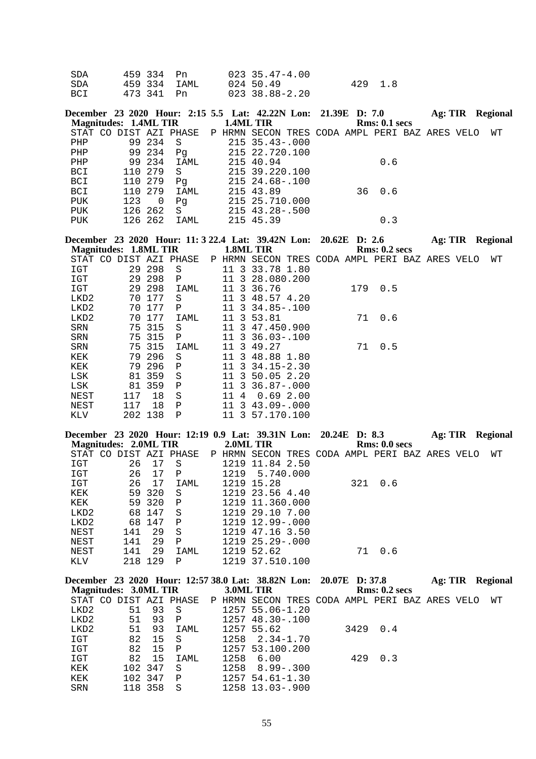```
SDA       459 334  Pn        023 35.47-4.00
SDA       459 334  IAML      024 50.49          429  1.8
BCI       473 341  Pn        023 38.88-2.20
```

**December 23 2020 Hour: 2:15 5.5 Lat: 42.22N Lon: 21.39E D: 7.0 Ag: TIR Regional**
**Magnitudes: 1.4ML TIR 1.4ML TIR Rms: 0.1 secs**

```
STAT CO DIST AZI PHASE  P HRMN SECON TRES CODA AMPL PERI BAZ ARES VELO  WT
PHP        99 234  S         215 35.43-.000
PHP        99 234  Pg        215 22.720.100
PHP        99 234  IAML      215 40.94                0.6
BCI       110 279  S         215 39.220.100
BCI       110 279  Pg        215 24.68-.100
BCI       110 279  IAML      215 43.89            36  0.6
PUK       123   0  Pg        215 25.710.000
PUK       126 262  S         215 43.28-.500
PUK       126 262  IAML      215 45.39                0.3
```

**December 23 2020 Hour: 11: 3 22.4 Lat: 39.42N Lon: 20.62E D: 2.6 Ag: TIR Regional**
**Magnitudes: 1.8ML TIR 1.8ML TIR Rms: 0.2 secs**

```
STAT CO DIST AZI PHASE  P HRMN SECON TRES CODA AMPL PERI BAZ ARES VELO  WT
IGT        29 298  S        11 3 33.78 1.80
IGT        29 298  P        11 3 28.080.200
IGT        29 298  IAML     11 3 36.76           179  0.5
LKD2       70 177  S        11 3 48.57 4.20
LKD2       70 177  P        11 3 34.85-.100
LKD2       70 177  IAML     11 3 53.81            71  0.6
SRN        75 315  S        11 3 47.450.900
SRN        75 315  P        11 3 36.03-.100
SRN        75 315  IAML     11 3 49.27            71  0.5
KEK        79 296  S        11 3 48.88 1.80
KEK        79 296  P        11 3 34.15-2.30
LSK        81 359  S        11 3 50.05 2.20
LSK        81 359  P        11 3 36.87-.000
NEST      117  18  S        11 4  0.69 2.00
NEST      117  18  P        11 3 43.09-.000
KLV       202 138  P        11 3 57.170.100
```

**December 23 2020 Hour: 12:19 0.9 Lat: 39.31N Lon: 20.24E D: 8.3 Ag: TIR Regional**
**Magnitudes: 2.0ML TIR 2.0ML TIR Rms: 0.0 secs**

```
STAT CO DIST AZI PHASE  P HRMN SECON TRES CODA AMPL PERI BAZ ARES VELO  WT
IGT        26  17  S        1219 11.84 2.50
IGT        26  17  P        1219  5.740.000
IGT        26  17  IAML     1219 15.28           321  0.6
KEK        59 320  S        1219 23.56 4.40
KEK        59 320  P        1219 11.360.000
LKD2       68 147  S        1219 29.10 7.00
LKD2       68 147  P        1219 12.99-.000
NEST      141  29  S        1219 47.16 3.50
NEST      141  29  P        1219 25.29-.000
NEST      141  29  IAML     1219 52.62            71  0.6
KLV       218 129  P        1219 37.510.100
```

**December 23 2020 Hour: 12:57 38.0 Lat: 38.82N Lon: 20.07E D: 37.8 Ag: TIR Regional**
**Magnitudes: 3.0ML TIR 3.0ML TIR Rms: 0.2 secs**

```
STAT CO DIST AZI PHASE  P HRMN SECON TRES CODA AMPL PERI BAZ ARES VELO  WT
LKD2       51  93  S        1257 55.06-1.20
LKD2       51  93  P        1257 48.30-.100
LKD2       51  93  IAML     1257 55.62          3429  0.4
IGT        82  15  S        1258  2.34-1.70
IGT        82  15  P        1257 53.100.200
IGT        82  15  IAML     1258  6.00           429  0.3
KEK       102 347  S        1258  8.99-.300
KEK       102 347  P        1257 54.61-1.30
SRN       118 358  S        1258 13.03-.900
```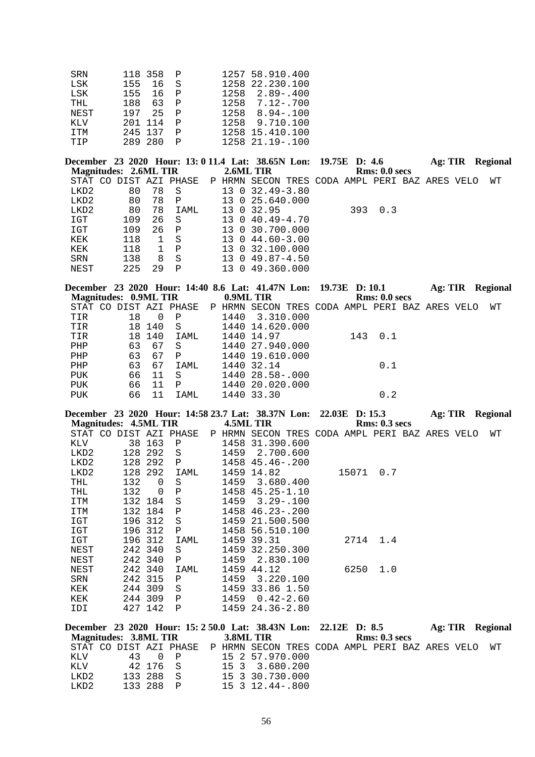```
SRN      118 358  P        1257 58.910.400
LSK      155  16  S        1258 22.230.100
LSK      155  16  P        1258  2.89-.400
THL      188  63  P        1258  7.12-.700
NEST     197  25  P        1258  8.94-.100
KLV      201 114  P        1258  9.710.100
ITM      245 137  P        1258 15.410.100
TIP      289 280  P        1258 21.19-.100
```

**December 23 2020 Hour: 13: 0 11.4 Lat: 38.65N Lon: 19.75E D: 4.6 Ag: TIR Regional**
**Magnitudes: 2.6ML TIR 2.6ML TIR Rms: 0.0 secs**

```
STAT CO DIST AZI PHASE  P HRMN SECON TRES CODA AMPL PERI BAZ ARES VELO  WT
LKD2       80  78  S        13 0 32.49-3.80
LKD2       80  78  P        13 0 25.640.000
LKD2       80  78  IAML     13 0 32.95            393  0.3
IGT       109  26  S        13 0 40.49-4.70
IGT       109  26  P        13 0 30.700.000
KEK       118   1  S        13 0 44.60-3.00
KEK       118   1  P        13 0 32.100.000
SRN       138   8  S        13 0 49.87-4.50
NEST      225  29  P        13 0 49.360.000
```

**December 23 2020 Hour: 14:40 8.6 Lat: 41.47N Lon: 19.73E D: 10.1 Ag: TIR Regional**
**Magnitudes: 0.9ML TIR 0.9ML TIR Rms: 0.0 secs**

```
STAT CO DIST AZI PHASE  P HRMN SECON TRES CODA AMPL PERI BAZ ARES VELO  WT
TIR        18   0  P        1440  3.310.000
TIR        18 140  S        1440 14.620.000
TIR        18 140  IAML     1440 14.97            143  0.1
PHP        63  67  S        1440 27.940.000
PHP        63  67  P        1440 19.610.000
PHP        63  67  IAML     1440 32.14                 0.1
PUK        66  11  S        1440 28.58-.000
PUK        66  11  P        1440 20.020.000
PUK        66  11  IAML     1440 33.30                 0.2
```

**December 23 2020 Hour: 14:58 23.7 Lat: 38.37N Lon: 22.03E D: 15.3 Ag: TIR Regional**
**Magnitudes: 4.5ML TIR 4.5ML TIR Rms: 0.3 secs**

```
STAT CO DIST AZI PHASE  P HRMN SECON TRES CODA AMPL PERI BAZ ARES VELO  WT
KLV        38 163  P        1458 31.390.600
LKD2      128 292  S        1459  2.700.600
LKD2      128 292  P        1458 45.46-.200
LKD2      128 292  IAML     1459 14.82          15071  0.7
THL       132   0  S        1459  3.680.400
THL       132   0  P        1458 45.25-1.10
ITM       132 184  S        1459  3.29-.100
ITM       132 184  P        1458 46.23-.200
IGT       196 312  S        1459 21.500.500
IGT       196 312  P        1458 56.510.100
IGT       196 312  IAML     1459 39.31           2714  1.4
NEST      242 340  S        1459 32.250.300
NEST      242 340  P        1459  2.830.100
NEST      242 340  IAML     1459 44.12           6250  1.0
SRN       242 315  P        1459  3.220.100
KEK       244 309  S        1459 33.86 1.50
KEK       244 309  P        1459  0.42-2.60
IDI       427 142  P        1459 24.36-2.80
```

**December 23 2020 Hour: 15: 2 50.0 Lat: 38.43N Lon: 22.12E D: 8.5 Ag: TIR Regional**
**Magnitudes: 3.8ML TIR 3.8ML TIR Rms: 0.3 secs**

```
STAT CO DIST AZI PHASE  P HRMN SECON TRES CODA AMPL PERI BAZ ARES VELO  WT
KLV        43   0  P        15 2 57.970.000
KLV        42 176  S        15 3  3.680.200
LKD2      133 288  S        15 3 30.730.000
LKD2      133 288  P        15 3 12.44-.800
```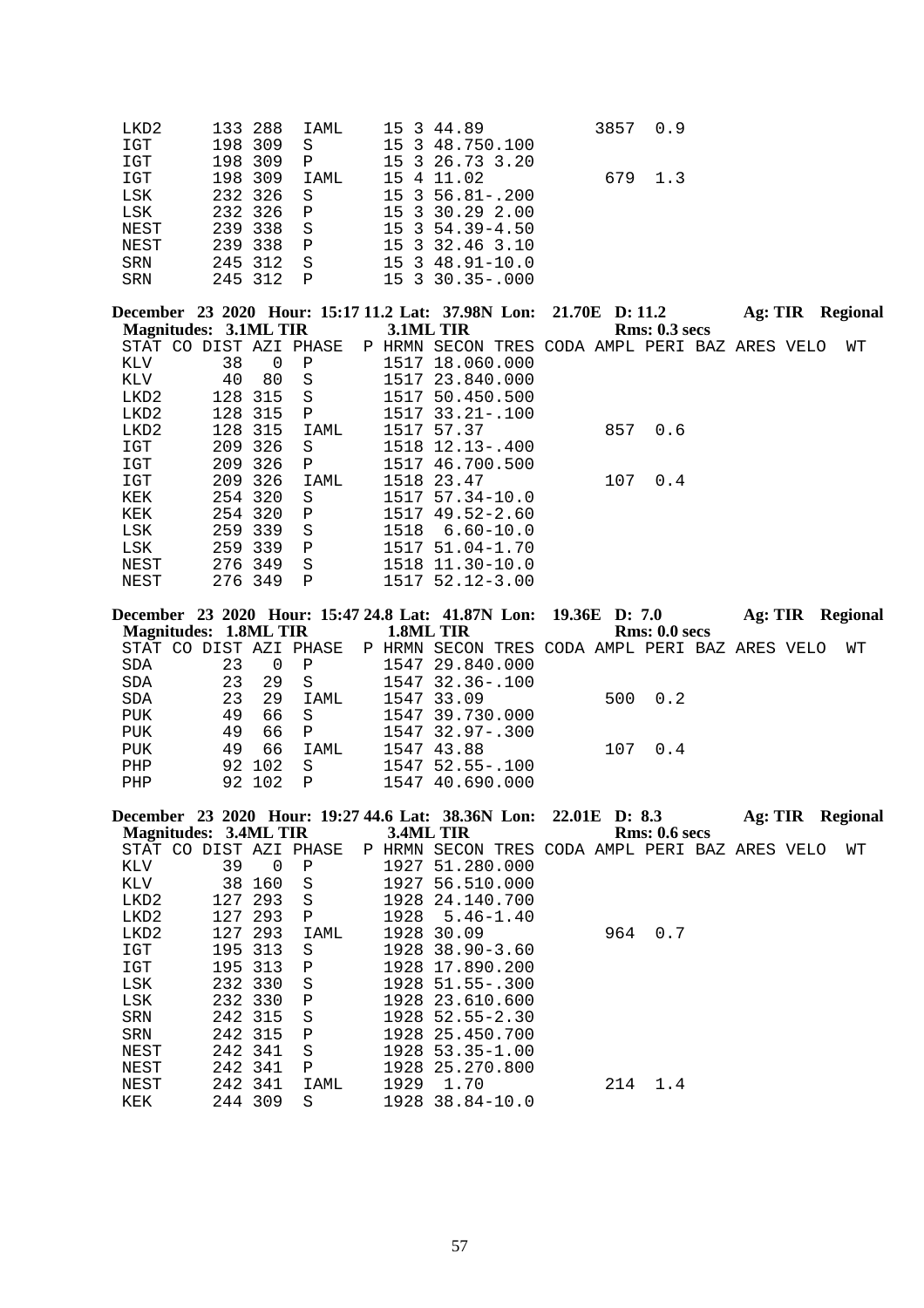```
LKD2      133 288  IAML     15 3 44.89              3857  0.9
IGT       198 309  S        15 3 48.750.100
IGT       198 309  P        15 3 26.73 3.20
IGT       198 309  IAML     15 4 11.02               679  1.3
LSK       232 326  S        15 3 56.81-.200
LSK       232 326  P        15 3 30.29 2.00
NEST      239 338  S        15 3 54.39-4.50
NEST      239 338  P        15 3 32.46 3.10
SRN       245 312  S        15 3 48.91-10.0
SRN       245 312  P        15 3 30.35-.000
```

**December 23 2020 Hour: 15:17 11.2 Lat: 37.98N Lon: 21.70E D: 11.2 Ag: TIR Regional**
**Magnitudes: 3.1ML TIR 3.1ML TIR Rms: 0.3 secs**

```
STAT CO DIST AZI PHASE  P HRMN SECON TRES CODA AMPL PERI BAZ ARES VELO  WT
KLV       38   0  P        1517 18.060.000
KLV       40  80  S        1517 23.840.000
LKD2     128 315  S        1517 50.450.500
LKD2     128 315  P        1517 33.21-.100
LKD2     128 315  IAML     1517 57.37            857  0.6
IGT      209 326  S        1518 12.13-.400
IGT      209 326  P        1517 46.700.500
IGT      209 326  IAML     1518 23.47            107  0.4
KEK      254 320  S        1517 57.34-10.0
KEK      254 320  P        1517 49.52-2.60
LSK      259 339  S        1518  6.60-10.0
LSK      259 339  P        1517 51.04-1.70
NEST     276 349  S        1518 11.30-10.0
NEST     276 349  P        1517 52.12-3.00
```

**December 23 2020 Hour: 15:47 24.8 Lat: 41.87N Lon: 19.36E D: 7.0 Ag: TIR Regional**
**Magnitudes: 1.8ML TIR 1.8ML TIR Rms: 0.0 secs**

```
STAT CO DIST AZI PHASE  P HRMN SECON TRES CODA AMPL PERI BAZ ARES VELO  WT
SDA       23   0  P        1547 29.840.000
SDA       23  29  S        1547 32.36-.100
SDA       23  29  IAML     1547 33.09            500  0.2
PUK       49  66  S        1547 39.730.000
PUK       49  66  P        1547 32.97-.300
PUK       49  66  IAML     1547 43.88            107  0.4
PHP       92 102  S        1547 52.55-.100
PHP       92 102  P        1547 40.690.000
```

**December 23 2020 Hour: 19:27 44.6 Lat: 38.36N Lon: 22.01E D: 8.3 Ag: TIR Regional**
**Magnitudes: 3.4ML TIR 3.4ML TIR Rms: 0.6 secs**

```
STAT CO DIST AZI PHASE  P HRMN SECON TRES CODA AMPL PERI BAZ ARES VELO  WT
KLV       39   0  P        1927 51.280.000
KLV       38 160  S        1927 56.510.000
LKD2     127 293  S        1928 24.140.700
LKD2     127 293  P        1928  5.46-1.40
LKD2     127 293  IAML     1928 30.09            964  0.7
IGT      195 313  S        1928 38.90-3.60
IGT      195 313  P        1928 17.890.200
LSK      232 330  S        1928 51.55-.300
LSK      232 330  P        1928 23.610.600
SRN      242 315  S        1928 52.55-2.30
SRN      242 315  P        1928 25.450.700
NEST     242 341  S        1928 53.35-1.00
NEST     242 341  P        1928 25.270.800
NEST     242 341  IAML     1929  1.70            214  1.4
KEK      244 309  S        1928 38.84-10.0
```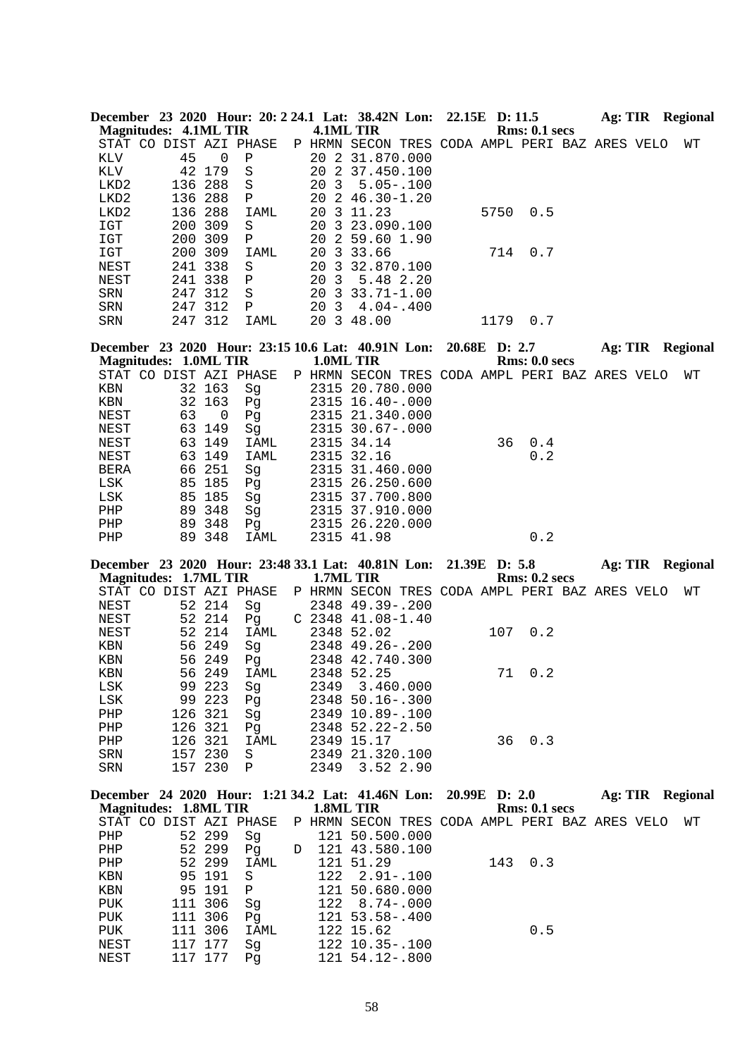**December 23 2020 Hour: 20: 2 24.1 Lat: 38.42N Lon: 22.15E D: 11.5 Ag: TIR Regional**
**Magnitudes: 4.1ML TIR 4.1ML TIR Rms: 0.1 secs**

```
STAT CO DIST AZI PHASE  P HRMN SECON TRES CODA AMPL PERI BAZ ARES VELO  WT
KLV      45   0  P        20 2 31.870.000
KLV      42 179  S        20 2 37.450.100
LKD2    136 288  S        20 3  5.05-.100
LKD2    136 288  P        20 2 46.30-1.20
LKD2    136 288  IAML     20 3 11.23          5750  0.5
IGT     200 309  S        20 3 23.090.100
IGT     200 309  P        20 2 59.60 1.90
IGT     200 309  IAML     20 3 33.66           714  0.7
NEST    241 338  S        20 3 32.870.100
NEST    241 338  P        20 3  5.48 2.20
SRN     247 312  S        20 3 33.71-1.00
SRN     247 312  P        20 3  4.04-.400
SRN     247 312  IAML     20 3 48.00          1179  0.7
```

**December 23 2020 Hour: 23:15 10.6 Lat: 40.91N Lon: 20.68E D: 2.7 Ag: TIR Regional**
**Magnitudes: 1.0ML TIR 1.0ML TIR Rms: 0.0 secs**

```
STAT CO DIST AZI PHASE  P HRMN SECON TRES CODA AMPL PERI BAZ ARES VELO  WT
KBN      32 163  Sg       2315 20.780.000
KBN      32 163  Pg       2315 16.40-.000
NEST     63   0  Pg       2315 21.340.000
NEST     63 149  Sg       2315 30.67-.000
NEST     63 149  IAML     2315 34.14            36  0.4
NEST     63 149  IAML     2315 32.16                0.2
BERA     66 251  Sg       2315 31.460.000
LSK      85 185  Pg       2315 26.250.600
LSK      85 185  Sg       2315 37.700.800
PHP      89 348  Sg       2315 37.910.000
PHP      89 348  Pg       2315 26.220.000
PHP      89 348  IAML     2315 41.98                0.2
```

**December 23 2020 Hour: 23:48 33.1 Lat: 40.81N Lon: 21.39E D: 5.8 Ag: TIR Regional**
**Magnitudes: 1.7ML TIR 1.7ML TIR Rms: 0.2 secs**

```
STAT CO DIST AZI PHASE  P HRMN SECON TRES CODA AMPL PERI BAZ ARES VELO  WT
NEST     52 214  Sg       2348 49.39-.200
NEST     52 214  Pg     C 2348 41.08-1.40
NEST     52 214  IAML     2348 52.02           107  0.2
KBN      56 249  Sg       2348 49.26-.200
KBN      56 249  Pg       2348 42.740.300
KBN      56 249  IAML     2348 52.25            71  0.2
LSK      99 223  Sg       2349  3.460.000
LSK      99 223  Pg       2348 50.16-.300
PHP     126 321  Sg       2349 10.89-.100
PHP     126 321  Pg       2348 52.22-2.50
PHP     126 321  IAML     2349 15.17            36  0.3
SRN     157 230  S        2349 21.320.100
SRN     157 230  P        2349  3.52 2.90
```

**December 24 2020 Hour: 1:21 34.2 Lat: 41.46N Lon: 20.99E D: 2.0 Ag: TIR Regional**
**Magnitudes: 1.8ML TIR 1.8ML TIR Rms: 0.1 secs**

```
STAT CO DIST AZI PHASE  P HRMN SECON TRES CODA AMPL PERI BAZ ARES VELO  WT
PHP      52 299  Sg        121 50.500.000
PHP      52 299  Pg     D  121 43.580.100
PHP      52 299  IAML      121 51.29           143  0.3
KBN      95 191  S         122  2.91-.100
KBN      95 191  P         121 50.680.000
PUK     111 306  Sg        122  8.74-.000
PUK     111 306  Pg        121 53.58-.400
PUK     111 306  IAML      122 15.62                0.5
NEST    117 177  Sg        122 10.35-.100
NEST    117 177  Pg        121 54.12-.800
```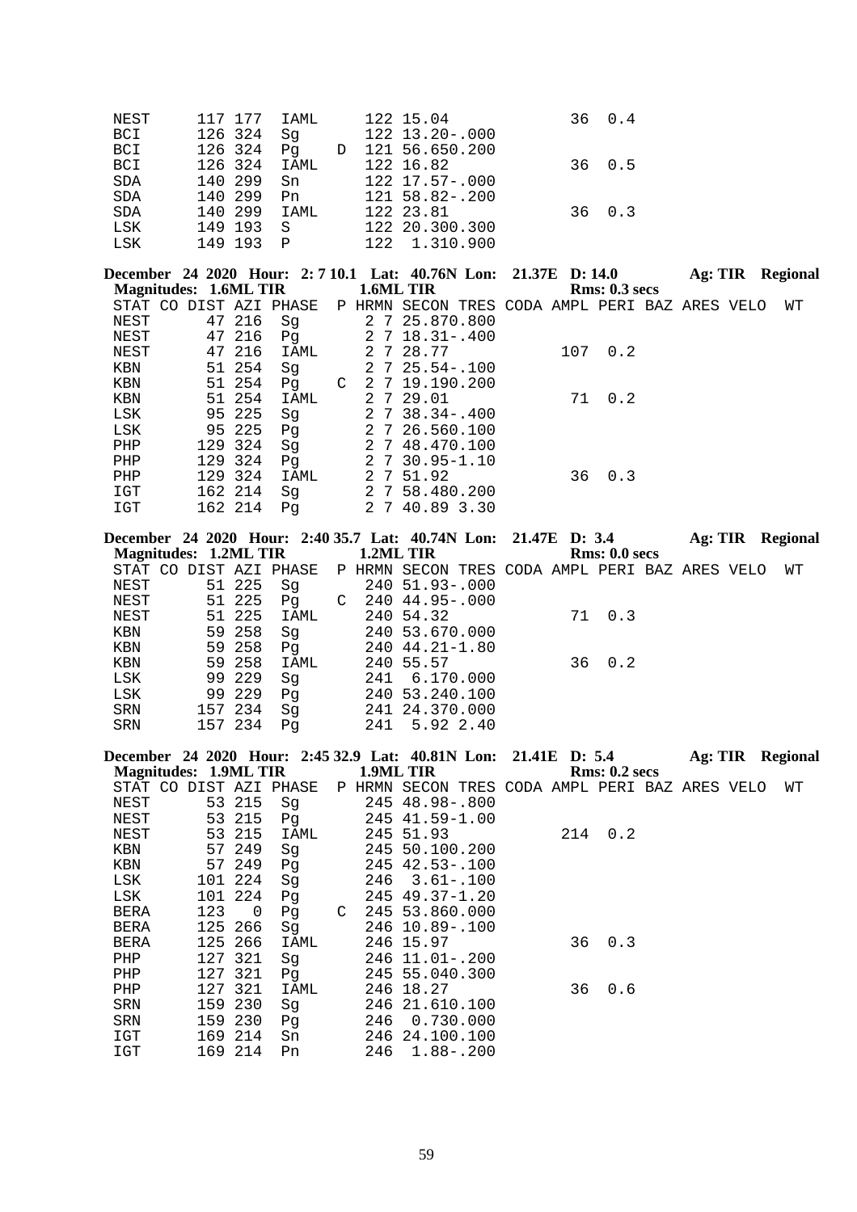```
NEST      117 177  IAML      122 15.04              36  0.4
BCI       126 324  Sg        122 13.20-.000
BCI       126 324  Pg     D  121 56.650.200
BCI       126 324  IAML      122 16.82              36  0.5
SDA       140 299  Sn        122 17.57-.000
SDA       140 299  Pn        121 58.82-.200
SDA       140 299  IAML      122 23.81              36  0.3
LSK       149 193  S         122 20.300.300
LSK       149 193  P         122  1.310.900
```

**December 24 2020 Hour: 2: 7 10.1 Lat: 40.76N Lon: 21.37E D: 14.0 Ag: TIR Regional**
**Magnitudes: 1.6ML TIR 1.6ML TIR Rms: 0.3 secs**

```
STAT CO DIST AZI PHASE  P HRMN SECON TRES CODA AMPL PERI BAZ ARES VELO   WT
NEST       47 216  Sg       2 7 25.870.800
NEST       47 216  Pg       2 7 18.31-.400
NEST       47 216  IAML     2 7 28.77              107  0.2
KBN        51 254  Sg       2 7 25.54-.100
KBN        51 254  Pg     C 2 7 19.190.200
KBN        51 254  IAML     2 7 29.01               71  0.2
LSK        95 225  Sg       2 7 38.34-.400
LSK        95 225  Pg       2 7 26.560.100
PHP       129 324  Sg       2 7 48.470.100
PHP       129 324  Pg       2 7 30.95-1.10
PHP       129 324  IAML     2 7 51.92               36  0.3
IGT       162 214  Sg       2 7 58.480.200
IGT       162 214  Pg       2 7 40.89 3.30
```

**December 24 2020 Hour: 2:40 35.7 Lat: 40.74N Lon: 21.47E D: 3.4 Ag: TIR Regional**
**Magnitudes: 1.2ML TIR 1.2ML TIR Rms: 0.0 secs**

```
STAT CO DIST AZI PHASE  P HRMN SECON TRES CODA AMPL PERI BAZ ARES VELO   WT
NEST       51 225  Sg        240 51.93-.000
NEST       51 225  Pg     C  240 44.95-.000
NEST       51 225  IAML      240 54.32              71  0.3
KBN        59 258  Sg        240 53.670.000
KBN        59 258  Pg        240 44.21-1.80
KBN        59 258  IAML      240 55.57              36  0.2
LSK        99 229  Sg        241  6.170.000
LSK        99 229  Pg        240 53.240.100
SRN       157 234  Sg        241 24.370.000
SRN       157 234  Pg        241  5.92 2.40
```

**December 24 2020 Hour: 2:45 32.9 Lat: 40.81N Lon: 21.41E D: 5.4 Ag: TIR Regional**
**Magnitudes: 1.9ML TIR 1.9ML TIR Rms: 0.2 secs**

```
STAT CO DIST AZI PHASE  P HRMN SECON TRES CODA AMPL PERI BAZ ARES VELO   WT
NEST       53 215  Sg        245 48.98-.800
NEST       53 215  Pg        245 41.59-1.00
NEST       53 215  IAML      245 51.93             214  0.2
KBN        57 249  Sg        245 50.100.200
KBN        57 249  Pg        245 42.53-.100
LSK       101 224  Sg        246  3.61-.100
LSK       101 224  Pg        245 49.37-1.20
BERA      123   0  Pg     C  245 53.860.000
BERA      125 266  Sg        246 10.89-.100
BERA      125 266  IAML      246 15.97              36  0.3
PHP       127 321  Sg        246 11.01-.200
PHP       127 321  Pg        245 55.040.300
PHP       127 321  IAML      246 18.27              36  0.6
SRN       159 230  Sg        246 21.610.100
SRN       159 230  Pg        246  0.730.000
IGT       169 214  Sn        246 24.100.100
IGT       169 214  Pn        246  1.88-.200
```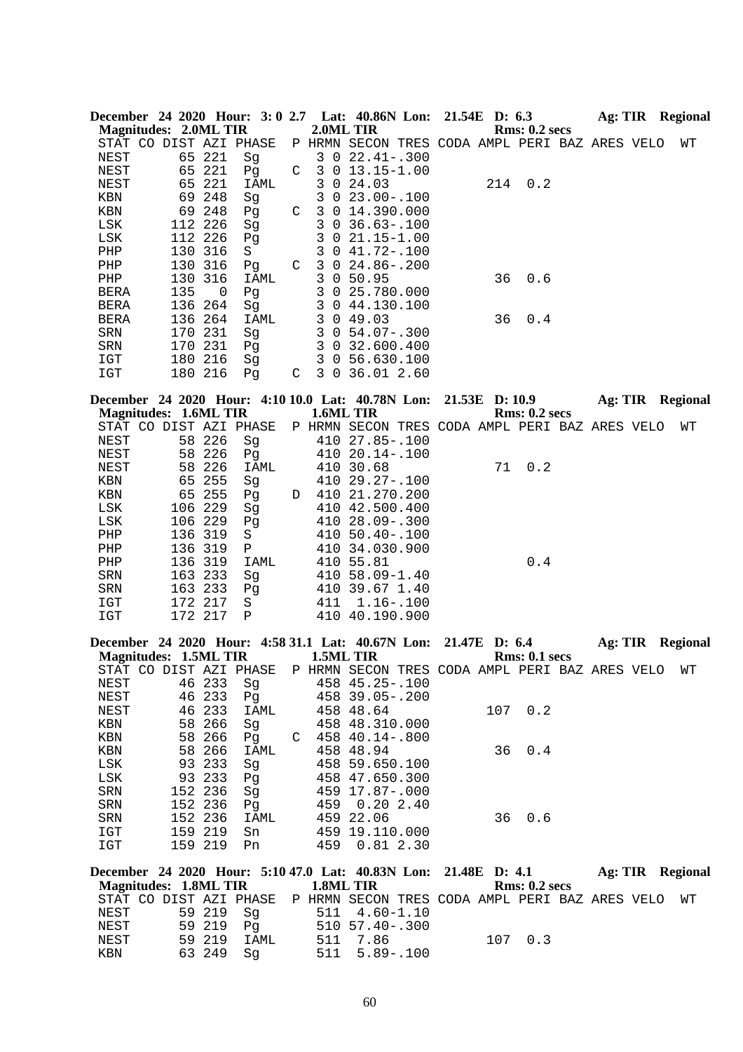**December 24 2020 Hour: 3: 0 2.7 Lat: 40.86N Lon: 21.54E D: 6.3 Ag: TIR Regional**
**Magnitudes: 2.0ML TIR 2.0ML TIR Rms: 0.2 secs**

| STAT | CO | DIST | AZI | PHASE | P | HRMN | SECON | TRES | CODA | AMPL | PERI | BAZ | ARES | VELO | WT |
|---|---|---|---|---|---|---|---|---|---|---|---|---|---|---|---|
| NEST | | 65 | 221 | Sg | | 3 0 | 22.41 | -.300 | | | | | | | |
| NEST | | 65 | 221 | Pg | C | 3 0 | 13.15 | -1.00 | | | | | | | |
| NEST | | 65 | 221 | IAML | | 3 0 | 24.03 | | | 214 | 0.2 | | | | |
| KBN | | 69 | 248 | Sg | | 3 0 | 23.00 | -.100 | | | | | | | |
| KBN | | 69 | 248 | Pg | C | 3 0 | 14.39 | 0.000 | | | | | | | |
| LSK | | 112 | 226 | Sg | | 3 0 | 36.63 | -.100 | | | | | | | |
| LSK | | 112 | 226 | Pg | | 3 0 | 21.15 | -1.00 | | | | | | | |
| PHP | | 130 | 316 | S | | 3 0 | 41.72 | -.100 | | | | | | | |
| PHP | | 130 | 316 | Pg | C | 3 0 | 24.86 | -.200 | | | | | | | |
| PHP | | 130 | 316 | IAML | | 3 0 | 50.95 | | | 36 | 0.6 | | | | |
| BERA | | 135 | 0 | Pg | | 3 0 | 25.78 | 0.000 | | | | | | | |
| BERA | | 136 | 264 | Sg | | 3 0 | 44.13 | 0.100 | | | | | | | |
| BERA | | 136 | 264 | IAML | | 3 0 | 49.03 | | | 36 | 0.4 | | | | |
| SRN | | 170 | 231 | Sg | | 3 0 | 54.07 | -.300 | | | | | | | |
| SRN | | 170 | 231 | Pg | | 3 0 | 32.60 | 0.400 | | | | | | | |
| IGT | | 180 | 216 | Sg | | 3 0 | 56.63 | 0.100 | | | | | | | |
| IGT | | 180 | 216 | Pg | C | 3 0 | 36.01 | 2.60 | | | | | | | |

**December 24 2020 Hour: 4:10 10.0 Lat: 40.78N Lon: 21.53E D: 10.9 Ag: TIR Regional**
**Magnitudes: 1.6ML TIR 1.6ML TIR Rms: 0.2 secs**

| STAT | CO | DIST | AZI | PHASE | P | HRMN | SECON | TRES | CODA | AMPL | PERI | BAZ | ARES | VELO | WT |
|---|---|---|---|---|---|---|---|---|---|---|---|---|---|---|---|
| NEST | | 58 | 226 | Sg | | 410 | 27.85 | -.100 | | | | | | | |
| NEST | | 58 | 226 | Pg | | 410 | 20.14 | -.100 | | | | | | | |
| NEST | | 58 | 226 | IAML | | 410 | 30.68 | | | 71 | 0.2 | | | | |
| KBN | | 65 | 255 | Sg | | 410 | 29.27 | -.100 | | | | | | | |
| KBN | | 65 | 255 | Pg | D | 410 | 21.27 | 0.200 | | | | | | | |
| LSK | | 106 | 229 | Sg | | 410 | 42.50 | 0.400 | | | | | | | |
| LSK | | 106 | 229 | Pg | | 410 | 28.09 | -.300 | | | | | | | |
| PHP | | 136 | 319 | S | | 410 | 50.40 | -.100 | | | | | | | |
| PHP | | 136 | 319 | P | | 410 | 34.03 | 0.900 | | | | | | | |
| PHP | | 136 | 319 | IAML | | 410 | 55.81 | | | | 0.4 | | | | |
| SRN | | 163 | 233 | Sg | | 410 | 58.09 | -1.40 | | | | | | | |
| SRN | | 163 | 233 | Pg | | 410 | 39.67 | 1.40 | | | | | | | |
| IGT | | 172 | 217 | S | | 411 | 1.16 | -.100 | | | | | | | |
| IGT | | 172 | 217 | P | | 410 | 40.19 | 0.900 | | | | | | | |

**December 24 2020 Hour: 4:58 31.1 Lat: 40.67N Lon: 21.47E D: 6.4 Ag: TIR Regional**
**Magnitudes: 1.5ML TIR 1.5ML TIR Rms: 0.1 secs**

| STAT | CO | DIST | AZI | PHASE | P | HRMN | SECON | TRES | CODA | AMPL | PERI | BAZ | ARES | VELO | WT |
|---|---|---|---|---|---|---|---|---|---|---|---|---|---|---|---|
| NEST | | 46 | 233 | Sg | | 458 | 45.25 | -.100 | | | | | | | |
| NEST | | 46 | 233 | Pg | | 458 | 39.05 | -.200 | | | | | | | |
| NEST | | 46 | 233 | IAML | | 458 | 48.64 | | | 107 | 0.2 | | | | |
| KBN | | 58 | 266 | Sg | | 458 | 48.31 | 0.000 | | | | | | | |
| KBN | | 58 | 266 | Pg | C | 458 | 40.14 | -.800 | | | | | | | |
| KBN | | 58 | 266 | IAML | | 458 | 48.94 | | | 36 | 0.4 | | | | |
| LSK | | 93 | 233 | Sg | | 458 | 59.65 | 0.100 | | | | | | | |
| LSK | | 93 | 233 | Pg | | 458 | 47.65 | 0.300 | | | | | | | |
| SRN | | 152 | 236 | Sg | | 459 | 17.87 | -.000 | | | | | | | |
| SRN | | 152 | 236 | Pg | | 459 | 0.20 | 2.40 | | | | | | | |
| SRN | | 152 | 236 | IAML | | 459 | 22.06 | | | 36 | 0.6 | | | | |
| IGT | | 159 | 219 | Sn | | 459 | 19.11 | 0.000 | | | | | | | |
| IGT | | 159 | 219 | Pn | | 459 | 0.81 | 2.30 | | | | | | | |

**December 24 2020 Hour: 5:10 47.0 Lat: 40.83N Lon: 21.48E D: 4.1 Ag: TIR Regional**
**Magnitudes: 1.8ML TIR 1.8ML TIR Rms: 0.2 secs**

| STAT | CO | DIST | AZI | PHASE | P | HRMN | SECON | TRES | CODA | AMPL | PERI | BAZ | ARES | VELO | WT |
|---|---|---|---|---|---|---|---|---|---|---|---|---|---|---|---|
| NEST | | 59 | 219 | Sg | | 511 | 4.60 | -1.10 | | | | | | | |
| NEST | | 59 | 219 | Pg | | 510 | 57.40 | -.300 | | | | | | | |
| NEST | | 59 | 219 | IAML | | 511 | 7.86 | | | 107 | 0.3 | | | | |
| KBN | | 63 | 249 | Sg | | 511 | 5.89 | -.100 | | | | | | | |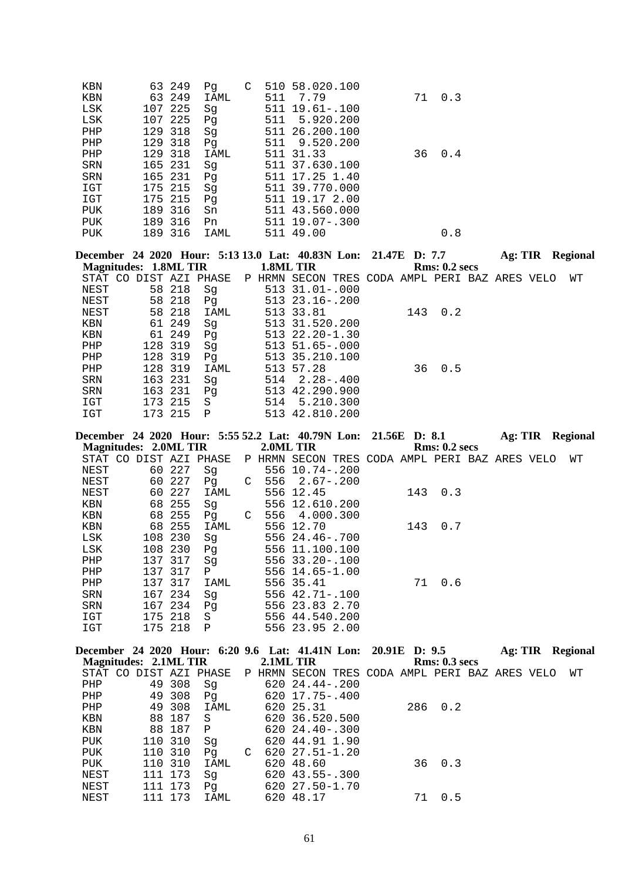| STAT | CO | DIST | AZI | PHASE | P | HRMN | SECON | TRES | CODA | AMPL | PERI | BAZ | ARES | VELO | WT |
|---|---|---|---|---|---|---|---|---|---|---|---|---|---|---|---|
| KBN | | 63 | 249 | Pg | C | 510 | 58.02 | 0.100 | | | | | | | |
| KBN | | 63 | 249 | IAML | | 511 | 7.79 | | | 71 | 0.3 | | | | |
| LSK | | 107 | 225 | Sg | | 511 | 19.61 | -.100 | | | | | | | |
| LSK | | 107 | 225 | Pg | | 511 | 5.92 | 0.200 | | | | | | | |
| PHP | | 129 | 318 | Sg | | 511 | 26.20 | 0.100 | | | | | | | |
| PHP | | 129 | 318 | Pg | | 511 | 9.52 | 0.200 | | | | | | | |
| PHP | | 129 | 318 | IAML | | 511 | 31.33 | | | 36 | 0.4 | | | | |
| SRN | | 165 | 231 | Sg | | 511 | 37.63 | 0.100 | | | | | | | |
| SRN | | 165 | 231 | Pg | | 511 | 17.25 | 1.40 | | | | | | | |
| IGT | | 175 | 215 | Sg | | 511 | 39.77 | 0.000 | | | | | | | |
| IGT | | 175 | 215 | Pg | | 511 | 19.17 | 2.00 | | | | | | | |
| PUK | | 189 | 316 | Sn | | 511 | 43.56 | 0.000 | | | | | | | |
| PUK | | 189 | 316 | Pn | | 511 | 19.07 | -.300 | | | | | | | |
| PUK | | 189 | 316 | IAML | | 511 | 49.00 | | | | 0.8 | | | | |

**December 24 2020 Hour: 5:13 13.0 Lat: 40.83N Lon: 21.47E D: 7.7 Ag: TIR Regional**
**Magnitudes: 1.8ML TIR 1.8ML TIR Rms: 0.2 secs**

| STAT | CO | DIST | AZI | PHASE | P | HRMN | SECON | TRES | CODA | AMPL | PERI | BAZ | ARES | VELO | WT |
|---|---|---|---|---|---|---|---|---|---|---|---|---|---|---|---|
| NEST | | 58 | 218 | Sg | | 513 | 31.01 | -.000 | | | | | | | |
| NEST | | 58 | 218 | Pg | | 513 | 23.16 | -.200 | | | | | | | |
| NEST | | 58 | 218 | IAML | | 513 | 33.81 | | | 143 | 0.2 | | | | |
| KBN | | 61 | 249 | Sg | | 513 | 31.52 | 0.200 | | | | | | | |
| KBN | | 61 | 249 | Pg | | 513 | 22.20 | -1.30 | | | | | | | |
| PHP | | 128 | 319 | Sg | | 513 | 51.65 | -.000 | | | | | | | |
| PHP | | 128 | 319 | Pg | | 513 | 35.21 | 0.100 | | | | | | | |
| PHP | | 128 | 319 | IAML | | 513 | 57.28 | | | 36 | 0.5 | | | | |
| SRN | | 163 | 231 | Sg | | 514 | 2.28 | -.400 | | | | | | | |
| SRN | | 163 | 231 | Pg | | 513 | 42.29 | 0.900 | | | | | | | |
| IGT | | 173 | 215 | S | | 514 | 5.21 | 0.300 | | | | | | | |
| IGT | | 173 | 215 | P | | 513 | 42.81 | 0.200 | | | | | | | |

**December 24 2020 Hour: 5:55 52.2 Lat: 40.79N Lon: 21.56E D: 8.1 Ag: TIR Regional**
**Magnitudes: 2.0ML TIR 2.0ML TIR Rms: 0.2 secs**

| STAT | CO | DIST | AZI | PHASE | P | HRMN | SECON | TRES | CODA | AMPL | PERI | BAZ | ARES | VELO | WT |
|---|---|---|---|---|---|---|---|---|---|---|---|---|---|---|---|
| NEST | | 60 | 227 | Sg | | 556 | 10.74 | -.200 | | | | | | | |
| NEST | | 60 | 227 | Pg | C | 556 | 2.67 | -.200 | | | | | | | |
| NEST | | 60 | 227 | IAML | | 556 | 12.45 | | | 143 | 0.3 | | | | |
| KBN | | 68 | 255 | Sg | | 556 | 12.61 | 0.200 | | | | | | | |
| KBN | | 68 | 255 | Pg | C | 556 | 4.00 | 0.300 | | | | | | | |
| KBN | | 68 | 255 | IAML | | 556 | 12.70 | | | 143 | 0.7 | | | | |
| LSK | | 108 | 230 | Sg | | 556 | 24.46 | -.700 | | | | | | | |
| LSK | | 108 | 230 | Pg | | 556 | 11.10 | 0.100 | | | | | | | |
| PHP | | 137 | 317 | Sg | | 556 | 33.20 | -.100 | | | | | | | |
| PHP | | 137 | 317 | P | | 556 | 14.65 | -1.00 | | | | | | | |
| PHP | | 137 | 317 | IAML | | 556 | 35.41 | | | 71 | 0.6 | | | | |
| SRN | | 167 | 234 | Sg | | 556 | 42.71 | -.100 | | | | | | | |
| SRN | | 167 | 234 | Pg | | 556 | 23.83 | 2.70 | | | | | | | |
| IGT | | 175 | 218 | S | | 556 | 44.54 | 0.200 | | | | | | | |
| IGT | | 175 | 218 | P | | 556 | 23.95 | 2.00 | | | | | | | |

**December 24 2020 Hour: 6:20 9.6 Lat: 41.41N Lon: 20.91E D: 9.5 Ag: TIR Regional**
**Magnitudes: 2.1ML TIR 2.1ML TIR Rms: 0.3 secs**

| STAT | CO | DIST | AZI | PHASE | P | HRMN | SECON | TRES | CODA | AMPL | PERI | BAZ | ARES | VELO | WT |
|---|---|---|---|---|---|---|---|---|---|---|---|---|---|---|---|
| PHP | | 49 | 308 | Sg | | 620 | 24.44 | -.200 | | | | | | | |
| PHP | | 49 | 308 | Pg | | 620 | 17.75 | -.400 | | | | | | | |
| PHP | | 49 | 308 | IAML | | 620 | 25.31 | | | 286 | 0.2 | | | | |
| KBN | | 88 | 187 | S | | 620 | 36.52 | 0.500 | | | | | | | |
| KBN | | 88 | 187 | P | | 620 | 24.40 | -.300 | | | | | | | |
| PUK | | 110 | 310 | Sg | | 620 | 44.91 | 1.90 | | | | | | | |
| PUK | | 110 | 310 | Pg | C | 620 | 27.51 | -1.20 | | | | | | | |
| PUK | | 110 | 310 | IAML | | 620 | 48.60 | | | 36 | 0.3 | | | | |
| NEST | | 111 | 173 | Sg | | 620 | 43.55 | -.300 | | | | | | | |
| NEST | | 111 | 173 | Pg | | 620 | 27.50 | -1.70 | | | | | | | |
| NEST | | 111 | 173 | IAML | | 620 | 48.17 | | | 71 | 0.5 | | | | |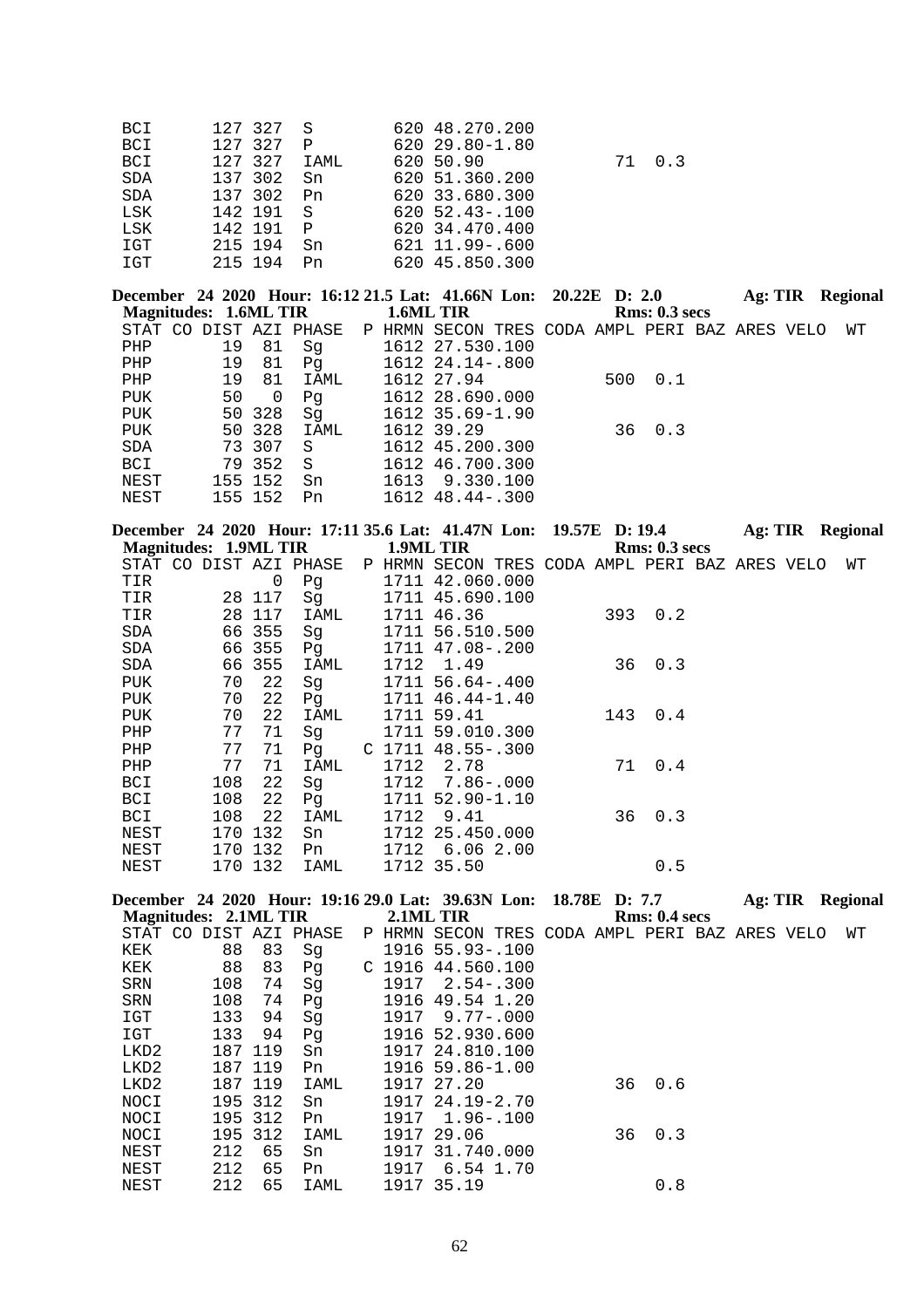```
BCI       127 327  S         620 48.270.200
BCI       127 327  P         620 29.80-1.80
BCI       127 327  IAML      620 50.90           71  0.3
SDA       137 302  Sn        620 51.360.200
SDA       137 302  Pn        620 33.680.300
LSK       142 191  S         620 52.43-.100
LSK       142 191  P         620 34.470.400
IGT       215 194  Sn        621 11.99-.600
IGT       215 194  Pn        620 45.850.300
```

**December 24 2020 Hour: 16:12 21.5 Lat: 41.66N Lon: 20.22E D: 2.0 Ag: TIR Regional**
**Magnitudes: 1.6ML TIR 1.6ML TIR Rms: 0.3 secs**

```
STAT CO DIST AZI PHASE  P HRMN SECON TRES CODA AMPL PERI BAZ ARES VELO  WT
PHP        19  81  Sg        1612 27.530.100
PHP        19  81  Pg        1612 24.14-.800
PHP        19  81  IAML      1612 27.94          500  0.1
PUK        50   0  Pg        1612 28.690.000
PUK        50 328  Sg        1612 35.69-1.90
PUK        50 328  IAML      1612 39.29           36  0.3
SDA        73 307  S         1612 45.200.300
BCI        79 352  S         1612 46.700.300
NEST      155 152  Sn        1613  9.330.100
NEST      155 152  Pn        1612 48.44-.300
```

**December 24 2020 Hour: 17:11 35.6 Lat: 41.47N Lon: 19.57E D: 19.4 Ag: TIR Regional**
**Magnitudes: 1.9ML TIR 1.9ML TIR Rms: 0.3 secs**

```
STAT CO DIST AZI PHASE  P HRMN SECON TRES CODA AMPL PERI BAZ ARES VELO  WT
TIR              0  Pg        1711 42.060.000
TIR        28 117  Sg        1711 45.690.100
TIR        28 117  IAML      1711 46.36          393  0.2
SDA        66 355  Sg        1711 56.510.500
SDA        66 355  Pg        1711 47.08-.200
SDA        66 355  IAML      1712  1.49           36  0.3
PUK        70  22  Sg        1711 56.64-.400
PUK        70  22  Pg        1711 46.44-1.40
PUK        70  22  IAML      1711 59.41          143  0.4
PHP        77  71  Sg        1711 59.010.300
PHP        77  71  Pg      C 1711 48.55-.300
PHP        77  71  IAML      1712  2.78           71  0.4
BCI       108  22  Sg        1712  7.86-.000
BCI       108  22  Pg        1711 52.90-1.10
BCI       108  22  IAML      1712  9.41           36  0.3
NEST      170 132  Sn        1712 25.450.000
NEST      170 132  Pn        1712  6.06 2.00
NEST      170 132  IAML      1712 35.50               0.5
```

**December 24 2020 Hour: 19:16 29.0 Lat: 39.63N Lon: 18.78E D: 7.7 Ag: TIR Regional**
**Magnitudes: 2.1ML TIR 2.1ML TIR Rms: 0.4 secs**

```
STAT CO DIST AZI PHASE  P HRMN SECON TRES CODA AMPL PERI BAZ ARES VELO  WT
KEK        88  83  Sg        1916 55.93-.100
KEK        88  83  Pg      C 1916 44.560.100
SRN       108  74  Sg        1917  2.54-.300
SRN       108  74  Pg        1916 49.54 1.20
IGT       133  94  Sg        1917  9.77-.000
IGT       133  94  Pg        1916 52.930.600
LKD2      187 119  Sn        1917 24.810.100
LKD2      187 119  Pn        1916 59.86-1.00
LKD2      187 119  IAML      1917 27.20           36  0.6
NOCI      195 312  Sn        1917 24.19-2.70
NOCI      195 312  Pn        1917  1.96-.100
NOCI      195 312  IAML      1917 29.06           36  0.3
NEST      212  65  Sn        1917 31.740.000
NEST      212  65  Pn        1917  6.54 1.70
NEST      212  65  IAML      1917 35.19               0.8
```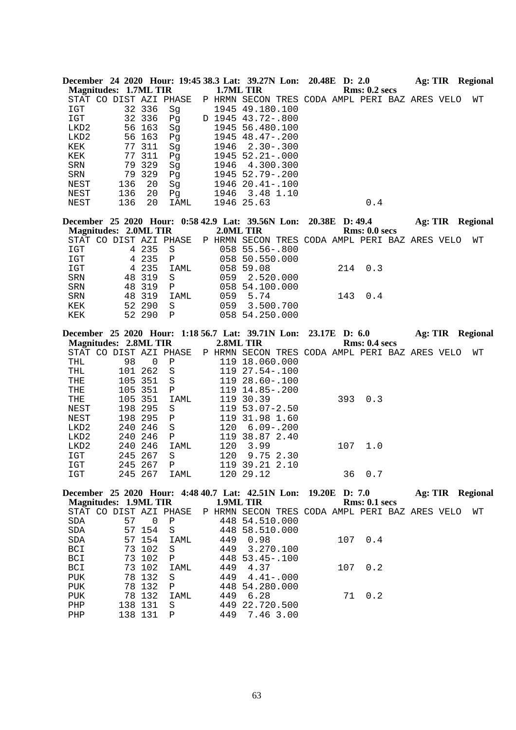**December 24 2020 Hour: 19:45 38.3 Lat: 39.27N Lon: 20.48E D: 2.0 Ag: TIR Regional**
**Magnitudes: 1.7ML TIR 1.7ML TIR Rms: 0.2 secs**

| STAT | CO | DIST | AZI | PHASE | P | HRMN | SECON | TRES | CODA | AMPL | PERI | BAZ | ARES | VELO | WT |
|---|---|---|---|---|---|---|---|---|---|---|---|---|---|---|---|
| IGT | | 32 | 336 | Sg | | 1945 | 49.18 | 0.100 | | | | | | | |
| IGT | | 32 | 336 | Pg | D | 1945 | 43.72 | -.800 | | | | | | | |
| LKD2 | | 56 | 163 | Sg | | 1945 | 56.48 | 0.100 | | | | | | | |
| LKD2 | | 56 | 163 | Pg | | 1945 | 48.47 | -.200 | | | | | | | |
| KEK | | 77 | 311 | Sg | | 1946 | 2.30 | -.300 | | | | | | | |
| KEK | | 77 | 311 | Pg | | 1945 | 52.21 | -.000 | | | | | | | |
| SRN | | 79 | 329 | Sg | | 1946 | 4.30 | 0.300 | | | | | | | |
| SRN | | 79 | 329 | Pg | | 1945 | 52.79 | -.200 | | | | | | | |
| NEST | | 136 | 20 | Sg | | 1946 | 20.41 | -.100 | | | | | | | |
| NEST | | 136 | 20 | Pg | | 1946 | 3.48 | 1.10 | | | | | | | |
| NEST | | 136 | 20 | IAML | | 1946 | 25.63 | | | | 0.4 | | | | |

**December 25 2020 Hour: 0:58 42.9 Lat: 39.56N Lon: 20.38E D: 49.4 Ag: TIR Regional**
**Magnitudes: 2.0ML TIR 2.0ML TIR Rms: 0.0 secs**

| STAT | CO | DIST | AZI | PHASE | P | HRMN | SECON | TRES | CODA | AMPL | PERI | BAZ | ARES | VELO | WT |
|---|---|---|---|---|---|---|---|---|---|---|---|---|---|---|---|
| IGT | | 4 | 235 | S | | 058 | 55.56 | -.800 | | | | | | | |
| IGT | | 4 | 235 | P | | 058 | 50.55 | 0.000 | | | | | | | |
| IGT | | 4 | 235 | IAML | | 058 | 59.08 | | | 214 | 0.3 | | | | |
| SRN | | 48 | 319 | S | | 059 | 2.52 | 0.000 | | | | | | | |
| SRN | | 48 | 319 | P | | 058 | 54.10 | 0.000 | | | | | | | |
| SRN | | 48 | 319 | IAML | | 059 | 5.74 | | | 143 | 0.4 | | | | |
| KEK | | 52 | 290 | S | | 059 | 3.50 | 0.700 | | | | | | | |
| KEK | | 52 | 290 | P | | 058 | 54.25 | 0.000 | | | | | | | |

**December 25 2020 Hour: 1:18 56.7 Lat: 39.71N Lon: 23.17E D: 6.0 Ag: TIR Regional**
**Magnitudes: 2.8ML TIR 2.8ML TIR Rms: 0.4 secs**

| STAT | CO | DIST | AZI | PHASE | P | HRMN | SECON | TRES | CODA | AMPL | PERI | BAZ | ARES | VELO | WT |
|---|---|---|---|---|---|---|---|---|---|---|---|---|---|---|---|
| THL | | 98 | 0 | P | | 119 | 18.06 | 0.000 | | | | | | | |
| THL | | 101 | 262 | S | | 119 | 27.54 | -.100 | | | | | | | |
| THE | | 105 | 351 | S | | 119 | 28.60 | -.100 | | | | | | | |
| THE | | 105 | 351 | P | | 119 | 14.85 | -.200 | | | | | | | |
| THE | | 105 | 351 | IAML | | 119 | 30.39 | | | 393 | 0.3 | | | | |
| NEST | | 198 | 295 | S | | 119 | 53.07 | -2.50 | | | | | | | |
| NEST | | 198 | 295 | P | | 119 | 31.98 | 1.60 | | | | | | | |
| LKD2 | | 240 | 246 | S | | 120 | 6.09 | -.200 | | | | | | | |
| LKD2 | | 240 | 246 | P | | 119 | 38.87 | 2.40 | | | | | | | |
| LKD2 | | 240 | 246 | IAML | | 120 | 3.99 | | | 107 | 1.0 | | | | |
| IGT | | 245 | 267 | S | | 120 | 9.75 | 2.30 | | | | | | | |
| IGT | | 245 | 267 | P | | 119 | 39.21 | 2.10 | | | | | | | |
| IGT | | 245 | 267 | IAML | | 120 | 29.12 | | | 36 | 0.7 | | | | |

**December 25 2020 Hour: 4:48 40.7 Lat: 42.51N Lon: 19.20E D: 7.0 Ag: TIR Regional**
**Magnitudes: 1.9ML TIR 1.9ML TIR Rms: 0.1 secs**

| STAT | CO | DIST | AZI | PHASE | P | HRMN | SECON | TRES | CODA | AMPL | PERI | BAZ | ARES | VELO | WT |
|---|---|---|---|---|---|---|---|---|---|---|---|---|---|---|---|
| SDA | | 57 | 0 | P | | 448 | 54.51 | 0.000 | | | | | | | |
| SDA | | 57 | 154 | S | | 448 | 58.51 | 0.000 | | | | | | | |
| SDA | | 57 | 154 | IAML | | 449 | 0.98 | | | 107 | 0.4 | | | | |
| BCI | | 73 | 102 | S | | 449 | 3.27 | 0.100 | | | | | | | |
| BCI | | 73 | 102 | P | | 448 | 53.45 | -.100 | | | | | | | |
| BCI | | 73 | 102 | IAML | | 449 | 4.37 | | | 107 | 0.2 | | | | |
| PUK | | 78 | 132 | S | | 449 | 4.41 | -.000 | | | | | | | |
| PUK | | 78 | 132 | P | | 448 | 54.28 | 0.000 | | | | | | | |
| PUK | | 78 | 132 | IAML | | 449 | 6.28 | | | 71 | 0.2 | | | | |
| PHP | | 138 | 131 | S | | 449 | 22.72 | 0.500 | | | | | | | |
| PHP | | 138 | 131 | P | | 449 | 7.46 | 3.00 | | | | | | | |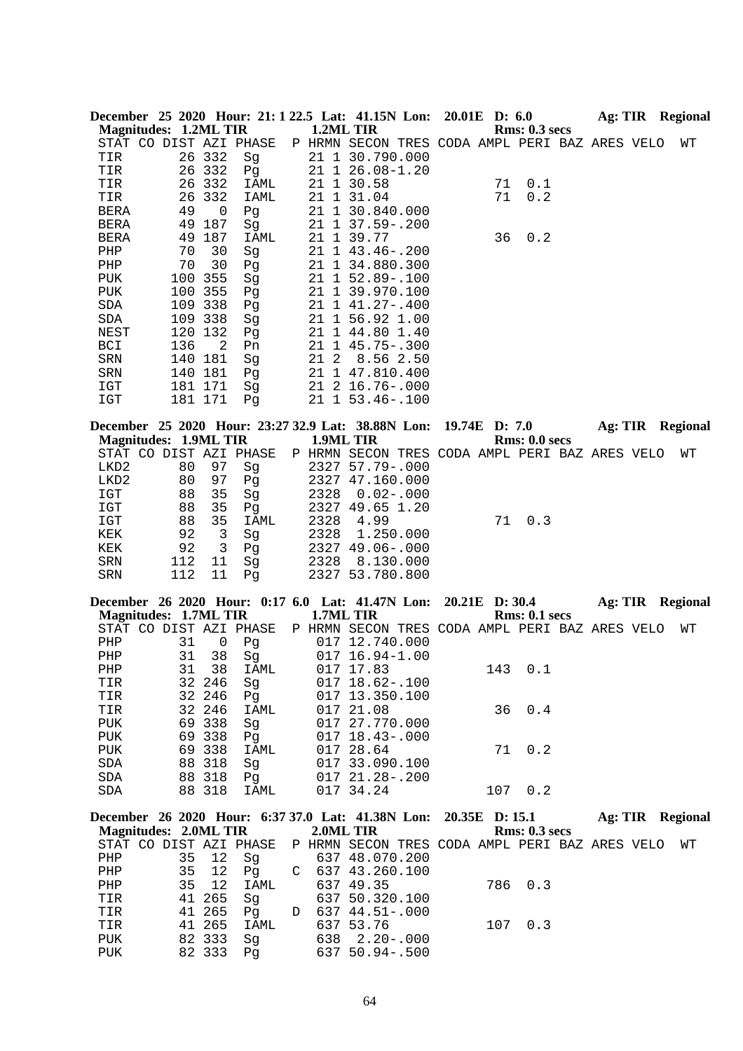**December 25 2020 Hour: 21: 1 22.5 Lat: 41.15N Lon: 20.01E D: 6.0 Ag: TIR Regional**
**Magnitudes: 1.2ML TIR 1.2ML TIR Rms: 0.3 secs**

```
STAT CO DIST AZI PHASE  P HRMN SECON TRES CODA AMPL PERI BAZ ARES VELO  WT
TIR       26 332  Sg      21 1 30.790.000
TIR       26 332  Pg      21 1 26.08-1.20
TIR       26 332  IAML    21 1 30.58            71  0.1
TIR       26 332  IAML    21 1 31.04            71  0.2
BERA     49   0   Pg      21 1 30.840.000
BERA     49 187   Sg      21 1 37.59-.200
BERA     49 187   IAML    21 1 39.77            36  0.2
PHP      70  30   Sg      21 1 43.46-.200
PHP      70  30   Pg      21 1 34.880.300
PUK     100 355   Sg      21 1 52.89-.100
PUK     100 355   Pg      21 1 39.970.100
SDA     109 338   Pg      21 1 41.27-.400
SDA     109 338   Sg      21 1 56.92 1.00
NEST    120 132   Pg      21 1 44.80 1.40
BCI     136   2   Pn      21 1 45.75-.300
SRN     140 181   Sg      21 2  8.56 2.50
SRN     140 181   Pg      21 1 47.810.400
IGT     181 171   Sg      21 2 16.76-.000
IGT     181 171   Pg      21 1 53.46-.100
```

**December 25 2020 Hour: 23:27 32.9 Lat: 38.88N Lon: 19.74E D: 7.0 Ag: TIR Regional**
**Magnitudes: 1.9ML TIR 1.9ML TIR Rms: 0.0 secs**

```
STAT CO DIST AZI PHASE  P HRMN SECON TRES CODA AMPL PERI BAZ ARES VELO  WT
LKD2     80  97   Sg      2327 57.79-.000
LKD2     80  97   Pg      2327 47.160.000
IGT      88  35   Sg      2328  0.02-.000
IGT      88  35   Pg      2327 49.65 1.20
IGT      88  35   IAML    2328  4.99            71  0.3
KEK      92   3   Sg      2328  1.250.000
KEK      92   3   Pg      2327 49.06-.000
SRN     112  11   Sg      2328  8.130.000
SRN     112  11   Pg      2327 53.780.800
```

**December 26 2020 Hour: 0:17 6.0 Lat: 41.47N Lon: 20.21E D: 30.4 Ag: TIR Regional**
**Magnitudes: 1.7ML TIR 1.7ML TIR Rms: 0.1 secs**

```
STAT CO DIST AZI PHASE  P HRMN SECON TRES CODA AMPL PERI BAZ ARES VELO  WT
PHP      31   0   Pg       017 12.740.000
PHP      31  38   Sg       017 16.94-1.00
PHP      31  38   IAML     017 17.83           143  0.1
TIR      32 246   Sg       017 18.62-.100
TIR      32 246   Pg       017 13.350.100
TIR      32 246   IAML     017 21.08            36  0.4
PUK      69 338   Sg       017 27.770.000
PUK      69 338   Pg       017 18.43-.000
PUK      69 338   IAML     017 28.64            71  0.2
SDA      88 318   Sg       017 33.090.100
SDA      88 318   Pg       017 21.28-.200
SDA      88 318   IAML     017 34.24           107  0.2
```

**December 26 2020 Hour: 6:37 37.0 Lat: 41.38N Lon: 20.35E D: 15.1 Ag: TIR Regional**
**Magnitudes: 2.0ML TIR 2.0ML TIR Rms: 0.3 secs**

```
STAT CO DIST AZI PHASE  P HRMN SECON TRES CODA AMPL PERI BAZ ARES VELO  WT
PHP      35  12   Sg       637 48.070.200
PHP      35  12   Pg    C  637 43.260.100
PHP      35  12   IAML     637 49.35           786  0.3
TIR      41 265   Sg       637 50.320.100
TIR      41 265   Pg    D  637 44.51-.000
TIR      41 265   IAML     637 53.76           107  0.3
PUK      82 333   Sg       638  2.20-.000
PUK      82 333   Pg       637 50.94-.500
```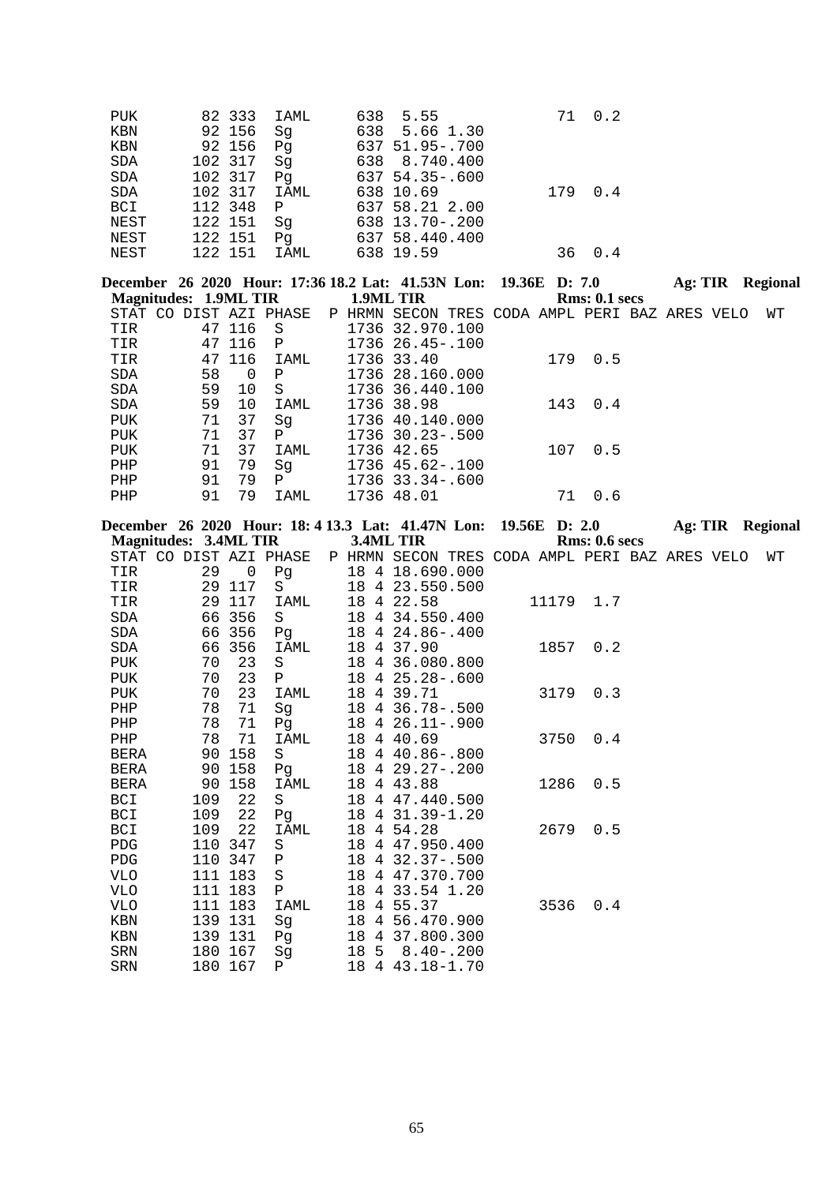| STAT | CO | DIST | AZI | PHASE | P | HRMN | SECON | TRES | CODA | AMPL | PERI | BAZ | ARES | VELO | WT |
|---|---|---|---|---|---|---|---|---|---|---|---|---|---|---|---|
| PUK | | 82 | 333 | IAML | | 638 | 5.55 | | | 71 | 0.2 | | | | |
| KBN | | 92 | 156 | Sg | | 638 | 5.66 | 1.30 | | | | | | | |
| KBN | | 92 | 156 | Pg | | 637 | 51.95 | -.700 | | | | | | | |
| SDA | | 102 | 317 | Sg | | 638 | 8.74 | 0.400 | | | | | | | |
| SDA | | 102 | 317 | Pg | | 637 | 54.35 | -.600 | | | | | | | |
| SDA | | 102 | 317 | IAML | | 638 | 10.69 | | | 179 | 0.4 | | | | |
| BCI | | 112 | 348 | P | | 637 | 58.21 | 2.00 | | | | | | | |
| NEST | | 122 | 151 | Sg | | 638 | 13.70 | -.200 | | | | | | | |
| NEST | | 122 | 151 | Pg | | 637 | 58.44 | 0.400 | | | | | | | |
| NEST | | 122 | 151 | IAML | | 638 | 19.59 | | | 36 | 0.4 | | | | |

**December 26 2020 Hour: 17:36 18.2 Lat: 41.53N Lon: 19.36E D: 7.0 Ag: TIR Regional**
**Magnitudes: 1.9ML TIR 1.9ML TIR Rms: 0.1 secs**

| STAT | CO | DIST | AZI | PHASE | P | HRMN | SECON | TRES | CODA | AMPL | PERI | BAZ | ARES | VELO | WT |
|---|---|---|---|---|---|---|---|---|---|---|---|---|---|---|---|
| TIR | | 47 | 116 | S | | 1736 | 32.97 | 0.100 | | | | | | | |
| TIR | | 47 | 116 | P | | 1736 | 26.45 | -.100 | | | | | | | |
| TIR | | 47 | 116 | IAML | | 1736 | 33.40 | | | 179 | 0.5 | | | | |
| SDA | | 58 | 0 | P | | 1736 | 28.16 | 0.000 | | | | | | | |
| SDA | | 59 | 10 | S | | 1736 | 36.44 | 0.100 | | | | | | | |
| SDA | | 59 | 10 | IAML | | 1736 | 38.98 | | | 143 | 0.4 | | | | |
| PUK | | 71 | 37 | Sg | | 1736 | 40.14 | 0.000 | | | | | | | |
| PUK | | 71 | 37 | P | | 1736 | 30.23 | -.500 | | | | | | | |
| PUK | | 71 | 37 | IAML | | 1736 | 42.65 | | | 107 | 0.5 | | | | |
| PHP | | 91 | 79 | Sg | | 1736 | 45.62 | -.100 | | | | | | | |
| PHP | | 91 | 79 | P | | 1736 | 33.34 | -.600 | | | | | | | |
| PHP | | 91 | 79 | IAML | | 1736 | 48.01 | | | 71 | 0.6 | | | | |

**December 26 2020 Hour: 18: 4 13.3 Lat: 41.47N Lon: 19.56E D: 2.0 Ag: TIR Regional**
**Magnitudes: 3.4ML TIR 3.4ML TIR Rms: 0.6 secs**

| STAT | CO | DIST | AZI | PHASE | P | HRMN | SECON | TRES | CODA | AMPL | PERI | BAZ | ARES | VELO | WT |
|---|---|---|---|---|---|---|---|---|---|---|---|---|---|---|---|
| TIR | | 29 | 0 | Pg | | 18 4 | 18.69 | 0.000 | | | | | | | |
| TIR | | 29 | 117 | S | | 18 4 | 23.55 | 0.500 | | | | | | | |
| TIR | | 29 | 117 | IAML | | 18 4 | 22.58 | | | 11179 | 1.7 | | | | |
| SDA | | 66 | 356 | S | | 18 4 | 34.55 | 0.400 | | | | | | | |
| SDA | | 66 | 356 | Pg | | 18 4 | 24.86 | -.400 | | | | | | | |
| SDA | | 66 | 356 | IAML | | 18 4 | 37.90 | | | 1857 | 0.2 | | | | |
| PUK | | 70 | 23 | S | | 18 4 | 36.08 | 0.800 | | | | | | | |
| PUK | | 70 | 23 | P | | 18 4 | 25.28 | -.600 | | | | | | | |
| PUK | | 70 | 23 | IAML | | 18 4 | 39.71 | | | 3179 | 0.3 | | | | |
| PHP | | 78 | 71 | Sg | | 18 4 | 36.78 | -.500 | | | | | | | |
| PHP | | 78 | 71 | Pg | | 18 4 | 26.11 | -.900 | | | | | | | |
| PHP | | 78 | 71 | IAML | | 18 4 | 40.69 | | | 3750 | 0.4 | | | | |
| BERA | | 90 | 158 | S | | 18 4 | 40.86 | -.800 | | | | | | | |
| BERA | | 90 | 158 | Pg | | 18 4 | 29.27 | -.200 | | | | | | | |
| BERA | | 90 | 158 | IAML | | 18 4 | 43.88 | | | 1286 | 0.5 | | | | |
| BCI | | 109 | 22 | S | | 18 4 | 47.44 | 0.500 | | | | | | | |
| BCI | | 109 | 22 | Pg | | 18 4 | 31.39 | -1.20 | | | | | | | |
| BCI | | 109 | 22 | IAML | | 18 4 | 54.28 | | | 2679 | 0.5 | | | | |
| PDG | | 110 | 347 | S | | 18 4 | 47.95 | 0.400 | | | | | | | |
| PDG | | 110 | 347 | P | | 18 4 | 32.37 | -.500 | | | | | | | |
| VLO | | 111 | 183 | S | | 18 4 | 47.37 | 0.700 | | | | | | | |
| VLO | | 111 | 183 | P | | 18 4 | 33.54 | 1.20 | | | | | | | |
| VLO | | 111 | 183 | IAML | | 18 4 | 55.37 | | | 3536 | 0.4 | | | | |
| KBN | | 139 | 131 | Sg | | 18 4 | 56.47 | 0.900 | | | | | | | |
| KBN | | 139 | 131 | Pg | | 18 4 | 37.80 | 0.300 | | | | | | | |
| SRN | | 180 | 167 | Sg | | 18 5 | 8.40 | -.200 | | | | | | | |
| SRN | | 180 | 167 | P | | 18 4 | 43.18 | -1.70 | | | | | | | |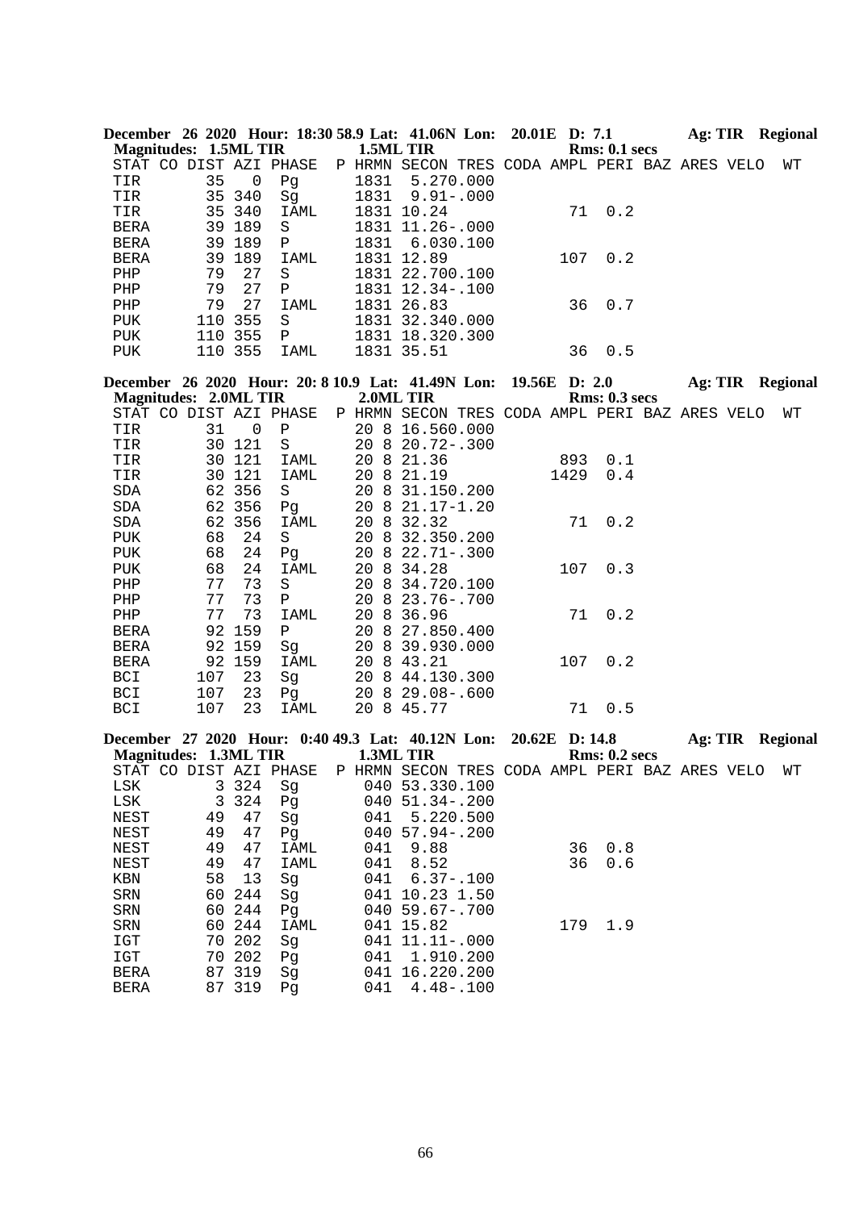**December 26 2020 Hour: 18:30 58.9 Lat: 41.06N Lon: 20.01E D: 7.1 Ag: TIR Regional**
**Magnitudes: 1.5ML TIR 1.5ML TIR Rms: 0.1 secs**

| STAT | CO | DIST | AZI | PHASE | P | HRMN | SECON | TRES | CODA | AMPL | PERI | BAZ | ARES | VELO | WT |
|---|---|---|---|---|---|---|---|---|---|---|---|---|---|---|---|
| TIR | | 35 | 0 | Pg | | 1831 | 5.27 | 0.000 | | | | | | | |
| TIR | | 35 | 340 | Sg | | 1831 | 9.91 | -.000 | | | | | | | |
| TIR | | 35 | 340 | IAML | | 1831 | 10.24 | | | 71 | 0.2 | | | | |
| BERA | | 39 | 189 | S | | 1831 | 11.26 | -.000 | | | | | | | |
| BERA | | 39 | 189 | P | | 1831 | 6.03 | 0.100 | | | | | | | |
| BERA | | 39 | 189 | IAML | | 1831 | 12.89 | | | 107 | 0.2 | | | | |
| PHP | | 79 | 27 | S | | 1831 | 22.70 | 0.100 | | | | | | | |
| PHP | | 79 | 27 | P | | 1831 | 12.34 | -.100 | | | | | | | |
| PHP | | 79 | 27 | IAML | | 1831 | 26.83 | | | 36 | 0.7 | | | | |
| PUK | | 110 | 355 | S | | 1831 | 32.34 | 0.000 | | | | | | | |
| PUK | | 110 | 355 | P | | 1831 | 18.32 | 0.300 | | | | | | | |
| PUK | | 110 | 355 | IAML | | 1831 | 35.51 | | | 36 | 0.5 | | | | |

**December 26 2020 Hour: 20: 8 10.9 Lat: 41.49N Lon: 19.56E D: 2.0 Ag: TIR Regional**
**Magnitudes: 2.0ML TIR 2.0ML TIR Rms: 0.3 secs**

| STAT | CO | DIST | AZI | PHASE | P | HRMN | SECON | TRES | CODA | AMPL | PERI | BAZ | ARES | VELO | WT |
|---|---|---|---|---|---|---|---|---|---|---|---|---|---|---|---|
| TIR | | 31 | 0 | P | | 20 8 | 16.56 | 0.000 | | | | | | | |
| TIR | | 30 | 121 | S | | 20 8 | 20.72 | -.300 | | | | | | | |
| TIR | | 30 | 121 | IAML | | 20 8 | 21.36 | | | 893 | 0.1 | | | | |
| TIR | | 30 | 121 | IAML | | 20 8 | 21.19 | | | 1429 | 0.4 | | | | |
| SDA | | 62 | 356 | S | | 20 8 | 31.15 | 0.200 | | | | | | | |
| SDA | | 62 | 356 | Pg | | 20 8 | 21.17 | -1.20 | | | | | | | |
| SDA | | 62 | 356 | IAML | | 20 8 | 32.32 | | | 71 | 0.2 | | | | |
| PUK | | 68 | 24 | S | | 20 8 | 32.35 | 0.200 | | | | | | | |
| PUK | | 68 | 24 | Pg | | 20 8 | 22.71 | -.300 | | | | | | | |
| PUK | | 68 | 24 | IAML | | 20 8 | 34.28 | | | 107 | 0.3 | | | | |
| PHP | | 77 | 73 | S | | 20 8 | 34.72 | 0.100 | | | | | | | |
| PHP | | 77 | 73 | P | | 20 8 | 23.76 | -.700 | | | | | | | |
| PHP | | 77 | 73 | IAML | | 20 8 | 36.96 | | | 71 | 0.2 | | | | |
| BERA | | 92 | 159 | P | | 20 8 | 27.85 | 0.400 | | | | | | | |
| BERA | | 92 | 159 | Sg | | 20 8 | 39.93 | 0.000 | | | | | | | |
| BERA | | 92 | 159 | IAML | | 20 8 | 43.21 | | | 107 | 0.2 | | | | |
| BCI | | 107 | 23 | Sg | | 20 8 | 44.13 | 0.300 | | | | | | | |
| BCI | | 107 | 23 | Pg | | 20 8 | 29.08 | -.600 | | | | | | | |
| BCI | | 107 | 23 | IAML | | 20 8 | 45.77 | | | 71 | 0.5 | | | | |

**December 27 2020 Hour: 0:40 49.3 Lat: 40.12N Lon: 20.62E D: 14.8 Ag: TIR Regional**
**Magnitudes: 1.3ML TIR 1.3ML TIR Rms: 0.2 secs**

| STAT | CO | DIST | AZI | PHASE | P | HRMN | SECON | TRES | CODA | AMPL | PERI | BAZ | ARES | VELO | WT |
|---|---|---|---|---|---|---|---|---|---|---|---|---|---|---|---|
| LSK | | 3 | 324 | Sg | | 040 | 53.33 | 0.100 | | | | | | | |
| LSK | | 3 | 324 | Pg | | 040 | 51.34 | -.200 | | | | | | | |
| NEST | | 49 | 47 | Sg | | 041 | 5.22 | 0.500 | | | | | | | |
| NEST | | 49 | 47 | Pg | | 040 | 57.94 | -.200 | | | | | | | |
| NEST | | 49 | 47 | IAML | | 041 | 9.88 | | | 36 | 0.8 | | | | |
| NEST | | 49 | 47 | IAML | | 041 | 8.52 | | | 36 | 0.6 | | | | |
| KBN | | 58 | 13 | Sg | | 041 | 6.37 | -.100 | | | | | | | |
| SRN | | 60 | 244 | Sg | | 041 | 10.23 | 1.50 | | | | | | | |
| SRN | | 60 | 244 | Pg | | 040 | 59.67 | -.700 | | | | | | | |
| SRN | | 60 | 244 | IAML | | 041 | 15.82 | | | 179 | 1.9 | | | | |
| IGT | | 70 | 202 | Sg | | 041 | 11.11 | -.000 | | | | | | | |
| IGT | | 70 | 202 | Pg | | 041 | 1.91 | 0.200 | | | | | | | |
| BERA | | 87 | 319 | Sg | | 041 | 16.22 | 0.200 | | | | | | | |
| BERA | | 87 | 319 | Pg | | 041 | 4.48 | -.100 | | | | | | | |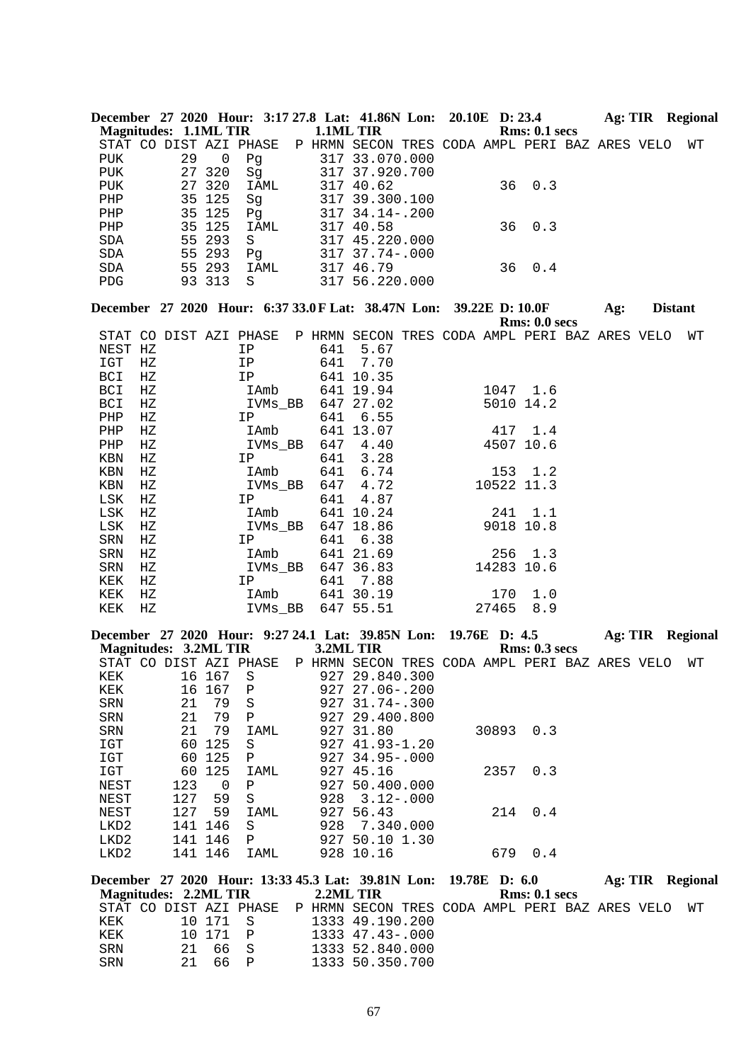**December 27 2020 Hour: 3:17 27.8 Lat: 41.86N Lon: 20.10E D: 23.4 Ag: TIR Regional**
**Magnitudes: 1.1ML TIR 1.1ML TIR Rms: 0.1 secs**

| STAT | CO | DIST | AZI | PHASE | P | HRMN | SECON | TRES | CODA | AMPL | PERI | BAZ | ARES | VELO | WT |
|---|---|---|---|---|---|---|---|---|---|---|---|---|---|---|---|
| PUK | | 29 | 0 | Pg | | 317 | 33.07 | 0.000 | | | | | | | |
| PUK | | 27 | 320 | Sg | | 317 | 37.92 | 0.700 | | | | | | | |
| PUK | | 27 | 320 | IAML | | 317 | 40.62 | | | 36 | 0.3 | | | | |
| PHP | | 35 | 125 | Sg | | 317 | 39.30 | 0.100 | | | | | | | |
| PHP | | 35 | 125 | Pg | | 317 | 34.14 | -.200 | | | | | | | |
| PHP | | 35 | 125 | IAML | | 317 | 40.58 | | | 36 | 0.3 | | | | |
| SDA | | 55 | 293 | S | | 317 | 45.22 | 0.000 | | | | | | | |
| SDA | | 55 | 293 | Pg | | 317 | 37.74 | -.000 | | | | | | | |
| SDA | | 55 | 293 | IAML | | 317 | 46.79 | | | 36 | 0.4 | | | | |
| PDG | | 93 | 313 | S | | 317 | 56.22 | 0.000 | | | | | | | |

**December 27 2020 Hour: 6:37 33.0 F Lat: 38.47N Lon: 39.22E D: 10.0F Ag: Distant**
**Rms: 0.0 secs**

| STAT | CO | DIST | AZI | PHASE | P | HRMN | SECON | TRES | CODA | AMPL | PERI | BAZ | ARES | VELO | WT |
|---|---|---|---|---|---|---|---|---|---|---|---|---|---|---|---|
| NEST | HZ | | | IP | | 641 | 5.67 | | | | | | | | |
| IGT | HZ | | | IP | | 641 | 7.70 | | | | | | | | |
| BCI | HZ | | | IP | | 641 | 10.35 | | | | | | | | |
| BCI | HZ | | | IAmb | | 641 | 19.94 | | | 1047 | 1.6 | | | | |
| BCI | HZ | | | IVMs_BB | | 647 | 27.02 | | | 5010 | 14.2 | | | | |
| PHP | HZ | | | IP | | 641 | 6.55 | | | | | | | | |
| PHP | HZ | | | IAmb | | 641 | 13.07 | | | 417 | 1.4 | | | | |
| PHP | HZ | | | IVMs_BB | | 647 | 4.40 | | | 4507 | 10.6 | | | | |
| KBN | HZ | | | IP | | 641 | 3.28 | | | | | | | | |
| KBN | HZ | | | IAmb | | 641 | 6.74 | | | 153 | 1.2 | | | | |
| KBN | HZ | | | IVMs_BB | | 647 | 4.72 | | | 10522 | 11.3 | | | | |
| LSK | HZ | | | IP | | 641 | 4.87 | | | | | | | | |
| LSK | HZ | | | IAmb | | 641 | 10.24 | | | 241 | 1.1 | | | | |
| LSK | HZ | | | IVMs_BB | | 647 | 18.86 | | | 9018 | 10.8 | | | | |
| SRN | HZ | | | IP | | 641 | 6.38 | | | | | | | | |
| SRN | HZ | | | IAmb | | 641 | 21.69 | | | 256 | 1.3 | | | | |
| SRN | HZ | | | IVMs_BB | | 647 | 36.83 | | | 14283 | 10.6 | | | | |
| KEK | HZ | | | IP | | 641 | 7.88 | | | | | | | | |
| KEK | HZ | | | IAmb | | 641 | 30.19 | | | 170 | 1.0 | | | | |
| KEK | HZ | | | IVMs_BB | | 647 | 55.51 | | | 27465 | 8.9 | | | | |

**December 27 2020 Hour: 9:27 24.1 Lat: 39.85N Lon: 19.76E D: 4.5 Ag: TIR Regional**
**Magnitudes: 3.2ML TIR 3.2ML TIR Rms: 0.3 secs**

| STAT | CO | DIST | AZI | PHASE | P | HRMN | SECON | TRES | CODA | AMPL | PERI | BAZ | ARES | VELO | WT |
|---|---|---|---|---|---|---|---|---|---|---|---|---|---|---|---|
| KEK | | 16 | 167 | S | | 927 | 29.84 | 0.300 | | | | | | | |
| KEK | | 16 | 167 | P | | 927 | 27.06 | -.200 | | | | | | | |
| SRN | | 21 | 79 | S | | 927 | 31.74 | -.300 | | | | | | | |
| SRN | | 21 | 79 | P | | 927 | 29.40 | 0.800 | | | | | | | |
| SRN | | 21 | 79 | IAML | | 927 | 31.80 | | | 30893 | 0.3 | | | | |
| IGT | | 60 | 125 | S | | 927 | 41.93 | -1.20 | | | | | | | |
| IGT | | 60 | 125 | P | | 927 | 34.95 | -.000 | | | | | | | |
| IGT | | 60 | 125 | IAML | | 927 | 45.16 | | | 2357 | 0.3 | | | | |
| NEST | | 123 | 0 | P | | 927 | 50.40 | 0.000 | | | | | | | |
| NEST | | 127 | 59 | S | | 928 | 3.12 | -.000 | | | | | | | |
| NEST | | 127 | 59 | IAML | | 927 | 56.43 | | | 214 | 0.4 | | | | |
| LKD2 | | 141 | 146 | S | | 928 | 7.34 | 0.000 | | | | | | | |
| LKD2 | | 141 | 146 | P | | 927 | 50.10 | 1.30 | | | | | | | |
| LKD2 | | 141 | 146 | IAML | | 928 | 10.16 | | | 679 | 0.4 | | | | |

**December 27 2020 Hour: 13:33 45.3 Lat: 39.81N Lon: 19.78E D: 6.0 Ag: TIR Regional**
**Magnitudes: 2.2ML TIR 2.2ML TIR Rms: 0.1 secs**

| STAT | CO | DIST | AZI | PHASE | P | HRMN | SECON | TRES | CODA | AMPL | PERI | BAZ | ARES | VELO | WT |
|---|---|---|---|---|---|---|---|---|---|---|---|---|---|---|---|
| KEK | | 10 | 171 | S | | 1333 | 49.19 | 0.200 | | | | | | | |
| KEK | | 10 | 171 | P | | 1333 | 47.43 | -.000 | | | | | | | |
| SRN | | 21 | 66 | S | | 1333 | 52.84 | 0.000 | | | | | | | |
| SRN | | 21 | 66 | P | | 1333 | 50.35 | 0.700 | | | | | | | |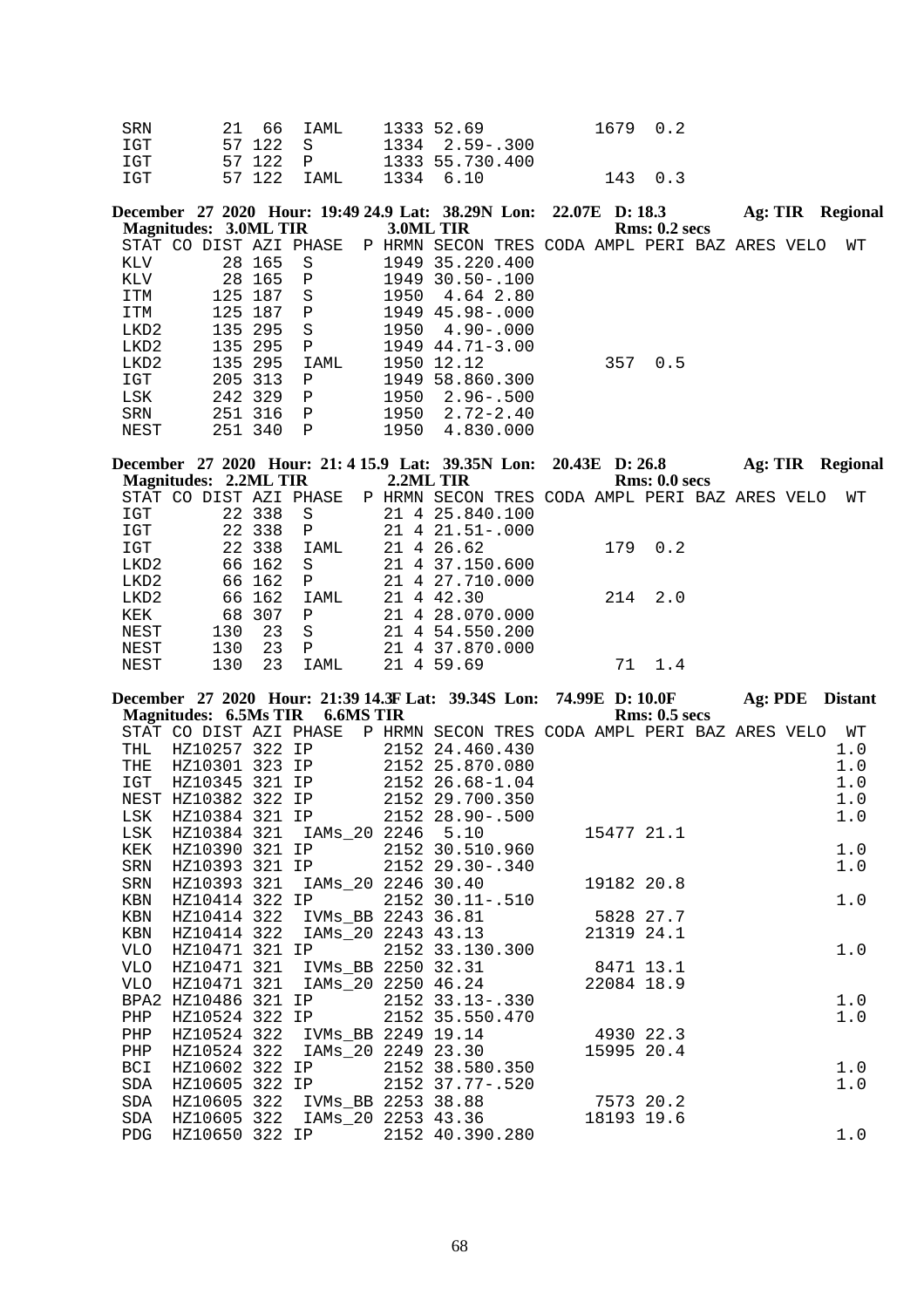| STAT | CO DIST | AZI | PHASE | P | HRMN | SECON | TRES | CODA | AMPL | PERI | BAZ | ARES | VELO | WT |
|---|---|---|---|---|---|---|---|---|---|---|---|---|---|---|
| SRN | 21 | 66 | IAML | | 1333 | 52.69 | | | 1679 | 0.2 | | | | |
| IGT | 57 | 122 | S | | 1334 | 2.59 | -.300 | | | | | | | |
| IGT | 57 | 122 | P | | 1333 | 55.73 | 0.400 | | | | | | | |
| IGT | 57 | 122 | IAML | | 1334 | 6.10 | | | 143 | 0.3 | | | | |

**December 27 2020 Hour: 19:49 24.9 Lat: 38.29N Lon: 22.07E D: 18.3 Ag: TIR Regional**
**Magnitudes: 3.0ML TIR 3.0ML TIR Rms: 0.2 secs**

| STAT | CO DIST | AZI | PHASE | P | HRMN | SECON | TRES | CODA | AMPL | PERI | BAZ | ARES | VELO | WT |
|---|---|---|---|---|---|---|---|---|---|---|---|---|---|---|
| KLV | 28 | 165 | S | | 1949 | 35.22 | 0.400 | | | | | | | |
| KLV | 28 | 165 | P | | 1949 | 30.50 | -.100 | | | | | | | |
| ITM | 125 | 187 | S | | 1950 | 4.64 | 2.80 | | | | | | | |
| ITM | 125 | 187 | P | | 1949 | 45.98 | -.000 | | | | | | | |
| LKD2 | 135 | 295 | S | | 1950 | 4.90 | -.000 | | | | | | | |
| LKD2 | 135 | 295 | P | | 1949 | 44.71 | -3.00 | | | | | | | |
| LKD2 | 135 | 295 | IAML | | 1950 | 12.12 | | | 357 | 0.5 | | | | |
| IGT | 205 | 313 | P | | 1949 | 58.86 | 0.300 | | | | | | | |
| LSK | 242 | 329 | P | | 1950 | 2.96 | -.500 | | | | | | | |
| SRN | 251 | 316 | P | | 1950 | 2.72 | -2.40 | | | | | | | |
| NEST | 251 | 340 | P | | 1950 | 4.83 | 0.000 | | | | | | | |

**December 27 2020 Hour: 21: 4 15.9 Lat: 39.35N Lon: 20.43E D: 26.8 Ag: TIR Regional**
**Magnitudes: 2.2ML TIR 2.2ML TIR Rms: 0.0 secs**

| STAT | CO DIST | AZI | PHASE | P | HRMN | SECON | TRES | CODA | AMPL | PERI | BAZ | ARES | VELO | WT |
|---|---|---|---|---|---|---|---|---|---|---|---|---|---|---|
| IGT | 22 | 338 | S | | 21 4 | 25.84 | 0.100 | | | | | | | |
| IGT | 22 | 338 | P | | 21 4 | 21.51 | -.000 | | | | | | | |
| IGT | 22 | 338 | IAML | | 21 4 | 26.62 | | | 179 | 0.2 | | | | |
| LKD2 | 66 | 162 | S | | 21 4 | 37.15 | 0.600 | | | | | | | |
| LKD2 | 66 | 162 | P | | 21 4 | 27.71 | 0.000 | | | | | | | |
| LKD2 | 66 | 162 | IAML | | 21 4 | 42.30 | | | 214 | 2.0 | | | | |
| KEK | 68 | 307 | P | | 21 4 | 28.07 | 0.000 | | | | | | | |
| NEST | 130 | 23 | S | | 21 4 | 54.55 | 0.200 | | | | | | | |
| NEST | 130 | 23 | P | | 21 4 | 37.87 | 0.000 | | | | | | | |
| NEST | 130 | 23 | IAML | | 21 4 | 59.69 | | | 71 | 1.4 | | | | |

**December 27 2020 Hour: 21:39 14.3F Lat: 39.34S Lon: 74.99E D: 10.0F Ag: PDE Distant**
**Magnitudes: 6.5Ms TIR 6.6MS TIR Rms: 0.5 secs**

| STAT | CO DIST | AZI | PHASE | P | HRMN | SECON | TRES | CODA | AMPL | PERI | BAZ | ARES | VELO | WT |
|---|---|---|---|---|---|---|---|---|---|---|---|---|---|---|
| THL | HZ10257 | 322 | IP | | 2152 | 24.46 | 0.430 | | | | | | | 1.0 |
| THE | HZ10301 | 323 | IP | | 2152 | 25.87 | 0.080 | | | | | | | 1.0 |
| IGT | HZ10345 | 321 | IP | | 2152 | 26.68 | -1.04 | | | | | | | 1.0 |
| NEST | HZ10382 | 322 | IP | | 2152 | 29.70 | 0.350 | | | | | | | 1.0 |
| LSK | HZ10384 | 321 | IP | | 2152 | 28.90 | -.500 | | | | | | | 1.0 |
| LSK | HZ10384 | 321 | IAMs_20 | | 2246 | 5.10 | | | 15477 | 21.1 | | | | |
| KEK | HZ10390 | 321 | IP | | 2152 | 30.51 | 0.960 | | | | | | | 1.0 |
| SRN | HZ10393 | 321 | IP | | 2152 | 29.30 | -.340 | | | | | | | 1.0 |
| SRN | HZ10393 | 321 | IAMs_20 | | 2246 | 30.40 | | | 19182 | 20.8 | | | | |
| KBN | HZ10414 | 322 | IP | | 2152 | 30.11 | -.510 | | | | | | | 1.0 |
| KBN | HZ10414 | 322 | IVMs_BB | | 2243 | 36.81 | | | 5828 | 27.7 | | | | |
| KBN | HZ10414 | 322 | IAMs_20 | | 2243 | 43.13 | | | 21319 | 24.1 | | | | |
| VLO | HZ10471 | 321 | IP | | 2152 | 33.13 | 0.300 | | | | | | | 1.0 |
| VLO | HZ10471 | 321 | IVMs_BB | | 2250 | 32.31 | | | 8471 | 13.1 | | | | |
| VLO | HZ10471 | 321 | IAMs_20 | | 2250 | 46.24 | | | 22084 | 18.9 | | | | |
| BPA2 | HZ10486 | 321 | IP | | 2152 | 33.13 | -.330 | | | | | | | 1.0 |
| PHP | HZ10524 | 322 | IP | | 2152 | 35.55 | 0.470 | | | | | | | 1.0 |
| PHP | HZ10524 | 322 | IVMs_BB | | 2249 | 19.14 | | | 4930 | 22.3 | | | | |
| PHP | HZ10524 | 322 | IAMs_20 | | 2249 | 23.30 | | | 15995 | 20.4 | | | | |
| BCI | HZ10602 | 322 | IP | | 2152 | 38.58 | 0.350 | | | | | | | 1.0 |
| SDA | HZ10605 | 322 | IP | | 2152 | 37.77 | -.520 | | | | | | | 1.0 |
| SDA | HZ10605 | 322 | IVMs_BB | | 2253 | 38.88 | | | 7573 | 20.2 | | | | |
| SDA | HZ10605 | 322 | IAMs_20 | | 2253 | 43.36 | | | 18193 | 19.6 | | | | |
| PDG | HZ10650 | 322 | IP | | 2152 | 40.39 | 0.280 | | | | | | | 1.0 |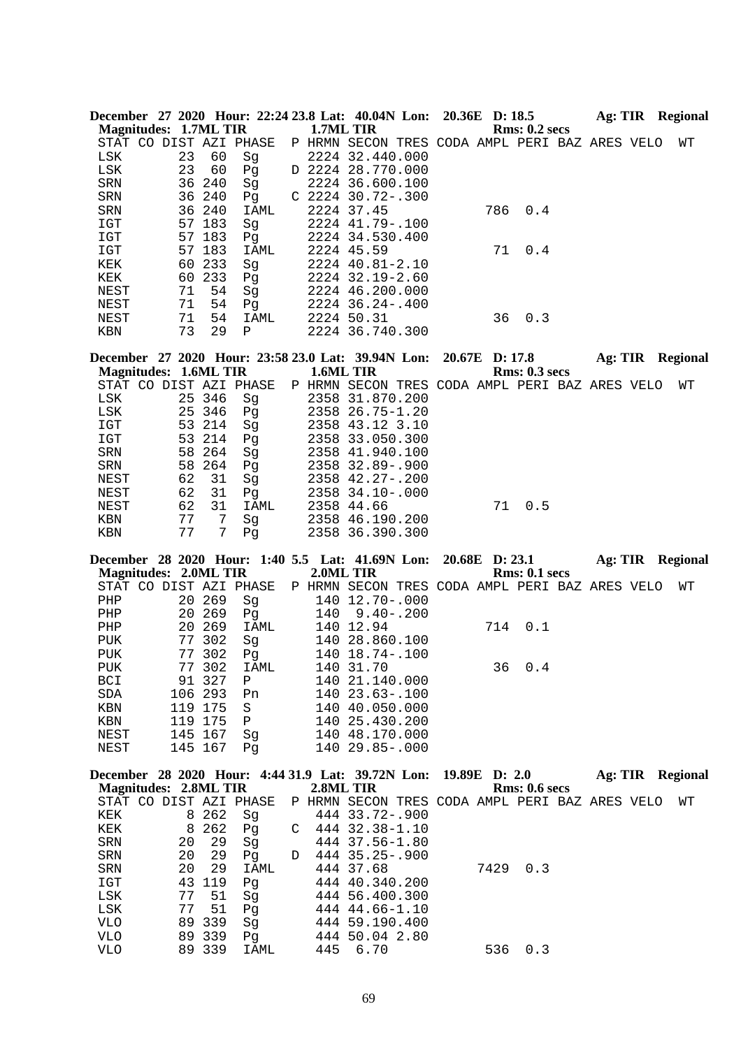**December 27 2020 Hour: 22:24 23.8 Lat: 40.04N Lon: 20.36E D: 18.5 Ag: TIR Regional**
**Magnitudes: 1.7ML TIR 1.7ML TIR Rms: 0.2 secs**

| STAT | CO | DIST | AZI | PHASE | P | HRMN | SECON | TRES | CODA | AMPL | PERI | BAZ | ARES | VELO | WT |
|---|---|---|---|---|---|---|---|---|---|---|---|---|---|---|---|
| LSK | | 23 | 60 | Sg | | 2224 | 32.44 | 0.000 | | | | | | | |
| LSK | | 23 | 60 | Pg | D | 2224 | 28.77 | 0.000 | | | | | | | |
| SRN | | 36 | 240 | Sg | | 2224 | 36.60 | 0.100 | | | | | | | |
| SRN | | 36 | 240 | Pg | C | 2224 | 30.72 | -.300 | | | | | | | |
| SRN | | 36 | 240 | IAML | | 2224 | 37.45 | | | 786 | 0.4 | | | | |
| IGT | | 57 | 183 | Sg | | 2224 | 41.79 | -.100 | | | | | | | |
| IGT | | 57 | 183 | Pg | | 2224 | 34.53 | 0.400 | | | | | | | |
| IGT | | 57 | 183 | IAML | | 2224 | 45.59 | | | 71 | 0.4 | | | | |
| KEK | | 60 | 233 | Sg | | 2224 | 40.81 | -2.10 | | | | | | | |
| KEK | | 60 | 233 | Pg | | 2224 | 32.19 | -2.60 | | | | | | | |
| NEST | | 71 | 54 | Sg | | 2224 | 46.20 | 0.000 | | | | | | | |
| NEST | | 71 | 54 | Pg | | 2224 | 36.24 | -.400 | | | | | | | |
| NEST | | 71 | 54 | IAML | | 2224 | 50.31 | | | 36 | 0.3 | | | | |
| KBN | | 73 | 29 | P | | 2224 | 36.74 | 0.300 | | | | | | | |

**December 27 2020 Hour: 23:58 23.0 Lat: 39.94N Lon: 20.67E D: 17.8 Ag: TIR Regional**
**Magnitudes: 1.6ML TIR 1.6ML TIR Rms: 0.3 secs**

| STAT | CO | DIST | AZI | PHASE | P | HRMN | SECON | TRES | CODA | AMPL | PERI | BAZ | ARES | VELO | WT |
|---|---|---|---|---|---|---|---|---|---|---|---|---|---|---|---|
| LSK | | 25 | 346 | Sg | | 2358 | 31.87 | 0.200 | | | | | | | |
| LSK | | 25 | 346 | Pg | | 2358 | 26.75 | -1.20 | | | | | | | |
| IGT | | 53 | 214 | Sg | | 2358 | 43.12 | 3.10 | | | | | | | |
| IGT | | 53 | 214 | Pg | | 2358 | 33.05 | 0.300 | | | | | | | |
| SRN | | 58 | 264 | Sg | | 2358 | 41.94 | 0.100 | | | | | | | |
| SRN | | 58 | 264 | Pg | | 2358 | 32.89 | -.900 | | | | | | | |
| NEST | | 62 | 31 | Sg | | 2358 | 42.27 | -.200 | | | | | | | |
| NEST | | 62 | 31 | Pg | | 2358 | 34.10 | -.000 | | | | | | | |
| NEST | | 62 | 31 | IAML | | 2358 | 44.66 | | | 71 | 0.5 | | | | |
| KBN | | 77 | 7 | Sg | | 2358 | 46.19 | 0.200 | | | | | | | |
| KBN | | 77 | 7 | Pg | | 2358 | 36.39 | 0.300 | | | | | | | |

**December 28 2020 Hour: 1:40 5.5 Lat: 41.69N Lon: 20.68E D: 23.1 Ag: TIR Regional**
**Magnitudes: 2.0ML TIR 2.0ML TIR Rms: 0.1 secs**

| STAT | CO | DIST | AZI | PHASE | P | HRMN | SECON | TRES | CODA | AMPL | PERI | BAZ | ARES | VELO | WT |
|---|---|---|---|---|---|---|---|---|---|---|---|---|---|---|---|
| PHP | | 20 | 269 | Sg | | 140 | 12.70 | -.000 | | | | | | | |
| PHP | | 20 | 269 | Pg | | 140 | 9.40 | -.200 | | | | | | | |
| PHP | | 20 | 269 | IAML | | 140 | 12.94 | | | 714 | 0.1 | | | | |
| PUK | | 77 | 302 | Sg | | 140 | 28.86 | 0.100 | | | | | | | |
| PUK | | 77 | 302 | Pg | | 140 | 18.74 | -.100 | | | | | | | |
| PUK | | 77 | 302 | IAML | | 140 | 31.70 | | | 36 | 0.4 | | | | |
| BCI | | 91 | 327 | P | | 140 | 21.14 | 0.000 | | | | | | | |
| SDA | | 106 | 293 | Pn | | 140 | 23.63 | -.100 | | | | | | | |
| KBN | | 119 | 175 | S | | 140 | 40.05 | 0.000 | | | | | | | |
| KBN | | 119 | 175 | P | | 140 | 25.43 | 0.200 | | | | | | | |
| NEST | | 145 | 167 | Sg | | 140 | 48.17 | 0.000 | | | | | | | |
| NEST | | 145 | 167 | Pg | | 140 | 29.85 | -.000 | | | | | | | |

**December 28 2020 Hour: 4:44 31.9 Lat: 39.72N Lon: 19.89E D: 2.0 Ag: TIR Regional**
**Magnitudes: 2.8ML TIR 2.8ML TIR Rms: 0.6 secs**

| STAT | CO | DIST | AZI | PHASE | P | HRMN | SECON | TRES | CODA | AMPL | PERI | BAZ | ARES | VELO | WT |
|---|---|---|---|---|---|---|---|---|---|---|---|---|---|---|---|
| KEK | | 8 | 262 | Sg | | 444 | 33.72 | -.900 | | | | | | | |
| KEK | | 8 | 262 | Pg | C | 444 | 32.38 | -1.10 | | | | | | | |
| SRN | | 20 | 29 | Sg | | 444 | 37.56 | -1.80 | | | | | | | |
| SRN | | 20 | 29 | Pg | D | 444 | 35.25 | -.900 | | | | | | | |
| SRN | | 20 | 29 | IAML | | 444 | 37.68 | | | 7429 | 0.3 | | | | |
| IGT | | 43 | 119 | Pg | | 444 | 40.34 | 0.200 | | | | | | | |
| LSK | | 77 | 51 | Sg | | 444 | 56.40 | 0.300 | | | | | | | |
| LSK | | 77 | 51 | Pg | | 444 | 44.66 | -1.10 | | | | | | | |
| VLO | | 89 | 339 | Sg | | 444 | 59.19 | 0.400 | | | | | | | |
| VLO | | 89 | 339 | Pg | | 444 | 50.04 | 2.80 | | | | | | | |
| VLO | | 89 | 339 | IAML | | 445 | 6.70 | | | 536 | 0.3 | | | | |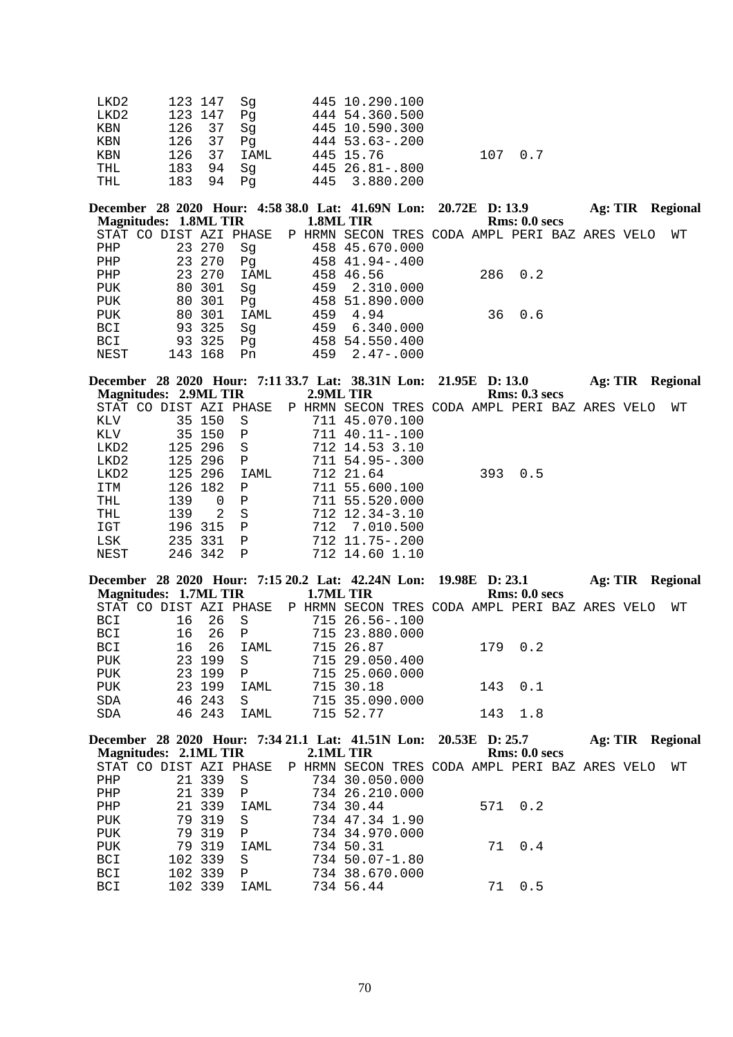| STAT | CO | DIST | AZI | PHASE | P | HRMN | SECON | TRES | CODA | AMPL | PERI | BAZ | ARES | VELO | WT |
|---|---|---|---|---|---|---|---|---|---|---|---|---|---|---|---|
| LKD2 | | 123 | 147 | Sg | | 445 | 10.29 | 0.100 | | | | | | | |
| LKD2 | | 123 | 147 | Pg | | 444 | 54.36 | 0.500 | | | | | | | |
| KBN | | 126 | 37 | Sg | | 445 | 10.59 | 0.300 | | | | | | | |
| KBN | | 126 | 37 | Pg | | 444 | 53.63 | -.200 | | | | | | | |
| KBN | | 126 | 37 | IAML | | 445 | 15.76 | | | 107 | 0.7 | | | | |
| THL | | 183 | 94 | Sg | | 445 | 26.81 | -.800 | | | | | | | |
| THL | | 183 | 94 | Pg | | 445 | 3.88 | 0.200 | | | | | | | |

**December 28 2020 Hour: 4:58 38.0 Lat: 41.69N Lon: 20.72E D: 13.9 Ag: TIR Regional**
**Magnitudes: 1.8ML TIR 1.8ML TIR Rms: 0.0 secs**

| STAT | CO | DIST | AZI | PHASE | P | HRMN | SECON | TRES | CODA | AMPL | PERI | BAZ | ARES | VELO | WT |
|---|---|---|---|---|---|---|---|---|---|---|---|---|---|---|---|
| PHP | | 23 | 270 | Sg | | 458 | 45.67 | 0.000 | | | | | | | |
| PHP | | 23 | 270 | Pg | | 458 | 41.94 | -.400 | | | | | | | |
| PHP | | 23 | 270 | IAML | | 458 | 46.56 | | | 286 | 0.2 | | | | |
| PUK | | 80 | 301 | Sg | | 459 | 2.31 | 0.000 | | | | | | | |
| PUK | | 80 | 301 | Pg | | 458 | 51.89 | 0.000 | | | | | | | |
| PUK | | 80 | 301 | IAML | | 459 | 4.94 | | | 36 | 0.6 | | | | |
| BCI | | 93 | 325 | Sg | | 459 | 6.34 | 0.000 | | | | | | | |
| BCI | | 93 | 325 | Pg | | 458 | 54.55 | 0.400 | | | | | | | |
| NEST | | 143 | 168 | Pn | | 459 | 2.47 | -.000 | | | | | | | |

**December 28 2020 Hour: 7:11 33.7 Lat: 38.31N Lon: 21.95E D: 13.0 Ag: TIR Regional**
**Magnitudes: 2.9ML TIR 2.9ML TIR Rms: 0.3 secs**

| STAT | CO | DIST | AZI | PHASE | P | HRMN | SECON | TRES | CODA | AMPL | PERI | BAZ | ARES | VELO | WT |
|---|---|---|---|---|---|---|---|---|---|---|---|---|---|---|---|
| KLV | | 35 | 150 | S | | 711 | 45.07 | 0.100 | | | | | | | |
| KLV | | 35 | 150 | P | | 711 | 40.11 | -.100 | | | | | | | |
| LKD2 | | 125 | 296 | S | | 712 | 14.53 | 3.10 | | | | | | | |
| LKD2 | | 125 | 296 | P | | 711 | 54.95 | -.300 | | | | | | | |
| LKD2 | | 125 | 296 | IAML | | 712 | 21.64 | | | 393 | 0.5 | | | | |
| ITM | | 126 | 182 | P | | 711 | 55.60 | 0.100 | | | | | | | |
| THL | | 139 | 0 | P | | 711 | 55.52 | 0.000 | | | | | | | |
| THL | | 139 | 2 | S | | 712 | 12.34 | -3.10 | | | | | | | |
| IGT | | 196 | 315 | P | | 712 | 7.01 | 0.500 | | | | | | | |
| LSK | | 235 | 331 | P | | 712 | 11.75 | -.200 | | | | | | | |
| NEST | | 246 | 342 | P | | 712 | 14.60 | 1.10 | | | | | | | |

**December 28 2020 Hour: 7:15 20.2 Lat: 42.24N Lon: 19.98E D: 23.1 Ag: TIR Regional**
**Magnitudes: 1.7ML TIR 1.7ML TIR Rms: 0.0 secs**

| STAT | CO | DIST | AZI | PHASE | P | HRMN | SECON | TRES | CODA | AMPL | PERI | BAZ | ARES | VELO | WT |
|---|---|---|---|---|---|---|---|---|---|---|---|---|---|---|---|
| BCI | | 16 | 26 | S | | 715 | 26.56 | -.100 | | | | | | | |
| BCI | | 16 | 26 | P | | 715 | 23.88 | 0.000 | | | | | | | |
| BCI | | 16 | 26 | IAML | | 715 | 26.87 | | | 179 | 0.2 | | | | |
| PUK | | 23 | 199 | S | | 715 | 29.05 | 0.400 | | | | | | | |
| PUK | | 23 | 199 | P | | 715 | 25.06 | 0.000 | | | | | | | |
| PUK | | 23 | 199 | IAML | | 715 | 30.18 | | | 143 | 0.1 | | | | |
| SDA | | 46 | 243 | S | | 715 | 35.09 | 0.000 | | | | | | | |
| SDA | | 46 | 243 | IAML | | 715 | 52.77 | | | 143 | 1.8 | | | | |

**December 28 2020 Hour: 7:34 21.1 Lat: 41.51N Lon: 20.53E D: 25.7 Ag: TIR Regional**
**Magnitudes: 2.1ML TIR 2.1ML TIR Rms: 0.0 secs**

| STAT | CO | DIST | AZI | PHASE | P | HRMN | SECON | TRES | CODA | AMPL | PERI | BAZ | ARES | VELO | WT |
|---|---|---|---|---|---|---|---|---|---|---|---|---|---|---|---|
| PHP | | 21 | 339 | S | | 734 | 30.05 | 0.000 | | | | | | | |
| PHP | | 21 | 339 | P | | 734 | 26.21 | 0.000 | | | | | | | |
| PHP | | 21 | 339 | IAML | | 734 | 30.44 | | | 571 | 0.2 | | | | |
| PUK | | 79 | 319 | S | | 734 | 47.34 | 1.90 | | | | | | | |
| PUK | | 79 | 319 | P | | 734 | 34.97 | 0.000 | | | | | | | |
| PUK | | 79 | 319 | IAML | | 734 | 50.31 | | | 71 | 0.4 | | | | |
| BCI | | 102 | 339 | S | | 734 | 50.07 | -1.80 | | | | | | | |
| BCI | | 102 | 339 | P | | 734 | 38.67 | 0.000 | | | | | | | |
| BCI | | 102 | 339 | IAML | | 734 | 56.44 | | | 71 | 0.5 | | | | |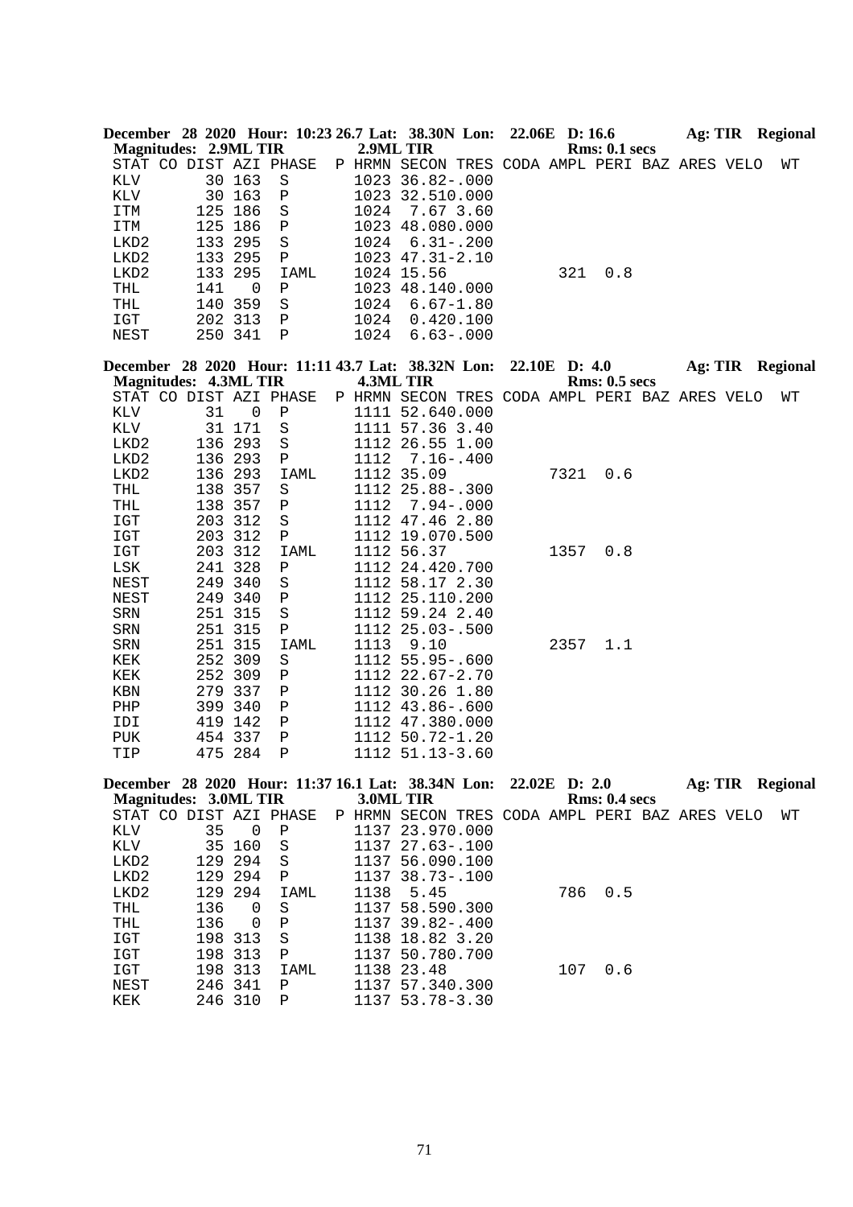**December 28 2020 Hour: 10:23 26.7 Lat: 38.30N Lon: 22.06E D: 16.6 Ag: TIR Regional**
**Magnitudes: 2.9ML TIR 2.9ML TIR Rms: 0.1 secs**

```
STAT CO DIST AZI PHASE  P HRMN SECON TRES CODA AMPL PERI BAZ ARES VELO  WT
KLV       30 163  S       1023 36.82-.000
KLV       30 163  P       1023 32.510.000
ITM      125 186  S       1024  7.67 3.60
ITM      125 186  P       1023 48.080.000
LKD2     133 295  S       1024  6.31-.200
LKD2     133 295  P       1023 47.31-2.10
LKD2     133 295  IAML    1024 15.56            321  0.8
THL      141   0  P       1023 48.140.000
THL      140 359  S       1024  6.67-1.80
IGT      202 313  P       1024  0.420.100
NEST     250 341  P       1024  6.63-.000
```

**December 28 2020 Hour: 11:11 43.7 Lat: 38.32N Lon: 22.10E D: 4.0 Ag: TIR Regional**
**Magnitudes: 4.3ML TIR 4.3ML TIR Rms: 0.5 secs**

```
STAT CO DIST AZI PHASE  P HRMN SECON TRES CODA AMPL PERI BAZ ARES VELO  WT
KLV       31   0  P       1111 52.640.000
KLV       31 171  S       1111 57.36 3.40
LKD2     136 293  S       1112 26.55 1.00
LKD2     136 293  P       1112  7.16-.400
LKD2     136 293  IAML    1112 35.09           7321  0.6
THL      138 357  S       1112 25.88-.300
THL      138 357  P       1112  7.94-.000
IGT      203 312  S       1112 47.46 2.80
IGT      203 312  P       1112 19.070.500
IGT      203 312  IAML    1112 56.37           1357  0.8
LSK      241 328  P       1112 24.420.700
NEST     249 340  S       1112 58.17 2.30
NEST     249 340  P       1112 25.110.200
SRN      251 315  S       1112 59.24 2.40
SRN      251 315  P       1112 25.03-.500
SRN      251 315  IAML    1113  9.10           2357  1.1
KEK      252 309  S       1112 55.95-.600
KEK      252 309  P       1112 22.67-2.70
KBN      279 337  P       1112 30.26 1.80
PHP      399 340  P       1112 43.86-.600
IDI      419 142  P       1112 47.380.000
PUK      454 337  P       1112 50.72-1.20
TIP      475 284  P       1112 51.13-3.60
```

**December 28 2020 Hour: 11:37 16.1 Lat: 38.34N Lon: 22.02E D: 2.0 Ag: TIR Regional**
**Magnitudes: 3.0ML TIR 3.0ML TIR Rms: 0.4 secs**

```
STAT CO DIST AZI PHASE  P HRMN SECON TRES CODA AMPL PERI BAZ ARES VELO  WT
KLV       35   0  P       1137 23.970.000
KLV       35 160  S       1137 27.63-.100
LKD2     129 294  S       1137 56.090.100
LKD2     129 294  P       1137 38.73-.100
LKD2     129 294  IAML    1138  5.45            786  0.5
THL      136   0  S       1137 58.590.300
THL      136   0  P       1137 39.82-.400
IGT      198 313  S       1138 18.82 3.20
IGT      198 313  P       1137 50.780.700
IGT      198 313  IAML    1138 23.48            107  0.6
NEST     246 341  P       1137 57.340.300
KEK      246 310  P       1137 53.78-3.30
```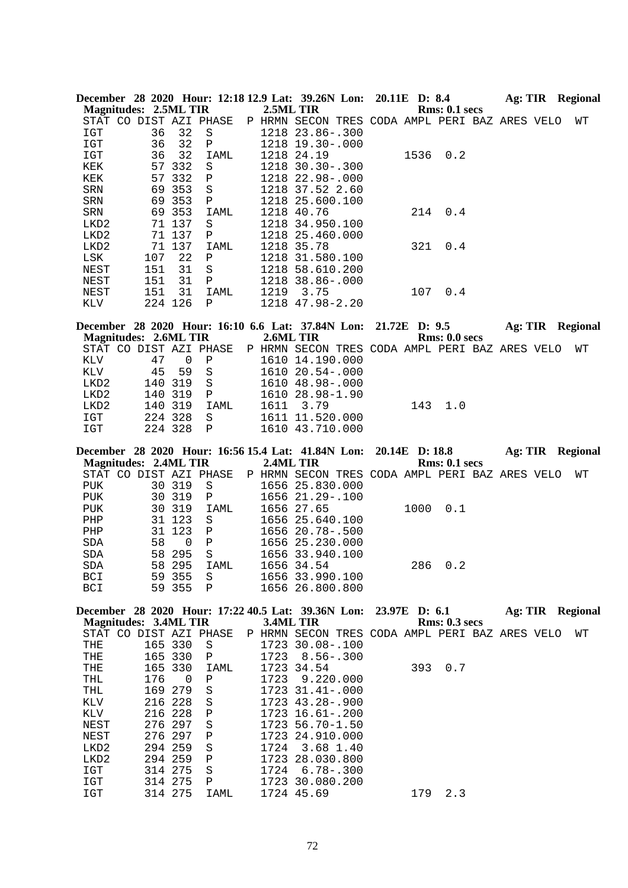**December 28 2020 Hour: 12:18 12.9 Lat: 39.26N Lon: 20.11E D: 8.4 Ag: TIR Regional**
**Magnitudes: 2.5ML TIR 2.5ML TIR Rms: 0.1 secs**

| STAT | CO | DIST | AZI | PHASE | P | HRMN | SECON | TRES | CODA | AMPL | PERI | BAZ | ARES | VELO | WT |
|---|---|---|---|---|---|---|---|---|---|---|---|---|---|---|---|
| IGT | | 36 | 32 | S | | 1218 | 23.86 | -.300 | | | | | | | |
| IGT | | 36 | 32 | P | | 1218 | 19.30 | -.000 | | | | | | | |
| IGT | | 36 | 32 | IAML | | 1218 | 24.19 | | | 1536 | 0.2 | | | | |
| KEK | | 57 | 332 | S | | 1218 | 30.30 | -.300 | | | | | | | |
| KEK | | 57 | 332 | P | | 1218 | 22.98 | -.000 | | | | | | | |
| SRN | | 69 | 353 | S | | 1218 | 37.52 | 2.60 | | | | | | | |
| SRN | | 69 | 353 | P | | 1218 | 25.60 | 0.100 | | | | | | | |
| SRN | | 69 | 353 | IAML | | 1218 | 40.76 | | | 214 | 0.4 | | | | |
| LKD2 | | 71 | 137 | S | | 1218 | 34.95 | 0.100 | | | | | | | |
| LKD2 | | 71 | 137 | P | | 1218 | 25.46 | 0.000 | | | | | | | |
| LKD2 | | 71 | 137 | IAML | | 1218 | 35.78 | | | 321 | 0.4 | | | | |
| LSK | | 107 | 22 | P | | 1218 | 31.58 | 0.100 | | | | | | | |
| NEST | | 151 | 31 | S | | 1218 | 58.61 | 0.200 | | | | | | | |
| NEST | | 151 | 31 | P | | 1218 | 38.86 | -.000 | | | | | | | |
| NEST | | 151 | 31 | IAML | | 1219 | 3.75 | | | 107 | 0.4 | | | | |
| KLV | | 224 | 126 | P | | 1218 | 47.98 | -2.20 | | | | | | | |

**December 28 2020 Hour: 16:10 6.6 Lat: 37.84N Lon: 21.72E D: 9.5 Ag: TIR Regional**
**Magnitudes: 2.6ML TIR 2.6ML TIR Rms: 0.0 secs**

| STAT | CO | DIST | AZI | PHASE | P | HRMN | SECON | TRES | CODA | AMPL | PERI | BAZ | ARES | VELO | WT |
|---|---|---|---|---|---|---|---|---|---|---|---|---|---|---|---|
| KLV | | 47 | 0 | P | | 1610 | 14.19 | 0.000 | | | | | | | |
| KLV | | 45 | 59 | S | | 1610 | 20.54 | -.000 | | | | | | | |
| LKD2 | | 140 | 319 | S | | 1610 | 48.98 | -.000 | | | | | | | |
| LKD2 | | 140 | 319 | P | | 1610 | 28.98 | -1.90 | | | | | | | |
| LKD2 | | 140 | 319 | IAML | | 1611 | 3.79 | | | 143 | 1.0 | | | | |
| IGT | | 224 | 328 | S | | 1611 | 11.52 | 0.000 | | | | | | | |
| IGT | | 224 | 328 | P | | 1610 | 43.71 | 0.000 | | | | | | | |

**December 28 2020 Hour: 16:56 15.4 Lat: 41.84N Lon: 20.14E D: 18.8 Ag: TIR Regional**
**Magnitudes: 2.4ML TIR 2.4ML TIR Rms: 0.1 secs**

| STAT | CO | DIST | AZI | PHASE | P | HRMN | SECON | TRES | CODA | AMPL | PERI | BAZ | ARES | VELO | WT |
|---|---|---|---|---|---|---|---|---|---|---|---|---|---|---|---|
| PUK | | 30 | 319 | S | | 1656 | 25.83 | 0.000 | | | | | | | |
| PUK | | 30 | 319 | P | | 1656 | 21.29 | -.100 | | | | | | | |
| PUK | | 30 | 319 | IAML | | 1656 | 27.65 | | | 1000 | 0.1 | | | | |
| PHP | | 31 | 123 | S | | 1656 | 25.64 | 0.100 | | | | | | | |
| PHP | | 31 | 123 | P | | 1656 | 20.78 | -.500 | | | | | | | |
| SDA | | 58 | 0 | P | | 1656 | 25.23 | 0.000 | | | | | | | |
| SDA | | 58 | 295 | S | | 1656 | 33.94 | 0.100 | | | | | | | |
| SDA | | 58 | 295 | IAML | | 1656 | 34.54 | | | 286 | 0.2 | | | | |
| BCI | | 59 | 355 | S | | 1656 | 33.99 | 0.100 | | | | | | | |
| BCI | | 59 | 355 | P | | 1656 | 26.80 | 0.800 | | | | | | | |

**December 28 2020 Hour: 17:22 40.5 Lat: 39.36N Lon: 23.97E D: 6.1 Ag: TIR Regional**
**Magnitudes: 3.4ML TIR 3.4ML TIR Rms: 0.3 secs**

| STAT | CO | DIST | AZI | PHASE | P | HRMN | SECON | TRES | CODA | AMPL | PERI | BAZ | ARES | VELO | WT |
|---|---|---|---|---|---|---|---|---|---|---|---|---|---|---|---|
| THE | | 165 | 330 | S | | 1723 | 30.08 | -.100 | | | | | | | |
| THE | | 165 | 330 | P | | 1723 | 8.56 | -.300 | | | | | | | |
| THE | | 165 | 330 | IAML | | 1723 | 34.54 | | | 393 | 0.7 | | | | |
| THL | | 176 | 0 | P | | 1723 | 9.22 | 0.000 | | | | | | | |
| THL | | 169 | 279 | S | | 1723 | 31.41 | -.000 | | | | | | | |
| KLV | | 216 | 228 | S | | 1723 | 43.28 | -.900 | | | | | | | |
| KLV | | 216 | 228 | P | | 1723 | 16.61 | -.200 | | | | | | | |
| NEST | | 276 | 297 | S | | 1723 | 56.70 | -1.50 | | | | | | | |
| NEST | | 276 | 297 | P | | 1723 | 24.91 | 0.000 | | | | | | | |
| LKD2 | | 294 | 259 | S | | 1724 | 3.68 | 1.40 | | | | | | | |
| LKD2 | | 294 | 259 | P | | 1723 | 28.03 | 0.800 | | | | | | | |
| IGT | | 314 | 275 | S | | 1724 | 6.78 | -.300 | | | | | | | |
| IGT | | 314 | 275 | P | | 1723 | 30.08 | 0.200 | | | | | | | |
| IGT | | 314 | 275 | IAML | | 1724 | 45.69 | | | 179 | 2.3 | | | | |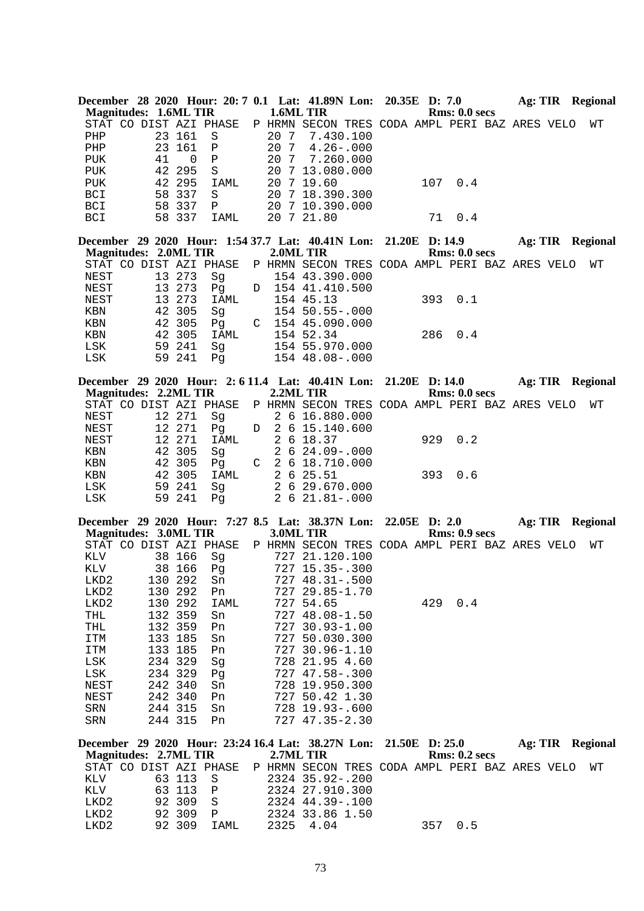**December 28 2020 Hour: 20: 7 0.1 Lat: 41.89N Lon: 20.35E D: 7.0 Ag: TIR Regional**
**Magnitudes: 1.6ML TIR 1.6ML TIR Rms: 0.0 secs**

```
STAT CO DIST AZI PHASE  P HRMN SECON TRES CODA AMPL PERI BAZ ARES VELO  WT
PHP        23 161  S      20 7  7.430.100
PHP        23 161  P      20 7  4.26-.000
PUK        41   0  P      20 7  7.260.000
PUK        42 295  S      20 7 13.080.000
PUK        42 295  IAML   20 7 19.60          107  0.4
BCI        58 337  S      20 7 18.390.300
BCI        58 337  P      20 7 10.390.000
BCI        58 337  IAML   20 7 21.80           71  0.4
```

**December 29 2020 Hour: 1:54 37.7 Lat: 40.41N Lon: 21.20E D: 14.9 Ag: TIR Regional**
**Magnitudes: 2.0ML TIR 2.0ML TIR Rms: 0.0 secs**

```
STAT CO DIST AZI PHASE  P HRMN SECON TRES CODA AMPL PERI BAZ ARES VELO  WT
NEST       13 273  Sg      154 43.390.000
NEST       13 273  Pg   D  154 41.410.500
NEST       13 273  IAML    154 45.13          393  0.1
KBN        42 305  Sg      154 50.55-.000
KBN        42 305  Pg   C  154 45.090.000
KBN        42 305  IAML    154 52.34          286  0.4
LSK        59 241  Sg      154 55.970.000
LSK        59 241  Pg      154 48.08-.000
```

**December 29 2020 Hour: 2: 6 11.4 Lat: 40.41N Lon: 21.20E D: 14.0 Ag: TIR Regional**
**Magnitudes: 2.2ML TIR 2.2ML TIR Rms: 0.0 secs**

```
STAT CO DIST AZI PHASE  P HRMN SECON TRES CODA AMPL PERI BAZ ARES VELO  WT
NEST       12 271  Sg      2 6 16.880.000
NEST       12 271  Pg   D  2 6 15.140.600
NEST       12 271  IAML    2 6 18.37          929  0.2
KBN        42 305  Sg      2 6 24.09-.000
KBN        42 305  Pg   C  2 6 18.710.000
KBN        42 305  IAML    2 6 25.51          393  0.6
LSK        59 241  Sg      2 6 29.670.000
LSK        59 241  Pg      2 6 21.81-.000
```

**December 29 2020 Hour: 7:27 8.5 Lat: 38.37N Lon: 22.05E D: 2.0 Ag: TIR Regional**
**Magnitudes: 3.0ML TIR 3.0ML TIR Rms: 0.9 secs**

```
STAT CO DIST AZI PHASE  P HRMN SECON TRES CODA AMPL PERI BAZ ARES VELO  WT
KLV        38 166  Sg      727 21.120.100
KLV        38 166  Pg      727 15.35-.300
LKD2      130 292  Sn      727 48.31-.500
LKD2      130 292  Pn      727 29.85-1.70
LKD2      130 292  IAML    727 54.65          429  0.4
THL       132 359  Sn      727 48.08-1.50
THL       132 359  Pn      727 30.93-1.00
ITM       133 185  Sn      727 50.030.300
ITM       133 185  Pn      727 30.96-1.10
LSK       234 329  Sg      728 21.95 4.60
LSK       234 329  Pg      727 47.58-.300
NEST      242 340  Sn      728 19.950.300
NEST      242 340  Pn      727 50.42 1.30
SRN       244 315  Sn      728 19.93-.600
SRN       244 315  Pn      727 47.35-2.30
```

**December 29 2020 Hour: 23:24 16.4 Lat: 38.27N Lon: 21.50E D: 25.0 Ag: TIR Regional**
**Magnitudes: 2.7ML TIR 2.7ML TIR Rms: 0.2 secs**

```
STAT CO DIST AZI PHASE  P HRMN SECON TRES CODA AMPL PERI BAZ ARES VELO  WT
KLV        63 113  S      2324 35.92-.200
KLV        63 113  P      2324 27.910.300
LKD2       92 309  S      2324 44.39-.100
LKD2       92 309  P      2324 33.86 1.50
LKD2       92 309  IAML   2325  4.04          357  0.5
```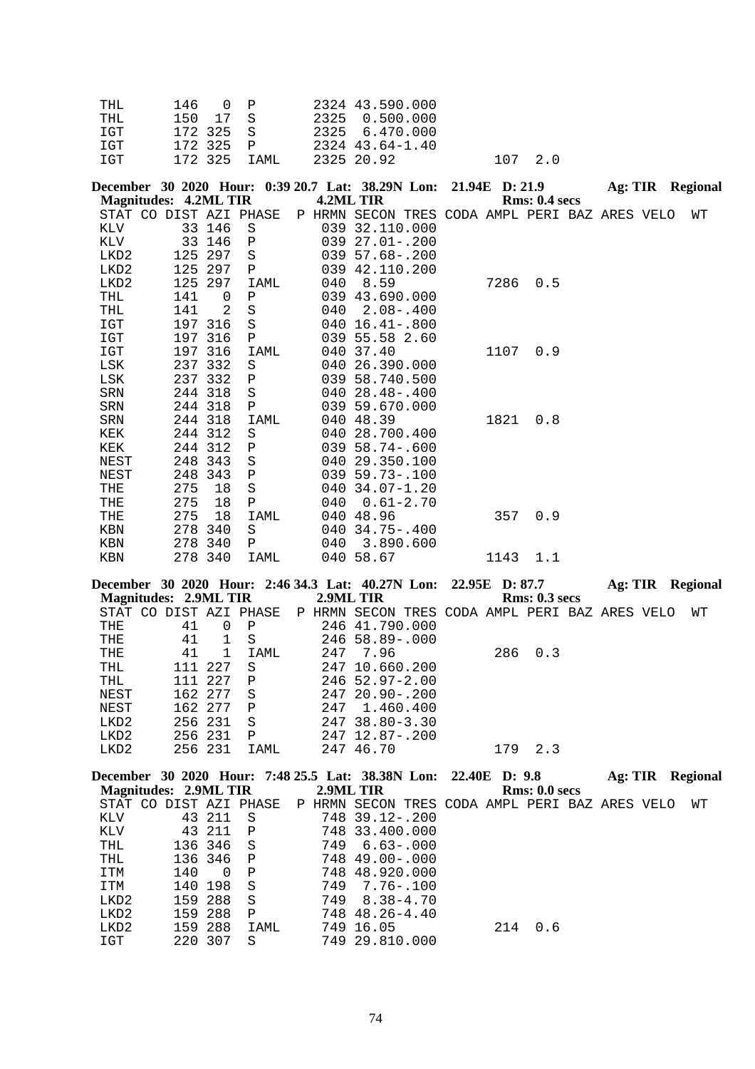| STAT | CO | DIST | AZI | PHASE | P | HRMN | SECON | TRES | CODA | AMPL | PERI | BAZ | ARES | VELO | WT |
|---|---|---|---|---|---|---|---|---|---|---|---|---|---|---|---|
| THL | | 146 | 0 | P | | 2324 | 43.59 | 0.000 | | | | | | | |
| THL | | 150 | 17 | S | | 2325 | 0.50 | 0.000 | | | | | | | |
| IGT | | 172 | 325 | S | | 2325 | 6.47 | 0.000 | | | | | | | |
| IGT | | 172 | 325 | P | | 2324 | 43.64 | -1.40 | | | | | | | |
| IGT | | 172 | 325 | IAML | | 2325 | 20.92 | | | 107 | 2.0 | | | | |

**December 30 2020 Hour: 0:39 20.7 Lat: 38.29N Lon: 21.94E D: 21.9 Ag: TIR Regional**
**Magnitudes: 4.2ML TIR 4.2ML TIR Rms: 0.4 secs**

| STAT | CO | DIST | AZI | PHASE | P | HRMN | SECON | TRES | CODA | AMPL | PERI | BAZ | ARES | VELO | WT |
|---|---|---|---|---|---|---|---|---|---|---|---|---|---|---|---|
| KLV | | 33 | 146 | S | | 039 | 32.11 | 0.000 | | | | | | | |
| KLV | | 33 | 146 | P | | 039 | 27.01 | -.200 | | | | | | | |
| LKD2 | | 125 | 297 | S | | 039 | 57.68 | -.200 | | | | | | | |
| LKD2 | | 125 | 297 | P | | 039 | 42.11 | 0.200 | | | | | | | |
| LKD2 | | 125 | 297 | IAML | | 040 | 8.59 | | | 7286 | 0.5 | | | | |
| THL | | 141 | 0 | P | | 039 | 43.69 | 0.000 | | | | | | | |
| THL | | 141 | 2 | S | | 040 | 2.08 | -.400 | | | | | | | |
| IGT | | 197 | 316 | S | | 040 | 16.41 | -.800 | | | | | | | |
| IGT | | 197 | 316 | P | | 039 | 55.58 | 2.60 | | | | | | | |
| IGT | | 197 | 316 | IAML | | 040 | 37.40 | | | 1107 | 0.9 | | | | |
| LSK | | 237 | 332 | S | | 040 | 26.39 | 0.000 | | | | | | | |
| LSK | | 237 | 332 | P | | 039 | 58.74 | 0.500 | | | | | | | |
| SRN | | 244 | 318 | S | | 040 | 28.48 | -.400 | | | | | | | |
| SRN | | 244 | 318 | P | | 039 | 59.67 | 0.000 | | | | | | | |
| SRN | | 244 | 318 | IAML | | 040 | 48.39 | | | 1821 | 0.8 | | | | |
| KEK | | 244 | 312 | S | | 040 | 28.70 | 0.400 | | | | | | | |
| KEK | | 244 | 312 | P | | 039 | 58.74 | -.600 | | | | | | | |
| NEST | | 248 | 343 | S | | 040 | 29.35 | 0.100 | | | | | | | |
| NEST | | 248 | 343 | P | | 039 | 59.73 | -.100 | | | | | | | |
| THE | | 275 | 18 | S | | 040 | 34.07 | -1.20 | | | | | | | |
| THE | | 275 | 18 | P | | 040 | 0.61 | -2.70 | | | | | | | |
| THE | | 275 | 18 | IAML | | 040 | 48.96 | | | 357 | 0.9 | | | | |
| KBN | | 278 | 340 | S | | 040 | 34.75 | -.400 | | | | | | | |
| KBN | | 278 | 340 | P | | 040 | 3.89 | 0.600 | | | | | | | |
| KBN | | 278 | 340 | IAML | | 040 | 58.67 | | | 1143 | 1.1 | | | | |

**December 30 2020 Hour: 2:46 34.3 Lat: 40.27N Lon: 22.95E D: 87.7 Ag: TIR Regional**
**Magnitudes: 2.9ML TIR 2.9ML TIR Rms: 0.3 secs**

| STAT | CO | DIST | AZI | PHASE | P | HRMN | SECON | TRES | CODA | AMPL | PERI | BAZ | ARES | VELO | WT |
|---|---|---|---|---|---|---|---|---|---|---|---|---|---|---|---|
| THE | | 41 | 0 | P | | 246 | 41.79 | 0.000 | | | | | | | |
| THE | | 41 | 1 | S | | 246 | 58.89 | -.000 | | | | | | | |
| THE | | 41 | 1 | IAML | | 247 | 7.96 | | | 286 | 0.3 | | | | |
| THL | | 111 | 227 | S | | 247 | 10.66 | 0.200 | | | | | | | |
| THL | | 111 | 227 | P | | 246 | 52.97 | -2.00 | | | | | | | |
| NEST | | 162 | 277 | S | | 247 | 20.90 | -.200 | | | | | | | |
| NEST | | 162 | 277 | P | | 247 | 1.46 | 0.400 | | | | | | | |
| LKD2 | | 256 | 231 | S | | 247 | 38.80 | -3.30 | | | | | | | |
| LKD2 | | 256 | 231 | P | | 247 | 12.87 | -.200 | | | | | | | |
| LKD2 | | 256 | 231 | IAML | | 247 | 46.70 | | | 179 | 2.3 | | | | |

**December 30 2020 Hour: 7:48 25.5 Lat: 38.38N Lon: 22.40E D: 9.8 Ag: TIR Regional**
**Magnitudes: 2.9ML TIR 2.9ML TIR Rms: 0.0 secs**

| STAT | CO | DIST | AZI | PHASE | P | HRMN | SECON | TRES | CODA | AMPL | PERI | BAZ | ARES | VELO | WT |
|---|---|---|---|---|---|---|---|---|---|---|---|---|---|---|---|
| KLV | | 43 | 211 | S | | 748 | 39.12 | -.200 | | | | | | | |
| KLV | | 43 | 211 | P | | 748 | 33.40 | 0.000 | | | | | | | |
| THL | | 136 | 346 | S | | 749 | 6.63 | -.000 | | | | | | | |
| THL | | 136 | 346 | P | | 748 | 49.00 | -.000 | | | | | | | |
| ITM | | 140 | 0 | P | | 748 | 48.92 | 0.000 | | | | | | | |
| ITM | | 140 | 198 | S | | 749 | 7.76 | -.100 | | | | | | | |
| LKD2 | | 159 | 288 | S | | 749 | 8.38 | -4.70 | | | | | | | |
| LKD2 | | 159 | 288 | P | | 748 | 48.26 | -4.40 | | | | | | | |
| LKD2 | | 159 | 288 | IAML | | 749 | 16.05 | | | 214 | 0.6 | | | | |
| IGT | | 220 | 307 | S | | 749 | 29.81 | 0.000 | | | | | | | |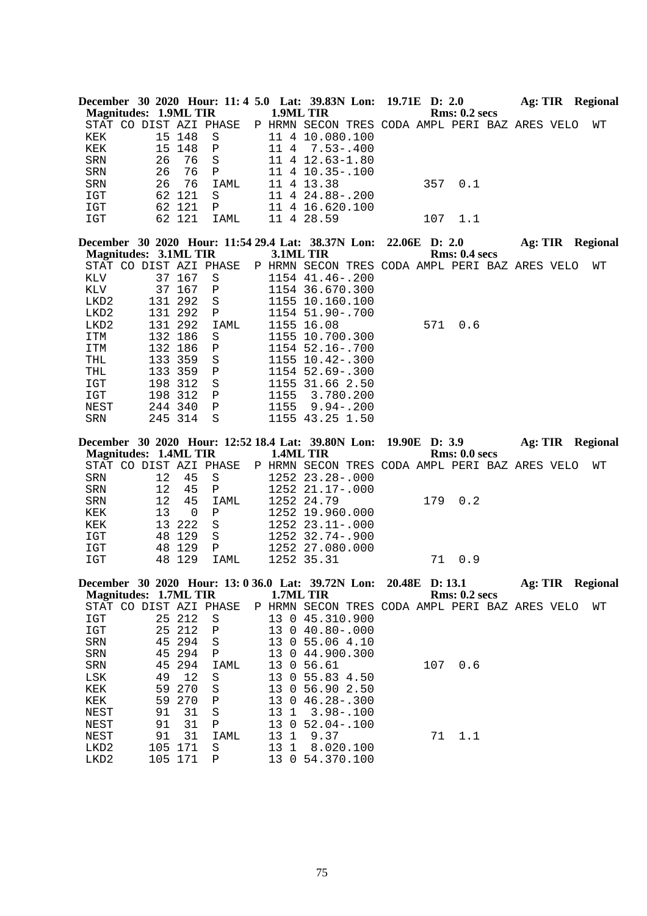**December 30 2020 Hour: 11: 4 5.0 Lat: 39.83N Lon: 19.71E D: 2.0 Ag: TIR Regional**
**Magnitudes: 1.9ML TIR 1.9ML TIR Rms: 0.2 secs**

```
STAT CO DIST AZI PHASE  P HRMN SECON TRES CODA AMPL PERI BAZ ARES VELO  WT
KEK       15 148  S       11 4 10.080.100
KEK       15 148  P       11 4  7.53-.400
SRN       26  76  S       11 4 12.63-1.80
SRN       26  76  P       11 4 10.35-.100
SRN       26  76  IAML    11 4 13.38           357  0.1
IGT       62 121  S       11 4 24.88-.200
IGT       62 121  P       11 4 16.620.100
IGT       62 121  IAML    11 4 28.59           107  1.1
```

**December 30 2020 Hour: 11:54 29.4 Lat: 38.37N Lon: 22.06E D: 2.0 Ag: TIR Regional**
**Magnitudes: 3.1ML TIR 3.1ML TIR Rms: 0.4 secs**

```
STAT CO DIST AZI PHASE  P HRMN SECON TRES CODA AMPL PERI BAZ ARES VELO  WT
KLV       37 167  S       1154 41.46-.200
KLV       37 167  P       1154 36.670.300
LKD2     131 292  S       1155 10.160.100
LKD2     131 292  P       1154 51.90-.700
LKD2     131 292  IAML    1155 16.08           571  0.6
ITM      132 186  S       1155 10.700.300
ITM      132 186  P       1154 52.16-.700
THL      133 359  S       1155 10.42-.300
THL      133 359  P       1154 52.69-.300
IGT      198 312  S       1155 31.66 2.50
IGT      198 312  P       1155  3.780.200
NEST     244 340  P       1155  9.94-.200
SRN      245 314  S       1155 43.25 1.50
```

**December 30 2020 Hour: 12:52 18.4 Lat: 39.80N Lon: 19.90E D: 3.9 Ag: TIR Regional**
**Magnitudes: 1.4ML TIR 1.4ML TIR Rms: 0.0 secs**

```
STAT CO DIST AZI PHASE  P HRMN SECON TRES CODA AMPL PERI BAZ ARES VELO  WT
SRN       12  45  S       1252 23.28-.000
SRN       12  45  P       1252 21.17-.000
SRN       12  45  IAML    1252 24.79           179  0.2
KEK       13   0  P       1252 19.960.000
KEK       13 222  S       1252 23.11-.000
IGT       48 129  S       1252 32.74-.900
IGT       48 129  P       1252 27.080.000
IGT       48 129  IAML    1252 35.31            71  0.9
```

**December 30 2020 Hour: 13: 0 36.0 Lat: 39.72N Lon: 20.48E D: 13.1 Ag: TIR Regional**
**Magnitudes: 1.7ML TIR 1.7ML TIR Rms: 0.2 secs**

```
STAT CO DIST AZI PHASE  P HRMN SECON TRES CODA AMPL PERI BAZ ARES VELO  WT
IGT       25 212  S       13 0 45.310.900
IGT       25 212  P       13 0 40.80-.000
SRN       45 294  S       13 0 55.06 4.10
SRN       45 294  P       13 0 44.900.300
SRN       45 294  IAML    13 0 56.61           107  0.6
LSK       49  12  S       13 0 55.83 4.50
KEK       59 270  S       13 0 56.90 2.50
KEK       59 270  P       13 0 46.28-.300
NEST      91  31  S       13 1  3.98-.100
NEST      91  31  P       13 0 52.04-.100
NEST      91  31  IAML    13 1  9.37            71  1.1
LKD2     105 171  S       13 1  8.020.100
LKD2     105 171  P       13 0 54.370.100
```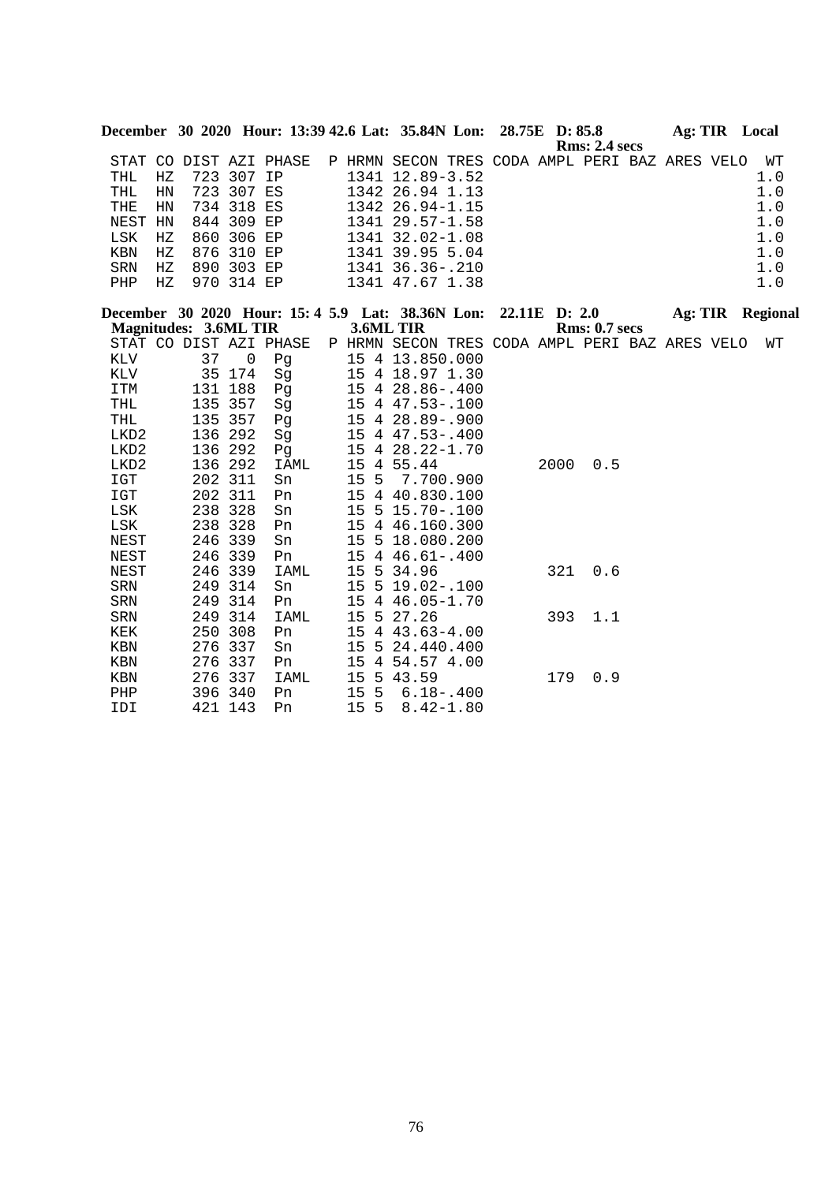**December 30 2020 Hour: 13:39 42.6 Lat: 35.84N Lon: 28.75E D: 85.8 Ag: TIR Local**
**Rms: 2.4 secs**

| STAT | CO | DIST | AZI | PHASE | P | HRMN | SECON | TRES | CODA | AMPL | PERI | BAZ | ARES | VELO | WT |
|---|---|---|---|---|---|---|---|---|---|---|---|---|---|---|---|
| THL | HZ | 723 | 307 | IP | | 1341 | 12.89 | -3.52 | | | | | | | 1.0 |
| THL | HN | 723 | 307 | ES | | 1342 | 26.94 | 1.13 | | | | | | | 1.0 |
| THE | HN | 734 | 318 | ES | | 1342 | 26.94 | -1.15 | | | | | | | 1.0 |
| NEST | HN | 844 | 309 | EP | | 1341 | 29.57 | -1.58 | | | | | | | 1.0 |
| LSK | HZ | 860 | 306 | EP | | 1341 | 32.02 | -1.08 | | | | | | | 1.0 |
| KBN | HZ | 876 | 310 | EP | | 1341 | 39.95 | 5.04 | | | | | | | 1.0 |
| SRN | HZ | 890 | 303 | EP | | 1341 | 36.36 | -.210 | | | | | | | 1.0 |
| PHP | HZ | 970 | 314 | EP | | 1341 | 47.67 | 1.38 | | | | | | | 1.0 |

**December 30 2020 Hour: 15: 4 5.9 Lat: 38.36N Lon: 22.11E D: 2.0 Ag: TIR Regional**
**Magnitudes: 3.6ML TIR 3.6ML TIR Rms: 0.7 secs**

| STAT | CO | DIST | AZI | PHASE | P | HRMN | SECON | TRES | CODA | AMPL | PERI | BAZ | ARES | VELO | WT |
|---|---|---|---|---|---|---|---|---|---|---|---|---|---|---|---|
| KLV | | 37 | 0 | Pg | | 15 4 | 13.85 | 0.000 | | | | | | | |
| KLV | | 35 | 174 | Sg | | 15 4 | 18.97 | 1.30 | | | | | | | |
| ITM | | 131 | 188 | Pg | | 15 4 | 28.86 | -.400 | | | | | | | |
| THL | | 135 | 357 | Sg | | 15 4 | 47.53 | -.100 | | | | | | | |
| THL | | 135 | 357 | Pg | | 15 4 | 28.89 | -.900 | | | | | | | |
| LKD2 | | 136 | 292 | Sg | | 15 4 | 47.53 | -.400 | | | | | | | |
| LKD2 | | 136 | 292 | Pg | | 15 4 | 28.22 | -1.70 | | | | | | | |
| LKD2 | | 136 | 292 | IAML | | 15 4 | 55.44 | | | 2000 | 0.5 | | | | |
| IGT | | 202 | 311 | Sn | | 15 5 | 7.70 | 0.900 | | | | | | | |
| IGT | | 202 | 311 | Pn | | 15 4 | 40.83 | 0.100 | | | | | | | |
| LSK | | 238 | 328 | Sn | | 15 5 | 15.70 | -.100 | | | | | | | |
| LSK | | 238 | 328 | Pn | | 15 4 | 46.16 | 0.300 | | | | | | | |
| NEST | | 246 | 339 | Sn | | 15 5 | 18.08 | 0.200 | | | | | | | |
| NEST | | 246 | 339 | Pn | | 15 4 | 46.61 | -.400 | | | | | | | |
| NEST | | 246 | 339 | IAML | | 15 5 | 34.96 | | | 321 | 0.6 | | | | |
| SRN | | 249 | 314 | Sn | | 15 5 | 19.02 | -.100 | | | | | | | |
| SRN | | 249 | 314 | Pn | | 15 4 | 46.05 | -1.70 | | | | | | | |
| SRN | | 249 | 314 | IAML | | 15 5 | 27.26 | | | 393 | 1.1 | | | | |
| KEK | | 250 | 308 | Pn | | 15 4 | 43.63 | -4.00 | | | | | | | |
| KBN | | 276 | 337 | Sn | | 15 5 | 24.44 | 0.400 | | | | | | | |
| KBN | | 276 | 337 | Pn | | 15 4 | 54.57 | 4.00 | | | | | | | |
| KBN | | 276 | 337 | IAML | | 15 5 | 43.59 | | | 179 | 0.9 | | | | |
| PHP | | 396 | 340 | Pn | | 15 5 | 6.18 | -.400 | | | | | | | |
| IDI | | 421 | 143 | Pn | | 15 5 | 8.42 | -1.80 | | | | | | | |